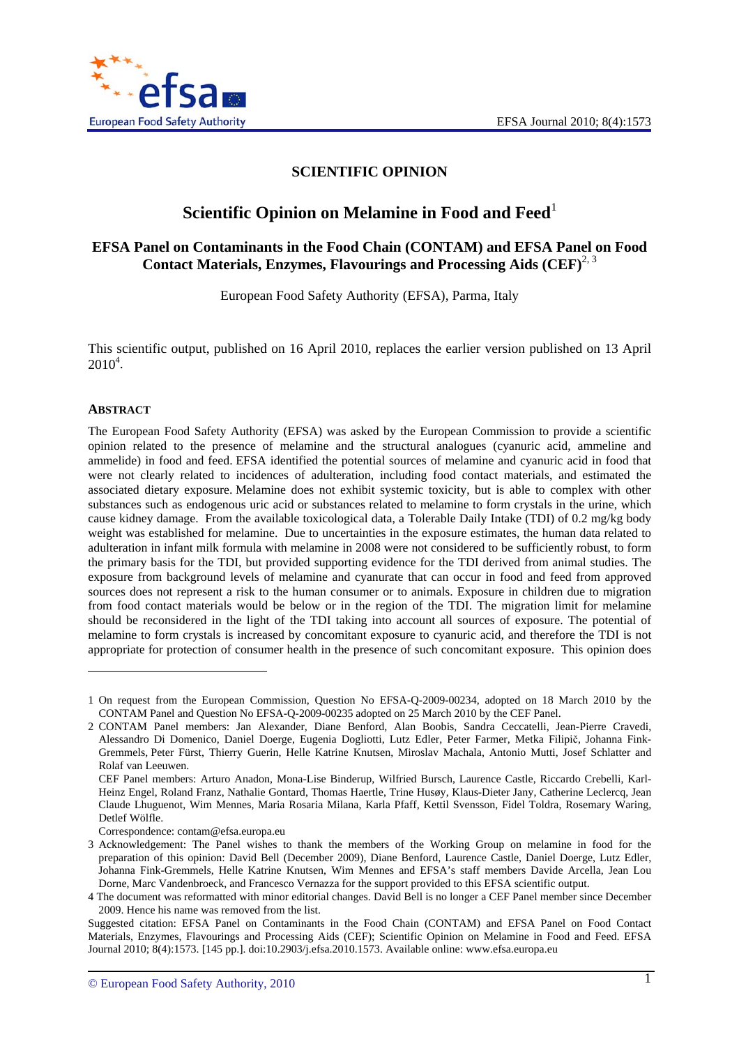# SCIENTIFIC OPINION

## Scientific Opinion on Melamine in Food and Feed[1]

### EFSA Panel on Contaminants in the Food Chain (CONTAM) and EFSA Panel on Food Contact Materials, Enzymes, Flavourings and Processing Aids (CEF)[2, 3]

European Food Safety Authority (EFSA), Parma, Italy

This scientific output, published on 16 April 2010, replaces the earlier version published on 13 April 2010[4].

### ABSTRACT

The European Food Safety Authority (EFSA) was asked by the European Commission to provide a scientific opinion related to the presence of melamine and the structural analogues (cyanuric acid, ammeline and ammelide) in food and feed. EFSA identified the potential sources of melamine and cyanuric acid in food that were not clearly related to incidences of adulteration, including food contact materials, and estimated the associated dietary exposure. Melamine does not exhibit systemic toxicity, but is able to complex with other substances such as endogenous uric acid or substances related to melamine to form crystals in the urine, which cause kidney damage. From the available toxicological data, a Tolerable Daily Intake (TDI) of 0.2 mg/kg body weight was established for melamine. Due to uncertainties in the exposure estimates, the human data related to adulteration in infant milk formula with melamine in 2008 were not considered to be sufficiently robust, to form the primary basis for the TDI, but provided supporting evidence for the TDI derived from animal studies. The exposure from background levels of melamine and cyanurate that can occur in food and feed from approved sources does not represent a risk to the human consumer or to animals. Exposure in children due to migration from food contact materials would be below or in the region of the TDI. The migration limit for melamine should be reconsidered in the light of the TDI taking into account all sources of exposure. The potential of melamine to form crystals is increased by concomitant exposure to cyanuric acid, and therefore the TDI is not appropriate for protection of consumer health in the presence of such concomitant exposure. This opinion does

---

1 On request from the European Commission, Question No EFSA-Q-2009-00234, adopted on 18 March 2010 by the CONTAM Panel and Question No EFSA-Q-2009-00235 adopted on 25 March 2010 by the CEF Panel.

2 CONTAM Panel members: Jan Alexander, Diane Benford, Alan Boobis, Sandra Ceccatelli, Jean-Pierre Cravedi, Alessandro Di Domenico, Daniel Doerge, Eugenia Dogliotti, Lutz Edler, Peter Farmer, Metka Filipič, Johanna Fink-Gremmels, Peter Fürst, Thierry Guerin, Helle Katrine Knutsen, Miroslav Machala, Antonio Mutti, Josef Schlatter and Rolaf van Leeuwen.
CEF Panel members: Arturo Anadon, Mona-Lise Binderup, Wilfried Bursch, Laurence Castle, Riccardo Crebelli, Karl-Heinz Engel, Roland Franz, Nathalie Gontard, Thomas Haertle, Trine Husøy, Klaus-Dieter Jany, Catherine Leclercq, Jean Claude Lhuguenot, Wim Mennes, Maria Rosaria Milana, Karla Pfaff, Kettil Svensson, Fidel Toldra, Rosemary Waring, Detlef Wölfle.
Correspondence: contam@efsa.europa.eu

3 Acknowledgement: The Panel wishes to thank the members of the Working Group on melamine in food for the preparation of this opinion: David Bell (December 2009), Diane Benford, Laurence Castle, Daniel Doerge, Lutz Edler, Johanna Fink-Gremmels, Helle Katrine Knutsen, Wim Mennes and EFSA's staff members Davide Arcella, Jean Lou Dorne, Marc Vandenbroeck, and Francesco Vernazza for the support provided to this EFSA scientific output.

4 The document was reformatted with minor editorial changes. David Bell is no longer a CEF Panel member since December 2009. Hence his name was removed from the list.

Suggested citation: EFSA Panel on Contaminants in the Food Chain (CONTAM) and EFSA Panel on Food Contact Materials, Enzymes, Flavourings and Processing Aids (CEF); Scientific Opinion on Melamine in Food and Feed. EFSA Journal 2010; 8(4):1573. [145 pp.]. doi:10.2903/j.efsa.2010.1573. Available online: www.efsa.europa.eu

© European Food Safety Authority, 2010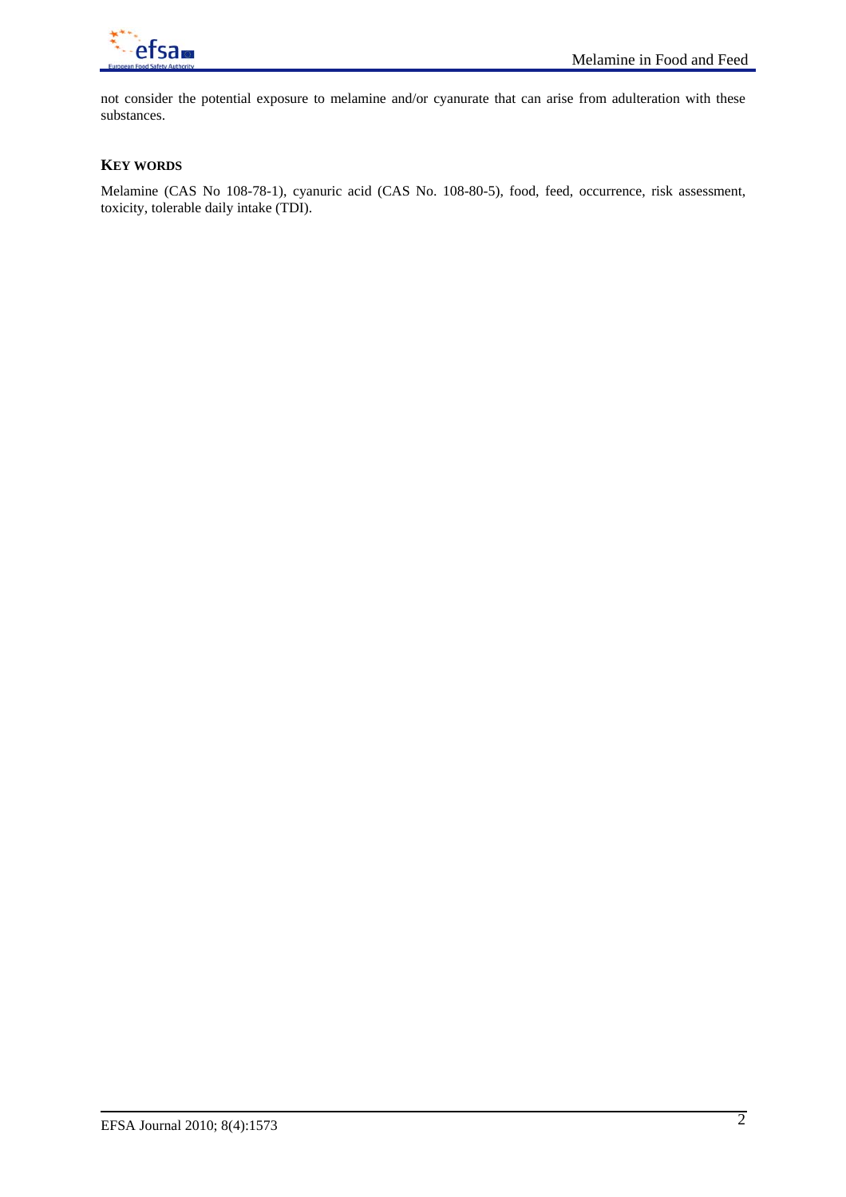not consider the potential exposure to melamine and/or cyanurate that can arise from adulteration with these substances.

## KEY WORDS

Melamine (CAS No 108-78-1), cyanuric acid (CAS No. 108-80-5), food, feed, occurrence, risk assessment, toxicity, tolerable daily intake (TDI).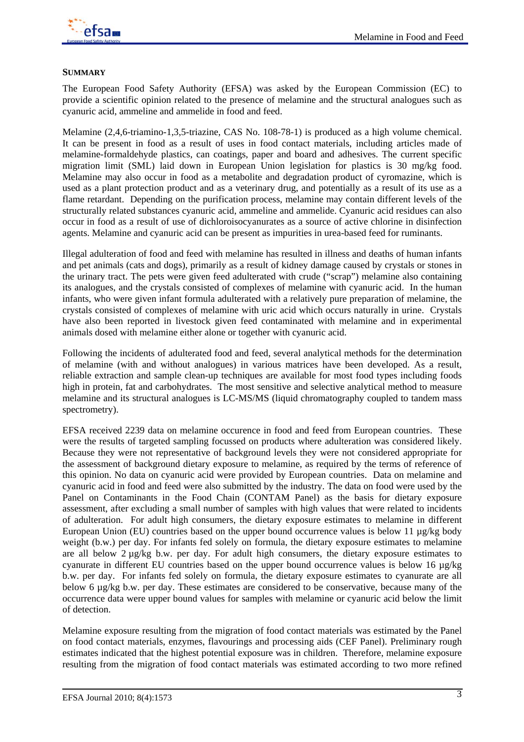**SUMMARY**

The European Food Safety Authority (EFSA) was asked by the European Commission (EC) to provide a scientific opinion related to the presence of melamine and the structural analogues such as cyanuric acid, ammeline and ammelide in food and feed.

Melamine (2,4,6-triamino-1,3,5-triazine, CAS No. 108-78-1) is produced as a high volume chemical. It can be present in food as a result of uses in food contact materials, including articles made of melamine-formaldehyde plastics, can coatings, paper and board and adhesives. The current specific migration limit (SML) laid down in European Union legislation for plastics is 30 mg/kg food. Melamine may also occur in food as a metabolite and degradation product of cyromazine, which is used as a plant protection product and as a veterinary drug, and potentially as a result of its use as a flame retardant. Depending on the purification process, melamine may contain different levels of the structurally related substances cyanuric acid, ammeline and ammelide. Cyanuric acid residues can also occur in food as a result of use of dichloroisocyanurates as a source of active chlorine in disinfection agents. Melamine and cyanuric acid can be present as impurities in urea-based feed for ruminants.

Illegal adulteration of food and feed with melamine has resulted in illness and deaths of human infants and pet animals (cats and dogs), primarily as a result of kidney damage caused by crystals or stones in the urinary tract. The pets were given feed adulterated with crude ("scrap") melamine also containing its analogues, and the crystals consisted of complexes of melamine with cyanuric acid. In the human infants, who were given infant formula adulterated with a relatively pure preparation of melamine, the crystals consisted of complexes of melamine with uric acid which occurs naturally in urine. Crystals have also been reported in livestock given feed contaminated with melamine and in experimental animals dosed with melamine either alone or together with cyanuric acid.

Following the incidents of adulterated food and feed, several analytical methods for the determination of melamine (with and without analogues) in various matrices have been developed. As a result, reliable extraction and sample clean-up techniques are available for most food types including foods high in protein, fat and carbohydrates. The most sensitive and selective analytical method to measure melamine and its structural analogues is LC-MS/MS (liquid chromatography coupled to tandem mass spectrometry).

EFSA received 2239 data on melamine occurence in food and feed from European countries. These were the results of targeted sampling focussed on products where adulteration was considered likely. Because they were not representative of background levels they were not considered appropriate for the assessment of background dietary exposure to melamine, as required by the terms of reference of this opinion. No data on cyanuric acid were provided by European countries. Data on melamine and cyanuric acid in food and feed were also submitted by the industry. The data on food were used by the Panel on Contaminants in the Food Chain (CONTAM Panel) as the basis for dietary exposure assessment, after excluding a small number of samples with high values that were related to incidents of adulteration. For adult high consumers, the dietary exposure estimates to melamine in different European Union (EU) countries based on the upper bound occurrence values is below 11 µg/kg body weight (b.w.) per day. For infants fed solely on formula, the dietary exposure estimates to melamine are all below 2 µg/kg b.w. per day. For adult high consumers, the dietary exposure estimates to cyanurate in different EU countries based on the upper bound occurrence values is below 16 µg/kg b.w. per day. For infants fed solely on formula, the dietary exposure estimates to cyanurate are all below 6 µg/kg b.w. per day. These estimates are considered to be conservative, because many of the occurrence data were upper bound values for samples with melamine or cyanuric acid below the limit of detection.

Melamine exposure resulting from the migration of food contact materials was estimated by the Panel on food contact materials, enzymes, flavourings and processing aids (CEF Panel). Preliminary rough estimates indicated that the highest potential exposure was in children. Therefore, melamine exposure resulting from the migration of food contact materials was estimated according to two more refined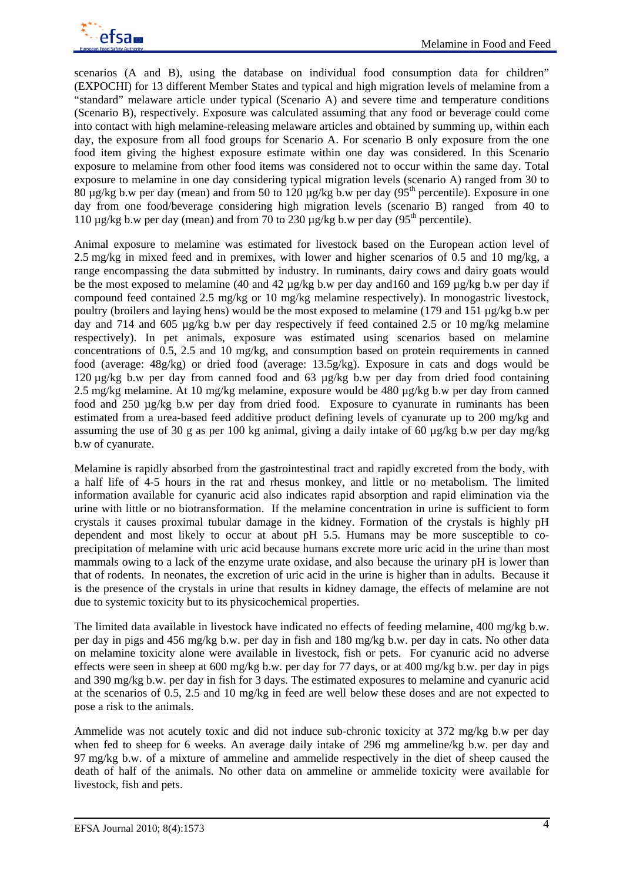scenarios (A and B), using the database on individual food consumption data for children" (EXPOCHI) for 13 different Member States and typical and high migration levels of melamine from a "standard" melaware article under typical (Scenario A) and severe time and temperature conditions (Scenario B), respectively. Exposure was calculated assuming that any food or beverage could come into contact with high melamine-releasing melaware articles and obtained by summing up, within each day, the exposure from all food groups for Scenario A. For scenario B only exposure from the one food item giving the highest exposure estimate within one day was considered. In this Scenario exposure to melamine from other food items was considered not to occur within the same day. Total exposure to melamine in one day considering typical migration levels (scenario A) ranged from 30 to 80 µg/kg b.w per day (mean) and from 50 to 120 µg/kg b.w per day (95$^{th}$ percentile). Exposure in one day from one food/beverage considering high migration levels (scenario B) ranged from 40 to 110 µg/kg b.w per day (mean) and from 70 to 230 µg/kg b.w per day (95$^{th}$ percentile).

Animal exposure to melamine was estimated for livestock based on the European action level of 2.5 mg/kg in mixed feed and in premixes, with lower and higher scenarios of 0.5 and 10 mg/kg, a range encompassing the data submitted by industry. In ruminants, dairy cows and dairy goats would be the most exposed to melamine (40 and 42 µg/kg b.w per day and160 and 169 µg/kg b.w per day if compound feed contained 2.5 mg/kg or 10 mg/kg melamine respectively). In monogastric livestock, poultry (broilers and laying hens) would be the most exposed to melamine (179 and 151 µg/kg b.w per day and 714 and 605 µg/kg b.w per day respectively if feed contained 2.5 or 10 mg/kg melamine respectively). In pet animals, exposure was estimated using scenarios based on melamine concentrations of 0.5, 2.5 and 10 mg/kg, and consumption based on protein requirements in canned food (average: 48g/kg) or dried food (average: 13.5g/kg). Exposure in cats and dogs would be 120 µg/kg b.w per day from canned food and 63 µg/kg b.w per day from dried food containing 2.5 mg/kg melamine. At 10 mg/kg melamine, exposure would be 480 µg/kg b.w per day from canned food and 250 µg/kg b.w per day from dried food. Exposure to cyanurate in ruminants has been estimated from a urea-based feed additive product defining levels of cyanurate up to 200 mg/kg and assuming the use of 30 g as per 100 kg animal, giving a daily intake of 60 µg/kg b.w per day mg/kg b.w of cyanurate.

Melamine is rapidly absorbed from the gastrointestinal tract and rapidly excreted from the body, with a half life of 4-5 hours in the rat and rhesus monkey, and little or no metabolism. The limited information available for cyanuric acid also indicates rapid absorption and rapid elimination via the urine with little or no biotransformation. If the melamine concentration in urine is sufficient to form crystals it causes proximal tubular damage in the kidney. Formation of the crystals is highly pH dependent and most likely to occur at about pH 5.5. Humans may be more susceptible to co-precipitation of melamine with uric acid because humans excrete more uric acid in the urine than most mammals owing to a lack of the enzyme urate oxidase, and also because the urinary pH is lower than that of rodents. In neonates, the excretion of uric acid in the urine is higher than in adults. Because it is the presence of the crystals in urine that results in kidney damage, the effects of melamine are not due to systemic toxicity but to its physicochemical properties.

The limited data available in livestock have indicated no effects of feeding melamine, 400 mg/kg b.w. per day in pigs and 456 mg/kg b.w. per day in fish and 180 mg/kg b.w. per day in cats. No other data on melamine toxicity alone were available in livestock, fish or pets. For cyanuric acid no adverse effects were seen in sheep at 600 mg/kg b.w. per day for 77 days, or at 400 mg/kg b.w. per day in pigs and 390 mg/kg b.w. per day in fish for 3 days. The estimated exposures to melamine and cyanuric acid at the scenarios of 0.5, 2.5 and 10 mg/kg in feed are well below these doses and are not expected to pose a risk to the animals.

Ammelide was not acutely toxic and did not induce sub-chronic toxicity at 372 mg/kg b.w per day when fed to sheep for 6 weeks. An average daily intake of 296 mg ammeline/kg b.w. per day and 97 mg/kg b.w. of a mixture of ammeline and ammelide respectively in the diet of sheep caused the death of half of the animals. No other data on ammeline or ammelide toxicity were available for livestock, fish and pets.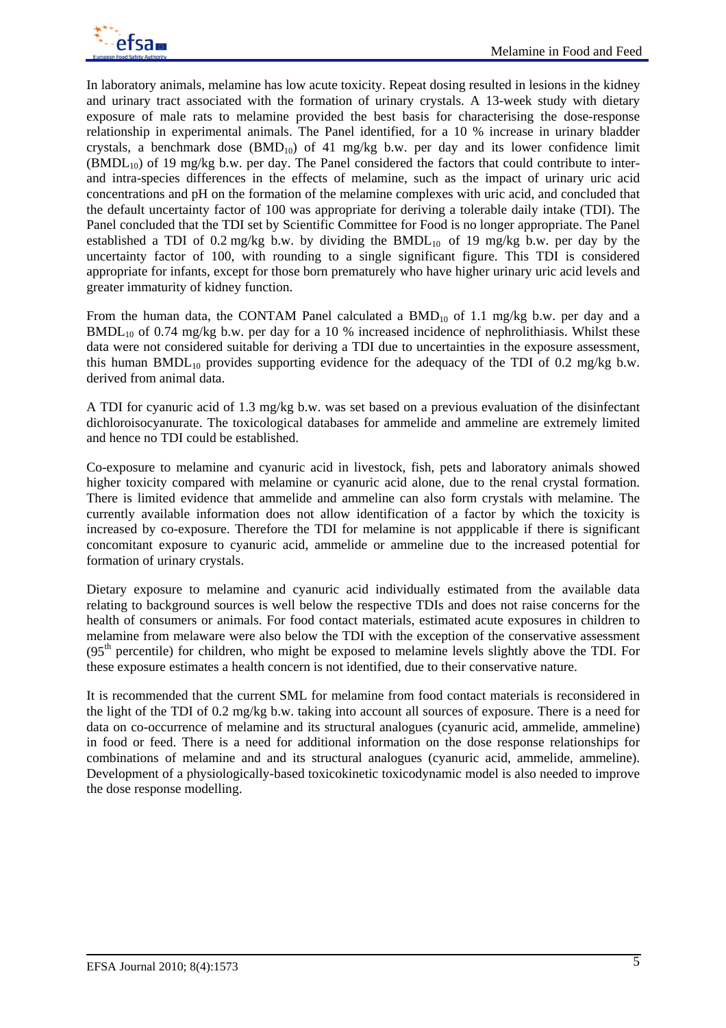In laboratory animals, melamine has low acute toxicity. Repeat dosing resulted in lesions in the kidney and urinary tract associated with the formation of urinary crystals. A 13-week study with dietary exposure of male rats to melamine provided the best basis for characterising the dose-response relationship in experimental animals. The Panel identified, for a 10 % increase in urinary bladder crystals, a benchmark dose ($BMD_{10}$) of 41 mg/kg b.w. per day and its lower confidence limit ($BMDL_{10}$) of 19 mg/kg b.w. per day. The Panel considered the factors that could contribute to inter- and intra-species differences in the effects of melamine, such as the impact of urinary uric acid concentrations and pH on the formation of the melamine complexes with uric acid, and concluded that the default uncertainty factor of 100 was appropriate for deriving a tolerable daily intake (TDI). The Panel concluded that the TDI set by Scientific Committee for Food is no longer appropriate. The Panel established a TDI of 0.2 mg/kg b.w. by dividing the $BMDL_{10}$ of 19 mg/kg b.w. per day by the uncertainty factor of 100, with rounding to a single significant figure. This TDI is considered appropriate for infants, except for those born prematurely who have higher urinary uric acid levels and greater immaturity of kidney function.

From the human data, the CONTAM Panel calculated a $BMD_{10}$ of 1.1 mg/kg b.w. per day and a $BMDL_{10}$ of 0.74 mg/kg b.w. per day for a 10 % increased incidence of nephrolithiasis. Whilst these data were not considered suitable for deriving a TDI due to uncertainties in the exposure assessment, this human $BMDL_{10}$ provides supporting evidence for the adequacy of the TDI of 0.2 mg/kg b.w. derived from animal data.

A TDI for cyanuric acid of 1.3 mg/kg b.w. was set based on a previous evaluation of the disinfectant dichloroisocyanurate. The toxicological databases for ammelide and ammeline are extremely limited and hence no TDI could be established.

Co-exposure to melamine and cyanuric acid in livestock, fish, pets and laboratory animals showed higher toxicity compared with melamine or cyanuric acid alone, due to the renal crystal formation. There is limited evidence that ammelide and ammeline can also form crystals with melamine. The currently available information does not allow identification of a factor by which the toxicity is increased by co-exposure. Therefore the TDI for melamine is not appplicable if there is significant concomitant exposure to cyanuric acid, ammelide or ammeline due to the increased potential for formation of urinary crystals.

Dietary exposure to melamine and cyanuric acid individually estimated from the available data relating to background sources is well below the respective TDIs and does not raise concerns for the health of consumers or animals. For food contact materials, estimated acute exposures in children to melamine from melaware were also below the TDI with the exception of the conservative assessment ($95^{th}$ percentile) for children, who might be exposed to melamine levels slightly above the TDI. For these exposure estimates a health concern is not identified, due to their conservative nature.

It is recommended that the current SML for melamine from food contact materials is reconsidered in the light of the TDI of 0.2 mg/kg b.w. taking into account all sources of exposure. There is a need for data on co-occurrence of melamine and its structural analogues (cyanuric acid, ammelide, ammeline) in food or feed. There is a need for additional information on the dose response relationships for combinations of melamine and and its structural analogues (cyanuric acid, ammelide, ammeline). Development of a physiologically-based toxicokinetic toxicodynamic model is also needed to improve the dose response modelling.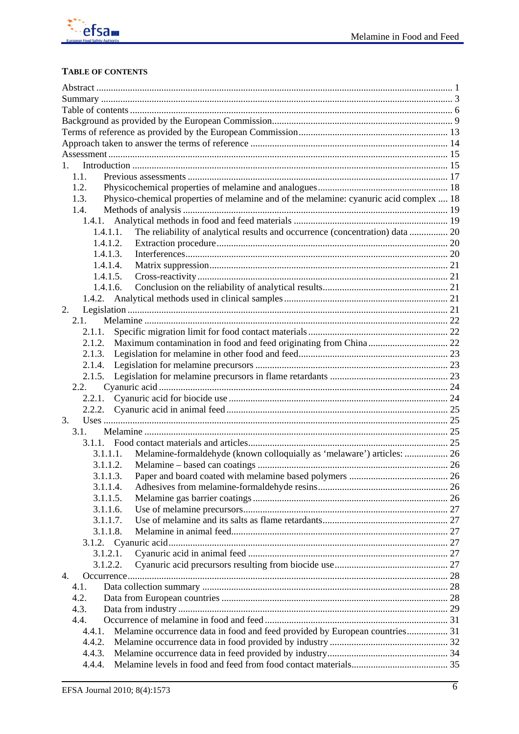**TABLE OF CONTENTS**

Abstract ........................................................................................................................................ 1
Summary ...................................................................................................................................... 3
Table of contents .......................................................................................................................... 6
Background as provided by the European Commission.............................................................. 9
Terms of reference as provided by the European Commission................................................ 13
Approach taken to answer the terms of reference .................................................................... 14
Assessment ................................................................................................................................. 15
1. Introduction ........................................................................................................................ 15
  1.1. Previous assessments ................................................................................................... 17
  1.2. Physicochemical properties of melamine and analogues ............................................ 18
  1.3. Physico-chemical properties of melamine and of the melamine: cyanuric acid complex .... 18
  1.4. Methods of analysis ..................................................................................................... 19
    1.4.1. Analytical methods in food and feed materials ..................................................... 19
      1.4.1.1. The reliability of analytical results and occurrence (concentration) data ............... 20
      1.4.1.2. Extraction procedure ............................................................................................ 20
      1.4.1.3. Interferences ......................................................................................................... 20
      1.4.1.4. Matrix suppression ............................................................................................... 21
      1.4.1.5. Cross-reactivity .................................................................................................... 21
      1.4.1.6. Conclusion on the reliability of analytical results ................................................. 21
    1.4.2. Analytical methods used in clinical samples ........................................................ 21
2. Legislation ........................................................................................................................... 21
  2.1. Melamine ..................................................................................................................... 22
    2.1.1. Specific migration limit for food contact materials ............................................... 22
    2.1.2. Maximum contamination in food and feed originating from China ..................... 22
    2.1.3. Legislation for melamine in other food and feed .................................................. 23
    2.1.4. Legislation for melamine precursors .................................................................... 23
    2.1.5. Legislation for melamine precursors in flame retardants ..................................... 23
  2.2. Cyanuric acid ............................................................................................................... 24
    2.2.1. Cyanuric acid for biocide use ............................................................................... 24
    2.2.2. Cyanuric acid in animal feed ................................................................................. 25
3. Uses .................................................................................................................................... 25
  3.1. Melamine ..................................................................................................................... 25
    3.1.1. Food contact materials and articles ...................................................................... 25
      3.1.1.1. Melamine-formaldehyde (known colloquially as 'melaware') articles: .................. 26
      3.1.1.2. Melamine – based can coatings ........................................................................... 26
      3.1.1.3. Paper and board coated with melamine based polymers ..................................... 26
      3.1.1.4. Adhesives from melamine-formaldehyde resins .................................................. 26
      3.1.1.5. Melamine gas barrier coatings ............................................................................. 26
      3.1.1.6. Use of melamine precursors ................................................................................. 27
      3.1.1.7. Use of melamine and its salts as flame retardants ................................................ 27
      3.1.1.8. Melamine in animal feed ...................................................................................... 27
    3.1.2. Cyanuric acid ......................................................................................................... 27
      3.1.2.1. Cyanuric acid in animal feed ................................................................................ 27
      3.1.2.2. Cyanuric acid precursors resulting from biocide use ............................................ 27
4. Occurrence .......................................................................................................................... 28
  4.1. Data collection summary ............................................................................................. 28
  4.2. Data from European countries ..................................................................................... 28
  4.3. Data from industry ....................................................................................................... 29
  4.4. Occurrence of melamine in food and feed .................................................................. 31
    4.4.1. Melamine occurrence data in food and feed provided by European countries ...... 31
    4.4.2. Melamine occurrence data in food provided by industry ...................................... 32
    4.4.3. Melamine occurrence data in feed provided by industry ....................................... 34
    4.4.4. Melamine levels in food and feed from food contact materials ............................. 35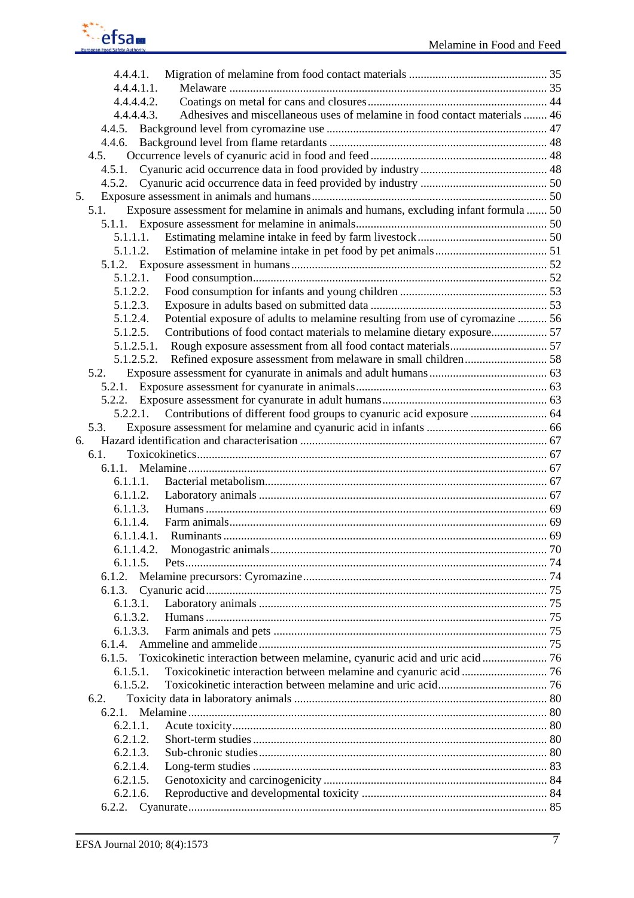4.4.4.1. Migration of melamine from food contact materials ............................................... 35
4.4.4.1.1. Melaware ............................................................................................................ 35
4.4.4.4.2. Coatings on metal for cans and closures ............................................................. 44
4.4.4.4.3. Adhesives and miscellaneous uses of melamine in food contact materials ........ 46
4.4.5. Background level from cyromazine use ............................................................................ 47
4.4.6. Background level from flame retardants ........................................................................... 48
4.5. Occurrence levels of cyanuric acid in food and feed ............................................................ 48
4.5.1. Cyanuric acid occurrence data in food provided by industry ............................................ 48
4.5.2. Cyanuric acid occurrence data in feed provided by industry ............................................ 50
5. Exposure assessment in animals and humans ................................................................................ 50
5.1. Exposure assessment for melamine in animals and humans, excluding infant formula ....... 50
5.1.1. Exposure assessment for melamine in animals ................................................................. 50
5.1.1.1. Estimating melamine intake in feed by farm livestock ............................................. 50
5.1.1.2. Estimation of melamine intake in pet food by pet animals ....................................... 51
5.1.2. Exposure assessment in humans ........................................................................................ 52
5.1.2.1. Food consumption ..................................................................................................... 52
5.1.2.2. Food consumption for infants and young children ................................................... 53
5.1.2.3. Exposure in adults based on submitted data ............................................................. 53
5.1.2.4. Potential exposure of adults to melamine resulting from use of cyromazine ........... 56
5.1.2.5. Contributions of food contact materials to melamine dietary exposure .................... 57
5.1.2.5.1. Rough exposure assessment from all food contact materials ................................. 57
5.1.2.5.2. Refined exposure assessment from melaware in small children ............................ 58
5.2. Exposure assessment for cyanurate in animals and adult humans ......................................... 63
5.2.1. Exposure assessment for cyanurate in animals .................................................................. 63
5.2.2. Exposure assessment for cyanurate in adult humans ......................................................... 63
5.2.2.1. Contributions of different food groups to cyanuric acid exposure ........................... 64
5.3. Exposure assessment for melamine and cyanuric acid in infants .......................................... 66
6. Hazard identification and characterisation .................................................................................... 67
6.1. Toxicokinetics ....................................................................................................................... 67
6.1.1. Melamine ........................................................................................................................... 67
6.1.1.1. Bacterial metabolism ................................................................................................. 67
6.1.1.2. Laboratory animals ................................................................................................... 67
6.1.1.3. Humans ..................................................................................................................... 69
6.1.1.4. Farm animals ............................................................................................................. 69
6.1.1.4.1. Ruminants .............................................................................................................. 69
6.1.1.4.2. Monogastric animals .............................................................................................. 70
6.1.1.5. Pets ............................................................................................................................ 74
6.1.2. Melamine precursors: Cyromazine .................................................................................... 74
6.1.3. Cyanuric acid ..................................................................................................................... 75
6.1.3.1. Laboratory animals ................................................................................................... 75
6.1.3.2. Humans ..................................................................................................................... 75
6.1.3.3. Farm animals and pets .............................................................................................. 75
6.1.4. Ammeline and ammelide ................................................................................................... 75
6.1.5. Toxicokinetic interaction between melamine, cyanuric acid and uric acid ....................... 76
6.1.5.1. Toxicokinetic interaction between melamine and cyanuric acid .............................. 76
6.1.5.2. Toxicokinetic interaction between melamine and uric acid ...................................... 76
6.2. Toxicity data in laboratory animals ...................................................................................... 80
6.2.1. Melamine ........................................................................................................................... 80
6.2.1.1. Acute toxicity ............................................................................................................ 80
6.2.1.2. Short-term studies ..................................................................................................... 80
6.2.1.3. Sub-chronic studies ................................................................................................... 80
6.2.1.4. Long-term studies ..................................................................................................... 83
6.2.1.5. Genotoxicity and carcinogenicity ............................................................................. 84
6.2.1.6. Reproductive and developmental toxicity ................................................................ 84
6.2.2. Cyanurate ........................................................................................................................... 85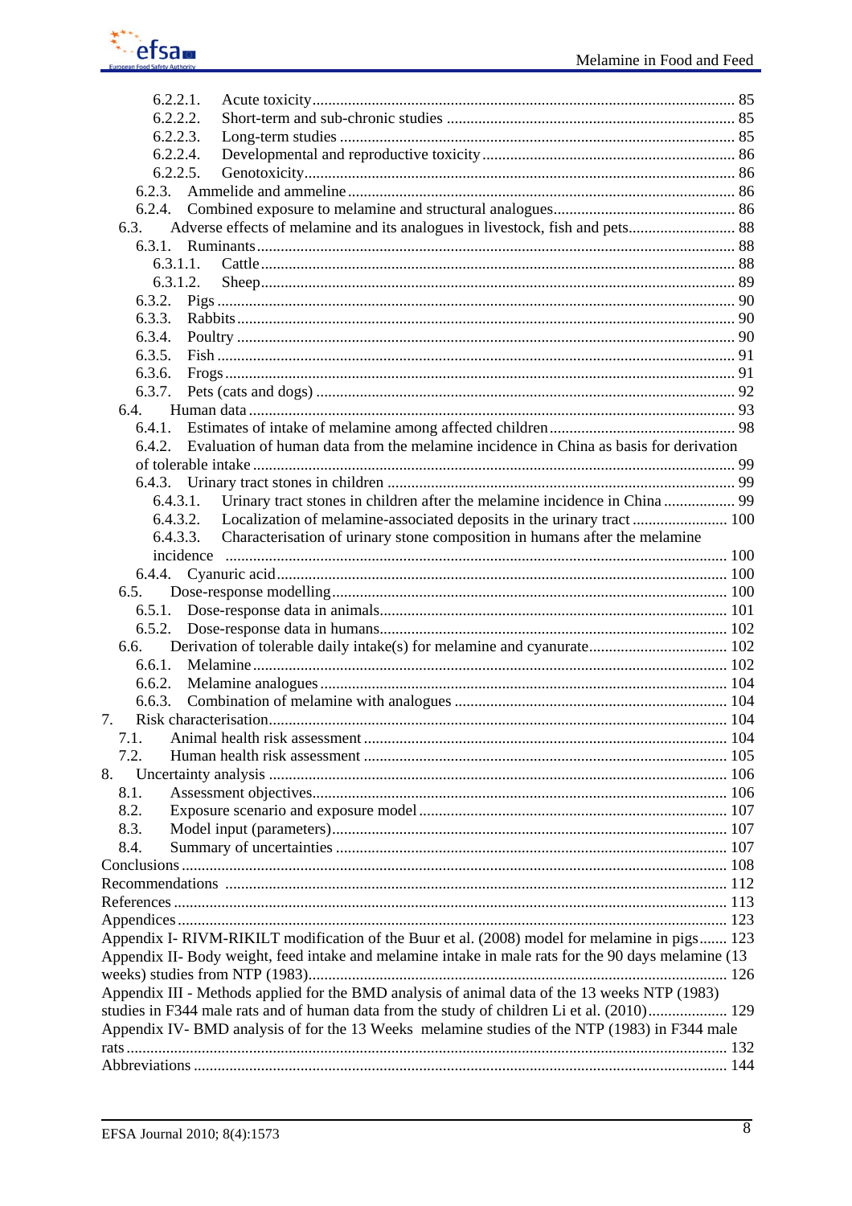6.2.2.1. Acute toxicity ........................................................................................................ 85
6.2.2.2. Short-term and sub-chronic studies ........................................................................ 85
6.2.2.3. Long-term studies .................................................................................................. 85
6.2.2.4. Developmental and reproductive toxicity ............................................................... 86
6.2.2.5. Genotoxicity........................................................................................................... 86
6.2.3. Ammelide and ammeline ................................................................................................ 86
6.2.4. Combined exposure to melamine and structural analogues............................................. 86
6.3. Adverse effects of melamine and its analogues in livestock, fish and pets........................... 88
6.3.1. Ruminants ...................................................................................................................... 88
6.3.1.1. Cattle ...................................................................................................................... 88
6.3.1.2. Sheep...................................................................................................................... 89
6.3.2. Pigs ................................................................................................................................ 90
6.3.3. Rabbits ........................................................................................................................... 90
6.3.4. Poultry ........................................................................................................................... 90
6.3.5. Fish ................................................................................................................................ 91
6.3.6. Frogs .............................................................................................................................. 91
6.3.7. Pets (cats and dogs) ........................................................................................................ 92
6.4. Human data ......................................................................................................................... 93
6.4.1. Estimates of intake of melamine among affected children .............................................. 98
6.4.2. Evaluation of human data from the melamine incidence in China as basis for derivation of tolerable intake ........................................................................................................................ 99
6.4.3. Urinary tract stones in children ...................................................................................... 99
6.4.3.1. Urinary tract stones in children after the melamine incidence in China .................. 99
6.4.3.2. Localization of melamine-associated deposits in the urinary tract ........................ 100
6.4.3.3. Characterisation of urinary stone composition in humans after the melamine incidence ............................................................................................................................ 100
6.4.4. Cyanuric acid ................................................................................................................ 100
6.5. Dose-response modelling ................................................................................................... 100
6.5.1. Dose-response data in animals ...................................................................................... 101
6.5.2. Dose-response data in humans ...................................................................................... 102
6.6. Derivation of tolerable daily intake(s) for melamine and cyanurate .................................. 102
6.6.1. Melamine ...................................................................................................................... 102
6.6.2. Melamine analogues ..................................................................................................... 104
6.6.3. Combination of melamine with analogues .................................................................... 104
7. Risk characterisation ................................................................................................................. 104
7.1. Animal health risk assessment ........................................................................................... 104
7.2. Human health risk assessment ........................................................................................... 105
8. Uncertainty analysis ................................................................................................................. 106
8.1. Assessment objectives ....................................................................................................... 106
8.2. Exposure scenario and exposure model ............................................................................. 107
8.3. Model input (parameters) ................................................................................................... 107
8.4. Summary of uncertainties ................................................................................................. 107
Conclusions ...................................................................................................................................... 108
Recommendations ........................................................................................................................... 112
References ........................................................................................................................................ 113
Appendices ....................................................................................................................................... 123
Appendix I- RIVM-RIKILT modification of the Buur et al. (2008) model for melamine in pigs....... 123
Appendix II- Body weight, feed intake and melamine intake in male rats for the 90 days melamine (13 weeks) studies from NTP (1983) ........................................................................................................ 126
Appendix III - Methods applied for the BMD analysis of animal data of the 13 weeks NTP (1983) studies in F344 male rats and of human data from the study of children Li et al. (2010) .................... 129
Appendix IV- BMD analysis of for the 13 Weeks melamine studies of the NTP (1983) in F344 male rats .................................................................................................................................................... 132
Abbreviations .................................................................................................................................... 144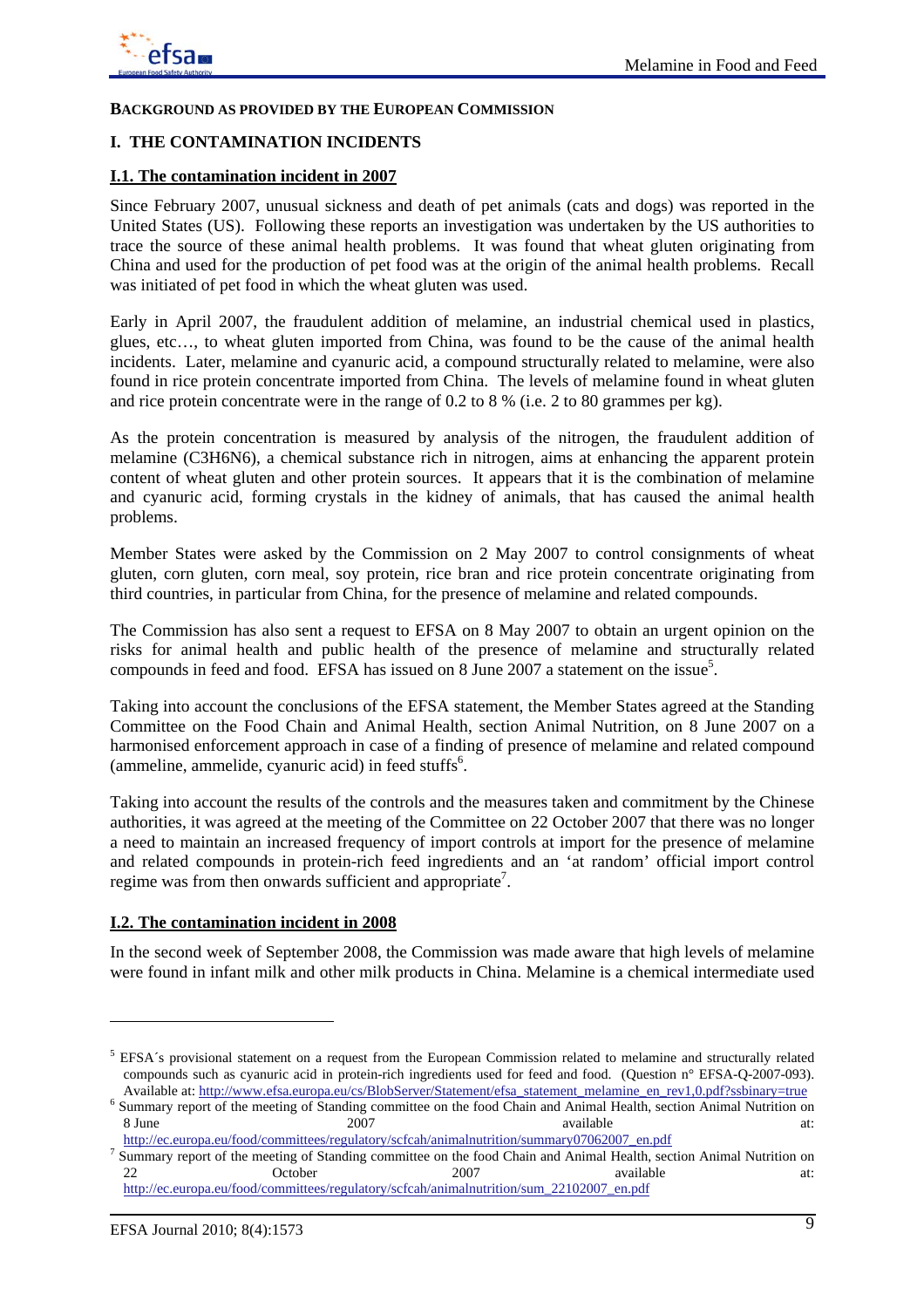**BACKGROUND AS PROVIDED BY THE EUROPEAN COMMISSION**

## I. THE CONTAMINATION INCIDENTS

### I.1. The contamination incident in 2007

Since February 2007, unusual sickness and death of pet animals (cats and dogs) was reported in the United States (US). Following these reports an investigation was undertaken by the US authorities to trace the source of these animal health problems. It was found that wheat gluten originating from China and used for the production of pet food was at the origin of the animal health problems. Recall was initiated of pet food in which the wheat gluten was used.

Early in April 2007, the fraudulent addition of melamine, an industrial chemical used in plastics, glues, etc…, to wheat gluten imported from China, was found to be the cause of the animal health incidents. Later, melamine and cyanuric acid, a compound structurally related to melamine, were also found in rice protein concentrate imported from China. The levels of melamine found in wheat gluten and rice protein concentrate were in the range of 0.2 to 8 % (i.e. 2 to 80 grammes per kg).

As the protein concentration is measured by analysis of the nitrogen, the fraudulent addition of melamine ($C_3H_6N_6$), a chemical substance rich in nitrogen, aims at enhancing the apparent protein content of wheat gluten and other protein sources. It appears that it is the combination of melamine and cyanuric acid, forming crystals in the kidney of animals, that has caused the animal health problems.

Member States were asked by the Commission on 2 May 2007 to control consignments of wheat gluten, corn gluten, corn meal, soy protein, rice bran and rice protein concentrate originating from third countries, in particular from China, for the presence of melamine and related compounds.

The Commission has also sent a request to EFSA on 8 May 2007 to obtain an urgent opinion on the risks for animal health and public health of the presence of melamine and structurally related compounds in feed and food. EFSA has issued on 8 June 2007 a statement on the issue[5].

Taking into account the conclusions of the EFSA statement, the Member States agreed at the Standing Committee on the Food Chain and Animal Health, section Animal Nutrition, on 8 June 2007 on a harmonised enforcement approach in case of a finding of presence of melamine and related compound (ammeline, ammelide, cyanuric acid) in feed stuffs[6].

Taking into account the results of the controls and the measures taken and commitment by the Chinese authorities, it was agreed at the meeting of the Committee on 22 October 2007 that there was no longer a need to maintain an increased frequency of import controls at import for the presence of melamine and related compounds in protein-rich feed ingredients and an 'at random' official import control regime was from then onwards sufficient and appropriate[7].

### I.2. The contamination incident in 2008

In the second week of September 2008, the Commission was made aware that high levels of melamine were found in infant milk and other milk products in China. Melamine is a chemical intermediate used

---

[5] EFSA´s provisional statement on a request from the European Commission related to melamine and structurally related compounds such as cyanuric acid in protein-rich ingredients used for feed and food. (Question n° EFSA-Q-2007-093). Available at: http://www.efsa.europa.eu/cs/BlobServer/Statement/efsa_statement_melamine_en_rev1,0.pdf?ssbinary=true

[6] Summary report of the meeting of Standing committee on the food Chain and Animal Health, section Animal Nutrition on 8 June 2007 available at: http://ec.europa.eu/food/committees/regulatory/scfcah/animalnutrition/summary07062007_en.pdf

[7] Summary report of the meeting of Standing committee on the food Chain and Animal Health, section Animal Nutrition on 22 October 2007 available at: http://ec.europa.eu/food/committees/regulatory/scfcah/animalnutrition/sum_22102007_en.pdf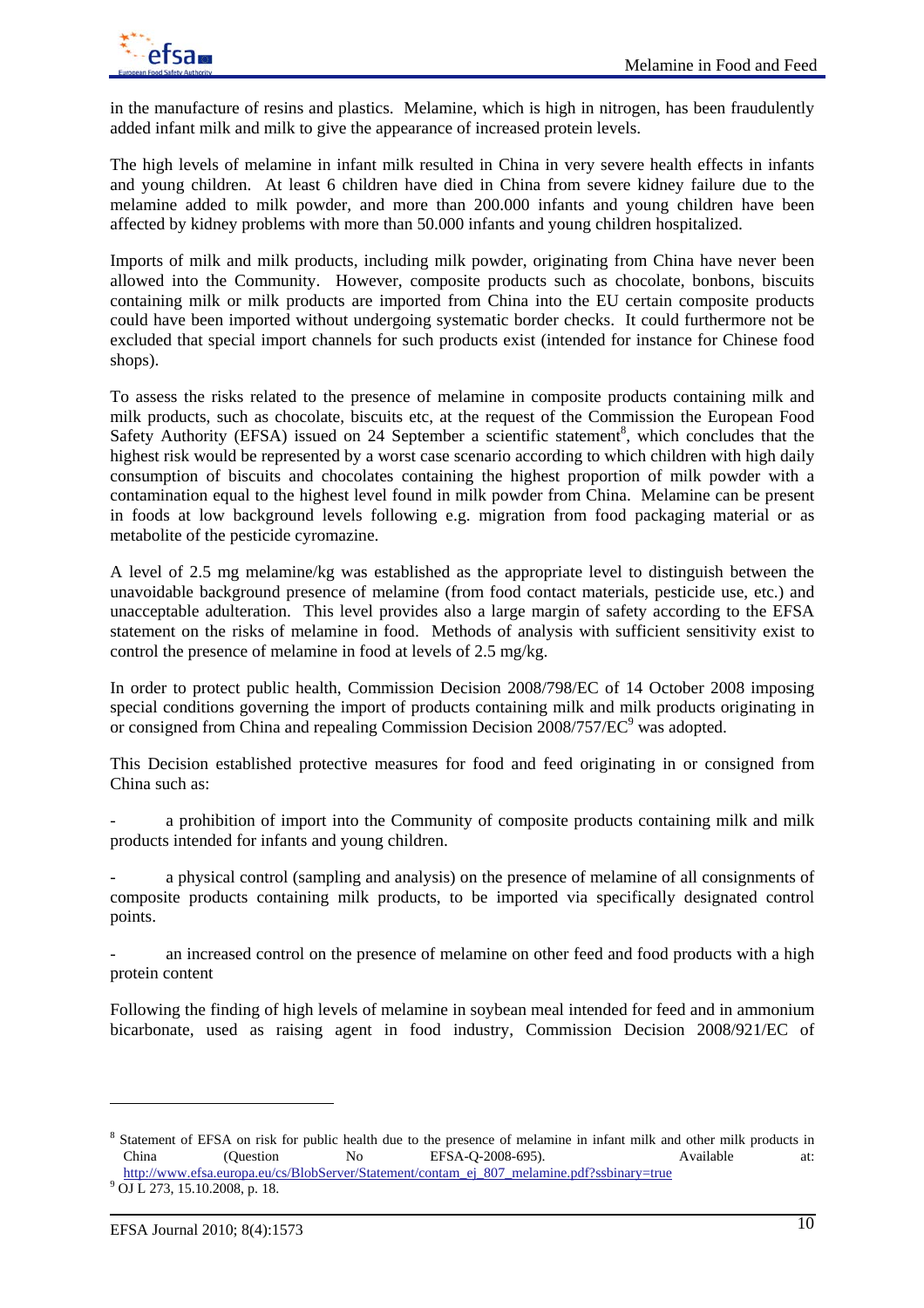in the manufacture of resins and plastics. Melamine, which is high in nitrogen, has been fraudulently added infant milk and milk to give the appearance of increased protein levels.

The high levels of melamine in infant milk resulted in China in very severe health effects in infants and young children. At least 6 children have died in China from severe kidney failure due to the melamine added to milk powder, and more than 200.000 infants and young children have been affected by kidney problems with more than 50.000 infants and young children hospitalized.

Imports of milk and milk products, including milk powder, originating from China have never been allowed into the Community. However, composite products such as chocolate, bonbons, biscuits containing milk or milk products are imported from China into the EU certain composite products could have been imported without undergoing systematic border checks. It could furthermore not be excluded that special import channels for such products exist (intended for instance for Chinese food shops).

To assess the risks related to the presence of melamine in composite products containing milk and milk products, such as chocolate, biscuits etc, at the request of the Commission the European Food Safety Authority (EFSA) issued on 24 September a scientific statement[8], which concludes that the highest risk would be represented by a worst case scenario according to which children with high daily consumption of biscuits and chocolates containing the highest proportion of milk powder with a contamination equal to the highest level found in milk powder from China. Melamine can be present in foods at low background levels following e.g. migration from food packaging material or as metabolite of the pesticide cyromazine.

A level of 2.5 mg melamine/kg was established as the appropriate level to distinguish between the unavoidable background presence of melamine (from food contact materials, pesticide use, etc.) and unacceptable adulteration. This level provides also a large margin of safety according to the EFSA statement on the risks of melamine in food. Methods of analysis with sufficient sensitivity exist to control the presence of melamine in food at levels of 2.5 mg/kg.

In order to protect public health, Commission Decision 2008/798/EC of 14 October 2008 imposing special conditions governing the import of products containing milk and milk products originating in or consigned from China and repealing Commission Decision 2008/757/EC[9] was adopted.

This Decision established protective measures for food and feed originating in or consigned from China such as:

- a prohibition of import into the Community of composite products containing milk and milk products intended for infants and young children.

- a physical control (sampling and analysis) on the presence of melamine of all consignments of composite products containing milk products, to be imported via specifically designated control points.

- an increased control on the presence of melamine on other feed and food products with a high protein content

Following the finding of high levels of melamine in soybean meal intended for feed and in ammonium bicarbonate, used as raising agent in food industry, Commission Decision 2008/921/EC of

---

[8] Statement of EFSA on risk for public health due to the presence of melamine in infant milk and other milk products in China (Question No EFSA-Q-2008-695). Available at: http://www.efsa.europa.eu/cs/BlobServer/Statement/contam_ej_807_melamine.pdf?ssbinary=true

[9] OJ L 273, 15.10.2008, p. 18.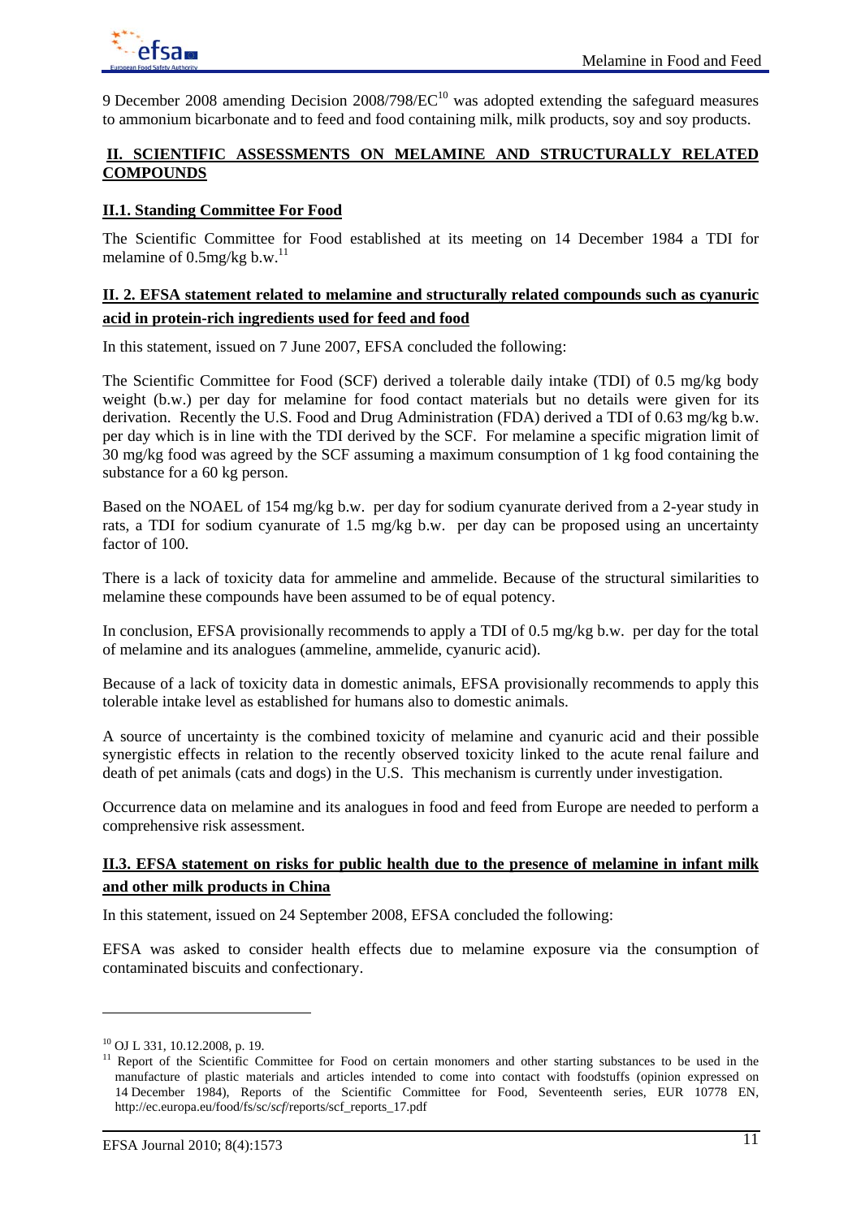9 December 2008 amending Decision 2008/798/EC[10] was adopted extending the safeguard measures to ammonium bicarbonate and to feed and food containing milk, milk products, soy and soy products.

## II. SCIENTIFIC ASSESSMENTS ON MELAMINE AND STRUCTURALLY RELATED COMPOUNDS

### II.1. Standing Committee For Food

The Scientific Committee for Food established at its meeting on 14 December 1984 a TDI for melamine of 0.5mg/kg b.w.[11]

### II. 2. EFSA statement related to melamine and structurally related compounds such as cyanuric acid in protein-rich ingredients used for feed and food

In this statement, issued on 7 June 2007, EFSA concluded the following:

The Scientific Committee for Food (SCF) derived a tolerable daily intake (TDI) of 0.5 mg/kg body weight (b.w.) per day for melamine for food contact materials but no details were given for its derivation. Recently the U.S. Food and Drug Administration (FDA) derived a TDI of 0.63 mg/kg b.w. per day which is in line with the TDI derived by the SCF. For melamine a specific migration limit of 30 mg/kg food was agreed by the SCF assuming a maximum consumption of 1 kg food containing the substance for a 60 kg person.

Based on the NOAEL of 154 mg/kg b.w. per day for sodium cyanurate derived from a 2-year study in rats, a TDI for sodium cyanurate of 1.5 mg/kg b.w. per day can be proposed using an uncertainty factor of 100.

There is a lack of toxicity data for ammeline and ammelide. Because of the structural similarities to melamine these compounds have been assumed to be of equal potency.

In conclusion, EFSA provisionally recommends to apply a TDI of 0.5 mg/kg b.w. per day for the total of melamine and its analogues (ammeline, ammelide, cyanuric acid).

Because of a lack of toxicity data in domestic animals, EFSA provisionally recommends to apply this tolerable intake level as established for humans also to domestic animals.

A source of uncertainty is the combined toxicity of melamine and cyanuric acid and their possible synergistic effects in relation to the recently observed toxicity linked to the acute renal failure and death of pet animals (cats and dogs) in the U.S. This mechanism is currently under investigation.

Occurrence data on melamine and its analogues in food and feed from Europe are needed to perform a comprehensive risk assessment.

### II.3. EFSA statement on risks for public health due to the presence of melamine in infant milk and other milk products in China

In this statement, issued on 24 September 2008, EFSA concluded the following:

EFSA was asked to consider health effects due to melamine exposure via the consumption of contaminated biscuits and confectionary.

---

[10] OJ L 331, 10.12.2008, p. 19.

[11] Report of the Scientific Committee for Food on certain monomers and other starting substances to be used in the manufacture of plastic materials and articles intended to come into contact with foodstuffs (opinion expressed on 14 December 1984), Reports of the Scientific Committee for Food, Seventeenth series, EUR 10778 EN, http://ec.europa.eu/food/fs/sc/scf/reports/scf_reports_17.pdf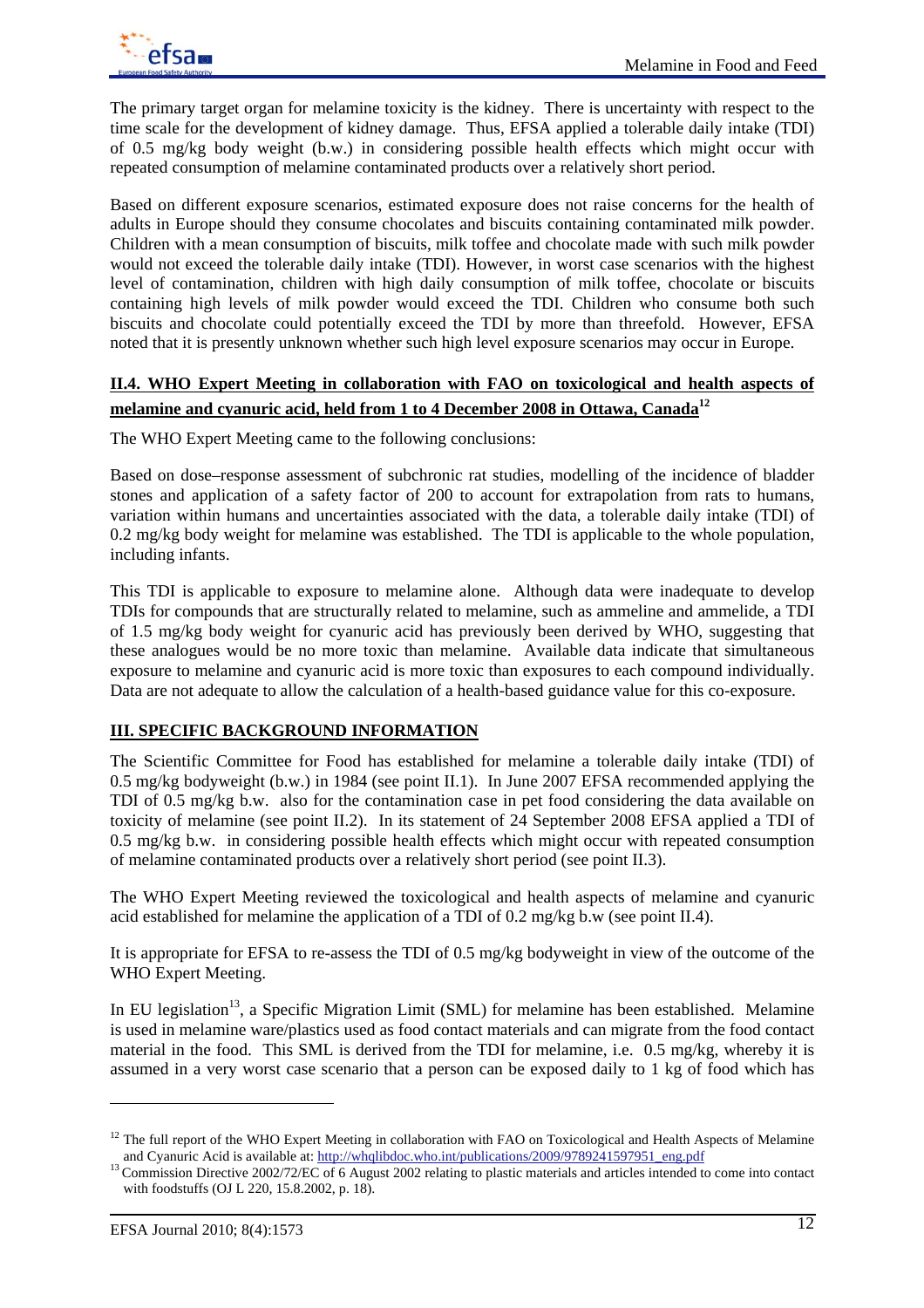The primary target organ for melamine toxicity is the kidney. There is uncertainty with respect to the time scale for the development of kidney damage. Thus, EFSA applied a tolerable daily intake (TDI) of 0.5 mg/kg body weight (b.w.) in considering possible health effects which might occur with repeated consumption of melamine contaminated products over a relatively short period.

Based on different exposure scenarios, estimated exposure does not raise concerns for the health of adults in Europe should they consume chocolates and biscuits containing contaminated milk powder. Children with a mean consumption of biscuits, milk toffee and chocolate made with such milk powder would not exceed the tolerable daily intake (TDI). However, in worst case scenarios with the highest level of contamination, children with high daily consumption of milk toffee, chocolate or biscuits containing high levels of milk powder would exceed the TDI. Children who consume both such biscuits and chocolate could potentially exceed the TDI by more than threefold. However, EFSA noted that it is presently unknown whether such high level exposure scenarios may occur in Europe.

## II.4. WHO Expert Meeting in collaboration with FAO on toxicological and health aspects of melamine and cyanuric acid, held from 1 to 4 December 2008 in Ottawa, Canada[12]

The WHO Expert Meeting came to the following conclusions:

Based on dose–response assessment of subchronic rat studies, modelling of the incidence of bladder stones and application of a safety factor of 200 to account for extrapolation from rats to humans, variation within humans and uncertainties associated with the data, a tolerable daily intake (TDI) of 0.2 mg/kg body weight for melamine was established. The TDI is applicable to the whole population, including infants.

This TDI is applicable to exposure to melamine alone. Although data were inadequate to develop TDIs for compounds that are structurally related to melamine, such as ammeline and ammelide, a TDI of 1.5 mg/kg body weight for cyanuric acid has previously been derived by WHO, suggesting that these analogues would be no more toxic than melamine. Available data indicate that simultaneous exposure to melamine and cyanuric acid is more toxic than exposures to each compound individually. Data are not adequate to allow the calculation of a health-based guidance value for this co-exposure.

## III. SPECIFIC BACKGROUND INFORMATION

The Scientific Committee for Food has established for melamine a tolerable daily intake (TDI) of 0.5 mg/kg bodyweight (b.w.) in 1984 (see point II.1). In June 2007 EFSA recommended applying the TDI of 0.5 mg/kg b.w. also for the contamination case in pet food considering the data available on toxicity of melamine (see point II.2). In its statement of 24 September 2008 EFSA applied a TDI of 0.5 mg/kg b.w. in considering possible health effects which might occur with repeated consumption of melamine contaminated products over a relatively short period (see point II.3).

The WHO Expert Meeting reviewed the toxicological and health aspects of melamine and cyanuric acid established for melamine the application of a TDI of 0.2 mg/kg b.w (see point II.4).

It is appropriate for EFSA to re-assess the TDI of 0.5 mg/kg bodyweight in view of the outcome of the WHO Expert Meeting.

In EU legislation[13], a Specific Migration Limit (SML) for melamine has been established. Melamine is used in melamine ware/plastics used as food contact materials and can migrate from the food contact material in the food. This SML is derived from the TDI for melamine, i.e. 0.5 mg/kg, whereby it is assumed in a very worst case scenario that a person can be exposed daily to 1 kg of food which has

---

[12] The full report of the WHO Expert Meeting in collaboration with FAO on Toxicological and Health Aspects of Melamine and Cyanuric Acid is available at: http://whqlibdoc.who.int/publications/2009/9789241597951_eng.pdf

[13] Commission Directive 2002/72/EC of 6 August 2002 relating to plastic materials and articles intended to come into contact with foodstuffs (OJ L 220, 15.8.2002, p. 18).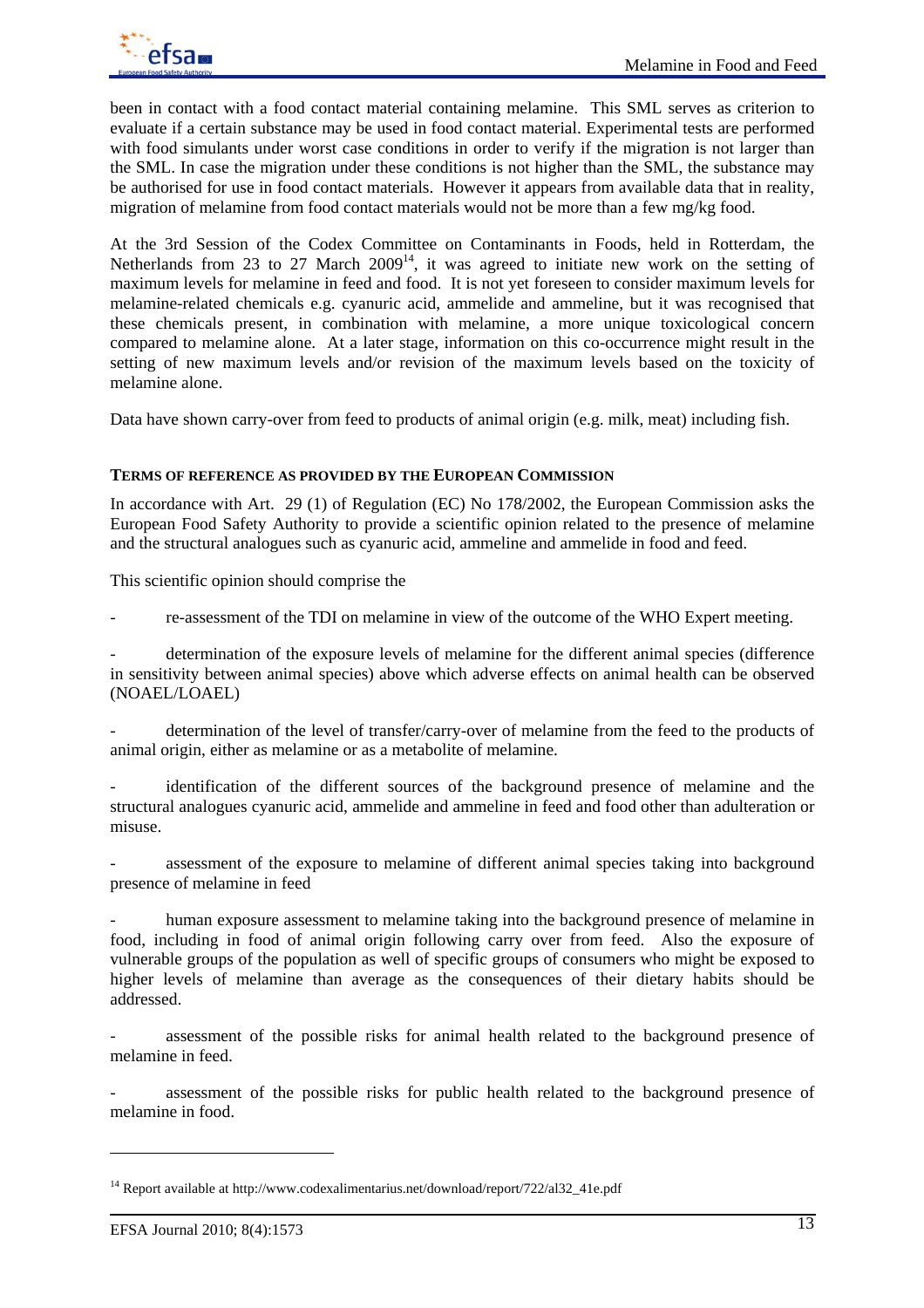been in contact with a food contact material containing melamine. This SML serves as criterion to evaluate if a certain substance may be used in food contact material. Experimental tests are performed with food simulants under worst case conditions in order to verify if the migration is not larger than the SML. In case the migration under these conditions is not higher than the SML, the substance may be authorised for use in food contact materials. However it appears from available data that in reality, migration of melamine from food contact materials would not be more than a few mg/kg food.

At the 3rd Session of the Codex Committee on Contaminants in Foods, held in Rotterdam, the Netherlands from 23 to 27 March 2009[14], it was agreed to initiate new work on the setting of maximum levels for melamine in feed and food. It is not yet foreseen to consider maximum levels for melamine-related chemicals e.g. cyanuric acid, ammelide and ammeline, but it was recognised that these chemicals present, in combination with melamine, a more unique toxicological concern compared to melamine alone. At a later stage, information on this co-occurrence might result in the setting of new maximum levels and/or revision of the maximum levels based on the toxicity of melamine alone.

Data have shown carry-over from feed to products of animal origin (e.g. milk, meat) including fish.

#### TERMS OF REFERENCE AS PROVIDED BY THE EUROPEAN COMMISSION

In accordance with Art. 29 (1) of Regulation (EC) No 178/2002, the European Commission asks the European Food Safety Authority to provide a scientific opinion related to the presence of melamine and the structural analogues such as cyanuric acid, ammeline and ammelide in food and feed.

This scientific opinion should comprise the

- re-assessment of the TDI on melamine in view of the outcome of the WHO Expert meeting.

- determination of the exposure levels of melamine for the different animal species (difference in sensitivity between animal species) above which adverse effects on animal health can be observed (NOAEL/LOAEL)

- determination of the level of transfer/carry-over of melamine from the feed to the products of animal origin, either as melamine or as a metabolite of melamine.

- identification of the different sources of the background presence of melamine and the structural analogues cyanuric acid, ammelide and ammeline in feed and food other than adulteration or misuse.

- assessment of the exposure to melamine of different animal species taking into background presence of melamine in feed

- human exposure assessment to melamine taking into the background presence of melamine in food, including in food of animal origin following carry over from feed. Also the exposure of vulnerable groups of the population as well of specific groups of consumers who might be exposed to higher levels of melamine than average as the consequences of their dietary habits should be addressed.

- assessment of the possible risks for animal health related to the background presence of melamine in feed.

- assessment of the possible risks for public health related to the background presence of melamine in food.

[14] Report available at http://www.codexalimentarius.net/download/report/722/al32_41e.pdf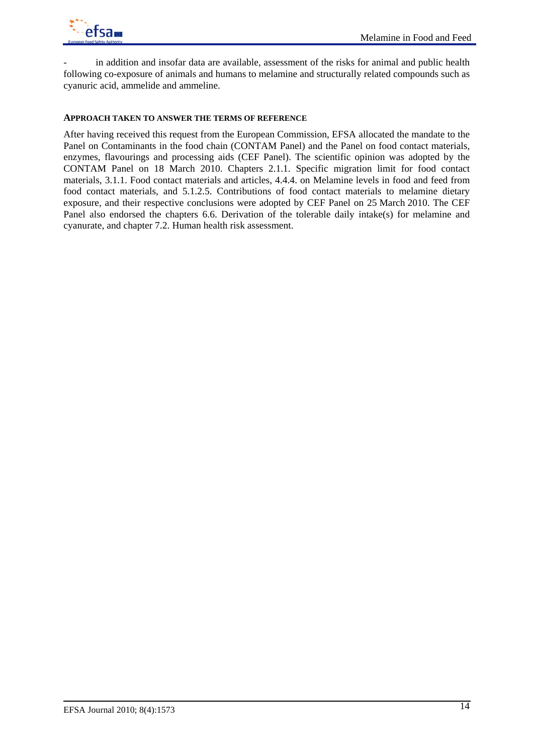- in addition and insofar data are available, assessment of the risks for animal and public health following co-exposure of animals and humans to melamine and structurally related compounds such as cyanuric acid, ammelide and ammeline.

### APPROACH TAKEN TO ANSWER THE TERMS OF REFERENCE

After having received this request from the European Commission, EFSA allocated the mandate to the Panel on Contaminants in the food chain (CONTAM Panel) and the Panel on food contact materials, enzymes, flavourings and processing aids (CEF Panel). The scientific opinion was adopted by the CONTAM Panel on 18 March 2010. Chapters 2.1.1. Specific migration limit for food contact materials, 3.1.1. Food contact materials and articles, 4.4.4. on Melamine levels in food and feed from food contact materials, and 5.1.2.5. Contributions of food contact materials to melamine dietary exposure, and their respective conclusions were adopted by CEF Panel on 25 March 2010. The CEF Panel also endorsed the chapters 6.6. Derivation of the tolerable daily intake(s) for melamine and cyanurate, and chapter 7.2. Human health risk assessment.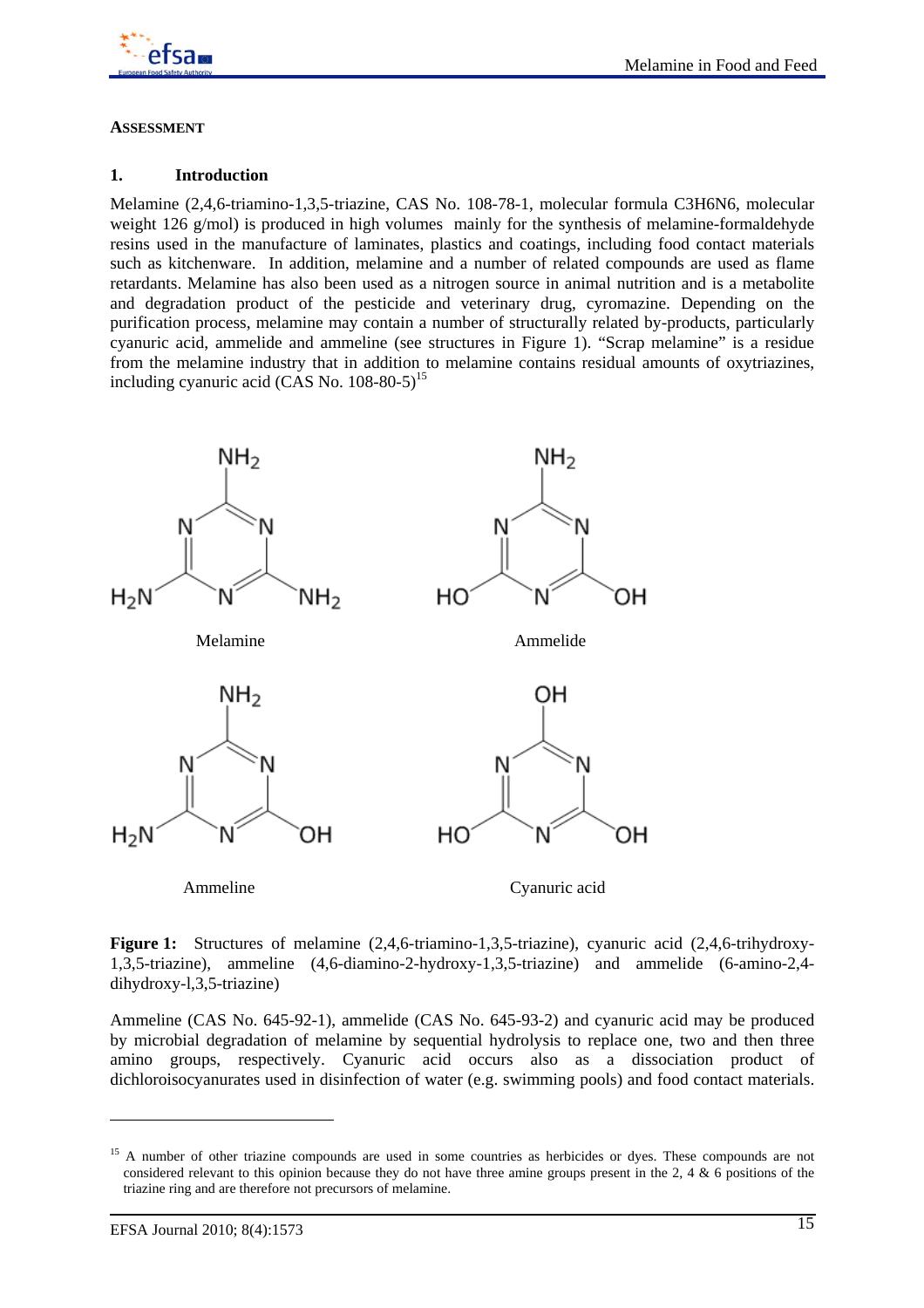**ASSESSMENT**

## 1. Introduction

Melamine (2,4,6-triamino-1,3,5-triazine, CAS No. 108-78-1, molecular formula C3H6N6, molecular weight 126 g/mol) is produced in high volumes mainly for the synthesis of melamine-formaldehyde resins used in the manufacture of laminates, plastics and coatings, including food contact materials such as kitchenware. In addition, melamine and a number of related compounds are used as flame retardants. Melamine has also been used as a nitrogen source in animal nutrition and is a metabolite and degradation product of the pesticide and veterinary drug, cyromazine. Depending on the purification process, melamine may contain a number of structurally related by-products, particularly cyanuric acid, ammelide and ammeline (see structures in Figure 1). "Scrap melamine" is a residue from the melamine industry that in addition to melamine contains residual amounts of oxytriazines, including cyanuric acid (CAS No. 108-80-5)[15]

Melamine

Ammelide

Ammeline

Cyanuric acid

**Figure 1:** Structures of melamine (2,4,6-triamino-1,3,5-triazine), cyanuric acid (2,4,6-trihydroxy-1,3,5-triazine), ammeline (4,6-diamino-2-hydroxy-1,3,5-triazine) and ammelide (6-amino-2,4-dihydroxy-l,3,5-triazine)

Ammeline (CAS No. 645-92-1), ammelide (CAS No. 645-93-2) and cyanuric acid may be produced by microbial degradation of melamine by sequential hydrolysis to replace one, two and then three amino groups, respectively. Cyanuric acid occurs also as a dissociation product of dichloroisocyanurates used in disinfection of water (e.g. swimming pools) and food contact materials.

[15] A number of other triazine compounds are used in some countries as herbicides or dyes. These compounds are not considered relevant to this opinion because they do not have three amine groups present in the 2, 4 & 6 positions of the triazine ring and are therefore not precursors of melamine.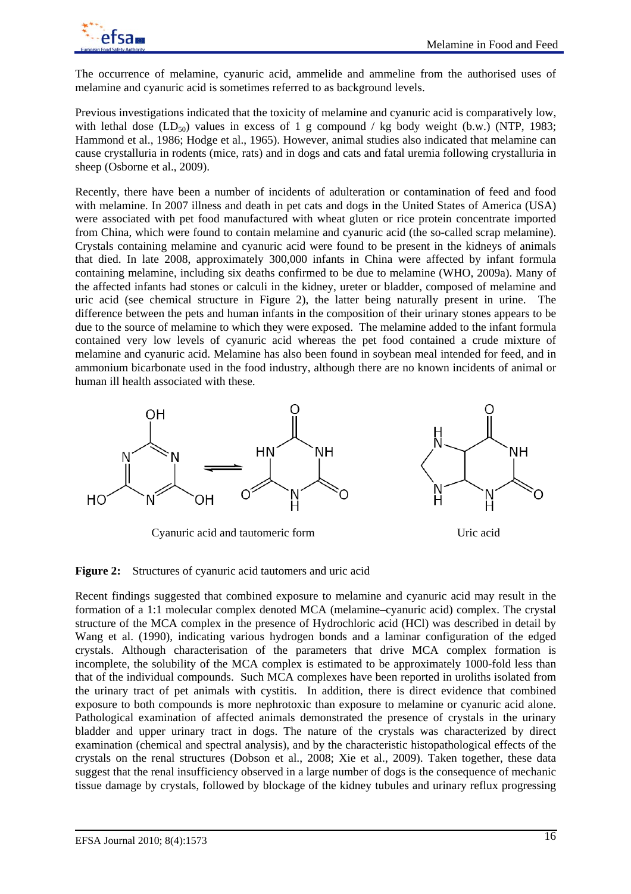The occurrence of melamine, cyanuric acid, ammelide and ammeline from the authorised uses of melamine and cyanuric acid is sometimes referred to as background levels.

Previous investigations indicated that the toxicity of melamine and cyanuric acid is comparatively low, with lethal dose ($LD_{50}$) values in excess of 1 g compound / kg body weight (b.w.) (NTP, 1983; Hammond et al., 1986; Hodge et al., 1965). However, animal studies also indicated that melamine can cause crystalluria in rodents (mice, rats) and in dogs and cats and fatal uremia following crystalluria in sheep (Osborne et al., 2009).

Recently, there have been a number of incidents of adulteration or contamination of feed and food with melamine. In 2007 illness and death in pet cats and dogs in the United States of America (USA) were associated with pet food manufactured with wheat gluten or rice protein concentrate imported from China, which were found to contain melamine and cyanuric acid (the so-called scrap melamine). Crystals containing melamine and cyanuric acid were found to be present in the kidneys of animals that died. In late 2008, approximately 300,000 infants in China were affected by infant formula containing melamine, including six deaths confirmed to be due to melamine (WHO, 2009a). Many of the affected infants had stones or calculi in the kidney, ureter or bladder, composed of melamine and uric acid (see chemical structure in Figure 2), the latter being naturally present in urine. The difference between the pets and human infants in the composition of their urinary stones appears to be due to the source of melamine to which they were exposed. The melamine added to the infant formula contained very low levels of cyanuric acid whereas the pet food contained a crude mixture of melamine and cyanuric acid. Melamine has also been found in soybean meal intended for feed, and in ammonium bicarbonate used in the food industry, although there are no known incidents of animal or human ill health associated with these.

Cyanuric acid and tautomeric form

Uric acid

**Figure 2:** Structures of cyanuric acid tautomers and uric acid

Recent findings suggested that combined exposure to melamine and cyanuric acid may result in the formation of a 1:1 molecular complex denoted MCA (melamine–cyanuric acid) complex. The crystal structure of the MCA complex in the presence of Hydrochloric acid (HCl) was described in detail by Wang et al. (1990), indicating various hydrogen bonds and a laminar configuration of the edged crystals. Although characterisation of the parameters that drive MCA complex formation is incomplete, the solubility of the MCA complex is estimated to be approximately 1000-fold less than that of the individual compounds. Such MCA complexes have been reported in uroliths isolated from the urinary tract of pet animals with cystitis. In addition, there is direct evidence that combined exposure to both compounds is more nephrotoxic than exposure to melamine or cyanuric acid alone. Pathological examination of affected animals demonstrated the presence of crystals in the urinary bladder and upper urinary tract in dogs. The nature of the crystals was characterized by direct examination (chemical and spectral analysis), and by the characteristic histopathological effects of the crystals on the renal structures (Dobson et al., 2008; Xie et al., 2009). Taken together, these data suggest that the renal insufficiency observed in a large number of dogs is the consequence of mechanic tissue damage by crystals, followed by blockage of the kidney tubules and urinary reflux progressing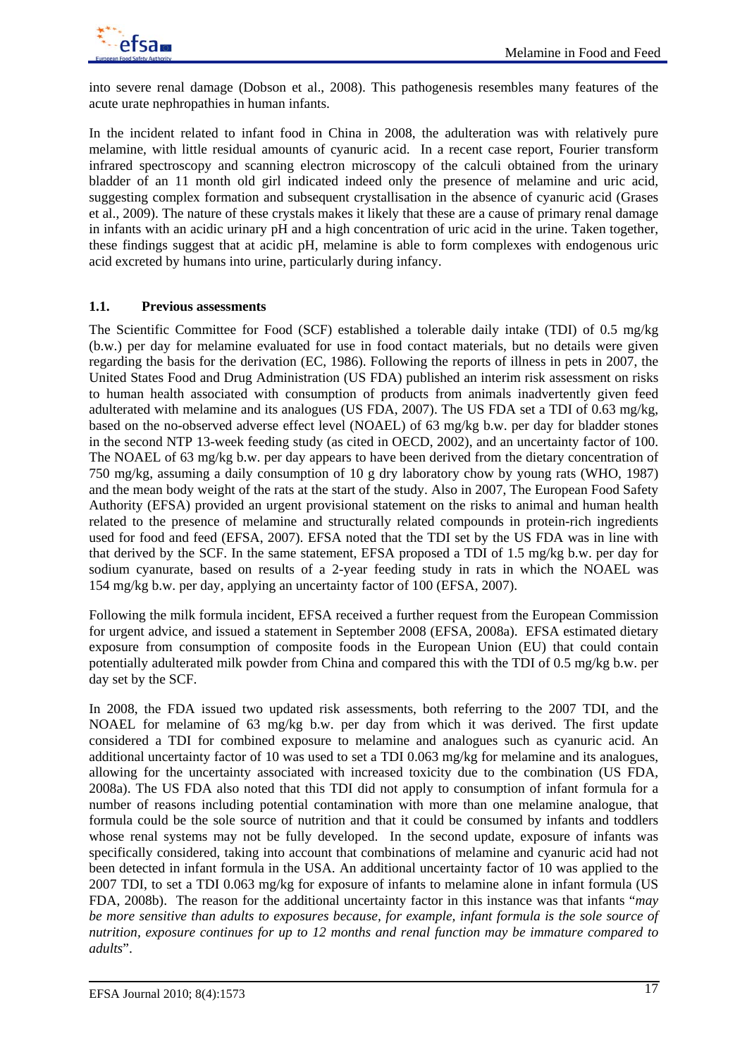into severe renal damage (Dobson et al., 2008). This pathogenesis resembles many features of the acute urate nephropathies in human infants.

In the incident related to infant food in China in 2008, the adulteration was with relatively pure melamine, with little residual amounts of cyanuric acid. In a recent case report, Fourier transform infrared spectroscopy and scanning electron microscopy of the calculi obtained from the urinary bladder of an 11 month old girl indicated indeed only the presence of melamine and uric acid, suggesting complex formation and subsequent crystallisation in the absence of cyanuric acid (Grases et al., 2009). The nature of these crystals makes it likely that these are a cause of primary renal damage in infants with an acidic urinary pH and a high concentration of uric acid in the urine. Taken together, these findings suggest that at acidic pH, melamine is able to form complexes with endogenous uric acid excreted by humans into urine, particularly during infancy.

## 1.1. Previous assessments

The Scientific Committee for Food (SCF) established a tolerable daily intake (TDI) of 0.5 mg/kg (b.w.) per day for melamine evaluated for use in food contact materials, but no details were given regarding the basis for the derivation (EC, 1986). Following the reports of illness in pets in 2007, the United States Food and Drug Administration (US FDA) published an interim risk assessment on risks to human health associated with consumption of products from animals inadvertently given feed adulterated with melamine and its analogues (US FDA, 2007). The US FDA set a TDI of 0.63 mg/kg, based on the no-observed adverse effect level (NOAEL) of 63 mg/kg b.w. per day for bladder stones in the second NTP 13-week feeding study (as cited in OECD, 2002), and an uncertainty factor of 100. The NOAEL of 63 mg/kg b.w. per day appears to have been derived from the dietary concentration of 750 mg/kg, assuming a daily consumption of 10 g dry laboratory chow by young rats (WHO, 1987) and the mean body weight of the rats at the start of the study. Also in 2007, The European Food Safety Authority (EFSA) provided an urgent provisional statement on the risks to animal and human health related to the presence of melamine and structurally related compounds in protein-rich ingredients used for food and feed (EFSA, 2007). EFSA noted that the TDI set by the US FDA was in line with that derived by the SCF. In the same statement, EFSA proposed a TDI of 1.5 mg/kg b.w. per day for sodium cyanurate, based on results of a 2-year feeding study in rats in which the NOAEL was 154 mg/kg b.w. per day, applying an uncertainty factor of 100 (EFSA, 2007).

Following the milk formula incident, EFSA received a further request from the European Commission for urgent advice, and issued a statement in September 2008 (EFSA, 2008a). EFSA estimated dietary exposure from consumption of composite foods in the European Union (EU) that could contain potentially adulterated milk powder from China and compared this with the TDI of 0.5 mg/kg b.w. per day set by the SCF.

In 2008, the FDA issued two updated risk assessments, both referring to the 2007 TDI, and the NOAEL for melamine of 63 mg/kg b.w. per day from which it was derived. The first update considered a TDI for combined exposure to melamine and analogues such as cyanuric acid. An additional uncertainty factor of 10 was used to set a TDI 0.063 mg/kg for melamine and its analogues, allowing for the uncertainty associated with increased toxicity due to the combination (US FDA, 2008a). The US FDA also noted that this TDI did not apply to consumption of infant formula for a number of reasons including potential contamination with more than one melamine analogue, that formula could be the sole source of nutrition and that it could be consumed by infants and toddlers whose renal systems may not be fully developed. In the second update, exposure of infants was specifically considered, taking into account that combinations of melamine and cyanuric acid had not been detected in infant formula in the USA. An additional uncertainty factor of 10 was applied to the 2007 TDI, to set a TDI 0.063 mg/kg for exposure of infants to melamine alone in infant formula (US FDA, 2008b). The reason for the additional uncertainty factor in this instance was that infants "*may be more sensitive than adults to exposures because, for example, infant formula is the sole source of nutrition, exposure continues for up to 12 months and renal function may be immature compared to adults*".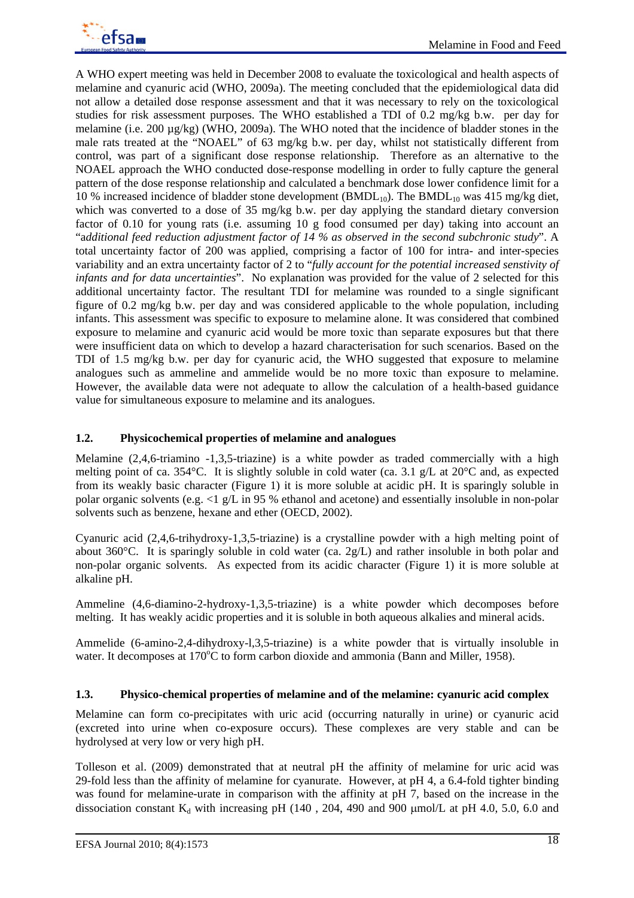A WHO expert meeting was held in December 2008 to evaluate the toxicological and health aspects of melamine and cyanuric acid (WHO, 2009a). The meeting concluded that the epidemiological data did not allow a detailed dose response assessment and that it was necessary to rely on the toxicological studies for risk assessment purposes. The WHO established a TDI of 0.2 mg/kg b.w. per day for melamine (i.e. 200 µg/kg) (WHO, 2009a). The WHO noted that the incidence of bladder stones in the male rats treated at the "NOAEL" of 63 mg/kg b.w. per day, whilst not statistically different from control, was part of a significant dose response relationship. Therefore as an alternative to the NOAEL approach the WHO conducted dose-response modelling in order to fully capture the general pattern of the dose response relationship and calculated a benchmark dose lower confidence limit for a 10 % increased incidence of bladder stone development ($BMDL_{10}$). The $BMDL_{10}$ was 415 mg/kg diet, which was converted to a dose of 35 mg/kg b.w. per day applying the standard dietary conversion factor of 0.10 for young rats (i.e. assuming 10 g food consumed per day) taking into account an "*additional feed reduction adjustment factor of 14 % as observed in the second subchronic study*". A total uncertainty factor of 200 was applied, comprising a factor of 100 for intra- and inter-species variability and an extra uncertainty factor of 2 to "*fully account for the potential increased senstivity of infants and for data uncertainties*". No explanation was provided for the value of 2 selected for this additional uncertainty factor. The resultant TDI for melamine was rounded to a single significant figure of 0.2 mg/kg b.w. per day and was considered applicable to the whole population, including infants. This assessment was specific to exposure to melamine alone. It was considered that combined exposure to melamine and cyanuric acid would be more toxic than separate exposures but that there were insufficient data on which to develop a hazard characterisation for such scenarios. Based on the TDI of 1.5 mg/kg b.w. per day for cyanuric acid, the WHO suggested that exposure to melamine analogues such as ammeline and ammelide would be no more toxic than exposure to melamine. However, the available data were not adequate to allow the calculation of a health-based guidance value for simultaneous exposure to melamine and its analogues.

### 1.2. Physicochemical properties of melamine and analogues

Melamine (2,4,6-triamino -1,3,5-triazine) is a white powder as traded commercially with a high melting point of ca. 354°C. It is slightly soluble in cold water (ca. 3.1 g/L at 20°C and, as expected from its weakly basic character (Figure 1) it is more soluble at acidic pH. It is sparingly soluble in polar organic solvents (e.g. <1 g/L in 95 % ethanol and acetone) and essentially insoluble in non-polar solvents such as benzene, hexane and ether (OECD, 2002).

Cyanuric acid (2,4,6-trihydroxy-1,3,5-triazine) is a crystalline powder with a high melting point of about 360°C. It is sparingly soluble in cold water (ca. 2g/L) and rather insoluble in both polar and non-polar organic solvents. As expected from its acidic character (Figure 1) it is more soluble at alkaline pH.

Ammeline (4,6-diamino-2-hydroxy-1,3,5-triazine) is a white powder which decomposes before melting. It has weakly acidic properties and it is soluble in both aqueous alkalies and mineral acids.

Ammelide (6-amino-2,4-dihydroxy-l,3,5-triazine) is a white powder that is virtually insoluble in water. It decomposes at 170°C to form carbon dioxide and ammonia (Bann and Miller, 1958).

### 1.3. Physico-chemical properties of melamine and of the melamine: cyanuric acid complex

Melamine can form co-precipitates with uric acid (occurring naturally in urine) or cyanuric acid (excreted into urine when co-exposure occurs). These complexes are very stable and can be hydrolysed at very low or very high pH.

Tolleson et al. (2009) demonstrated that at neutral pH the affinity of melamine for uric acid was 29-fold less than the affinity of melamine for cyanurate. However, at pH 4, a 6.4-fold tighter binding was found for melamine-urate in comparison with the affinity at pH 7, based on the increase in the dissociation constant $K_d$ with increasing pH (140 , 204, 490 and 900 μmol/L at pH 4.0, 5.0, 6.0 and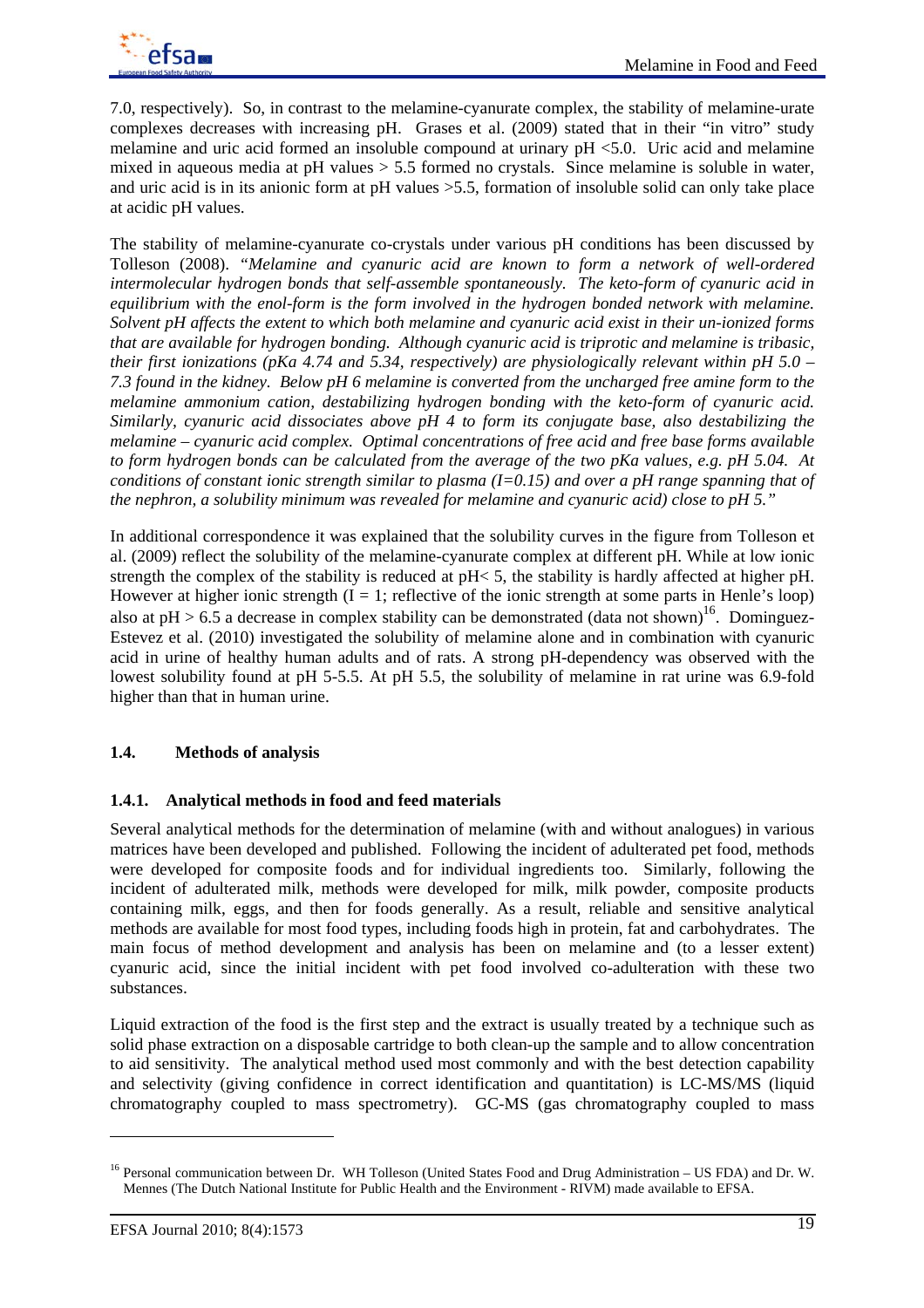7.0, respectively). So, in contrast to the melamine-cyanurate complex, the stability of melamine-urate complexes decreases with increasing pH. Grases et al. (2009) stated that in their "in vitro" study melamine and uric acid formed an insoluble compound at urinary pH <5.0. Uric acid and melamine mixed in aqueous media at pH values > 5.5 formed no crystals. Since melamine is soluble in water, and uric acid is in its anionic form at pH values >5.5, formation of insoluble solid can only take place at acidic pH values.

The stability of melamine-cyanurate co-crystals under various pH conditions has been discussed by Tolleson (2008). "*Melamine and cyanuric acid are known to form a network of well-ordered intermolecular hydrogen bonds that self-assemble spontaneously. The keto-form of cyanuric acid in equilibrium with the enol-form is the form involved in the hydrogen bonded network with melamine. Solvent pH affects the extent to which both melamine and cyanuric acid exist in their un-ionized forms that are available for hydrogen bonding. Although cyanuric acid is triprotic and melamine is tribasic, their first ionizations (pKa 4.74 and 5.34, respectively) are physiologically relevant within pH 5.0 – 7.3 found in the kidney. Below pH 6 melamine is converted from the uncharged free amine form to the melamine ammonium cation, destabilizing hydrogen bonding with the keto-form of cyanuric acid. Similarly, cyanuric acid dissociates above pH 4 to form its conjugate base, also destabilizing the melamine – cyanuric acid complex. Optimal concentrations of free acid and free base forms available to form hydrogen bonds can be calculated from the average of the two pKa values, e.g. pH 5.04. At conditions of constant ionic strength similar to plasma (I=0.15) and over a pH range spanning that of the nephron, a solubility minimum was revealed for melamine and cyanuric acid) close to pH 5.*"

In additional correspondence it was explained that the solubility curves in the figure from Tolleson et al. (2009) reflect the solubility of the melamine-cyanurate complex at different pH. While at low ionic strength the complex of the stability is reduced at pH< 5, the stability is hardly affected at higher pH. However at higher ionic strength (I = 1; reflective of the ionic strength at some parts in Henle's loop) also at pH > 6.5 a decrease in complex stability can be demonstrated (data not shown)[16]. Dominguez-Estevez et al. (2010) investigated the solubility of melamine alone and in combination with cyanuric acid in urine of healthy human adults and of rats. A strong pH-dependency was observed with the lowest solubility found at pH 5-5.5. At pH 5.5, the solubility of melamine in rat urine was 6.9-fold higher than that in human urine.

## 1.4. Methods of analysis

### 1.4.1. Analytical methods in food and feed materials

Several analytical methods for the determination of melamine (with and without analogues) in various matrices have been developed and published. Following the incident of adulterated pet food, methods were developed for composite foods and for individual ingredients too. Similarly, following the incident of adulterated milk, methods were developed for milk, milk powder, composite products containing milk, eggs, and then for foods generally. As a result, reliable and sensitive analytical methods are available for most food types, including foods high in protein, fat and carbohydrates. The main focus of method development and analysis has been on melamine and (to a lesser extent) cyanuric acid, since the initial incident with pet food involved co-adulteration with these two substances.

Liquid extraction of the food is the first step and the extract is usually treated by a technique such as solid phase extraction on a disposable cartridge to both clean-up the sample and to allow concentration to aid sensitivity. The analytical method used most commonly and with the best detection capability and selectivity (giving confidence in correct identification and quantitation) is LC-MS/MS (liquid chromatography coupled to mass spectrometry). GC-MS (gas chromatography coupled to mass

[16] Personal communication between Dr. WH Tolleson (United States Food and Drug Administration – US FDA) and Dr. W. Mennes (The Dutch National Institute for Public Health and the Environment - RIVM) made available to EFSA.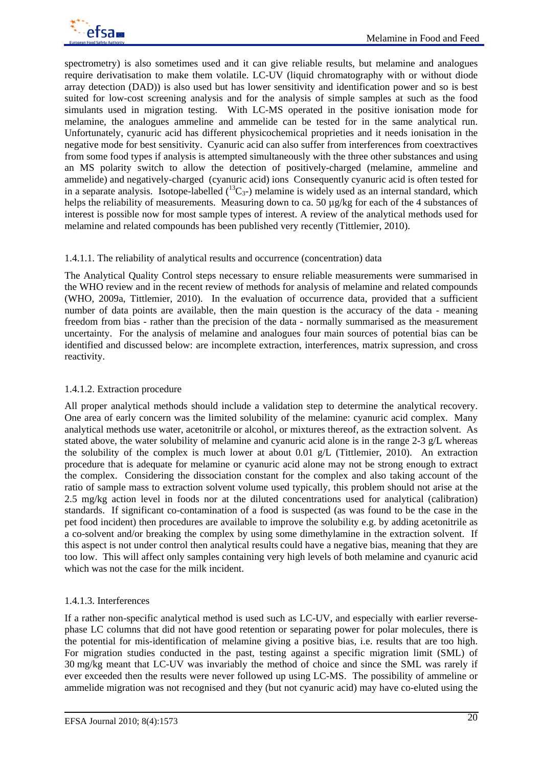spectrometry) is also sometimes used and it can give reliable results, but melamine and analogues require derivatisation to make them volatile. LC-UV (liquid chromatography with or without diode array detection (DAD)) is also used but has lower sensitivity and identification power and so is best suited for low-cost screening analysis and for the analysis of simple samples at such as the food simulants used in migration testing. With LC-MS operated in the positive ionisation mode for melamine, the analogues ammeline and ammelide can be tested for in the same analytical run. Unfortunately, cyanuric acid has different physicochemical proprieties and it needs ionisation in the negative mode for best sensitivity. Cyanuric acid can also suffer from interferences from coextractives from some food types if analysis is attempted simultaneously with the three other substances and using an MS polarity switch to allow the detection of positively-charged (melamine, ammeline and ammelide) and negatively-charged (cyanuric acid) ions Consequently cyanuric acid is often tested for in a separate analysis. Isotope-labelled ($^{13}C_3$-) melamine is widely used as an internal standard, which helps the reliability of measurements. Measuring down to ca. 50 µg/kg for each of the 4 substances of interest is possible now for most sample types of interest. A review of the analytical methods used for melamine and related compounds has been published very recently (Tittlemier, 2010).

#### 1.4.1.1. The reliability of analytical results and occurrence (concentration) data

The Analytical Quality Control steps necessary to ensure reliable measurements were summarised in the WHO review and in the recent review of methods for analysis of melamine and related compounds (WHO, 2009a, Tittlemier, 2010). In the evaluation of occurrence data, provided that a sufficient number of data points are available, then the main question is the accuracy of the data - meaning freedom from bias - rather than the precision of the data - normally summarised as the measurement uncertainty. For the analysis of melamine and analogues four main sources of potential bias can be identified and discussed below: are incomplete extraction, interferences, matrix supression, and cross reactivity.

#### 1.4.1.2. Extraction procedure

All proper analytical methods should include a validation step to determine the analytical recovery. One area of early concern was the limited solubility of the melamine: cyanuric acid complex. Many analytical methods use water, acetonitrile or alcohol, or mixtures thereof, as the extraction solvent. As stated above, the water solubility of melamine and cyanuric acid alone is in the range 2-3 g/L whereas the solubility of the complex is much lower at about 0.01 g/L (Tittlemier, 2010). An extraction procedure that is adequate for melamine or cyanuric acid alone may not be strong enough to extract the complex. Considering the dissociation constant for the complex and also taking account of the ratio of sample mass to extraction solvent volume used typically, this problem should not arise at the 2.5 mg/kg action level in foods nor at the diluted concentrations used for analytical (calibration) standards. If significant co-contamination of a food is suspected (as was found to be the case in the pet food incident) then procedures are available to improve the solubility e.g. by adding acetonitrile as a co-solvent and/or breaking the complex by using some dimethylamine in the extraction solvent. If this aspect is not under control then analytical results could have a negative bias, meaning that they are too low. This will affect only samples containing very high levels of both melamine and cyanuric acid which was not the case for the milk incident.

#### 1.4.1.3. Interferences

If a rather non-specific analytical method is used such as LC-UV, and especially with earlier reverse-phase LC columns that did not have good retention or separating power for polar molecules, there is the potential for mis-identification of melamine giving a positive bias, i.e. results that are too high. For migration studies conducted in the past, testing against a specific migration limit (SML) of 30 mg/kg meant that LC-UV was invariably the method of choice and since the SML was rarely if ever exceeded then the results were never followed up using LC-MS. The possibility of ammeline or ammelide migration was not recognised and they (but not cyanuric acid) may have co-eluted using the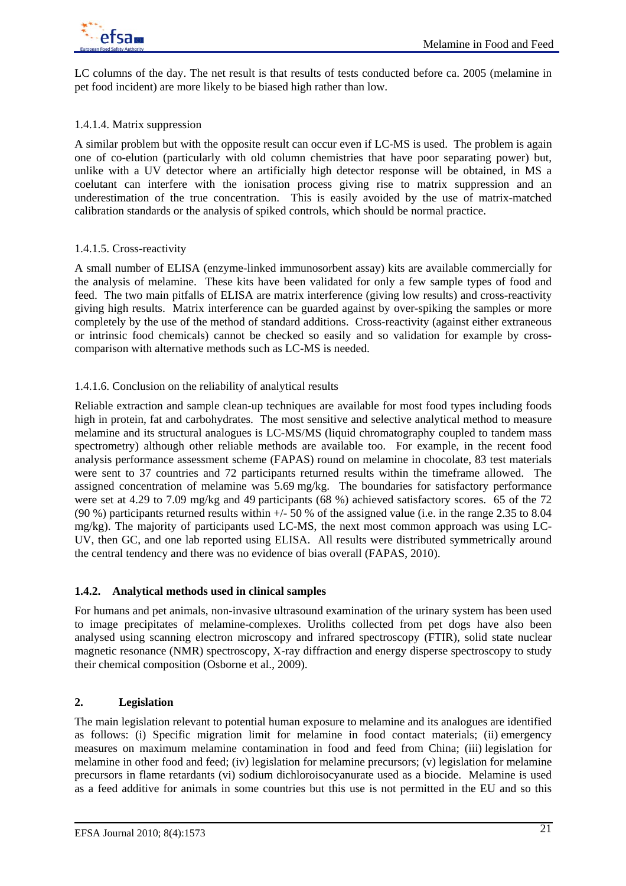LC columns of the day. The net result is that results of tests conducted before ca. 2005 (melamine in pet food incident) are more likely to be biased high rather than low.

#### 1.4.1.4. Matrix suppression

A similar problem but with the opposite result can occur even if LC-MS is used. The problem is again one of co-elution (particularly with old column chemistries that have poor separating power) but, unlike with a UV detector where an artificially high detector response will be obtained, in MS a coelutant can interfere with the ionisation process giving rise to matrix suppression and an underestimation of the true concentration. This is easily avoided by the use of matrix-matched calibration standards or the analysis of spiked controls, which should be normal practice.

#### 1.4.1.5. Cross-reactivity

A small number of ELISA (enzyme-linked immunosorbent assay) kits are available commercially for the analysis of melamine. These kits have been validated for only a few sample types of food and feed. The two main pitfalls of ELISA are matrix interference (giving low results) and cross-reactivity giving high results. Matrix interference can be guarded against by over-spiking the samples or more completely by the use of the method of standard additions. Cross-reactivity (against either extraneous or intrinsic food chemicals) cannot be checked so easily and so validation for example by cross-comparison with alternative methods such as LC-MS is needed.

#### 1.4.1.6. Conclusion on the reliability of analytical results

Reliable extraction and sample clean-up techniques are available for most food types including foods high in protein, fat and carbohydrates. The most sensitive and selective analytical method to measure melamine and its structural analogues is LC-MS/MS (liquid chromatography coupled to tandem mass spectrometry) although other reliable methods are available too. For example, in the recent food analysis performance assessment scheme (FAPAS) round on melamine in chocolate, 83 test materials were sent to 37 countries and 72 participants returned results within the timeframe allowed. The assigned concentration of melamine was 5.69 mg/kg. The boundaries for satisfactory performance were set at 4.29 to 7.09 mg/kg and 49 participants (68 %) achieved satisfactory scores. 65 of the 72 (90 %) participants returned results within +/- 50 % of the assigned value (i.e. in the range 2.35 to 8.04 mg/kg). The majority of participants used LC-MS, the next most common approach was using LC-UV, then GC, and one lab reported using ELISA. All results were distributed symmetrically around the central tendency and there was no evidence of bias overall (FAPAS, 2010).

### 1.4.2. Analytical methods used in clinical samples

For humans and pet animals, non-invasive ultrasound examination of the urinary system has been used to image precipitates of melamine-complexes. Uroliths collected from pet dogs have also been analysed using scanning electron microscopy and infrared spectroscopy (FTIR), solid state nuclear magnetic resonance (NMR) spectroscopy, X-ray diffraction and energy disperse spectroscopy to study their chemical composition (Osborne et al., 2009).

## 2. Legislation

The main legislation relevant to potential human exposure to melamine and its analogues are identified as follows: (i) Specific migration limit for melamine in food contact materials; (ii) emergency measures on maximum melamine contamination in food and feed from China; (iii) legislation for melamine in other food and feed; (iv) legislation for melamine precursors; (v) legislation for melamine precursors in flame retardants (vi) sodium dichloroisocyanurate used as a biocide. Melamine is used as a feed additive for animals in some countries but this use is not permitted in the EU and so this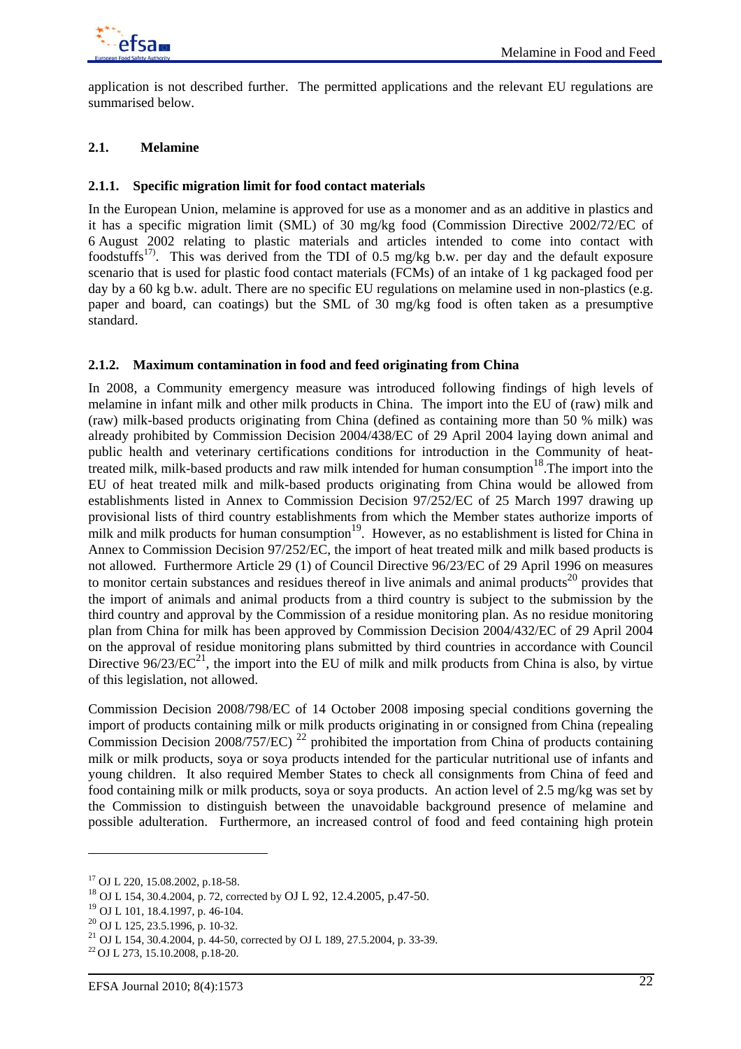application is not described further. The permitted applications and the relevant EU regulations are summarised below.

## 2.1. Melamine

### 2.1.1. Specific migration limit for food contact materials

In the European Union, melamine is approved for use as a monomer and as an additive in plastics and it has a specific migration limit (SML) of 30 mg/kg food (Commission Directive 2002/72/EC of 6 August 2002 relating to plastic materials and articles intended to come into contact with foodstuffs[17]). This was derived from the TDI of 0.5 mg/kg b.w. per day and the default exposure scenario that is used for plastic food contact materials (FCMs) of an intake of 1 kg packaged food per day by a 60 kg b.w. adult. There are no specific EU regulations on melamine used in non-plastics (e.g. paper and board, can coatings) but the SML of 30 mg/kg food is often taken as a presumptive standard.

### 2.1.2. Maximum contamination in food and feed originating from China

In 2008, a Community emergency measure was introduced following findings of high levels of melamine in infant milk and other milk products in China. The import into the EU of (raw) milk and (raw) milk-based products originating from China (defined as containing more than 50 % milk) was already prohibited by Commission Decision 2004/438/EC of 29 April 2004 laying down animal and public health and veterinary certifications conditions for introduction in the Community of heat-treated milk, milk-based products and raw milk intended for human consumption[18].The import into the EU of heat treated milk and milk-based products originating from China would be allowed from establishments listed in Annex to Commission Decision 97/252/EC of 25 March 1997 drawing up provisional lists of third country establishments from which the Member states authorize imports of milk and milk products for human consumption[19]. However, as no establishment is listed for China in Annex to Commission Decision 97/252/EC, the import of heat treated milk and milk based products is not allowed. Furthermore Article 29 (1) of Council Directive 96/23/EC of 29 April 1996 on measures to monitor certain substances and residues thereof in live animals and animal products[20] provides that the import of animals and animal products from a third country is subject to the submission by the third country and approval by the Commission of a residue monitoring plan. As no residue monitoring plan from China for milk has been approved by Commission Decision 2004/432/EC of 29 April 2004 on the approval of residue monitoring plans submitted by third countries in accordance with Council Directive 96/23/EC[21], the import into the EU of milk and milk products from China is also, by virtue of this legislation, not allowed.

Commission Decision 2008/798/EC of 14 October 2008 imposing special conditions governing the import of products containing milk or milk products originating in or consigned from China (repealing Commission Decision 2008/757/EC) [22] prohibited the importation from China of products containing milk or milk products, soya or soya products intended for the particular nutritional use of infants and young children. It also required Member States to check all consignments from China of feed and food containing milk or milk products, soya or soya products. An action level of 2.5 mg/kg was set by the Commission to distinguish between the unavoidable background presence of melamine and possible adulteration. Furthermore, an increased control of food and feed containing high protein

---

[17] OJ L 220, 15.08.2002, p.18-58.

[18] OJ L 154, 30.4.2004, p. 72, corrected by OJ L 92, 12.4.2005, p.47-50.

[19] OJ L 101, 18.4.1997, p. 46-104.

[20] OJ L 125, 23.5.1996, p. 10-32.

[21] OJ L 154, 30.4.2004, p. 44-50, corrected by OJ L 189, 27.5.2004, p. 33-39.

[22] OJ L 273, 15.10.2008, p.18-20.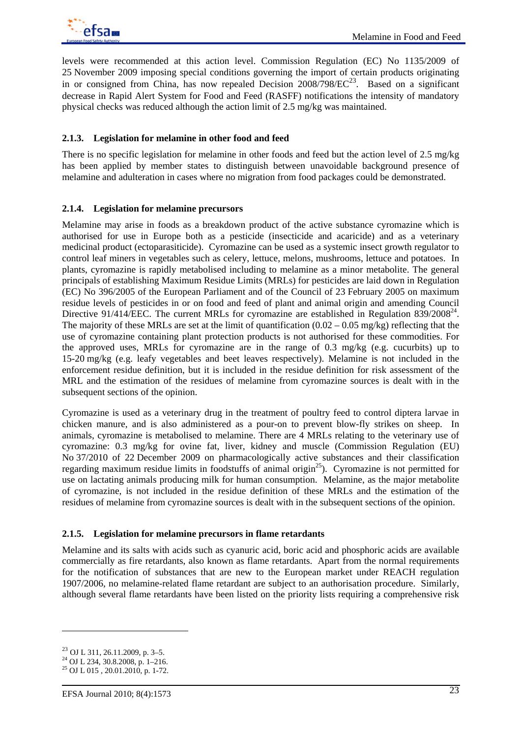levels were recommended at this action level. Commission Regulation (EC) No 1135/2009 of 25 November 2009 imposing special conditions governing the import of certain products originating in or consigned from China, has now repealed Decision 2008/798/EC[23]. Based on a significant decrease in Rapid Alert System for Food and Feed (RASFF) notifications the intensity of mandatory physical checks was reduced although the action limit of 2.5 mg/kg was maintained.

### 2.1.3. Legislation for melamine in other food and feed

There is no specific legislation for melamine in other foods and feed but the action level of 2.5 mg/kg has been applied by member states to distinguish between unavoidable background presence of melamine and adulteration in cases where no migration from food packages could be demonstrated.

### 2.1.4. Legislation for melamine precursors

Melamine may arise in foods as a breakdown product of the active substance cyromazine which is authorised for use in Europe both as a pesticide (insecticide and acaricide) and as a veterinary medicinal product (ectoparasiticide). Cyromazine can be used as a systemic insect growth regulator to control leaf miners in vegetables such as celery, lettuce, melons, mushrooms, lettuce and potatoes. In plants, cyromazine is rapidly metabolised including to melamine as a minor metabolite. The general principals of establishing Maximum Residue Limits (MRLs) for pesticides are laid down in Regulation (EC) No 396/2005 of the European Parliament and of the Council of 23 February 2005 on maximum residue levels of pesticides in or on food and feed of plant and animal origin and amending Council Directive 91/414/EEC. The current MRLs for cyromazine are established in Regulation 839/2008[24]. The majority of these MRLs are set at the limit of quantification (0.02 – 0.05 mg/kg) reflecting that the use of cyromazine containing plant protection products is not authorised for these commodities. For the approved uses, MRLs for cyromazine are in the range of 0.3 mg/kg (e.g. cucurbits) up to 15-20 mg/kg (e.g. leafy vegetables and beet leaves respectively). Melamine is not included in the enforcement residue definition, but it is included in the residue definition for risk assessment of the MRL and the estimation of the residues of melamine from cyromazine sources is dealt with in the subsequent sections of the opinion.

Cyromazine is used as a veterinary drug in the treatment of poultry feed to control diptera larvae in chicken manure, and is also administered as a pour-on to prevent blow-fly strikes on sheep. In animals, cyromazine is metabolised to melamine. There are 4 MRLs relating to the veterinary use of cyromazine: 0.3 mg/kg for ovine fat, liver, kidney and muscle (Commission Regulation (EU) No 37/2010 of 22 December 2009 on pharmacologically active substances and their classification regarding maximum residue limits in foodstuffs of animal origin[25]). Cyromazine is not permitted for use on lactating animals producing milk for human consumption. Melamine, as the major metabolite of cyromazine, is not included in the residue definition of these MRLs and the estimation of the residues of melamine from cyromazine sources is dealt with in the subsequent sections of the opinion.

### 2.1.5. Legislation for melamine precursors in flame retardants

Melamine and its salts with acids such as cyanuric acid, boric acid and phosphoric acids are available commercially as fire retardants, also known as flame retardants. Apart from the normal requirements for the notification of substances that are new to the European market under REACH regulation 1907/2006, no melamine-related flame retardant are subject to an authorisation procedure. Similarly, although several flame retardants have been listed on the priority lists requiring a comprehensive risk

[23] OJ L 311, 26.11.2009, p. 3–5.
[24] OJ L 234, 30.8.2008, p. 1–216.
[25] OJ L 015 , 20.01.2010, p. 1-72.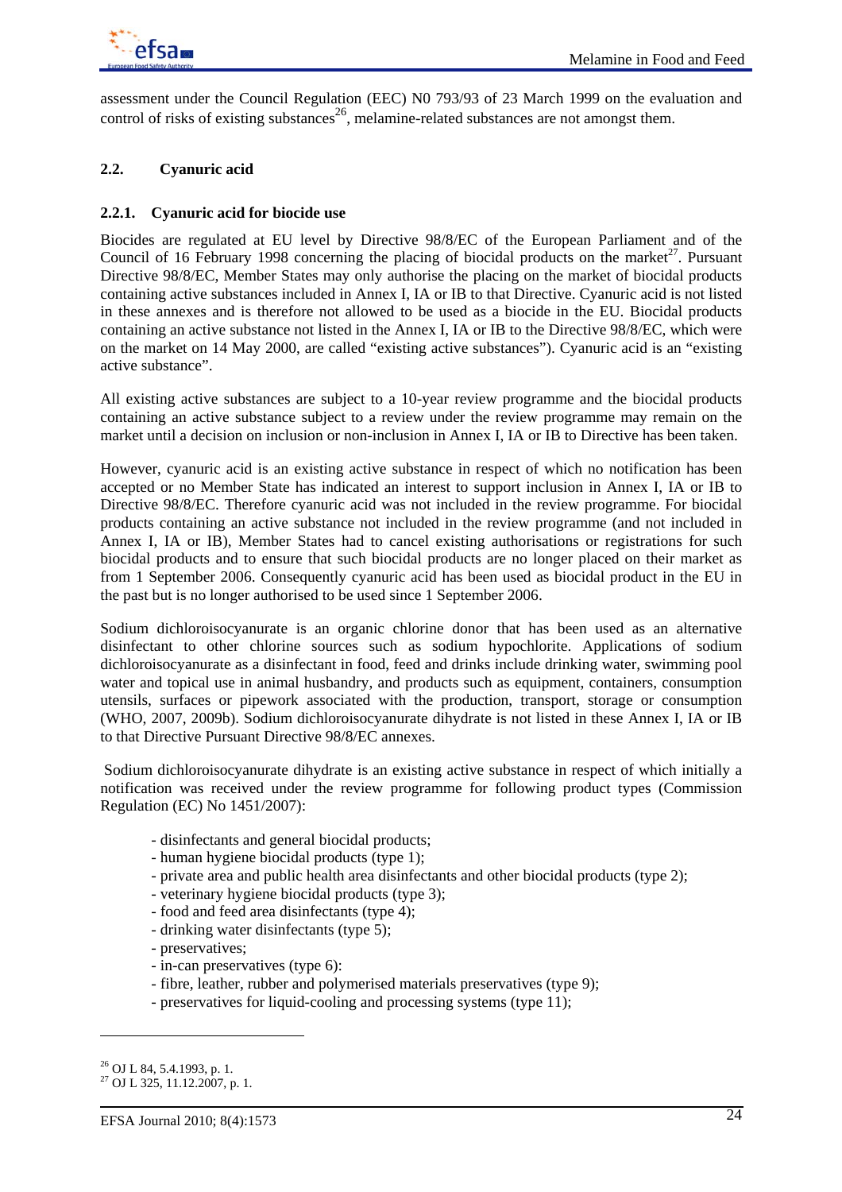assessment under the Council Regulation (EEC) N0 793/93 of 23 March 1999 on the evaluation and control of risks of existing substances[26], melamine-related substances are not amongst them.

### 2.2. Cyanuric acid

#### 2.2.1. Cyanuric acid for biocide use

Biocides are regulated at EU level by Directive 98/8/EC of the European Parliament and of the Council of 16 February 1998 concerning the placing of biocidal products on the market[27]. Pursuant Directive 98/8/EC, Member States may only authorise the placing on the market of biocidal products containing active substances included in Annex I, IA or IB to that Directive. Cyanuric acid is not listed in these annexes and is therefore not allowed to be used as a biocide in the EU. Biocidal products containing an active substance not listed in the Annex I, IA or IB to the Directive 98/8/EC, which were on the market on 14 May 2000, are called "existing active substances"). Cyanuric acid is an "existing active substance".

All existing active substances are subject to a 10-year review programme and the biocidal products containing an active substance subject to a review under the review programme may remain on the market until a decision on inclusion or non-inclusion in Annex I, IA or IB to Directive has been taken.

However, cyanuric acid is an existing active substance in respect of which no notification has been accepted or no Member State has indicated an interest to support inclusion in Annex I, IA or IB to Directive 98/8/EC. Therefore cyanuric acid was not included in the review programme. For biocidal products containing an active substance not included in the review programme (and not included in Annex I, IA or IB), Member States had to cancel existing authorisations or registrations for such biocidal products and to ensure that such biocidal products are no longer placed on their market as from 1 September 2006. Consequently cyanuric acid has been used as biocidal product in the EU in the past but is no longer authorised to be used since 1 September 2006.

Sodium dichloroisocyanurate is an organic chlorine donor that has been used as an alternative disinfectant to other chlorine sources such as sodium hypochlorite. Applications of sodium dichloroisocyanurate as a disinfectant in food, feed and drinks include drinking water, swimming pool water and topical use in animal husbandry, and products such as equipment, containers, consumption utensils, surfaces or pipework associated with the production, transport, storage or consumption (WHO, 2007, 2009b). Sodium dichloroisocyanurate dihydrate is not listed in these Annex I, IA or IB to that Directive Pursuant Directive 98/8/EC annexes.

Sodium dichloroisocyanurate dihydrate is an existing active substance in respect of which initially a notification was received under the review programme for following product types (Commission Regulation (EC) No 1451/2007):

- disinfectants and general biocidal products;
- human hygiene biocidal products (type 1);
- private area and public health area disinfectants and other biocidal products (type 2);
- veterinary hygiene biocidal products (type 3);
- food and feed area disinfectants (type 4);
- drinking water disinfectants (type 5);
- preservatives;
- in-can preservatives (type 6):
- fibre, leather, rubber and polymerised materials preservatives (type 9);
- preservatives for liquid-cooling and processing systems (type 11);

---

[26] OJ L 84, 5.4.1993, p. 1.
[27] OJ L 325, 11.12.2007, p. 1.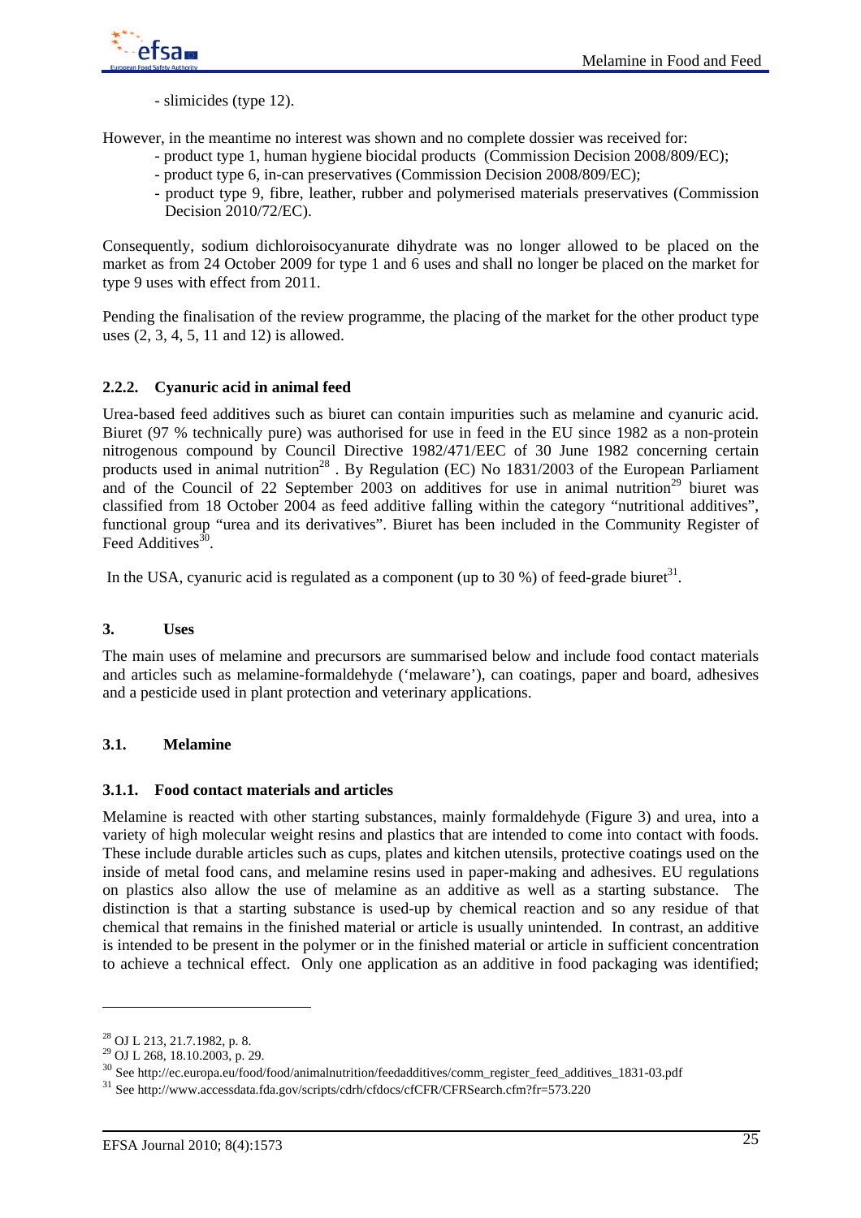- slimicides (type 12).

However, in the meantime no interest was shown and no complete dossier was received for:

- product type 1, human hygiene biocidal products (Commission Decision 2008/809/EC);
- product type 6, in-can preservatives (Commission Decision 2008/809/EC);
- product type 9, fibre, leather, rubber and polymerised materials preservatives (Commission Decision 2010/72/EC).

Consequently, sodium dichloroisocyanurate dihydrate was no longer allowed to be placed on the market as from 24 October 2009 for type 1 and 6 uses and shall no longer be placed on the market for type 9 uses with effect from 2011.

Pending the finalisation of the review programme, the placing of the market for the other product type uses (2, 3, 4, 5, 11 and 12) is allowed.

### 2.2.2. Cyanuric acid in animal feed

Urea-based feed additives such as biuret can contain impurities such as melamine and cyanuric acid. Biuret (97 % technically pure) was authorised for use in feed in the EU since 1982 as a non-protein nitrogenous compound by Council Directive 1982/471/EEC of 30 June 1982 concerning certain products used in animal nutrition[28] . By Regulation (EC) No 1831/2003 of the European Parliament and of the Council of 22 September 2003 on additives for use in animal nutrition[29] biuret was classified from 18 October 2004 as feed additive falling within the category "nutritional additives", functional group "urea and its derivatives". Biuret has been included in the Community Register of Feed Additives[30].

In the USA, cyanuric acid is regulated as a component (up to 30 %) of feed-grade biuret[31].

## 3. Uses

The main uses of melamine and precursors are summarised below and include food contact materials and articles such as melamine-formaldehyde ('melaware'), can coatings, paper and board, adhesives and a pesticide used in plant protection and veterinary applications.

### 3.1. Melamine

#### 3.1.1. Food contact materials and articles

Melamine is reacted with other starting substances, mainly formaldehyde (Figure 3) and urea, into a variety of high molecular weight resins and plastics that are intended to come into contact with foods. These include durable articles such as cups, plates and kitchen utensils, protective coatings used on the inside of metal food cans, and melamine resins used in paper-making and adhesives. EU regulations on plastics also allow the use of melamine as an additive as well as a starting substance. The distinction is that a starting substance is used-up by chemical reaction and so any residue of that chemical that remains in the finished material or article is usually unintended. In contrast, an additive is intended to be present in the polymer or in the finished material or article in sufficient concentration to achieve a technical effect. Only one application as an additive in food packaging was identified;

---

[28] OJ L 213, 21.7.1982, p. 8.

[29] OJ L 268, 18.10.2003, p. 29.

[30] See http://ec.europa.eu/food/food/animalnutrition/feedadditives/comm_register_feed_additives_1831-03.pdf

[31] See http://www.accessdata.fda.gov/scripts/cdrh/cfdocs/cfCFR/CFRSearch.cfm?fr=573.220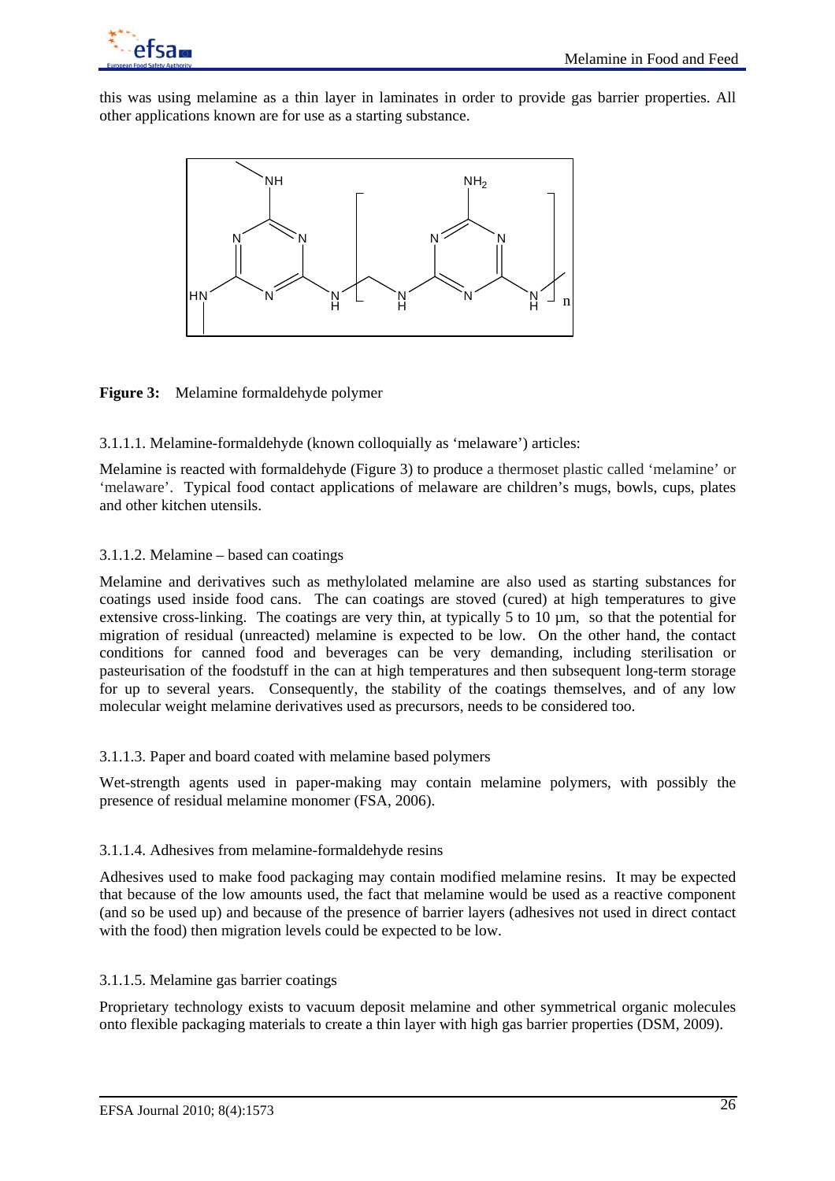this was using melamine as a thin layer in laminates in order to provide gas barrier properties. All other applications known are for use as a starting substance.

**Figure 3:** Melamine formaldehyde polymer

3.1.1.1. Melamine-formaldehyde (known colloquially as 'melaware') articles:

Melamine is reacted with formaldehyde (Figure 3) to produce a thermoset plastic called 'melamine' or 'melaware'. Typical food contact applications of melaware are children's mugs, bowls, cups, plates and other kitchen utensils.

3.1.1.2. Melamine – based can coatings

Melamine and derivatives such as methylolated melamine are also used as starting substances for coatings used inside food cans. The can coatings are stoved (cured) at high temperatures to give extensive cross-linking. The coatings are very thin, at typically 5 to 10 µm, so that the potential for migration of residual (unreacted) melamine is expected to be low. On the other hand, the contact conditions for canned food and beverages can be very demanding, including sterilisation or pasteurisation of the foodstuff in the can at high temperatures and then subsequent long-term storage for up to several years. Consequently, the stability of the coatings themselves, and of any low molecular weight melamine derivatives used as precursors, needs to be considered too.

3.1.1.3. Paper and board coated with melamine based polymers

Wet-strength agents used in paper-making may contain melamine polymers, with possibly the presence of residual melamine monomer (FSA, 2006).

3.1.1.4. Adhesives from melamine-formaldehyde resins

Adhesives used to make food packaging may contain modified melamine resins. It may be expected that because of the low amounts used, the fact that melamine would be used as a reactive component (and so be used up) and because of the presence of barrier layers (adhesives not used in direct contact with the food) then migration levels could be expected to be low.

3.1.1.5. Melamine gas barrier coatings

Proprietary technology exists to vacuum deposit melamine and other symmetrical organic molecules onto flexible packaging materials to create a thin layer with high gas barrier properties (DSM, 2009).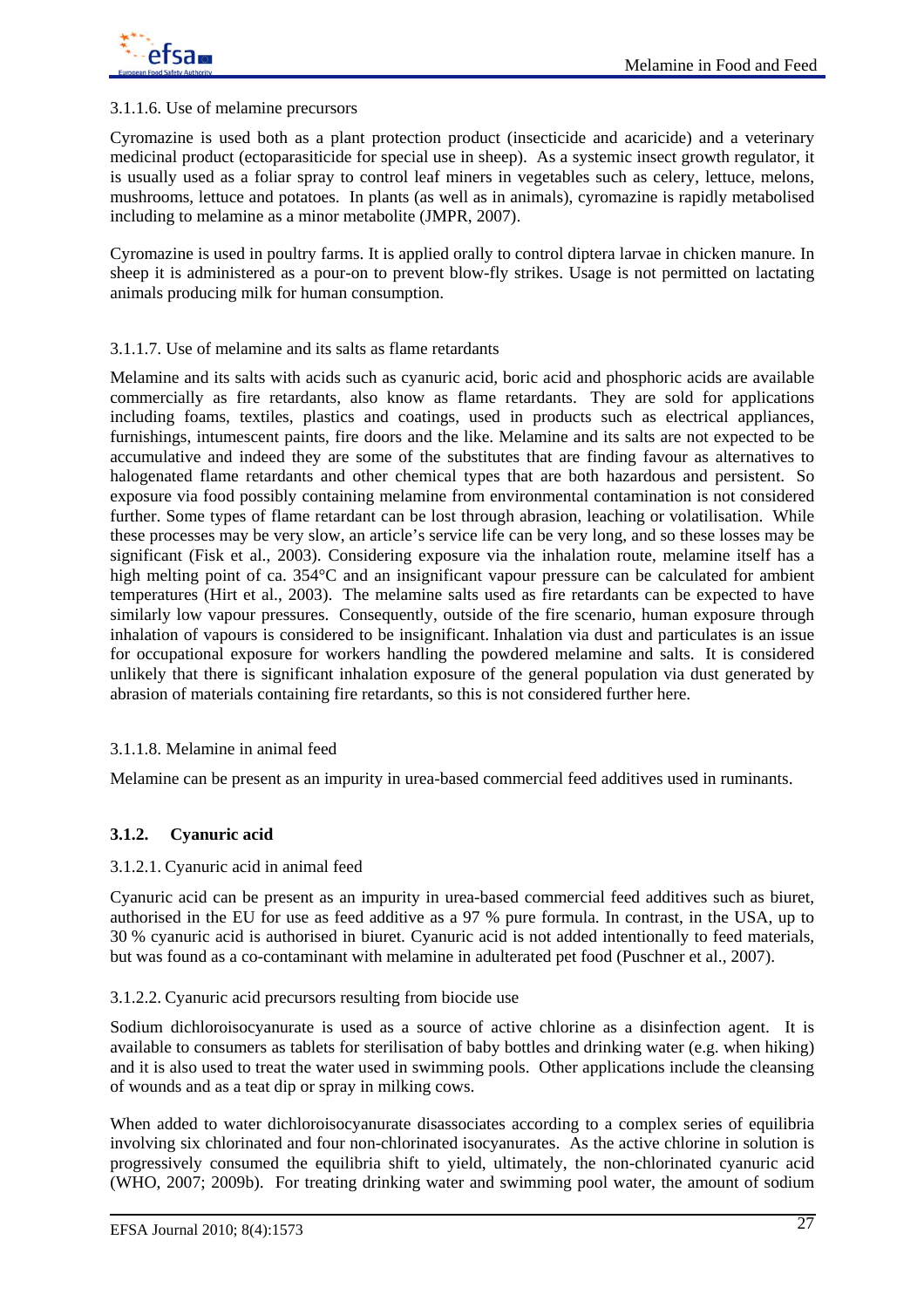3.1.1.6. Use of melamine precursors

Cyromazine is used both as a plant protection product (insecticide and acaricide) and a veterinary medicinal product (ectoparasiticide for special use in sheep). As a systemic insect growth regulator, it is usually used as a foliar spray to control leaf miners in vegetables such as celery, lettuce, melons, mushrooms, lettuce and potatoes. In plants (as well as in animals), cyromazine is rapidly metabolised including to melamine as a minor metabolite (JMPR, 2007).

Cyromazine is used in poultry farms. It is applied orally to control diptera larvae in chicken manure. In sheep it is administered as a pour-on to prevent blow-fly strikes. Usage is not permitted on lactating animals producing milk for human consumption.

3.1.1.7. Use of melamine and its salts as flame retardants

Melamine and its salts with acids such as cyanuric acid, boric acid and phosphoric acids are available commercially as fire retardants, also know as flame retardants. They are sold for applications including foams, textiles, plastics and coatings, used in products such as electrical appliances, furnishings, intumescent paints, fire doors and the like. Melamine and its salts are not expected to be accumulative and indeed they are some of the substitutes that are finding favour as alternatives to halogenated flame retardants and other chemical types that are both hazardous and persistent. So exposure via food possibly containing melamine from environmental contamination is not considered further. Some types of flame retardant can be lost through abrasion, leaching or volatilisation. While these processes may be very slow, an article's service life can be very long, and so these losses may be significant (Fisk et al., 2003). Considering exposure via the inhalation route, melamine itself has a high melting point of ca. 354°C and an insignificant vapour pressure can be calculated for ambient temperatures (Hirt et al., 2003). The melamine salts used as fire retardants can be expected to have similarly low vapour pressures. Consequently, outside of the fire scenario, human exposure through inhalation of vapours is considered to be insignificant. Inhalation via dust and particulates is an issue for occupational exposure for workers handling the powdered melamine and salts. It is considered unlikely that there is significant inhalation exposure of the general population via dust generated by abrasion of materials containing fire retardants, so this is not considered further here.

3.1.1.8. Melamine in animal feed

Melamine can be present as an impurity in urea-based commercial feed additives used in ruminants.

### 3.1.2. Cyanuric acid

3.1.2.1. Cyanuric acid in animal feed

Cyanuric acid can be present as an impurity in urea-based commercial feed additives such as biuret, authorised in the EU for use as feed additive as a 97 % pure formula. In contrast, in the USA, up to 30 % cyanuric acid is authorised in biuret. Cyanuric acid is not added intentionally to feed materials, but was found as a co-contaminant with melamine in adulterated pet food (Puschner et al., 2007).

3.1.2.2. Cyanuric acid precursors resulting from biocide use

Sodium dichloroisocyanurate is used as a source of active chlorine as a disinfection agent. It is available to consumers as tablets for sterilisation of baby bottles and drinking water (e.g. when hiking) and it is also used to treat the water used in swimming pools. Other applications include the cleansing of wounds and as a teat dip or spray in milking cows.

When added to water dichloroisocyanurate disassociates according to a complex series of equilibria involving six chlorinated and four non-chlorinated isocyanurates. As the active chlorine in solution is progressively consumed the equilibria shift to yield, ultimately, the non-chlorinated cyanuric acid (WHO, 2007; 2009b). For treating drinking water and swimming pool water, the amount of sodium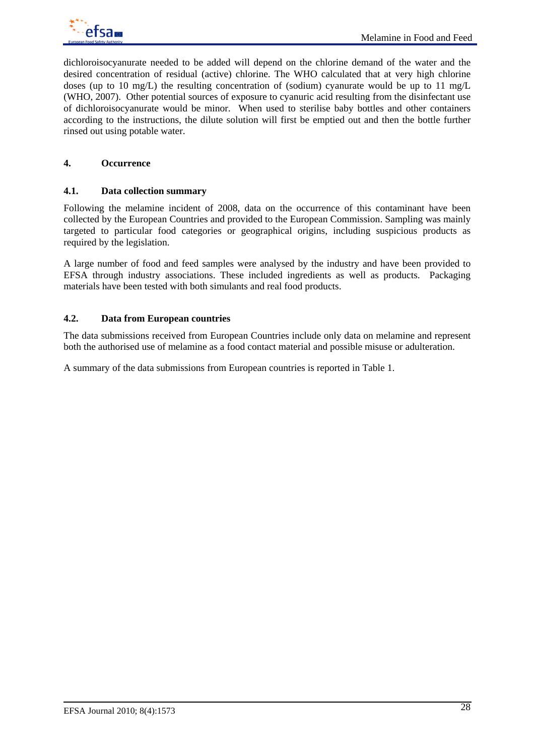dichloroisocyanurate needed to be added will depend on the chlorine demand of the water and the desired concentration of residual (active) chlorine. The WHO calculated that at very high chlorine doses (up to 10 mg/L) the resulting concentration of (sodium) cyanurate would be up to 11 mg/L (WHO, 2007). Other potential sources of exposure to cyanuric acid resulting from the disinfectant use of dichloroisocyanurate would be minor. When used to sterilise baby bottles and other containers according to the instructions, the dilute solution will first be emptied out and then the bottle further rinsed out using potable water.

## 4. Occurrence

### 4.1. Data collection summary

Following the melamine incident of 2008, data on the occurrence of this contaminant have been collected by the European Countries and provided to the European Commission. Sampling was mainly targeted to particular food categories or geographical origins, including suspicious products as required by the legislation.

A large number of food and feed samples were analysed by the industry and have been provided to EFSA through industry associations. These included ingredients as well as products. Packaging materials have been tested with both simulants and real food products.

### 4.2. Data from European countries

The data submissions received from European Countries include only data on melamine and represent both the authorised use of melamine as a food contact material and possible misuse or adulteration.

A summary of the data submissions from European countries is reported in Table 1.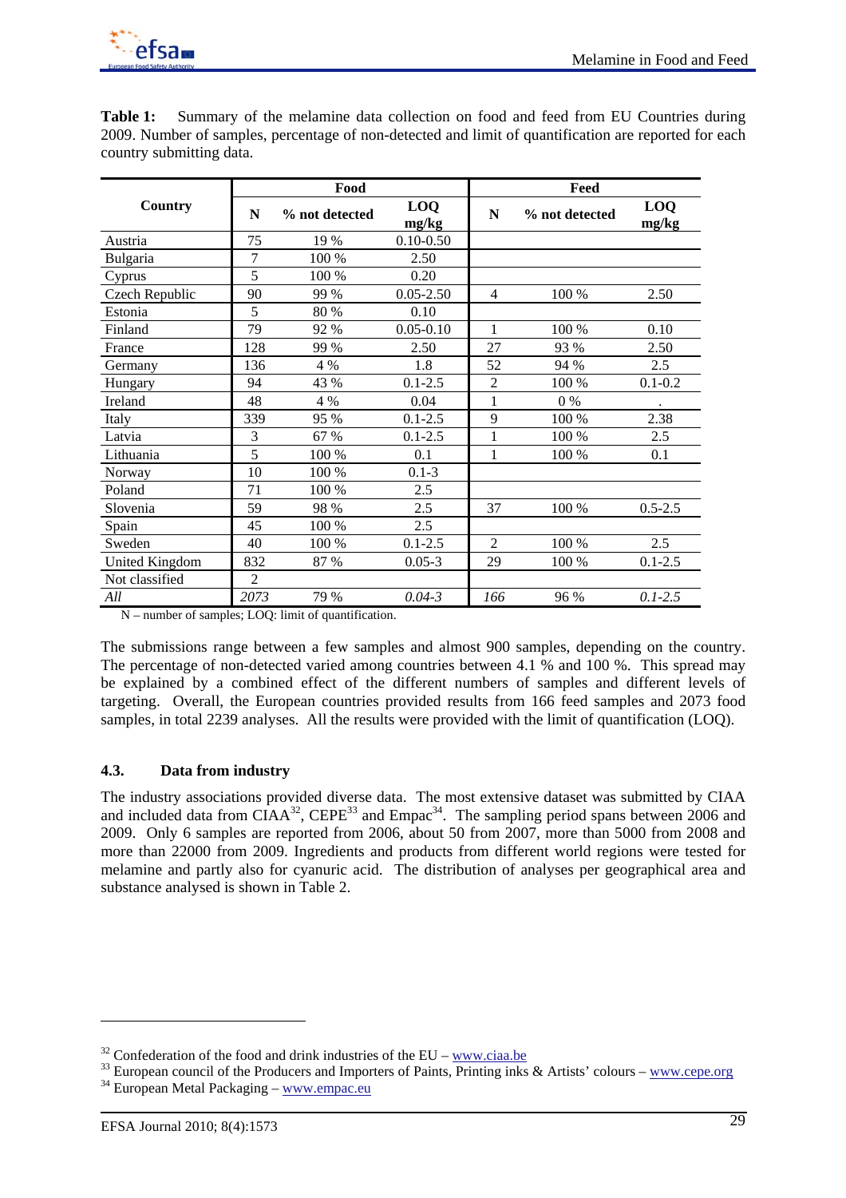**Table 1:** Summary of the melamine data collection on food and feed from EU Countries during 2009. Number of samples, percentage of non-detected and limit of quantification are reported for each country submitting data.

| Country | Food | | | Feed | | |
|---|---|---|---|---|---|---|
| | N | % not detected | LOQ mg/kg | N | % not detected | LOQ mg/kg |
| Austria | 75 | 19 % | 0.10-0.50 | | | |
| Bulgaria | 7 | 100 % | 2.50 | | | |
| Cyprus | 5 | 100 % | 0.20 | | | |
| Czech Republic | 90 | 99 % | 0.05-2.50 | 4 | 100 % | 2.50 |
| Estonia | 5 | 80 % | 0.10 | | | |
| Finland | 79 | 92 % | 0.05-0.10 | 1 | 100 % | 0.10 |
| France | 128 | 99 % | 2.50 | 27 | 93 % | 2.50 |
| Germany | 136 | 4 % | 1.8 | 52 | 94 % | 2.5 |
| Hungary | 94 | 43 % | 0.1-2.5 | 2 | 100 % | 0.1-0.2 |
| Ireland | 48 | 4 % | 0.04 | 1 | 0 % | . |
| Italy | 339 | 95 % | 0.1-2.5 | 9 | 100 % | 2.38 |
| Latvia | 3 | 67 % | 0.1-2.5 | 1 | 100 % | 2.5 |
| Lithuania | 5 | 100 % | 0.1 | 1 | 100 % | 0.1 |
| Norway | 10 | 100 % | 0.1-3 | | | |
| Poland | 71 | 100 % | 2.5 | | | |
| Slovenia | 59 | 98 % | 2.5 | 37 | 100 % | 0.5-2.5 |
| Spain | 45 | 100 % | 2.5 | | | |
| Sweden | 40 | 100 % | 0.1-2.5 | 2 | 100 % | 2.5 |
| United Kingdom | 832 | 87 % | 0.05-3 | 29 | 100 % | 0.1-2.5 |
| Not classified | 2 | | | | | |
| *All* | *2073* | 79 % | *0.04-3* | *166* | 96 % | *0.1-2.5* |

N – number of samples; LOQ: limit of quantification.

The submissions range between a few samples and almost 900 samples, depending on the country. The percentage of non-detected varied among countries between 4.1 % and 100 %. This spread may be explained by a combined effect of the different numbers of samples and different levels of targeting. Overall, the European countries provided results from 166 feed samples and 2073 food samples, in total 2239 analyses. All the results were provided with the limit of quantification (LOQ).

### 4.3. Data from industry

The industry associations provided diverse data. The most extensive dataset was submitted by CIAA and included data from CIAA[32], CEPE[33] and Empac[34]. The sampling period spans between 2006 and 2009. Only 6 samples are reported from 2006, about 50 from 2007, more than 5000 from 2008 and more than 22000 from 2009. Ingredients and products from different world regions were tested for melamine and partly also for cyanuric acid. The distribution of analyses per geographical area and substance analysed is shown in Table 2.

---

[32] Confederation of the food and drink industries of the EU – www.ciaa.be

[33] European council of the Producers and Importers of Paints, Printing inks & Artists' colours – www.cepe.org

[34] European Metal Packaging – www.empac.eu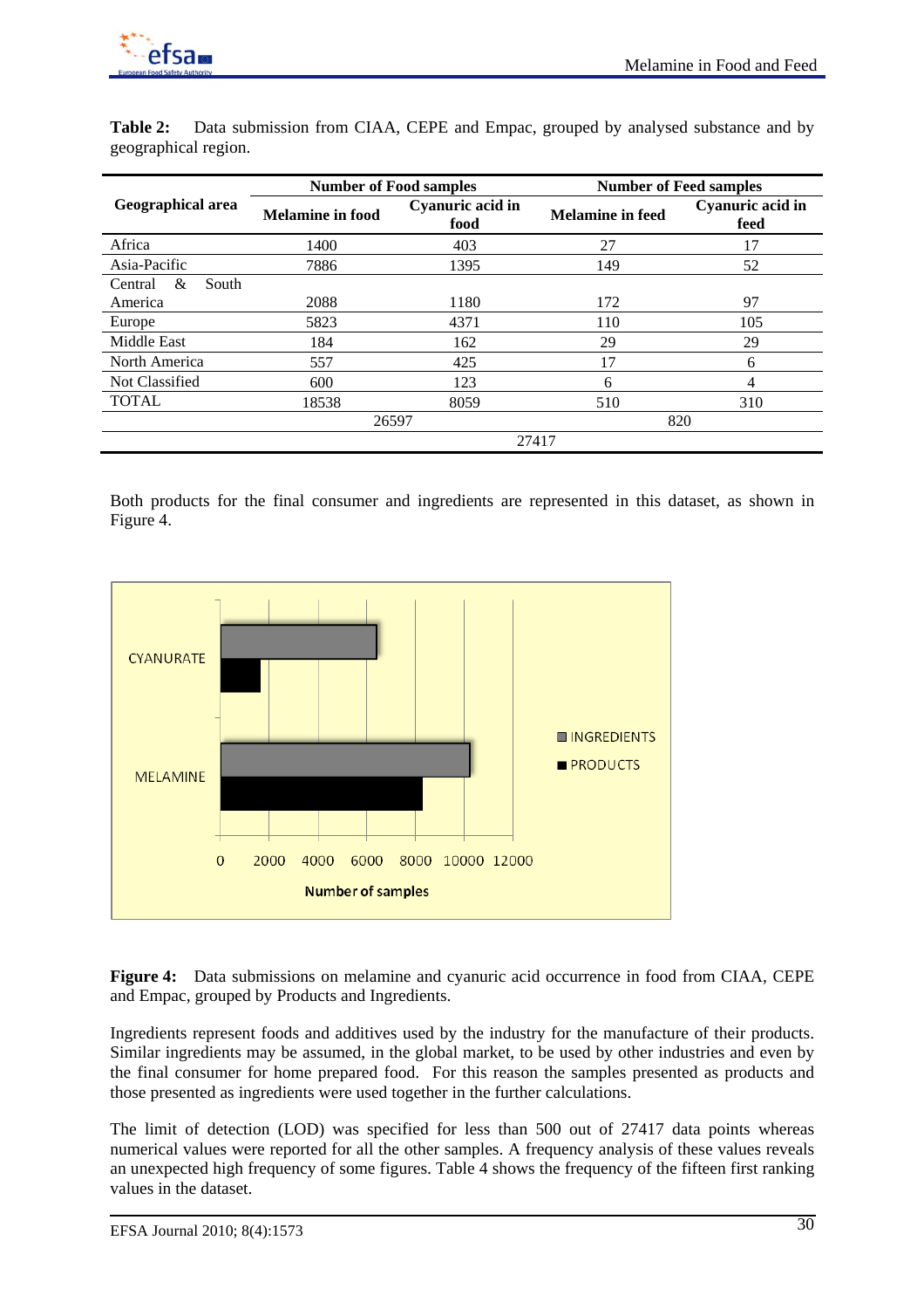**Table 2:** Data submission from CIAA, CEPE and Empac, grouped by analysed substance and by geographical region.

| Geographical area | Number of Food samples | | Number of Feed samples | |
|---|---|---|---|---|
| | Melamine in food | Cyanuric acid in food | Melamine in feed | Cyanuric acid in feed |
| Africa | 1400 | 403 | 27 | 17 |
| Asia-Pacific | 7886 | 1395 | 149 | 52 |
| Central & South America | 2088 | 1180 | 172 | 97 |
| Europe | 5823 | 4371 | 110 | 105 |
| Middle East | 184 | 162 | 29 | 29 |
| North America | 557 | 425 | 17 | 6 |
| Not Classified | 600 | 123 | 6 | 4 |
| TOTAL | 18538 | 8059 | 510 | 310 |
| | 26597 | | 820 | |
| | 27417 | | | |

Both products for the final consumer and ingredients are represented in this dataset, as shown in Figure 4.

CYANURATE
MELAMINE
INGREDIENTS
PRODUCTS
0 2000 4000 6000 8000 10000 12000
Number of samples

**Figure 4:** Data submissions on melamine and cyanuric acid occurrence in food from CIAA, CEPE and Empac, grouped by Products and Ingredients.

Ingredients represent foods and additives used by the industry for the manufacture of their products. Similar ingredients may be assumed, in the global market, to be used by other industries and even by the final consumer for home prepared food. For this reason the samples presented as products and those presented as ingredients were used together in the further calculations.

The limit of detection (LOD) was specified for less than 500 out of 27417 data points whereas numerical values were reported for all the other samples. A frequency analysis of these values reveals an unexpected high frequency of some figures. Table 4 shows the frequency of the fifteen first ranking values in the dataset.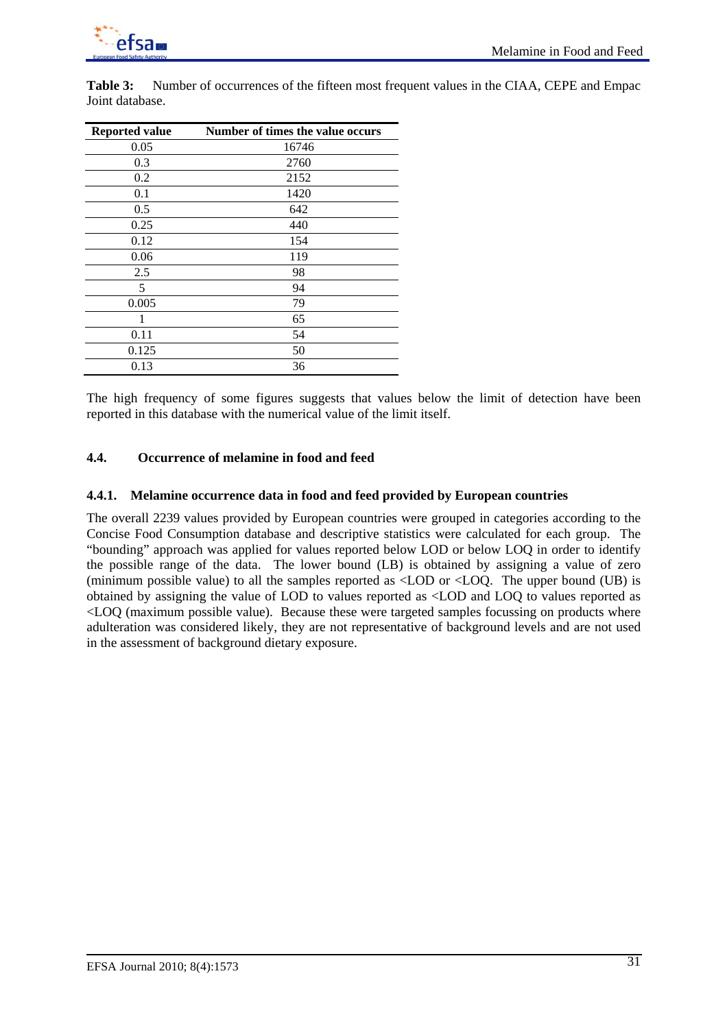**Table 3:** Number of occurrences of the fifteen most frequent values in the CIAA, CEPE and Empac Joint database.

| Reported value | Number of times the value occurs |
|---|---|
| 0.05 | 16746 |
| 0.3 | 2760 |
| 0.2 | 2152 |
| 0.1 | 1420 |
| 0.5 | 642 |
| 0.25 | 440 |
| 0.12 | 154 |
| 0.06 | 119 |
| 2.5 | 98 |
| 5 | 94 |
| 0.005 | 79 |
| 1 | 65 |
| 0.11 | 54 |
| 0.125 | 50 |
| 0.13 | 36 |

The high frequency of some figures suggests that values below the limit of detection have been reported in this database with the numerical value of the limit itself.

## 4.4. Occurrence of melamine in food and feed

### 4.4.1. Melamine occurrence data in food and feed provided by European countries

The overall 2239 values provided by European countries were grouped in categories according to the Concise Food Consumption database and descriptive statistics were calculated for each group. The "bounding" approach was applied for values reported below LOD or below LOQ in order to identify the possible range of the data. The lower bound (LB) is obtained by assigning a value of zero (minimum possible value) to all the samples reported as <LOD or <LOQ. The upper bound (UB) is obtained by assigning the value of LOD to values reported as <LOD and LOQ to values reported as <LOQ (maximum possible value). Because these were targeted samples focussing on products where adulteration was considered likely, they are not representative of background levels and are not used in the assessment of background dietary exposure.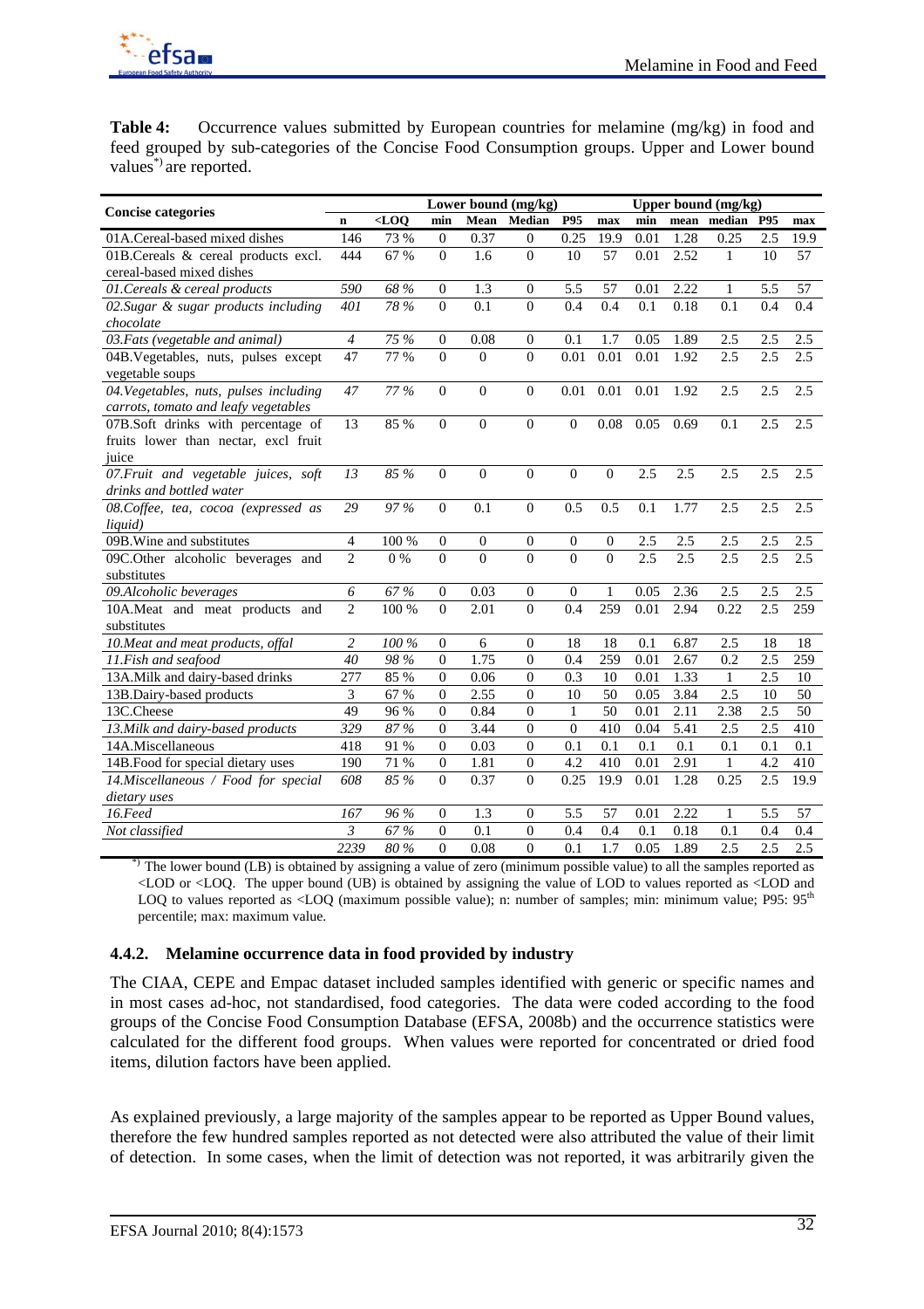**Table 4:** Occurrence values submitted by European countries for melamine (mg/kg) in food and feed grouped by sub-categories of the Concise Food Consumption groups. Upper and Lower bound values[*)] are reported.

| Concise categories | | | Lower bound (mg/kg) | | | | | Upper bound (mg/kg) | | | | |
|---|---|---|---|---|---|---|---|---|---|---|---|---|
| | n | <LOQ | min | Mean | Median | P95 | max | min | mean | median | P95 | max |
| 01A.Cereal-based mixed dishes | 146 | 73 % | 0 | 0.37 | 0 | 0.25 | 19.9 | 0.01 | 1.28 | 0.25 | 2.5 | 19.9 |
| 01B.Cereals & cereal products excl. cereal-based mixed dishes | 444 | 67 % | 0 | 1.6 | 0 | 10 | 57 | 0.01 | 2.52 | 1 | 10 | 57 |
| *01.Cereals & cereal products* | *590* | *68 %* | 0 | 1.3 | 0 | 5.5 | 57 | 0.01 | 2.22 | 1 | 5.5 | 57 |
| *02.Sugar & sugar products including chocolate* | *401* | *78 %* | 0 | 0.1 | 0 | 0.4 | 0.4 | 0.1 | 0.18 | 0.1 | 0.4 | 0.4 |
| *03.Fats (vegetable and animal)* | *4* | *75 %* | 0 | 0.08 | 0 | 0.1 | 1.7 | 0.05 | 1.89 | 2.5 | 2.5 | 2.5 |
| 04B.Vegetables, nuts, pulses except vegetable soups | 47 | 77 % | 0 | 0 | 0 | 0.01 | 0.01 | 0.01 | 1.92 | 2.5 | 2.5 | 2.5 |
| *04.Vegetables, nuts, pulses including carrots, tomato and leafy vegetables* | *47* | *77 %* | 0 | 0 | 0 | 0.01 | 0.01 | 0.01 | 1.92 | 2.5 | 2.5 | 2.5 |
| 07B.Soft drinks with percentage of fruits lower than nectar, excl fruit juice | 13 | 85 % | 0 | 0 | 0 | 0 | 0.08 | 0.05 | 0.69 | 0.1 | 2.5 | 2.5 |
| *07.Fruit and vegetable juices, soft drinks and bottled water* | *13* | *85 %* | 0 | 0 | 0 | 0 | 0 | 2.5 | 2.5 | 2.5 | 2.5 | 2.5 |
| *08.Coffee, tea, cocoa (expressed as liquid)* | *29* | *97 %* | 0 | 0.1 | 0 | 0.5 | 0.5 | 0.1 | 1.77 | 2.5 | 2.5 | 2.5 |
| 09B.Wine and substitutes | 4 | 100 % | 0 | 0 | 0 | 0 | 0 | 2.5 | 2.5 | 2.5 | 2.5 | 2.5 |
| 09C.Other alcoholic beverages and substitutes | 2 | 0 % | 0 | 0 | 0 | 0 | 0 | 2.5 | 2.5 | 2.5 | 2.5 | 2.5 |
| *09.Alcoholic beverages* | *6* | *67 %* | 0 | 0.03 | 0 | 0 | 1 | 0.05 | 2.36 | 2.5 | 2.5 | 2.5 |
| 10A.Meat and meat products and substitutes | 2 | 100 % | 0 | 2.01 | 0 | 0.4 | 259 | 0.01 | 2.94 | 0.22 | 2.5 | 259 |
| *10.Meat and meat products, offal* | *2* | *100 %* | 0 | 6 | 0 | 18 | 18 | 0.1 | 6.87 | 2.5 | 18 | 18 |
| *11.Fish and seafood* | *40* | *98 %* | 0 | 1.75 | 0 | 0.4 | 259 | 0.01 | 2.67 | 0.2 | 2.5 | 259 |
| 13A.Milk and dairy-based drinks | 277 | 85 % | 0 | 0.06 | 0 | 0.3 | 10 | 0.01 | 1.33 | 1 | 2.5 | 10 |
| 13B.Dairy-based products | 3 | 67 % | 0 | 2.55 | 0 | 10 | 50 | 0.05 | 3.84 | 2.5 | 10 | 50 |
| 13C.Cheese | 49 | 96 % | 0 | 0.84 | 0 | 1 | 50 | 0.01 | 2.11 | 2.38 | 2.5 | 50 |
| *13.Milk and dairy-based products* | *329* | *87 %* | 0 | 3.44 | 0 | 0 | 410 | 0.04 | 5.41 | 2.5 | 2.5 | 410 |
| 14A.Miscellaneous | 418 | 91 % | 0 | 0.03 | 0 | 0.1 | 0.1 | 0.1 | 0.1 | 0.1 | 0.1 | 0.1 |
| 14B.Food for special dietary uses | 190 | 71 % | 0 | 1.81 | 0 | 4.2 | 410 | 0.01 | 2.91 | 1 | 4.2 | 410 |
| *14.Miscellaneous / Food for special dietary uses* | *608* | *85 %* | 0 | 0.37 | 0 | 0.25 | 19.9 | 0.01 | 1.28 | 0.25 | 2.5 | 19.9 |
| *16.Feed* | *167* | *96 %* | 0 | 1.3 | 0 | 5.5 | 57 | 0.01 | 2.22 | 1 | 5.5 | 57 |
| *Not classified* | *3* | *67 %* | 0 | 0.1 | 0 | 0.4 | 0.4 | 0.1 | 0.18 | 0.1 | 0.4 | 0.4 |
| | *2239* | *80 %* | 0 | 0.08 | 0 | 0.1 | 1.7 | 0.05 | 1.89 | 2.5 | 2.5 | 2.5 |

[*)] The lower bound (LB) is obtained by assigning a value of zero (minimum possible value) to all the samples reported as <LOD or <LOQ. The upper bound (UB) is obtained by assigning the value of LOD to values reported as <LOD and LOQ to values reported as <LOQ (maximum possible value); n: number of samples; min: minimum value; P95: 95th percentile; max: maximum value.

### 4.4.2. Melamine occurrence data in food provided by industry

The CIAA, CEPE and Empac dataset included samples identified with generic or specific names and in most cases ad-hoc, not standardised, food categories. The data were coded according to the food groups of the Concise Food Consumption Database (EFSA, 2008b) and the occurrence statistics were calculated for the different food groups. When values were reported for concentrated or dried food items, dilution factors have been applied.

As explained previously, a large majority of the samples appear to be reported as Upper Bound values, therefore the few hundred samples reported as not detected were also attributed the value of their limit of detection. In some cases, when the limit of detection was not reported, it was arbitrarily given the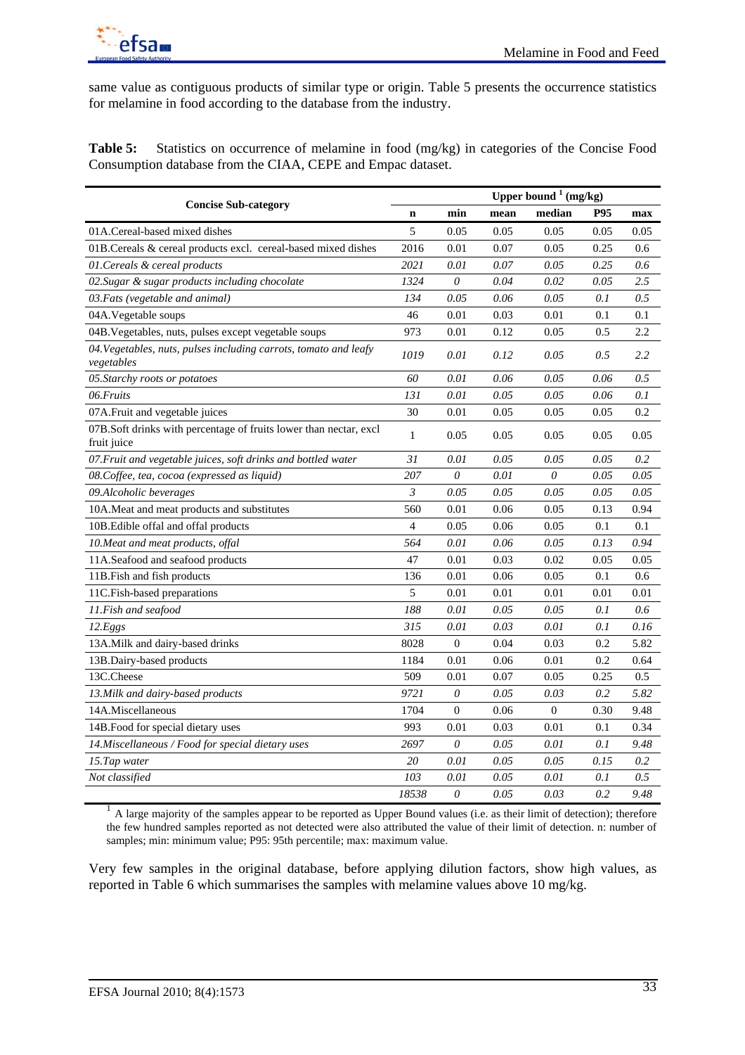same value as contiguous products of similar type or origin. Table 5 presents the occurrence statistics for melamine in food according to the database from the industry.

**Table 5:** Statistics on occurrence of melamine in food (mg/kg) in categories of the Concise Food Consumption database from the CIAA, CEPE and Empac dataset.

| Concise Sub-category | Upper bound [1] (mg/kg) | | | | | |
|---|---|---|---|---|---|---|
| | **n** | **min** | **mean** | **median** | **P95** | **max** |
| 01A.Cereal-based mixed dishes | 5 | 0.05 | 0.05 | 0.05 | 0.05 | 0.05 |
| 01B.Cereals & cereal products excl. cereal-based mixed dishes | 2016 | 0.01 | 0.07 | 0.05 | 0.25 | 0.6 |
| *01.Cereals & cereal products* | *2021* | *0.01* | *0.07* | *0.05* | *0.25* | *0.6* |
| *02.Sugar & sugar products including chocolate* | *1324* | *0* | *0.04* | *0.02* | *0.05* | *2.5* |
| *03.Fats (vegetable and animal)* | *134* | *0.05* | *0.06* | *0.05* | *0.1* | *0.5* |
| 04A.Vegetable soups | 46 | 0.01 | 0.03 | 0.01 | 0.1 | 0.1 |
| 04B.Vegetables, nuts, pulses except vegetable soups | 973 | 0.01 | 0.12 | 0.05 | 0.5 | 2.2 |
| *04.Vegetables, nuts, pulses including carrots, tomato and leafy vegetables* | *1019* | *0.01* | *0.12* | *0.05* | *0.5* | *2.2* |
| *05.Starchy roots or potatoes* | *60* | *0.01* | *0.06* | *0.05* | *0.06* | *0.5* |
| *06.Fruits* | *131* | *0.01* | *0.05* | *0.05* | *0.06* | *0.1* |
| 07A.Fruit and vegetable juices | 30 | 0.01 | 0.05 | 0.05 | 0.05 | 0.2 |
| 07B.Soft drinks with percentage of fruits lower than nectar, excl fruit juice | 1 | 0.05 | 0.05 | 0.05 | 0.05 | 0.05 |
| *07.Fruit and vegetable juices, soft drinks and bottled water* | *31* | *0.01* | *0.05* | *0.05* | *0.05* | *0.2* |
| *08.Coffee, tea, cocoa (expressed as liquid)* | *207* | *0* | *0.01* | *0* | *0.05* | *0.05* |
| *09.Alcoholic beverages* | *3* | *0.05* | *0.05* | *0.05* | *0.05* | *0.05* |
| 10A.Meat and meat products and substitutes | 560 | 0.01 | 0.06 | 0.05 | 0.13 | 0.94 |
| 10B.Edible offal and offal products | 4 | 0.05 | 0.06 | 0.05 | 0.1 | 0.1 |
| *10.Meat and meat products, offal* | *564* | *0.01* | *0.06* | *0.05* | *0.13* | *0.94* |
| 11A.Seafood and seafood products | 47 | 0.01 | 0.03 | 0.02 | 0.05 | 0.05 |
| 11B.Fish and fish products | 136 | 0.01 | 0.06 | 0.05 | 0.1 | 0.6 |
| 11C.Fish-based preparations | 5 | 0.01 | 0.01 | 0.01 | 0.01 | 0.01 |
| *11.Fish and seafood* | *188* | *0.01* | *0.05* | *0.05* | *0.1* | *0.6* |
| *12.Eggs* | *315* | *0.01* | *0.03* | *0.01* | *0.1* | *0.16* |
| 13A.Milk and dairy-based drinks | 8028 | 0 | 0.04 | 0.03 | 0.2 | 5.82 |
| 13B.Dairy-based products | 1184 | 0.01 | 0.06 | 0.01 | 0.2 | 0.64 |
| 13C.Cheese | 509 | 0.01 | 0.07 | 0.05 | 0.25 | 0.5 |
| *13.Milk and dairy-based products* | *9721* | *0* | *0.05* | *0.03* | *0.2* | *5.82* |
| 14A.Miscellaneous | 1704 | 0 | 0.06 | 0 | 0.30 | 9.48 |
| 14B.Food for special dietary uses | 993 | 0.01 | 0.03 | 0.01 | 0.1 | 0.34 |
| *14.Miscellaneous / Food for special dietary uses* | *2697* | *0* | *0.05* | *0.01* | *0.1* | *9.48* |
| *15.Tap water* | *20* | *0.01* | *0.05* | *0.05* | *0.15* | *0.2* |
| *Not classified* | *103* | *0.01* | *0.05* | *0.01* | *0.1* | *0.5* |
| | *18538* | *0* | *0.05* | *0.03* | *0.2* | *9.48* |

[1] A large majority of the samples appear to be reported as Upper Bound values (i.e. as their limit of detection); therefore the few hundred samples reported as not detected were also attributed the value of their limit of detection. n: number of samples; min: minimum value; P95: 95th percentile; max: maximum value.

Very few samples in the original database, before applying dilution factors, show high values, as reported in Table 6 which summarises the samples with melamine values above 10 mg/kg.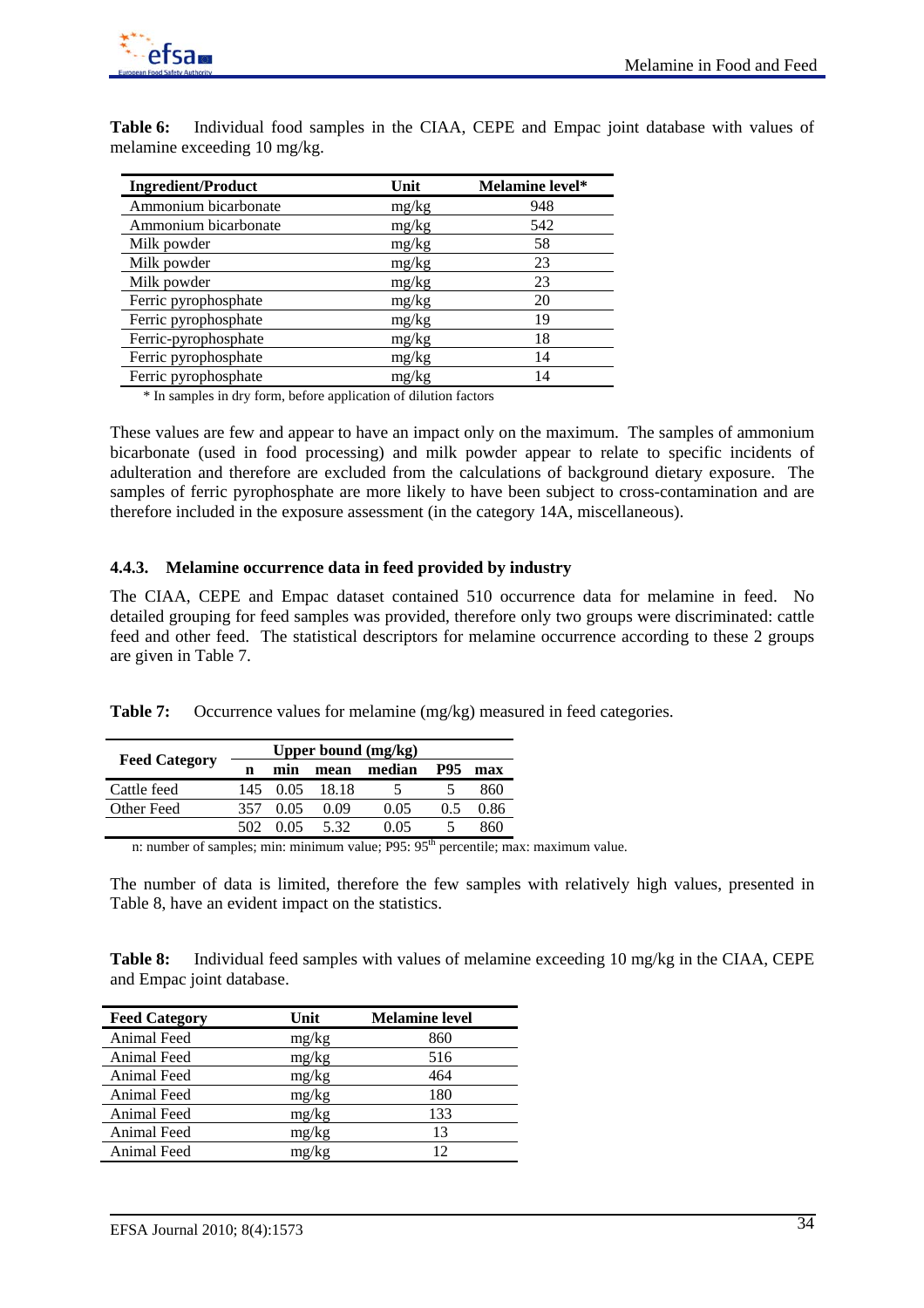**Table 6:** Individual food samples in the CIAA, CEPE and Empac joint database with values of melamine exceeding 10 mg/kg.

| Ingredient/Product | Unit | Melamine level* |
|---|---|---|
| Ammonium bicarbonate | mg/kg | 948 |
| Ammonium bicarbonate | mg/kg | 542 |
| Milk powder | mg/kg | 58 |
| Milk powder | mg/kg | 23 |
| Milk powder | mg/kg | 23 |
| Ferric pyrophosphate | mg/kg | 20 |
| Ferric pyrophosphate | mg/kg | 19 |
| Ferric-pyrophosphate | mg/kg | 18 |
| Ferric pyrophosphate | mg/kg | 14 |
| Ferric pyrophosphate | mg/kg | 14 |

\* In samples in dry form, before application of dilution factors

These values are few and appear to have an impact only on the maximum. The samples of ammonium bicarbonate (used in food processing) and milk powder appear to relate to specific incidents of adulteration and therefore are excluded from the calculations of background dietary exposure. The samples of ferric pyrophosphate are more likely to have been subject to cross-contamination and are therefore included in the exposure assessment (in the category 14A, miscellaneous).

### 4.4.3. Melamine occurrence data in feed provided by industry

The CIAA, CEPE and Empac dataset contained 510 occurrence data for melamine in feed. No detailed grouping for feed samples was provided, therefore only two groups were discriminated: cattle feed and other feed. The statistical descriptors for melamine occurrence according to these 2 groups are given in Table 7.

**Table 7:** Occurrence values for melamine (mg/kg) measured in feed categories.

| Feed Category | Upper bound (mg/kg) | | | | | |
|---|---|---|---|---|---|---|
| | n | min | mean | median | P95 | max |
| Cattle feed | 145 | 0.05 | 18.18 | 5 | 5 | 860 |
| Other Feed | 357 | 0.05 | 0.09 | 0.05 | 0.5 | 0.86 |
| | 502 | 0.05 | 5.32 | 0.05 | 5 | 860 |

n: number of samples; min: minimum value; P95: 95[th] percentile; max: maximum value.

The number of data is limited, therefore the few samples with relatively high values, presented in Table 8, have an evident impact on the statistics.

**Table 8:** Individual feed samples with values of melamine exceeding 10 mg/kg in the CIAA, CEPE and Empac joint database.

| Feed Category | Unit | Melamine level |
|---|---|---|
| Animal Feed | mg/kg | 860 |
| Animal Feed | mg/kg | 516 |
| Animal Feed | mg/kg | 464 |
| Animal Feed | mg/kg | 180 |
| Animal Feed | mg/kg | 133 |
| Animal Feed | mg/kg | 13 |
| Animal Feed | mg/kg | 12 |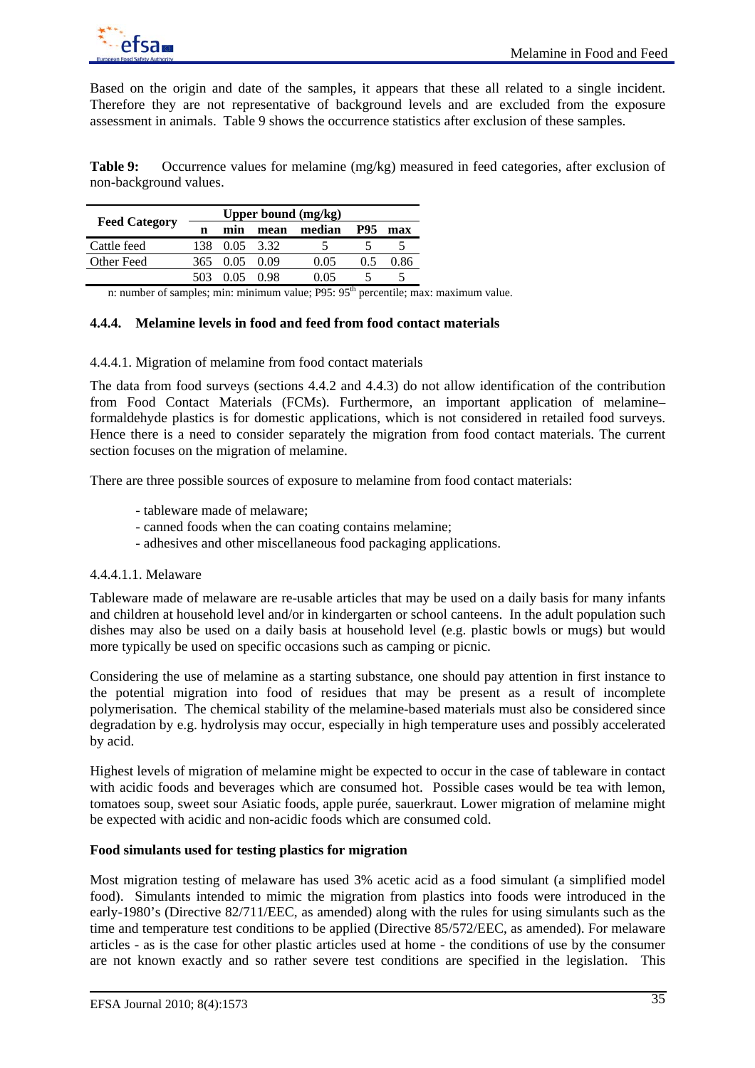Based on the origin and date of the samples, it appears that these all related to a single incident. Therefore they are not representative of background levels and are excluded from the exposure assessment in animals. Table 9 shows the occurrence statistics after exclusion of these samples.

**Table 9:** Occurrence values for melamine (mg/kg) measured in feed categories, after exclusion of non-background values.

| Feed Category | Upper bound (mg/kg) | | | | | |
|---|---|---|---|---|---|---|
| | n | min | mean | median | P95 | max |
| Cattle feed | 138 | 0.05 | 3.32 | 5 | 5 | 5 |
| Other Feed | 365 | 0.05 | 0.09 | 0.05 | 0.5 | 0.86 |
| | 503 | 0.05 | 0.98 | 0.05 | 5 | 5 |

n: number of samples; min: minimum value; P95: 95th percentile; max: maximum value.

### 4.4.4. Melamine levels in food and feed from food contact materials

4.4.4.1. Migration of melamine from food contact materials

The data from food surveys (sections 4.4.2 and 4.4.3) do not allow identification of the contribution from Food Contact Materials (FCMs). Furthermore, an important application of melamine–formaldehyde plastics is for domestic applications, which is not considered in retailed food surveys. Hence there is a need to consider separately the migration from food contact materials. The current section focuses on the migration of melamine.

There are three possible sources of exposure to melamine from food contact materials:

- tableware made of melaware;
- canned foods when the can coating contains melamine;
- adhesives and other miscellaneous food packaging applications.

4.4.4.1.1. Melaware

Tableware made of melaware are re-usable articles that may be used on a daily basis for many infants and children at household level and/or in kindergarten or school canteens. In the adult population such dishes may also be used on a daily basis at household level (e.g. plastic bowls or mugs) but would more typically be used on specific occasions such as camping or picnic.

Considering the use of melamine as a starting substance, one should pay attention in first instance to the potential migration into food of residues that may be present as a result of incomplete polymerisation. The chemical stability of the melamine-based materials must also be considered since degradation by e.g. hydrolysis may occur, especially in high temperature uses and possibly accelerated by acid.

Highest levels of migration of melamine might be expected to occur in the case of tableware in contact with acidic foods and beverages which are consumed hot. Possible cases would be tea with lemon, tomatoes soup, sweet sour Asiatic foods, apple purée, sauerkraut. Lower migration of melamine might be expected with acidic and non-acidic foods which are consumed cold.

**Food simulants used for testing plastics for migration**

Most migration testing of melaware has used 3% acetic acid as a food simulant (a simplified model food). Simulants intended to mimic the migration from plastics into foods were introduced in the early-1980's (Directive 82/711/EEC, as amended) along with the rules for using simulants such as the time and temperature test conditions to be applied (Directive 85/572/EEC, as amended). For melaware articles - as is the case for other plastic articles used at home - the conditions of use by the consumer are not known exactly and so rather severe test conditions are specified in the legislation. This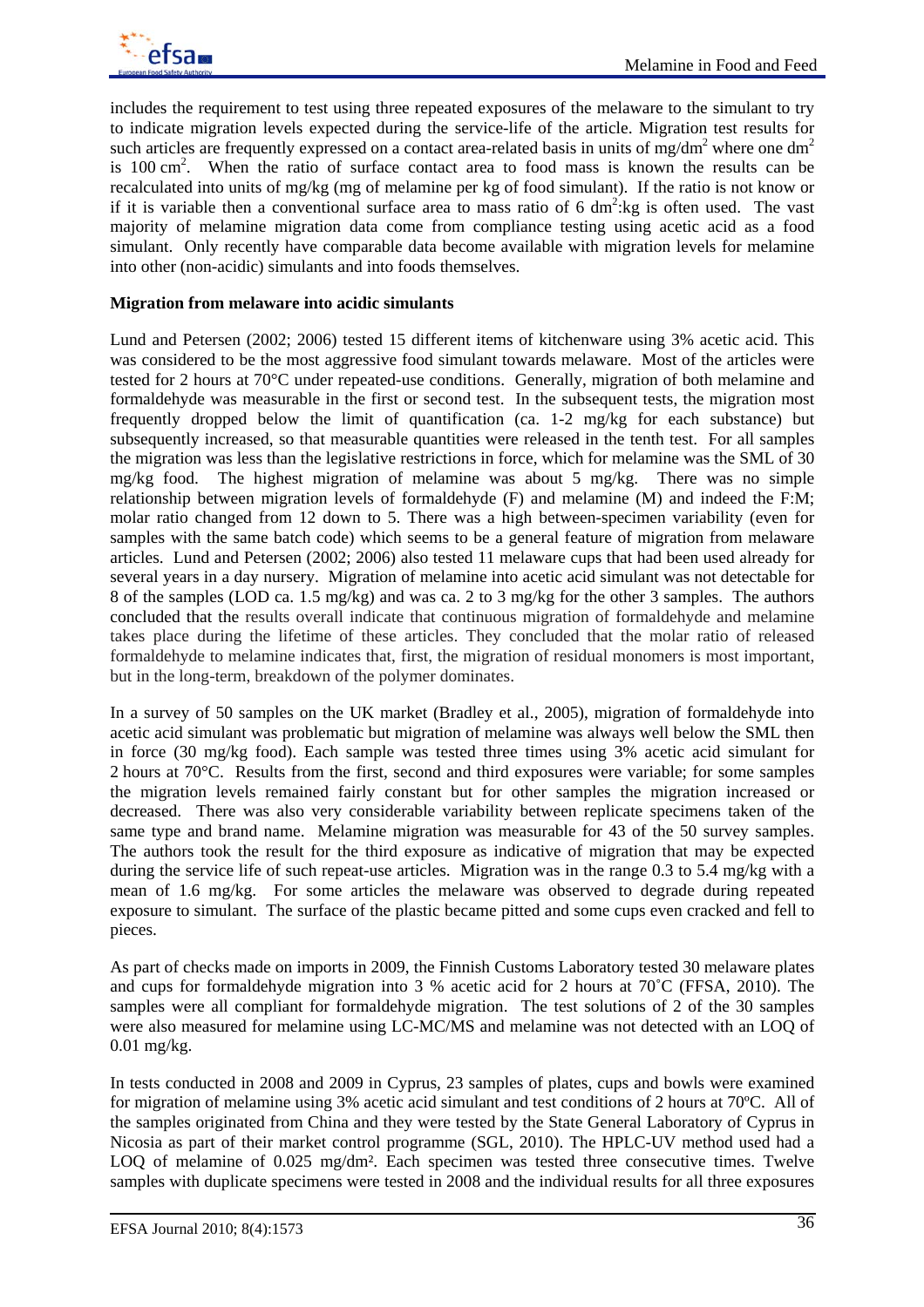includes the requirement to test using three repeated exposures of the melaware to the simulant to try to indicate migration levels expected during the service-life of the article. Migration test results for such articles are frequently expressed on a contact area-related basis in units of mg/dm$^2$ where one dm$^2$ is 100 cm$^2$. When the ratio of surface contact area to food mass is known the results can be recalculated into units of mg/kg (mg of melamine per kg of food simulant). If the ratio is not know or if it is variable then a conventional surface area to mass ratio of 6 dm$^2$:kg is often used. The vast majority of melamine migration data come from compliance testing using acetic acid as a food simulant. Only recently have comparable data become available with migration levels for melamine into other (non-acidic) simulants and into foods themselves.

**Migration from melaware into acidic simulants**

Lund and Petersen (2002; 2006) tested 15 different items of kitchenware using 3% acetic acid. This was considered to be the most aggressive food simulant towards melaware. Most of the articles were tested for 2 hours at 70°C under repeated-use conditions. Generally, migration of both melamine and formaldehyde was measurable in the first or second test. In the subsequent tests, the migration most frequently dropped below the limit of quantification (ca. 1-2 mg/kg for each substance) but subsequently increased, so that measurable quantities were released in the tenth test. For all samples the migration was less than the legislative restrictions in force, which for melamine was the SML of 30 mg/kg food. The highest migration of melamine was about 5 mg/kg. There was no simple relationship between migration levels of formaldehyde (F) and melamine (M) and indeed the F:M; molar ratio changed from 12 down to 5. There was a high between-specimen variability (even for samples with the same batch code) which seems to be a general feature of migration from melaware articles. Lund and Petersen (2002; 2006) also tested 11 melaware cups that had been used already for several years in a day nursery. Migration of melamine into acetic acid simulant was not detectable for 8 of the samples (LOD ca. 1.5 mg/kg) and was ca. 2 to 3 mg/kg for the other 3 samples. The authors concluded that the results overall indicate that continuous migration of formaldehyde and melamine takes place during the lifetime of these articles. They concluded that the molar ratio of released formaldehyde to melamine indicates that, first, the migration of residual monomers is most important, but in the long-term, breakdown of the polymer dominates.

In a survey of 50 samples on the UK market (Bradley et al., 2005), migration of formaldehyde into acetic acid simulant was problematic but migration of melamine was always well below the SML then in force (30 mg/kg food). Each sample was tested three times using 3% acetic acid simulant for 2 hours at 70°C. Results from the first, second and third exposures were variable; for some samples the migration levels remained fairly constant but for other samples the migration increased or decreased. There was also very considerable variability between replicate specimens taken of the same type and brand name. Melamine migration was measurable for 43 of the 50 survey samples. The authors took the result for the third exposure as indicative of migration that may be expected during the service life of such repeat-use articles. Migration was in the range 0.3 to 5.4 mg/kg with a mean of 1.6 mg/kg. For some articles the melaware was observed to degrade during repeated exposure to simulant. The surface of the plastic became pitted and some cups even cracked and fell to pieces.

As part of checks made on imports in 2009, the Finnish Customs Laboratory tested 30 melaware plates and cups for formaldehyde migration into 3 % acetic acid for 2 hours at 70˚C (FFSA, 2010). The samples were all compliant for formaldehyde migration. The test solutions of 2 of the 30 samples were also measured for melamine using LC-MC/MS and melamine was not detected with an LOQ of 0.01 mg/kg.

In tests conducted in 2008 and 2009 in Cyprus, 23 samples of plates, cups and bowls were examined for migration of melamine using 3% acetic acid simulant and test conditions of 2 hours at 70ºC. All of the samples originated from China and they were tested by the State General Laboratory of Cyprus in Nicosia as part of their market control programme (SGL, 2010). The HPLC-UV method used had a LOQ of melamine of 0.025 mg/dm². Each specimen was tested three consecutive times. Twelve samples with duplicate specimens were tested in 2008 and the individual results for all three exposures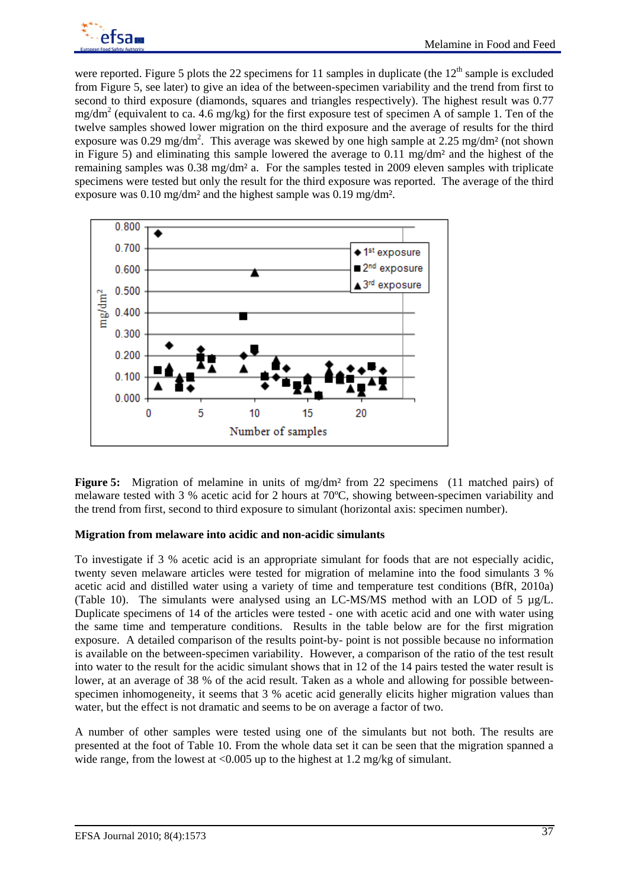were reported. Figure 5 plots the 22 specimens for 11 samples in duplicate (the 12[th] sample is excluded from Figure 5, see later) to give an idea of the between-specimen variability and the trend from first to second to third exposure (diamonds, squares and triangles respectively). The highest result was 0.77 mg/dm² (equivalent to ca. 4.6 mg/kg) for the first exposure test of specimen A of sample 1. Ten of the twelve samples showed lower migration on the third exposure and the average of results for the third exposure was 0.29 mg/dm². This average was skewed by one high sample at 2.25 mg/dm² (not shown in Figure 5) and eliminating this sample lowered the average to 0.11 mg/dm² and the highest of the remaining samples was 0.38 mg/dm² a. For the samples tested in 2009 eleven samples with triplicate specimens were tested but only the result for the third exposure was reported. The average of the third exposure was 0.10 mg/dm² and the highest sample was 0.19 mg/dm².

mg/dm²
0.800
0.700
0.600
0.500
0.400
0.300
0.200
0.100
0.000
0
5
10
15
20
Number of samples
1st exposure
2nd exposure
3rd exposure

**Figure 5:** Migration of melamine in units of mg/dm² from 22 specimens (11 matched pairs) of melaware tested with 3 % acetic acid for 2 hours at 70ºC, showing between-specimen variability and the trend from first, second to third exposure to simulant (horizontal axis: specimen number).

**Migration from melaware into acidic and non-acidic simulants**

To investigate if 3 % acetic acid is an appropriate simulant for foods that are not especially acidic, twenty seven melaware articles were tested for migration of melamine into the food simulants 3 % acetic acid and distilled water using a variety of time and temperature test conditions (BfR, 2010a) (Table 10). The simulants were analysed using an LC-MS/MS method with an LOD of 5 µg/L. Duplicate specimens of 14 of the articles were tested - one with acetic acid and one with water using the same time and temperature conditions. Results in the table below are for the first migration exposure. A detailed comparison of the results point-by- point is not possible because no information is available on the between-specimen variability. However, a comparison of the ratio of the test result into water to the result for the acidic simulant shows that in 12 of the 14 pairs tested the water result is lower, at an average of 38 % of the acid result. Taken as a whole and allowing for possible between-specimen inhomogeneity, it seems that 3 % acetic acid generally elicits higher migration values than water, but the effect is not dramatic and seems to be on average a factor of two.

A number of other samples were tested using one of the simulants but not both. The results are presented at the foot of Table 10. From the whole data set it can be seen that the migration spanned a wide range, from the lowest at <0.005 up to the highest at 1.2 mg/kg of simulant.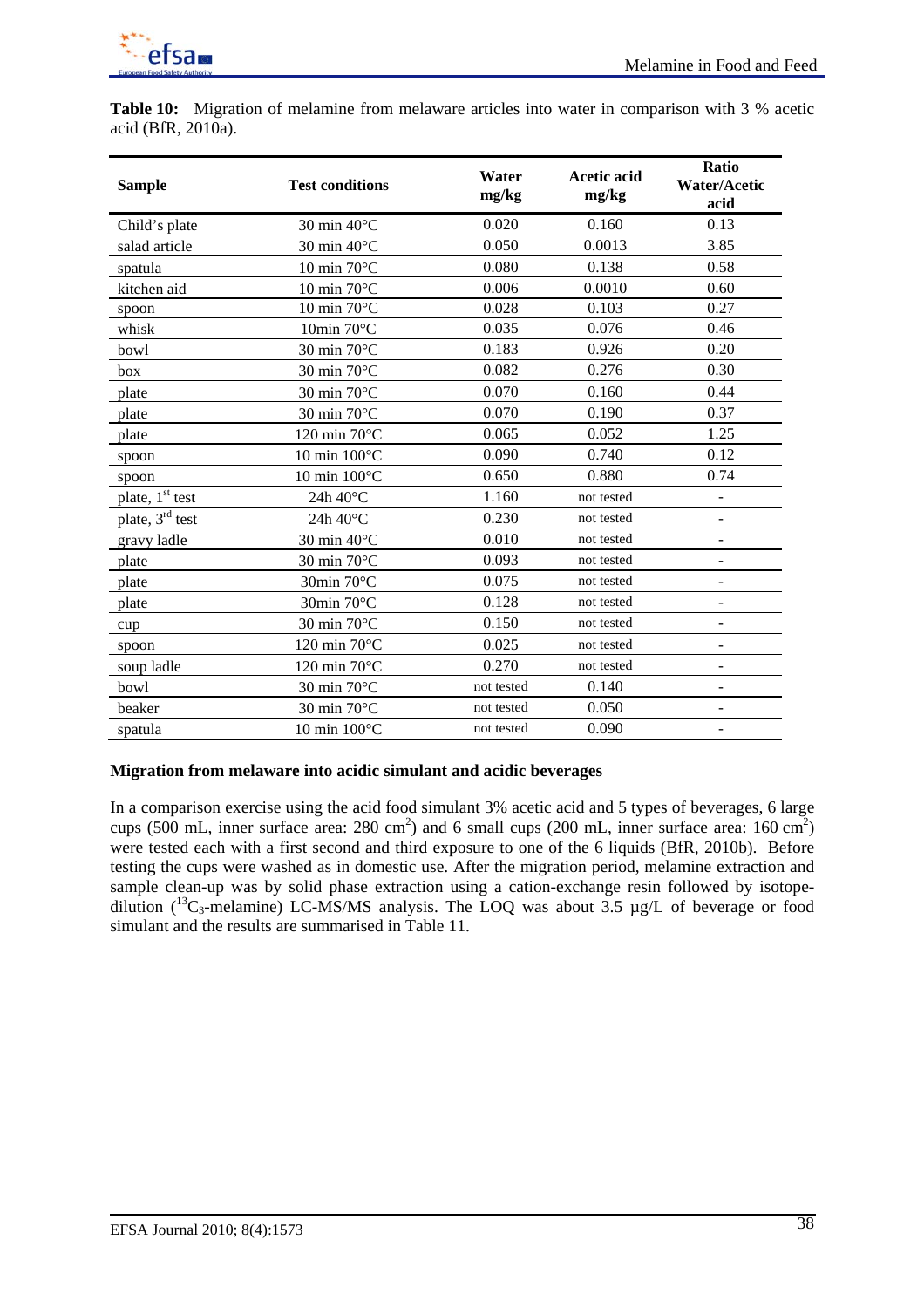**Table 10:** Migration of melamine from melaware articles into water in comparison with 3 % acetic acid (BfR, 2010a).

| Sample | Test conditions | Water mg/kg | Acetic acid mg/kg | Ratio Water/Acetic acid |
|---|---|---|---|---|
| Child's plate | 30 min 40°C | 0.020 | 0.160 | 0.13 |
| salad article | 30 min 40°C | 0.050 | 0.0013 | 3.85 |
| spatula | 10 min 70°C | 0.080 | 0.138 | 0.58 |
| kitchen aid | 10 min 70°C | 0.006 | 0.0010 | 0.60 |
| spoon | 10 min 70°C | 0.028 | 0.103 | 0.27 |
| whisk | 10min 70°C | 0.035 | 0.076 | 0.46 |
| bowl | 30 min 70°C | 0.183 | 0.926 | 0.20 |
| box | 30 min 70°C | 0.082 | 0.276 | 0.30 |
| plate | 30 min 70°C | 0.070 | 0.160 | 0.44 |
| plate | 30 min 70°C | 0.070 | 0.190 | 0.37 |
| plate | 120 min 70°C | 0.065 | 0.052 | 1.25 |
| spoon | 10 min 100°C | 0.090 | 0.740 | 0.12 |
| spoon | 10 min 100°C | 0.650 | 0.880 | 0.74 |
| plate, 1st test | 24h 40°C | 1.160 | not tested | - |
| plate, 3rd test | 24h 40°C | 0.230 | not tested | - |
| gravy ladle | 30 min 40°C | 0.010 | not tested | - |
| plate | 30 min 70°C | 0.093 | not tested | - |
| plate | 30min 70°C | 0.075 | not tested | - |
| plate | 30min 70°C | 0.128 | not tested | - |
| cup | 30 min 70°C | 0.150 | not tested | - |
| spoon | 120 min 70°C | 0.025 | not tested | - |
| soup ladle | 120 min 70°C | 0.270 | not tested | - |
| bowl | 30 min 70°C | not tested | 0.140 | - |
| beaker | 30 min 70°C | not tested | 0.050 | - |
| spatula | 10 min 100°C | not tested | 0.090 | - |

### Migration from melaware into acidic simulant and acidic beverages

In a comparison exercise using the acid food simulant 3% acetic acid and 5 types of beverages, 6 large cups (500 mL, inner surface area: 280 $cm^2$) and 6 small cups (200 mL, inner surface area: 160 $cm^2$) were tested each with a first second and third exposure to one of the 6 liquids (BfR, 2010b). Before testing the cups were washed as in domestic use. After the migration period, melamine extraction and sample clean-up was by solid phase extraction using a cation-exchange resin followed by isotope-dilution ($^{13}C_3$-melamine) LC-MS/MS analysis. The LOQ was about 3.5 µg/L of beverage or food simulant and the results are summarised in Table 11.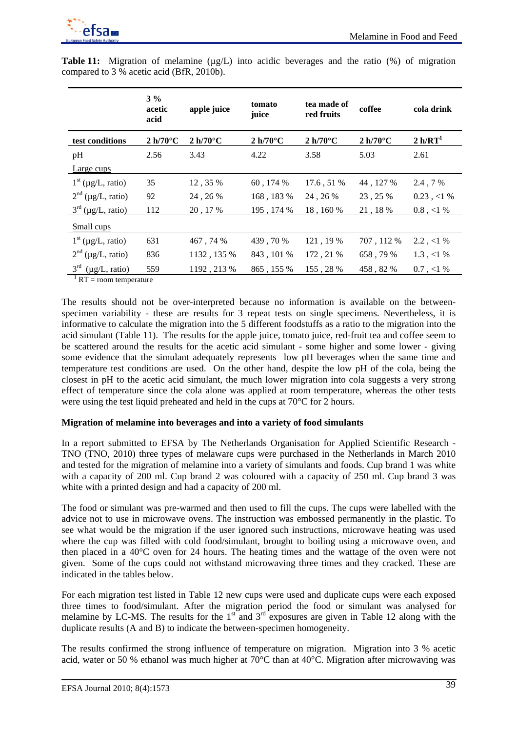**Table 11:** Migration of melamine (µg/L) into acidic beverages and the ratio (%) of migration compared to 3 % acetic acid (BfR, 2010b).

| | 3 % acetic acid | apple juice | tomato juice | tea made of red fruits | coffee | cola drink |
|---|---|---|---|---|---|---|
| **test conditions** | **2 h/70°C** | **2 h/70°C** | **2 h/70°C** | **2 h/70°C** | **2 h/70°C** | **2 h/RT[1]** |
| pH | 2.56 | 3.43 | 4.22 | 3.58 | 5.03 | 2.61 |
| Large cups | | | | | | |
| 1st (µg/L, ratio) | 35 | 12 , 35 % | 60 , 174 % | 17.6 , 51 % | 44 , 127 % | 2.4 , 7 % |
| 2nd (µg/L, ratio) | 92 | 24 , 26 % | 168 , 183 % | 24 , 26 % | 23 , 25 % | 0.23 , <1 % |
| 3rd (µg/L, ratio) | 112 | 20 , 17 % | 195 , 174 % | 18 , 160 % | 21 , 18 % | 0.8 , <1 % |
| Small cups | | | | | | |
| 1st (µg/L, ratio) | 631 | 467 , 74 % | 439 , 70 % | 121 , 19 % | 707 , 112 % | 2.2 , <1 % |
| 2nd (µg/L, ratio) | 836 | 1132 , 135 % | 843 , 101 % | 172 , 21 % | 658 , 79 % | 1.3 , <1 % |
| 3rd (µg/L, ratio) | 559 | 1192 , 213 % | 865 , 155 % | 155 , 28 % | 458 , 82 % | 0.7 , <1 % |

[1] RT = room temperature

The results should not be over-interpreted because no information is available on the between-specimen variability - these are results for 3 repeat tests on single specimens. Nevertheless, it is informative to calculate the migration into the 5 different foodstuffs as a ratio to the migration into the acid simulant (Table 11). The results for the apple juice, tomato juice, red-fruit tea and coffee seem to be scattered around the results for the acetic acid simulant - some higher and some lower - giving some evidence that the simulant adequately represents low pH beverages when the same time and temperature test conditions are used. On the other hand, despite the low pH of the cola, being the closest in pH to the acetic acid simulant, the much lower migration into cola suggests a very strong effect of temperature since the cola alone was applied at room temperature, whereas the other tests were using the test liquid preheated and held in the cups at 70°C for 2 hours.

**Migration of melamine into beverages and into a variety of food simulants**

In a report submitted to EFSA by The Netherlands Organisation for Applied Scientific Research - TNO (TNO, 2010) three types of melaware cups were purchased in the Netherlands in March 2010 and tested for the migration of melamine into a variety of simulants and foods. Cup brand 1 was white with a capacity of 200 ml. Cup brand 2 was coloured with a capacity of 250 ml. Cup brand 3 was white with a printed design and had a capacity of 200 ml.

The food or simulant was pre-warmed and then used to fill the cups. The cups were labelled with the advice not to use in microwave ovens. The instruction was embossed permanently in the plastic. To see what would be the migration if the user ignored such instructions, microwave heating was used where the cup was filled with cold food/simulant, brought to boiling using a microwave oven, and then placed in a 40°C oven for 24 hours. The heating times and the wattage of the oven were not given. Some of the cups could not withstand microwaving three times and they cracked. These are indicated in the tables below.

For each migration test listed in Table 12 new cups were used and duplicate cups were each exposed three times to food/simulant. After the migration period the food or simulant was analysed for melamine by LC-MS. The results for the 1st and 3rd exposures are given in Table 12 along with the duplicate results (A and B) to indicate the between-specimen homogeneity.

The results confirmed the strong influence of temperature on migration. Migration into 3 % acetic acid, water or 50 % ethanol was much higher at 70°C than at 40°C. Migration after microwaving was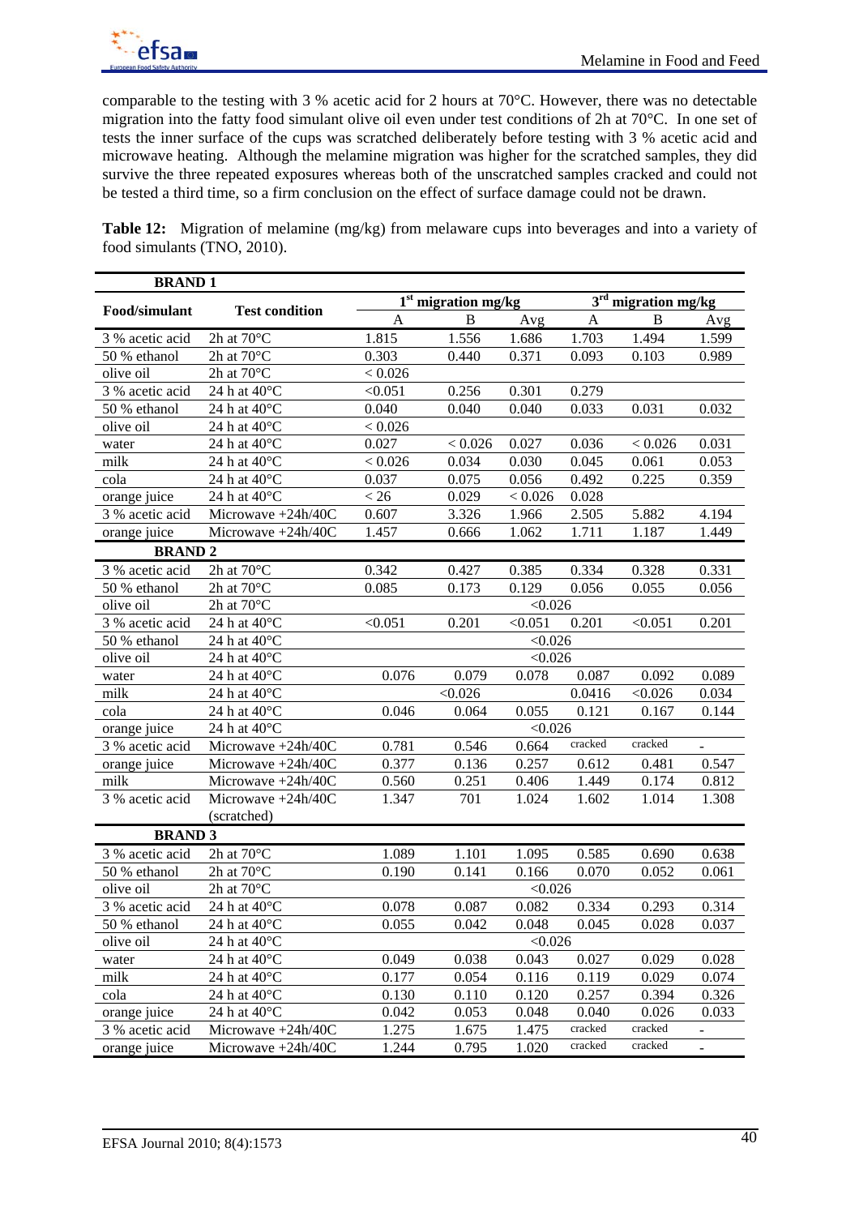comparable to the testing with 3 % acetic acid for 2 hours at 70°C. However, there was no detectable migration into the fatty food simulant olive oil even under test conditions of 2h at 70°C. In one set of tests the inner surface of the cups was scratched deliberately before testing with 3 % acetic acid and microwave heating. Although the melamine migration was higher for the scratched samples, they did survive the three repeated exposures whereas both of the unscratched samples cracked and could not be tested a third time, so a firm conclusion on the effect of surface damage could not be drawn.

**Table 12:** Migration of melamine (mg/kg) from melaware cups into beverages and into a variety of food simulants (TNO, 2010).

| Food/simulant | Test condition | 1st migration mg/kg | | | 3rd migration mg/kg | | |
|---|---|---|---|---|---|---|---|
| | | A | B | Avg | A | B | Avg |
| **BRAND 1** | | | | | | | |
| 3 % acetic acid | 2h at 70°C | 1.815 | 1.556 | 1.686 | 1.703 | 1.494 | 1.599 |
| 50 % ethanol | 2h at 70°C | 0.303 | 0.440 | 0.371 | 0.093 | 0.103 | 0.989 |
| olive oil | 2h at 70°C | < 0.026 | | | | | |
| 3 % acetic acid | 24 h at 40°C | <0.051 | 0.256 | 0.301 | 0.279 | | |
| 50 % ethanol | 24 h at 40°C | 0.040 | 0.040 | 0.040 | 0.033 | 0.031 | 0.032 |
| olive oil | 24 h at 40°C | < 0.026 | | | | | |
| water | 24 h at 40°C | 0.027 | < 0.026 | 0.027 | 0.036 | < 0.026 | 0.031 |
| milk | 24 h at 40°C | < 0.026 | 0.034 | 0.030 | 0.045 | 0.061 | 0.053 |
| cola | 24 h at 40°C | 0.037 | 0.075 | 0.056 | 0.492 | 0.225 | 0.359 |
| orange juice | 24 h at 40°C | < 26 | 0.029 | < 0.026 | 0.028 | | |
| 3 % acetic acid | Microwave +24h/40C | 0.607 | 3.326 | 1.966 | 2.505 | 5.882 | 4.194 |
| orange juice | Microwave +24h/40C | 1.457 | 0.666 | 1.062 | 1.711 | 1.187 | 1.449 |
| **BRAND 2** | | | | | | | |
| 3 % acetic acid | 2h at 70°C | 0.342 | 0.427 | 0.385 | 0.334 | 0.328 | 0.331 |
| 50 % ethanol | 2h at 70°C | 0.085 | 0.173 | 0.129 | 0.056 | 0.055 | 0.056 |
| olive oil | 2h at 70°C | | | <0.026 | | | |
| 3 % acetic acid | 24 h at 40°C | <0.051 | 0.201 | <0.051 | 0.201 | <0.051 | 0.201 |
| 50 % ethanol | 24 h at 40°C | | | <0.026 | | | |
| olive oil | 24 h at 40°C | | | <0.026 | | | |
| water | 24 h at 40°C | 0.076 | 0.079 | 0.078 | 0.087 | 0.092 | 0.089 |
| milk | 24 h at 40°C | | <0.026 | | 0.0416 | <0.026 | 0.034 |
| cola | 24 h at 40°C | 0.046 | 0.064 | 0.055 | 0.121 | 0.167 | 0.144 |
| orange juice | 24 h at 40°C | | | <0.026 | | | |
| 3 % acetic acid | Microwave +24h/40C | 0.781 | 0.546 | 0.664 | cracked | cracked | - |
| orange juice | Microwave +24h/40C | 0.377 | 0.136 | 0.257 | 0.612 | 0.481 | 0.547 |
| milk | Microwave +24h/40C | 0.560 | 0.251 | 0.406 | 1.449 | 0.174 | 0.812 |
| 3 % acetic acid | Microwave +24h/40C (scratched) | 1.347 | 701 | 1.024 | 1.602 | 1.014 | 1.308 |
| **BRAND 3** | | | | | | | |
| 3 % acetic acid | 2h at 70°C | 1.089 | 1.101 | 1.095 | 0.585 | 0.690 | 0.638 |
| 50 % ethanol | 2h at 70°C | 0.190 | 0.141 | 0.166 | 0.070 | 0.052 | 0.061 |
| olive oil | 2h at 70°C | | | <0.026 | | | |
| 3 % acetic acid | 24 h at 40°C | 0.078 | 0.087 | 0.082 | 0.334 | 0.293 | 0.314 |
| 50 % ethanol | 24 h at 40°C | 0.055 | 0.042 | 0.048 | 0.045 | 0.028 | 0.037 |
| olive oil | 24 h at 40°C | | | <0.026 | | | |
| water | 24 h at 40°C | 0.049 | 0.038 | 0.043 | 0.027 | 0.029 | 0.028 |
| milk | 24 h at 40°C | 0.177 | 0.054 | 0.116 | 0.119 | 0.029 | 0.074 |
| cola | 24 h at 40°C | 0.130 | 0.110 | 0.120 | 0.257 | 0.394 | 0.326 |
| orange juice | 24 h at 40°C | 0.042 | 0.053 | 0.048 | 0.040 | 0.026 | 0.033 |
| 3 % acetic acid | Microwave +24h/40C | 1.275 | 1.675 | 1.475 | cracked | cracked | - |
| orange juice | Microwave +24h/40C | 1.244 | 0.795 | 1.020 | cracked | cracked | - |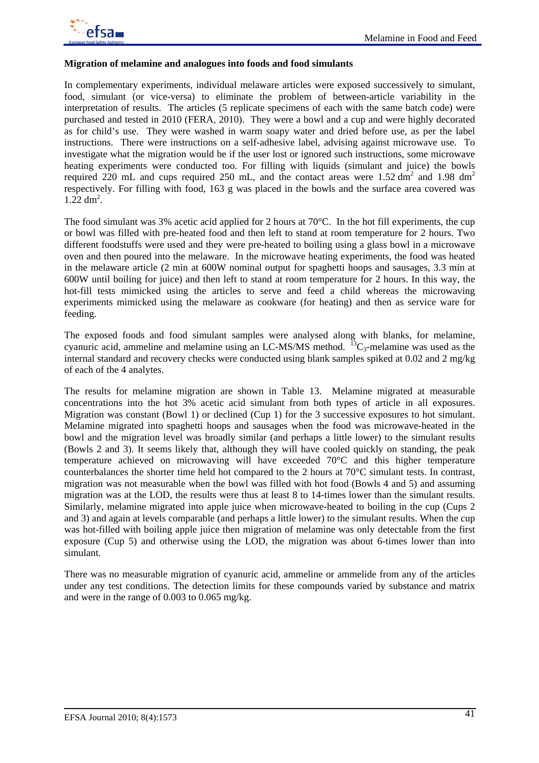**Migration of melamine and analogues into foods and food simulants**

In complementary experiments, individual melaware articles were exposed successively to simulant, food, simulant (or vice-versa) to eliminate the problem of between-article variability in the interpretation of results. The articles (5 replicate specimens of each with the same batch code) were purchased and tested in 2010 (FERA, 2010). They were a bowl and a cup and were highly decorated as for child's use. They were washed in warm soapy water and dried before use, as per the label instructions. There were instructions on a self-adhesive label, advising against microwave use. To investigate what the migration would be if the user lost or ignored such instructions, some microwave heating experiments were conducted too. For filling with liquids (simulant and juice) the bowls required 220 mL and cups required 250 mL, and the contact areas were 1.52 $dm^2$ and 1.98 $dm^2$ respectively. For filling with food, 163 g was placed in the bowls and the surface area covered was 1.22 $dm^2$.

The food simulant was 3% acetic acid applied for 2 hours at 70°C. In the hot fill experiments, the cup or bowl was filled with pre-heated food and then left to stand at room temperature for 2 hours. Two different foodstuffs were used and they were pre-heated to boiling using a glass bowl in a microwave oven and then poured into the melaware. In the microwave heating experiments, the food was heated in the melaware article (2 min at 600W nominal output for spaghetti hoops and sausages, 3.3 min at 600W until boiling for juice) and then left to stand at room temperature for 2 hours. In this way, the hot-fill tests mimicked using the articles to serve and feed a child whereas the microwaving experiments mimicked using the melaware as cookware (for heating) and then as service ware for feeding.

The exposed foods and food simulant samples were analysed along with blanks, for melamine, cyanuric acid, ammeline and melamine using an LC-MS/MS method. $^{13}C_3$-melamine was used as the internal standard and recovery checks were conducted using blank samples spiked at 0.02 and 2 mg/kg of each of the 4 analytes.

The results for melamine migration are shown in Table 13. Melamine migrated at measurable concentrations into the hot 3% acetic acid simulant from both types of article in all exposures. Migration was constant (Bowl 1) or declined (Cup 1) for the 3 successive exposures to hot simulant. Melamine migrated into spaghetti hoops and sausages when the food was microwave-heated in the bowl and the migration level was broadly similar (and perhaps a little lower) to the simulant results (Bowls 2 and 3). It seems likely that, although they will have cooled quickly on standing, the peak temperature achieved on microwaving will have exceeded 70°C and this higher temperature counterbalances the shorter time held hot compared to the 2 hours at 70°C simulant tests. In contrast, migration was not measurable when the bowl was filled with hot food (Bowls 4 and 5) and assuming migration was at the LOD, the results were thus at least 8 to 14-times lower than the simulant results. Similarly, melamine migrated into apple juice when microwave-heated to boiling in the cup (Cups 2 and 3) and again at levels comparable (and perhaps a little lower) to the simulant results. When the cup was hot-filled with boiling apple juice then migration of melamine was only detectable from the first exposure (Cup 5) and otherwise using the LOD, the migration was about 6-times lower than into simulant.

There was no measurable migration of cyanuric acid, ammeline or ammelide from any of the articles under any test conditions. The detection limits for these compounds varied by substance and matrix and were in the range of 0.003 to 0.065 mg/kg.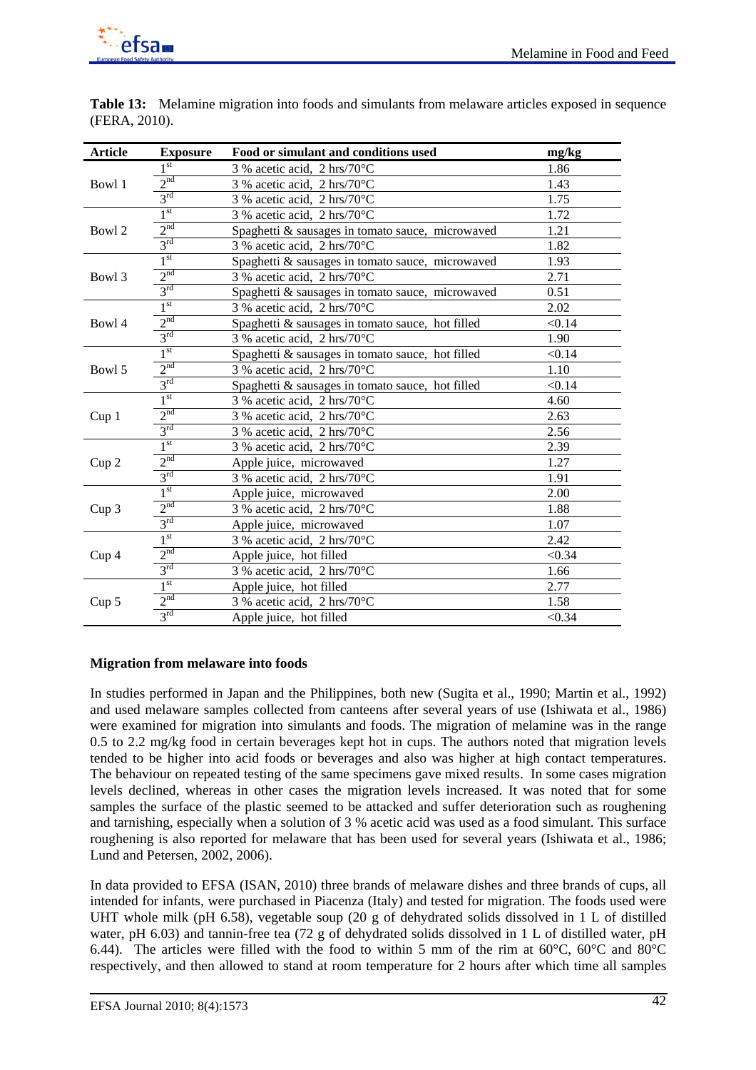**Table 13:** Melamine migration into foods and simulants from melaware articles exposed in sequence (FERA, 2010).

| Article | Exposure | Food or simulant and conditions used | mg/kg |
|---|---|---|---|
| Bowl 1 | 1st | 3 % acetic acid, 2 hrs/70°C | 1.86 |
| | 2nd | 3 % acetic acid, 2 hrs/70°C | 1.43 |
| | 3rd | 3 % acetic acid, 2 hrs/70°C | 1.75 |
| Bowl 2 | 1st | 3 % acetic acid, 2 hrs/70°C | 1.72 |
| | 2nd | Spaghetti & sausages in tomato sauce, microwaved | 1.21 |
| | 3rd | 3 % acetic acid, 2 hrs/70°C | 1.82 |
| Bowl 3 | 1st | Spaghetti & sausages in tomato sauce, microwaved | 1.93 |
| | 2nd | 3 % acetic acid, 2 hrs/70°C | 2.71 |
| | 3rd | Spaghetti & sausages in tomato sauce, microwaved | 0.51 |
| Bowl 4 | 1st | 3 % acetic acid, 2 hrs/70°C | 2.02 |
| | 2nd | Spaghetti & sausages in tomato sauce, hot filled | <0.14 |
| | 3rd | 3 % acetic acid, 2 hrs/70°C | 1.90 |
| Bowl 5 | 1st | Spaghetti & sausages in tomato sauce, hot filled | <0.14 |
| | 2nd | 3 % acetic acid, 2 hrs/70°C | 1.10 |
| | 3rd | Spaghetti & sausages in tomato sauce, hot filled | <0.14 |
| Cup 1 | 1st | 3 % acetic acid, 2 hrs/70°C | 4.60 |
| | 2nd | 3 % acetic acid, 2 hrs/70°C | 2.63 |
| | 3rd | 3 % acetic acid, 2 hrs/70°C | 2.56 |
| Cup 2 | 1st | 3 % acetic acid, 2 hrs/70°C | 2.39 |
| | 2nd | Apple juice, microwaved | 1.27 |
| | 3rd | 3 % acetic acid, 2 hrs/70°C | 1.91 |
| Cup 3 | 1st | Apple juice, microwaved | 2.00 |
| | 2nd | 3 % acetic acid, 2 hrs/70°C | 1.88 |
| | 3rd | Apple juice, microwaved | 1.07 |
| Cup 4 | 1st | 3 % acetic acid, 2 hrs/70°C | 2.42 |
| | 2nd | Apple juice, hot filled | <0.34 |
| | 3rd | 3 % acetic acid, 2 hrs/70°C | 1.66 |
| Cup 5 | 1st | Apple juice, hot filled | 2.77 |
| | 2nd | 3 % acetic acid, 2 hrs/70°C | 1.58 |
| | 3rd | Apple juice, hot filled | <0.34 |

**Migration from melaware into foods**

In studies performed in Japan and the Philippines, both new (Sugita et al., 1990; Martin et al., 1992) and used melaware samples collected from canteens after several years of use (Ishiwata et al., 1986) were examined for migration into simulants and foods. The migration of melamine was in the range 0.5 to 2.2 mg/kg food in certain beverages kept hot in cups. The authors noted that migration levels tended to be higher into acid foods or beverages and also was higher at high contact temperatures. The behaviour on repeated testing of the same specimens gave mixed results. In some cases migration levels declined, whereas in other cases the migration levels increased. It was noted that for some samples the surface of the plastic seemed to be attacked and suffer deterioration such as roughening and tarnishing, especially when a solution of 3 % acetic acid was used as a food simulant. This surface roughening is also reported for melaware that has been used for several years (Ishiwata et al., 1986; Lund and Petersen, 2002, 2006).

In data provided to EFSA (ISAN, 2010) three brands of melaware dishes and three brands of cups, all intended for infants, were purchased in Piacenza (Italy) and tested for migration. The foods used were UHT whole milk (pH 6.58), vegetable soup (20 g of dehydrated solids dissolved in 1 L of distilled water, pH 6.03) and tannin-free tea (72 g of dehydrated solids dissolved in 1 L of distilled water, pH 6.44). The articles were filled with the food to within 5 mm of the rim at 60°C, 60°C and 80°C respectively, and then allowed to stand at room temperature for 2 hours after which time all samples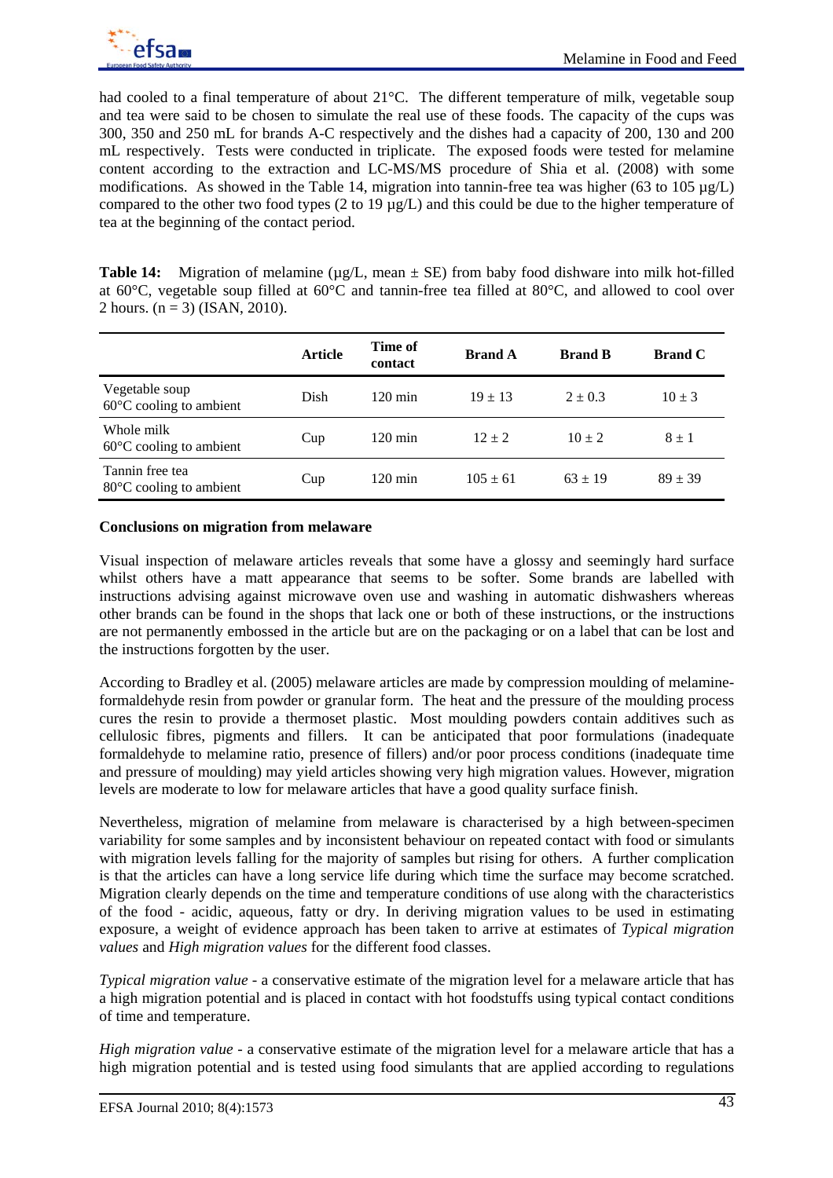had cooled to a final temperature of about 21°C. The different temperature of milk, vegetable soup and tea were said to be chosen to simulate the real use of these foods. The capacity of the cups was 300, 350 and 250 mL for brands A-C respectively and the dishes had a capacity of 200, 130 and 200 mL respectively. Tests were conducted in triplicate. The exposed foods were tested for melamine content according to the extraction and LC-MS/MS procedure of Shia et al. (2008) with some modifications. As showed in the Table 14, migration into tannin-free tea was higher (63 to 105 µg/L) compared to the other two food types (2 to 19 µg/L) and this could be due to the higher temperature of tea at the beginning of the contact period.

**Table 14:** Migration of melamine (µg/L, mean ± SE) from baby food dishware into milk hot-filled at 60°C, vegetable soup filled at 60°C and tannin-free tea filled at 80°C, and allowed to cool over 2 hours. (n = 3) (ISAN, 2010).

| | Article | Time of contact | Brand A | Brand B | Brand C |
|---|---|---|---|---|---|
| Vegetable soup<br>60°C cooling to ambient | Dish | 120 min | 19 ± 13 | 2 ± 0.3 | 10 ± 3 |
| Whole milk<br>60°C cooling to ambient | Cup | 120 min | 12 ± 2 | 10 ± 2 | 8 ± 1 |
| Tannin free tea<br>80°C cooling to ambient | Cup | 120 min | 105 ± 61 | 63 ± 19 | 89 ± 39 |

**Conclusions on migration from melaware**

Visual inspection of melaware articles reveals that some have a glossy and seemingly hard surface whilst others have a matt appearance that seems to be softer. Some brands are labelled with instructions advising against microwave oven use and washing in automatic dishwashers whereas other brands can be found in the shops that lack one or both of these instructions, or the instructions are not permanently embossed in the article but are on the packaging or on a label that can be lost and the instructions forgotten by the user.

According to Bradley et al. (2005) melaware articles are made by compression moulding of melamine-formaldehyde resin from powder or granular form. The heat and the pressure of the moulding process cures the resin to provide a thermoset plastic. Most moulding powders contain additives such as cellulosic fibres, pigments and fillers. It can be anticipated that poor formulations (inadequate formaldehyde to melamine ratio, presence of fillers) and/or poor process conditions (inadequate time and pressure of moulding) may yield articles showing very high migration values. However, migration levels are moderate to low for melaware articles that have a good quality surface finish.

Nevertheless, migration of melamine from melaware is characterised by a high between-specimen variability for some samples and by inconsistent behaviour on repeated contact with food or simulants with migration levels falling for the majority of samples but rising for others. A further complication is that the articles can have a long service life during which time the surface may become scratched. Migration clearly depends on the time and temperature conditions of use along with the characteristics of the food - acidic, aqueous, fatty or dry. In deriving migration values to be used in estimating exposure, a weight of evidence approach has been taken to arrive at estimates of *Typical migration values* and *High migration values* for the different food classes.

*Typical migration value* - a conservative estimate of the migration level for a melaware article that has a high migration potential and is placed in contact with hot foodstuffs using typical contact conditions of time and temperature.

*High migration value* - a conservative estimate of the migration level for a melaware article that has a high migration potential and is tested using food simulants that are applied according to regulations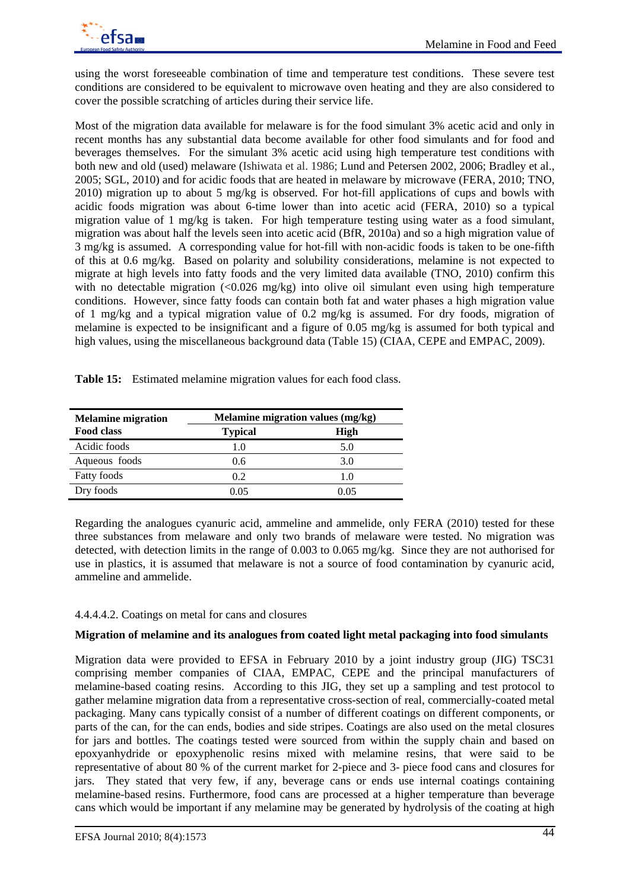using the worst foreseeable combination of time and temperature test conditions. These severe test conditions are considered to be equivalent to microwave oven heating and they are also considered to cover the possible scratching of articles during their service life.

Most of the migration data available for melaware is for the food simulant 3% acetic acid and only in recent months has any substantial data become available for other food simulants and for food and beverages themselves. For the simulant 3% acetic acid using high temperature test conditions with both new and old (used) melaware (Ishiwata et al. 1986; Lund and Petersen 2002, 2006; Bradley et al., 2005; SGL, 2010) and for acidic foods that are heated in melaware by microwave (FERA, 2010; TNO, 2010) migration up to about 5 mg/kg is observed. For hot-fill applications of cups and bowls with acidic foods migration was about 6-time lower than into acetic acid (FERA, 2010) so a typical migration value of 1 mg/kg is taken. For high temperature testing using water as a food simulant, migration was about half the levels seen into acetic acid (BfR, 2010a) and so a high migration value of 3 mg/kg is assumed. A corresponding value for hot-fill with non-acidic foods is taken to be one-fifth of this at 0.6 mg/kg. Based on polarity and solubility considerations, melamine is not expected to migrate at high levels into fatty foods and the very limited data available (TNO, 2010) confirm this with no detectable migration (<0.026 mg/kg) into olive oil simulant even using high temperature conditions. However, since fatty foods can contain both fat and water phases a high migration value of 1 mg/kg and a typical migration value of 0.2 mg/kg is assumed. For dry foods, migration of melamine is expected to be insignificant and a figure of 0.05 mg/kg is assumed for both typical and high values, using the miscellaneous background data (Table 15) (CIAA, CEPE and EMPAC, 2009).

**Table 15:** Estimated melamine migration values for each food class.

| Melamine migration Food class | Melamine migration values (mg/kg) | |
|---|---|---|
| | **Typical** | **High** |
| Acidic foods | 1.0 | 5.0 |
| Aqueous foods | 0.6 | 3.0 |
| Fatty foods | 0.2 | 1.0 |
| Dry foods | 0.05 | 0.05 |

Regarding the analogues cyanuric acid, ammeline and ammelide, only FERA (2010) tested for these three substances from melaware and only two brands of melaware were tested. No migration was detected, with detection limits in the range of 0.003 to 0.065 mg/kg. Since they are not authorised for use in plastics, it is assumed that melaware is not a source of food contamination by cyanuric acid, ammeline and ammelide.

4.4.4.4.2. Coatings on metal for cans and closures

**Migration of melamine and its analogues from coated light metal packaging into food simulants**

Migration data were provided to EFSA in February 2010 by a joint industry group (JIG) TSC31 comprising member companies of CIAA, EMPAC, CEPE and the principal manufacturers of melamine-based coating resins. According to this JIG, they set up a sampling and test protocol to gather melamine migration data from a representative cross-section of real, commercially-coated metal packaging. Many cans typically consist of a number of different coatings on different components, or parts of the can, for the can ends, bodies and side stripes. Coatings are also used on the metal closures for jars and bottles. The coatings tested were sourced from within the supply chain and based on epoxyanhydride or epoxyphenolic resins mixed with melamine resins, that were said to be representative of about 80 % of the current market for 2-piece and 3- piece food cans and closures for jars. They stated that very few, if any, beverage cans or ends use internal coatings containing melamine-based resins. Furthermore, food cans are processed at a higher temperature than beverage cans which would be important if any melamine may be generated by hydrolysis of the coating at high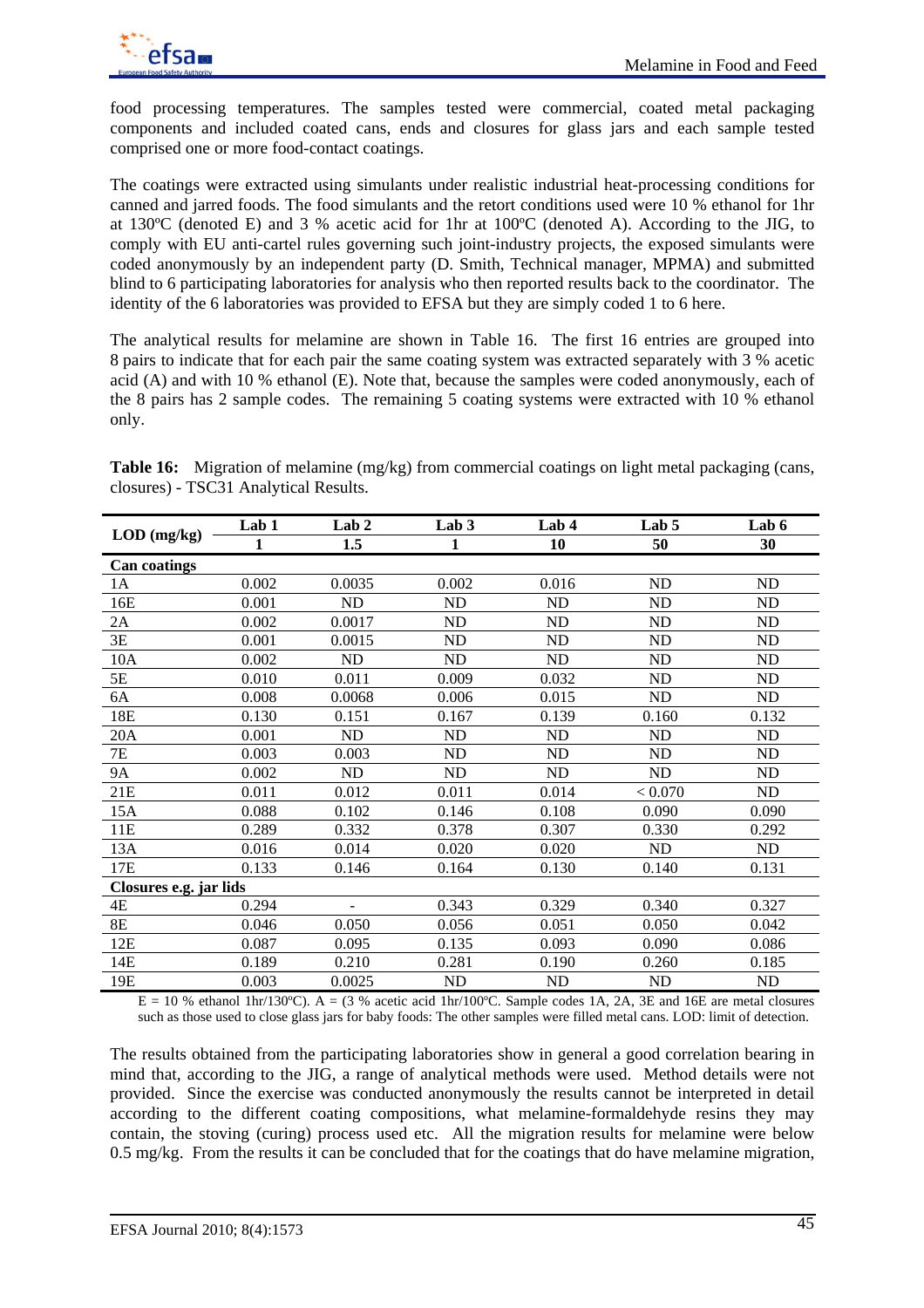food processing temperatures. The samples tested were commercial, coated metal packaging components and included coated cans, ends and closures for glass jars and each sample tested comprised one or more food-contact coatings.

The coatings were extracted using simulants under realistic industrial heat-processing conditions for canned and jarred foods. The food simulants and the retort conditions used were 10 % ethanol for 1hr at 130ºC (denoted E) and 3 % acetic acid for 1hr at 100ºC (denoted A). According to the JIG, to comply with EU anti-cartel rules governing such joint-industry projects, the exposed simulants were coded anonymously by an independent party (D. Smith, Technical manager, MPMA) and submitted blind to 6 participating laboratories for analysis who then reported results back to the coordinator. The identity of the 6 laboratories was provided to EFSA but they are simply coded 1 to 6 here.

The analytical results for melamine are shown in Table 16. The first 16 entries are grouped into 8 pairs to indicate that for each pair the same coating system was extracted separately with 3 % acetic acid (A) and with 10 % ethanol (E). Note that, because the samples were coded anonymously, each of the 8 pairs has 2 sample codes. The remaining 5 coating systems were extracted with 10 % ethanol only.

**Table 16:** Migration of melamine (mg/kg) from commercial coatings on light metal packaging (cans, closures) - TSC31 Analytical Results.

| LOD (mg/kg) | Lab 1 | Lab 2 | Lab 3 | Lab 4 | Lab 5 | Lab 6 |
|---|---|---|---|---|---|---|
| | 1 | 1.5 | 1 | 10 | 50 | 30 |
| **Can coatings** | | | | | | |
| 1A | 0.002 | 0.0035 | 0.002 | 0.016 | ND | ND |
| 16E | 0.001 | ND | ND | ND | ND | ND |
| 2A | 0.002 | 0.0017 | ND | ND | ND | ND |
| 3E | 0.001 | 0.0015 | ND | ND | ND | ND |
| 10A | 0.002 | ND | ND | ND | ND | ND |
| 5E | 0.010 | 0.011 | 0.009 | 0.032 | ND | ND |
| 6A | 0.008 | 0.0068 | 0.006 | 0.015 | ND | ND |
| 18E | 0.130 | 0.151 | 0.167 | 0.139 | 0.160 | 0.132 |
| 20A | 0.001 | ND | ND | ND | ND | ND |
| 7E | 0.003 | 0.003 | ND | ND | ND | ND |
| 9A | 0.002 | ND | ND | ND | ND | ND |
| 21E | 0.011 | 0.012 | 0.011 | 0.014 | < 0.070 | ND |
| 15A | 0.088 | 0.102 | 0.146 | 0.108 | 0.090 | 0.090 |
| 11E | 0.289 | 0.332 | 0.378 | 0.307 | 0.330 | 0.292 |
| 13A | 0.016 | 0.014 | 0.020 | 0.020 | ND | ND |
| 17E | 0.133 | 0.146 | 0.164 | 0.130 | 0.140 | 0.131 |
| **Closures e.g. jar lids** | | | | | | |
| 4E | 0.294 | - | 0.343 | 0.329 | 0.340 | 0.327 |
| 8E | 0.046 | 0.050 | 0.056 | 0.051 | 0.050 | 0.042 |
| 12E | 0.087 | 0.095 | 0.135 | 0.093 | 0.090 | 0.086 |
| 14E | 0.189 | 0.210 | 0.281 | 0.190 | 0.260 | 0.185 |
| 19E | 0.003 | 0.0025 | ND | ND | ND | ND |

E = 10 % ethanol 1hr/130ºC). A = (3 % acetic acid 1hr/100ºC. Sample codes 1A, 2A, 3E and 16E are metal closures such as those used to close glass jars for baby foods: The other samples were filled metal cans. LOD: limit of detection.

The results obtained from the participating laboratories show in general a good correlation bearing in mind that, according to the JIG, a range of analytical methods were used. Method details were not provided. Since the exercise was conducted anonymously the results cannot be interpreted in detail according to the different coating compositions, what melamine-formaldehyde resins they may contain, the stoving (curing) process used etc. All the migration results for melamine were below 0.5 mg/kg. From the results it can be concluded that for the coatings that do have melamine migration,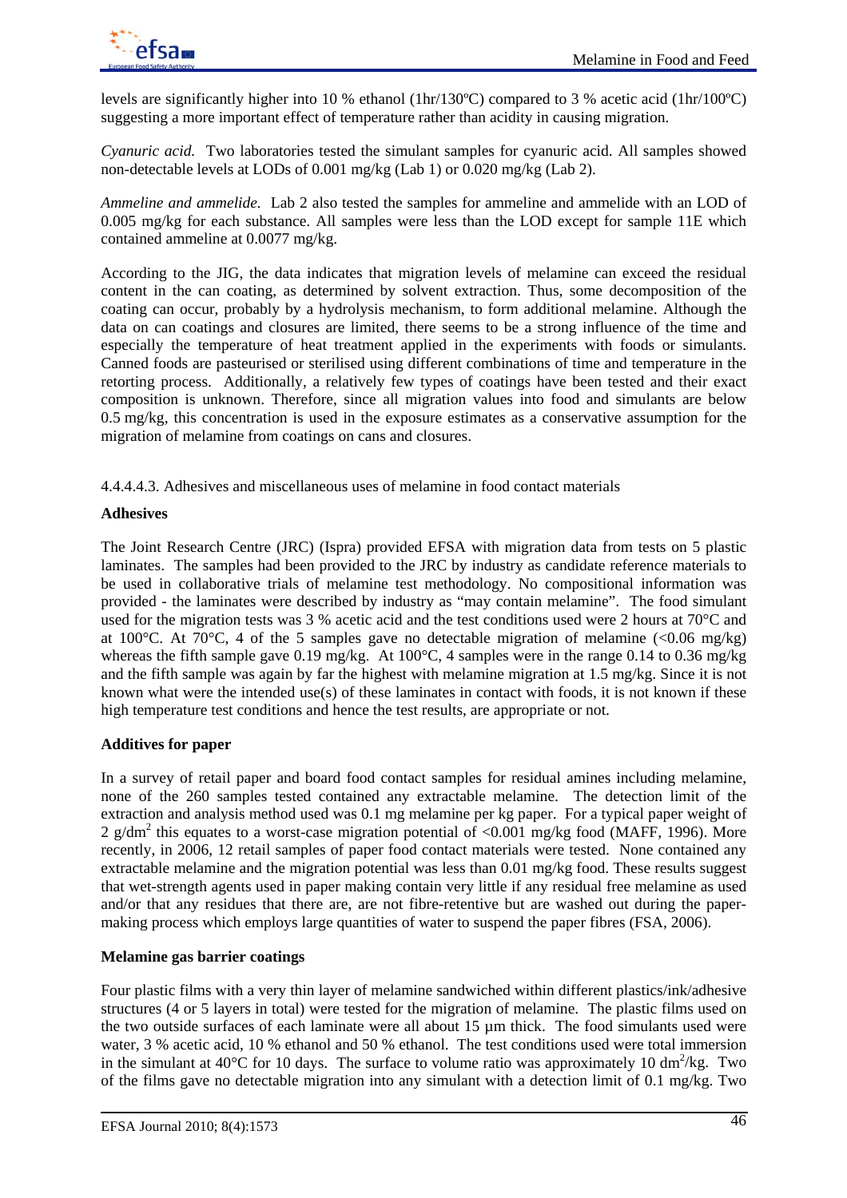levels are significantly higher into 10 % ethanol (1hr/130ºC) compared to 3 % acetic acid (1hr/100ºC) suggesting a more important effect of temperature rather than acidity in causing migration.

*Cyanuric acid.* Two laboratories tested the simulant samples for cyanuric acid. All samples showed non-detectable levels at LODs of 0.001 mg/kg (Lab 1) or 0.020 mg/kg (Lab 2).

*Ammeline and ammelide.* Lab 2 also tested the samples for ammeline and ammelide with an LOD of 0.005 mg/kg for each substance. All samples were less than the LOD except for sample 11E which contained ammeline at 0.0077 mg/kg.

According to the JIG, the data indicates that migration levels of melamine can exceed the residual content in the can coating, as determined by solvent extraction. Thus, some decomposition of the coating can occur, probably by a hydrolysis mechanism, to form additional melamine. Although the data on can coatings and closures are limited, there seems to be a strong influence of the time and especially the temperature of heat treatment applied in the experiments with foods or simulants. Canned foods are pasteurised or sterilised using different combinations of time and temperature in the retorting process. Additionally, a relatively few types of coatings have been tested and their exact composition is unknown. Therefore, since all migration values into food and simulants are below 0.5 mg/kg, this concentration is used in the exposure estimates as a conservative assumption for the migration of melamine from coatings on cans and closures.

4.4.4.4.3. Adhesives and miscellaneous uses of melamine in food contact materials

**Adhesives**

The Joint Research Centre (JRC) (Ispra) provided EFSA with migration data from tests on 5 plastic laminates. The samples had been provided to the JRC by industry as candidate reference materials to be used in collaborative trials of melamine test methodology. No compositional information was provided - the laminates were described by industry as "may contain melamine". The food simulant used for the migration tests was 3 % acetic acid and the test conditions used were 2 hours at 70°C and at 100°C. At 70°C, 4 of the 5 samples gave no detectable migration of melamine (<0.06 mg/kg) whereas the fifth sample gave 0.19 mg/kg. At 100°C, 4 samples were in the range 0.14 to 0.36 mg/kg and the fifth sample was again by far the highest with melamine migration at 1.5 mg/kg. Since it is not known what were the intended use(s) of these laminates in contact with foods, it is not known if these high temperature test conditions and hence the test results, are appropriate or not.

**Additives for paper**

In a survey of retail paper and board food contact samples for residual amines including melamine, none of the 260 samples tested contained any extractable melamine. The detection limit of the extraction and analysis method used was 0.1 mg melamine per kg paper. For a typical paper weight of 2 $g/dm^2$ this equates to a worst-case migration potential of <0.001 mg/kg food (MAFF, 1996). More recently, in 2006, 12 retail samples of paper food contact materials were tested. None contained any extractable melamine and the migration potential was less than 0.01 mg/kg food. These results suggest that wet-strength agents used in paper making contain very little if any residual free melamine as used and/or that any residues that there are, are not fibre-retentive but are washed out during the paper-making process which employs large quantities of water to suspend the paper fibres (FSA, 2006).

**Melamine gas barrier coatings**

Four plastic films with a very thin layer of melamine sandwiched within different plastics/ink/adhesive structures (4 or 5 layers in total) were tested for the migration of melamine. The plastic films used on the two outside surfaces of each laminate were all about 15 µm thick. The food simulants used were water, 3 % acetic acid, 10 % ethanol and 50 % ethanol. The test conditions used were total immersion in the simulant at 40°C for 10 days. The surface to volume ratio was approximately 10 $dm^2/kg$. Two of the films gave no detectable migration into any simulant with a detection limit of 0.1 mg/kg. Two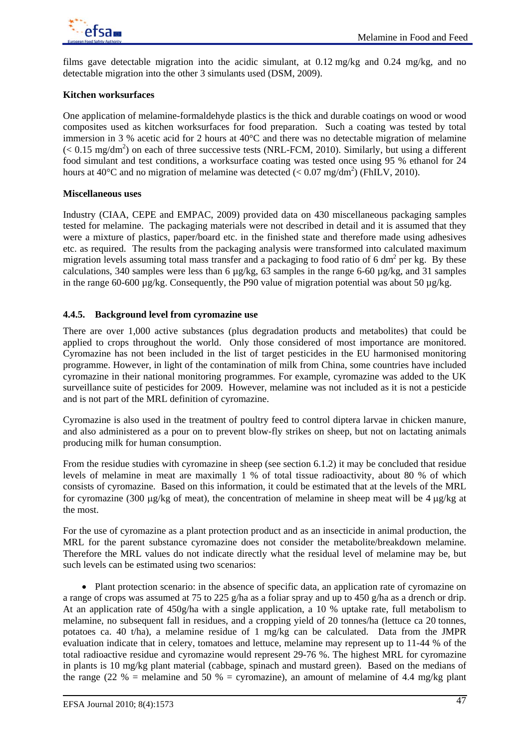films gave detectable migration into the acidic simulant, at 0.12 mg/kg and 0.24 mg/kg, and no detectable migration into the other 3 simulants used (DSM, 2009).

**Kitchen worksurfaces**

One application of melamine-formaldehyde plastics is the thick and durable coatings on wood or wood composites used as kitchen worksurfaces for food preparation. Such a coating was tested by total immersion in 3 % acetic acid for 2 hours at 40°C and there was no detectable migration of melamine (< 0.15 mg/dm$^2$) on each of three successive tests (NRL-FCM, 2010). Similarly, but using a different food simulant and test conditions, a worksurface coating was tested once using 95 % ethanol for 24 hours at 40°C and no migration of melamine was detected (< 0.07 mg/dm$^2$) (FhILV, 2010).

**Miscellaneous uses**

Industry (CIAA, CEPE and EMPAC, 2009) provided data on 430 miscellaneous packaging samples tested for melamine. The packaging materials were not described in detail and it is assumed that they were a mixture of plastics, paper/board etc. in the finished state and therefore made using adhesives etc. as required. The results from the packaging analysis were transformed into calculated maximum migration levels assuming total mass transfer and a packaging to food ratio of 6 dm$^2$ per kg. By these calculations, 340 samples were less than 6 µg/kg, 63 samples in the range 6-60 µg/kg, and 31 samples in the range 60-600 µg/kg. Consequently, the P90 value of migration potential was about 50 µg/kg.

### 4.4.5. Background level from cyromazine use

There are over 1,000 active substances (plus degradation products and metabolites) that could be applied to crops throughout the world. Only those considered of most importance are monitored. Cyromazine has not been included in the list of target pesticides in the EU harmonised monitoring programme. However, in light of the contamination of milk from China, some countries have included cyromazine in their national monitoring programmes. For example, cyromazine was added to the UK surveillance suite of pesticides for 2009. However, melamine was not included as it is not a pesticide and is not part of the MRL definition of cyromazine.

Cyromazine is also used in the treatment of poultry feed to control diptera larvae in chicken manure, and also administered as a pour on to prevent blow-fly strikes on sheep, but not on lactating animals producing milk for human consumption.

From the residue studies with cyromazine in sheep (see section 6.1.2) it may be concluded that residue levels of melamine in meat are maximally 1 % of total tissue radioactivity, about 80 % of which consists of cyromazine. Based on this information, it could be estimated that at the levels of the MRL for cyromazine (300 µg/kg of meat), the concentration of melamine in sheep meat will be 4 µg/kg at the most.

For the use of cyromazine as a plant protection product and as an insecticide in animal production, the MRL for the parent substance cyromazine does not consider the metabolite/breakdown melamine. Therefore the MRL values do not indicate directly what the residual level of melamine may be, but such levels can be estimated using two scenarios:

- Plant protection scenario: in the absence of specific data, an application rate of cyromazine on a range of crops was assumed at 75 to 225 g/ha as a foliar spray and up to 450 g/ha as a drench or drip. At an application rate of 450g/ha with a single application, a 10 % uptake rate, full metabolism to melamine, no subsequent fall in residues, and a cropping yield of 20 tonnes/ha (lettuce ca 20 tonnes, potatoes ca. 40 t/ha), a melamine residue of 1 mg/kg can be calculated. Data from the JMPR evaluation indicate that in celery, tomatoes and lettuce, melamine may represent up to 11-44 % of the total radioactive residue and cyromazine would represent 29-76 %. The highest MRL for cyromazine in plants is 10 mg/kg plant material (cabbage, spinach and mustard green). Based on the medians of the range (22 % = melamine and 50 % = cyromazine), an amount of melamine of 4.4 mg/kg plant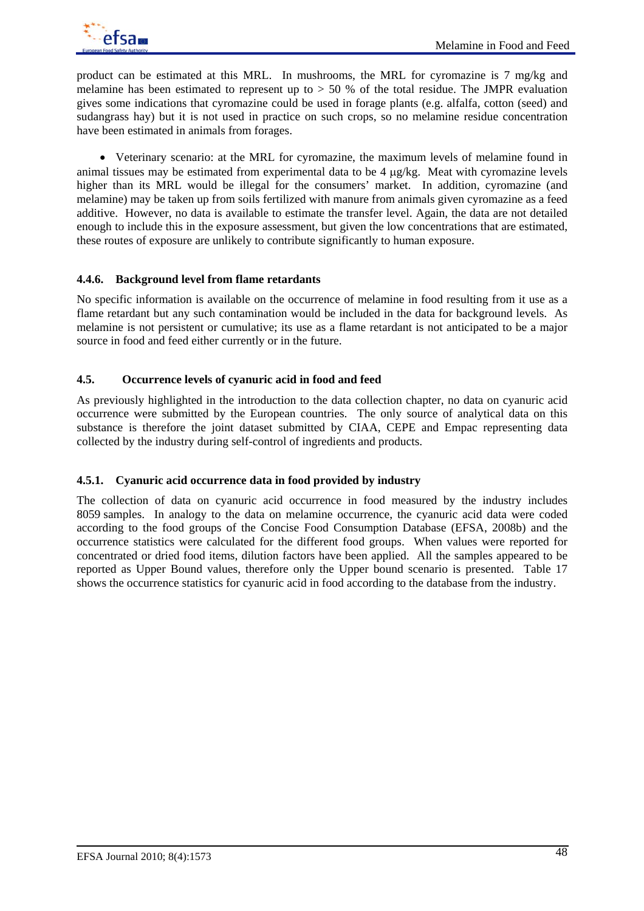product can be estimated at this MRL. In mushrooms, the MRL for cyromazine is 7 mg/kg and melamine has been estimated to represent up to > 50 % of the total residue. The JMPR evaluation gives some indications that cyromazine could be used in forage plants (e.g. alfalfa, cotton (seed) and sudangrass hay) but it is not used in practice on such crops, so no melamine residue concentration have been estimated in animals from forages.

- Veterinary scenario: at the MRL for cyromazine, the maximum levels of melamine found in animal tissues may be estimated from experimental data to be 4 μg/kg. Meat with cyromazine levels higher than its MRL would be illegal for the consumers' market. In addition, cyromazine (and melamine) may be taken up from soils fertilized with manure from animals given cyromazine as a feed additive. However, no data is available to estimate the transfer level. Again, the data are not detailed enough to include this in the exposure assessment, but given the low concentrations that are estimated, these routes of exposure are unlikely to contribute significantly to human exposure.

#### 4.4.6. Background level from flame retardants

No specific information is available on the occurrence of melamine in food resulting from it use as a flame retardant but any such contamination would be included in the data for background levels. As melamine is not persistent or cumulative; its use as a flame retardant is not anticipated to be a major source in food and feed either currently or in the future.

### 4.5. Occurrence levels of cyanuric acid in food and feed

As previously highlighted in the introduction to the data collection chapter, no data on cyanuric acid occurrence were submitted by the European countries. The only source of analytical data on this substance is therefore the joint dataset submitted by CIAA, CEPE and Empac representing data collected by the industry during self-control of ingredients and products.

#### 4.5.1. Cyanuric acid occurrence data in food provided by industry

The collection of data on cyanuric acid occurrence in food measured by the industry includes 8059 samples. In analogy to the data on melamine occurrence, the cyanuric acid data were coded according to the food groups of the Concise Food Consumption Database (EFSA, 2008b) and the occurrence statistics were calculated for the different food groups. When values were reported for concentrated or dried food items, dilution factors have been applied. All the samples appeared to be reported as Upper Bound values, therefore only the Upper bound scenario is presented. Table 17 shows the occurrence statistics for cyanuric acid in food according to the database from the industry.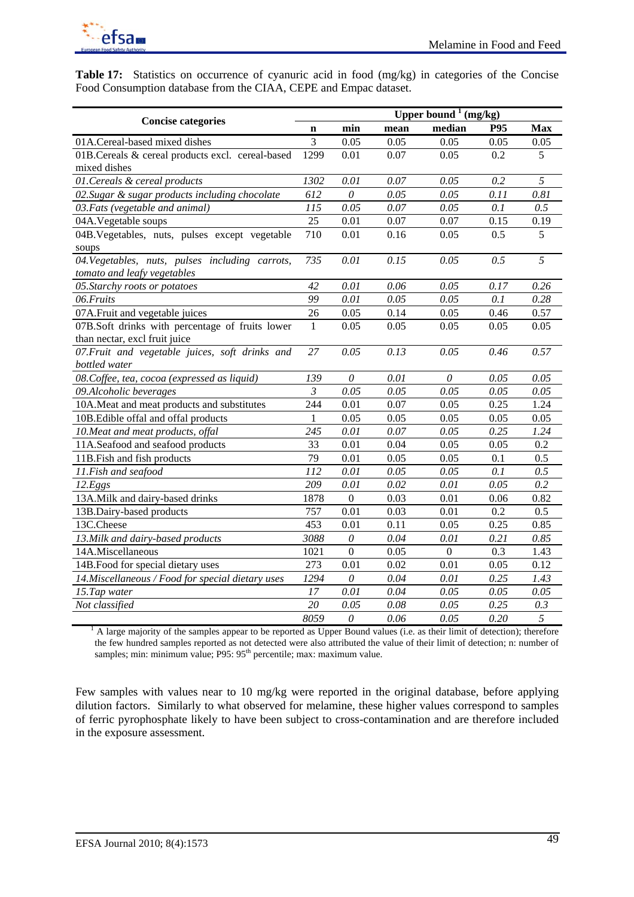**Table 17:** Statistics on occurrence of cyanuric acid in food (mg/kg) in categories of the Concise Food Consumption database from the CIAA, CEPE and Empac dataset.

| Concise categories | Upper bound [1] (mg/kg) | | | | | |
|---|---|---|---|---|---|---|
| | **n** | **min** | **mean** | **median** | **P95** | **Max** |
| 01A.Cereal-based mixed dishes | 3 | 0.05 | 0.05 | 0.05 | 0.05 | 0.05 |
| 01B.Cereals & cereal products excl. cereal-based mixed dishes | 1299 | 0.01 | 0.07 | 0.05 | 0.2 | 5 |
| *01.Cereals & cereal products* | *1302* | *0.01* | *0.07* | *0.05* | *0.2* | *5* |
| *02.Sugar & sugar products including chocolate* | *612* | *0* | *0.05* | *0.05* | *0.11* | *0.81* |
| *03.Fats (vegetable and animal)* | *115* | *0.05* | *0.07* | *0.05* | *0.1* | *0.5* |
| 04A.Vegetable soups | 25 | 0.01 | 0.07 | 0.07 | 0.15 | 0.19 |
| 04B.Vegetables, nuts, pulses except vegetable soups | 710 | 0.01 | 0.16 | 0.05 | 0.5 | 5 |
| *04.Vegetables, nuts, pulses including carrots, tomato and leafy vegetables* | *735* | *0.01* | *0.15* | *0.05* | *0.5* | *5* |
| *05.Starchy roots or potatoes* | *42* | *0.01* | *0.06* | *0.05* | *0.17* | *0.26* |
| *06.Fruits* | *99* | *0.01* | *0.05* | *0.05* | *0.1* | *0.28* |
| 07A.Fruit and vegetable juices | 26 | 0.05 | 0.14 | 0.05 | 0.46 | 0.57 |
| 07B.Soft drinks with percentage of fruits lower than nectar, excl fruit juice | 1 | 0.05 | 0.05 | 0.05 | 0.05 | 0.05 |
| *07.Fruit and vegetable juices, soft drinks and bottled water* | *27* | *0.05* | *0.13* | *0.05* | *0.46* | *0.57* |
| *08.Coffee, tea, cocoa (expressed as liquid)* | *139* | *0* | *0.01* | *0* | *0.05* | *0.05* |
| *09.Alcoholic beverages* | *3* | *0.05* | *0.05* | *0.05* | *0.05* | *0.05* |
| 10A.Meat and meat products and substitutes | 244 | 0.01 | 0.07 | 0.05 | 0.25 | 1.24 |
| 10B.Edible offal and offal products | 1 | 0.05 | 0.05 | 0.05 | 0.05 | 0.05 |
| *10.Meat and meat products, offal* | *245* | *0.01* | *0.07* | *0.05* | *0.25* | *1.24* |
| 11A.Seafood and seafood products | 33 | 0.01 | 0.04 | 0.05 | 0.05 | 0.2 |
| 11B.Fish and fish products | 79 | 0.01 | 0.05 | 0.05 | 0.1 | 0.5 |
| *11.Fish and seafood* | *112* | *0.01* | *0.05* | *0.05* | *0.1* | *0.5* |
| *12.Eggs* | *209* | *0.01* | *0.02* | *0.01* | *0.05* | *0.2* |
| 13A.Milk and dairy-based drinks | 1878 | 0 | 0.03 | 0.01 | 0.06 | 0.82 |
| 13B.Dairy-based products | 757 | 0.01 | 0.03 | 0.01 | 0.2 | 0.5 |
| 13C.Cheese | 453 | 0.01 | 0.11 | 0.05 | 0.25 | 0.85 |
| *13.Milk and dairy-based products* | *3088* | *0* | *0.04* | *0.01* | *0.21* | *0.85* |
| 14A.Miscellaneous | 1021 | 0 | 0.05 | 0 | 0.3 | 1.43 |
| 14B.Food for special dietary uses | 273 | 0.01 | 0.02 | 0.01 | 0.05 | 0.12 |
| *14.Miscellaneous / Food for special dietary uses* | *1294* | *0* | *0.04* | *0.01* | *0.25* | *1.43* |
| *15.Tap water* | *17* | *0.01* | *0.04* | *0.05* | *0.05* | *0.05* |
| *Not classified* | *20* | *0.05* | *0.08* | *0.05* | *0.25* | *0.3* |
| | *8059* | *0* | *0.06* | *0.05* | *0.20* | *5* |

[1] A large majority of the samples appear to be reported as Upper Bound values (i.e. as their limit of detection); therefore the few hundred samples reported as not detected were also attributed the value of their limit of detection; n: number of samples; min: minimum value; P95: 95th percentile; max: maximum value.

Few samples with values near to 10 mg/kg were reported in the original database, before applying dilution factors. Similarly to what observed for melamine, these higher values correspond to samples of ferric pyrophosphate likely to have been subject to cross-contamination and are therefore included in the exposure assessment.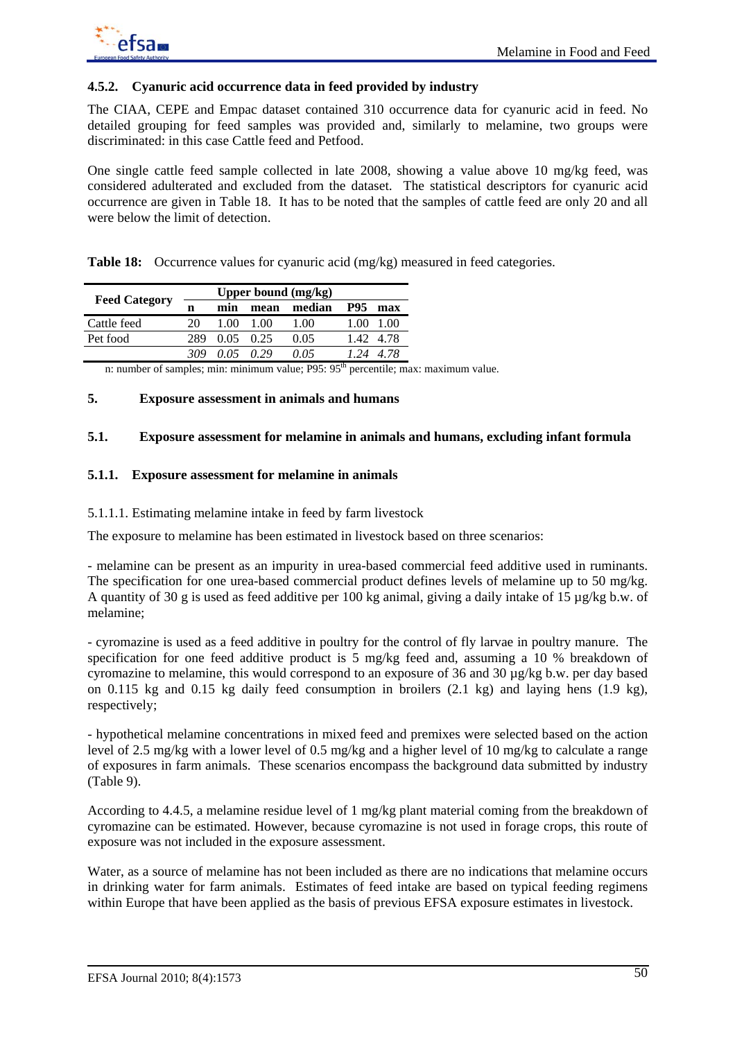#### 4.5.2. Cyanuric acid occurrence data in feed provided by industry

The CIAA, CEPE and Empac dataset contained 310 occurrence data for cyanuric acid in feed. No detailed grouping for feed samples was provided and, similarly to melamine, two groups were discriminated: in this case Cattle feed and Petfood.

One single cattle feed sample collected in late 2008, showing a value above 10 mg/kg feed, was considered adulterated and excluded from the dataset. The statistical descriptors for cyanuric acid occurrence are given in Table 18. It has to be noted that the samples of cattle feed are only 20 and all were below the limit of detection.

**Table 18:** Occurrence values for cyanuric acid (mg/kg) measured in feed categories.

| Feed Category | Upper bound (mg/kg) | | | | | |
|---|---|---|---|---|---|---|
| | n | min | mean | median | P95 | max |
| Cattle feed | 20 | 1.00 | 1.00 | 1.00 | 1.00 | 1.00 |
| Pet food | 289 | 0.05 | 0.25 | 0.05 | 1.42 | 4.78 |
| | *309* | *0.05* | *0.29* | *0.05* | *1.24* | *4.78* |

n: number of samples; min: minimum value; P95: 95$^{th}$ percentile; max: maximum value.

## 5. Exposure assessment in animals and humans

### 5.1. Exposure assessment for melamine in animals and humans, excluding infant formula

#### 5.1.1. Exposure assessment for melamine in animals

5.1.1.1. Estimating melamine intake in feed by farm livestock

The exposure to melamine has been estimated in livestock based on three scenarios:

- melamine can be present as an impurity in urea-based commercial feed additive used in ruminants. The specification for one urea-based commercial product defines levels of melamine up to 50 mg/kg. A quantity of 30 g is used as feed additive per 100 kg animal, giving a daily intake of 15 µg/kg b.w. of melamine;

- cyromazine is used as a feed additive in poultry for the control of fly larvae in poultry manure. The specification for one feed additive product is 5 mg/kg feed and, assuming a 10 % breakdown of cyromazine to melamine, this would correspond to an exposure of 36 and 30 µg/kg b.w. per day based on 0.115 kg and 0.15 kg daily feed consumption in broilers (2.1 kg) and laying hens (1.9 kg), respectively;

- hypothetical melamine concentrations in mixed feed and premixes were selected based on the action level of 2.5 mg/kg with a lower level of 0.5 mg/kg and a higher level of 10 mg/kg to calculate a range of exposures in farm animals. These scenarios encompass the background data submitted by industry (Table 9).

According to 4.4.5, a melamine residue level of 1 mg/kg plant material coming from the breakdown of cyromazine can be estimated. However, because cyromazine is not used in forage crops, this route of exposure was not included in the exposure assessment.

Water, as a source of melamine has not been included as there are no indications that melamine occurs in drinking water for farm animals. Estimates of feed intake are based on typical feeding regimens within Europe that have been applied as the basis of previous EFSA exposure estimates in livestock.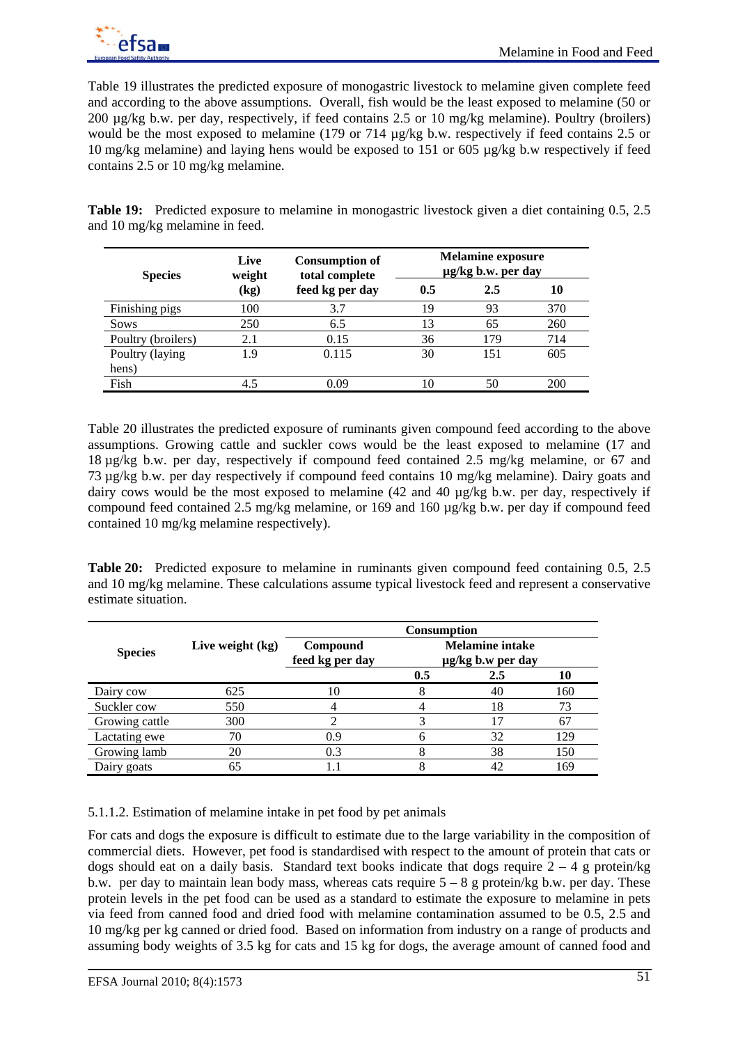Table 19 illustrates the predicted exposure of monogastric livestock to melamine given complete feed and according to the above assumptions. Overall, fish would be the least exposed to melamine (50 or 200 µg/kg b.w. per day, respectively, if feed contains 2.5 or 10 mg/kg melamine). Poultry (broilers) would be the most exposed to melamine (179 or 714 µg/kg b.w. respectively if feed contains 2.5 or 10 mg/kg melamine) and laying hens would be exposed to 151 or 605 µg/kg b.w respectively if feed contains 2.5 or 10 mg/kg melamine.

**Table 19:** Predicted exposure to melamine in monogastric livestock given a diet containing 0.5, 2.5 and 10 mg/kg melamine in feed.

| Species | Live weight (kg) | Consumption of total complete feed kg per day | Melamine exposure µg/kg b.w. per day | | |
|---|---|---|---|---|---|
| | | | 0.5 | 2.5 | 10 |
| Finishing pigs | 100 | 3.7 | 19 | 93 | 370 |
| Sows | 250 | 6.5 | 13 | 65 | 260 |
| Poultry (broilers) | 2.1 | 0.15 | 36 | 179 | 714 |
| Poultry (laying hens) | 1.9 | 0.115 | 30 | 151 | 605 |
| Fish | 4.5 | 0.09 | 10 | 50 | 200 |

Table 20 illustrates the predicted exposure of ruminants given compound feed according to the above assumptions. Growing cattle and suckler cows would be the least exposed to melamine (17 and 18 µg/kg b.w. per day, respectively if compound feed contained 2.5 mg/kg melamine, or 67 and 73 µg/kg b.w. per day respectively if compound feed contains 10 mg/kg melamine). Dairy goats and dairy cows would be the most exposed to melamine (42 and 40 µg/kg b.w. per day, respectively if compound feed contained 2.5 mg/kg melamine, or 169 and 160 µg/kg b.w. per day if compound feed contained 10 mg/kg melamine respectively).

**Table 20:** Predicted exposure to melamine in ruminants given compound feed containing 0.5, 2.5 and 10 mg/kg melamine. These calculations assume typical livestock feed and represent a conservative estimate situation.

| Species | Live weight (kg) | Consumption | | | |
|---|---|---|---|---|---|
| | | Compound feed kg per day | Melamine intake µg/kg b.w per day | | |
| | | | 0.5 | 2.5 | 10 |
| Dairy cow | 625 | 10 | 8 | 40 | 160 |
| Suckler cow | 550 | 4 | 4 | 18 | 73 |
| Growing cattle | 300 | 2 | 3 | 17 | 67 |
| Lactating ewe | 70 | 0.9 | 6 | 32 | 129 |
| Growing lamb | 20 | 0.3 | 8 | 38 | 150 |
| Dairy goats | 65 | 1.1 | 8 | 42 | 169 |

5.1.1.2. Estimation of melamine intake in pet food by pet animals

For cats and dogs the exposure is difficult to estimate due to the large variability in the composition of commercial diets. However, pet food is standardised with respect to the amount of protein that cats or dogs should eat on a daily basis. Standard text books indicate that dogs require 2 – 4 g protein/kg b.w. per day to maintain lean body mass, whereas cats require 5 – 8 g protein/kg b.w. per day. These protein levels in the pet food can be used as a standard to estimate the exposure to melamine in pets via feed from canned food and dried food with melamine contamination assumed to be 0.5, 2.5 and 10 mg/kg per kg canned or dried food. Based on information from industry on a range of products and assuming body weights of 3.5 kg for cats and 15 kg for dogs, the average amount of canned food and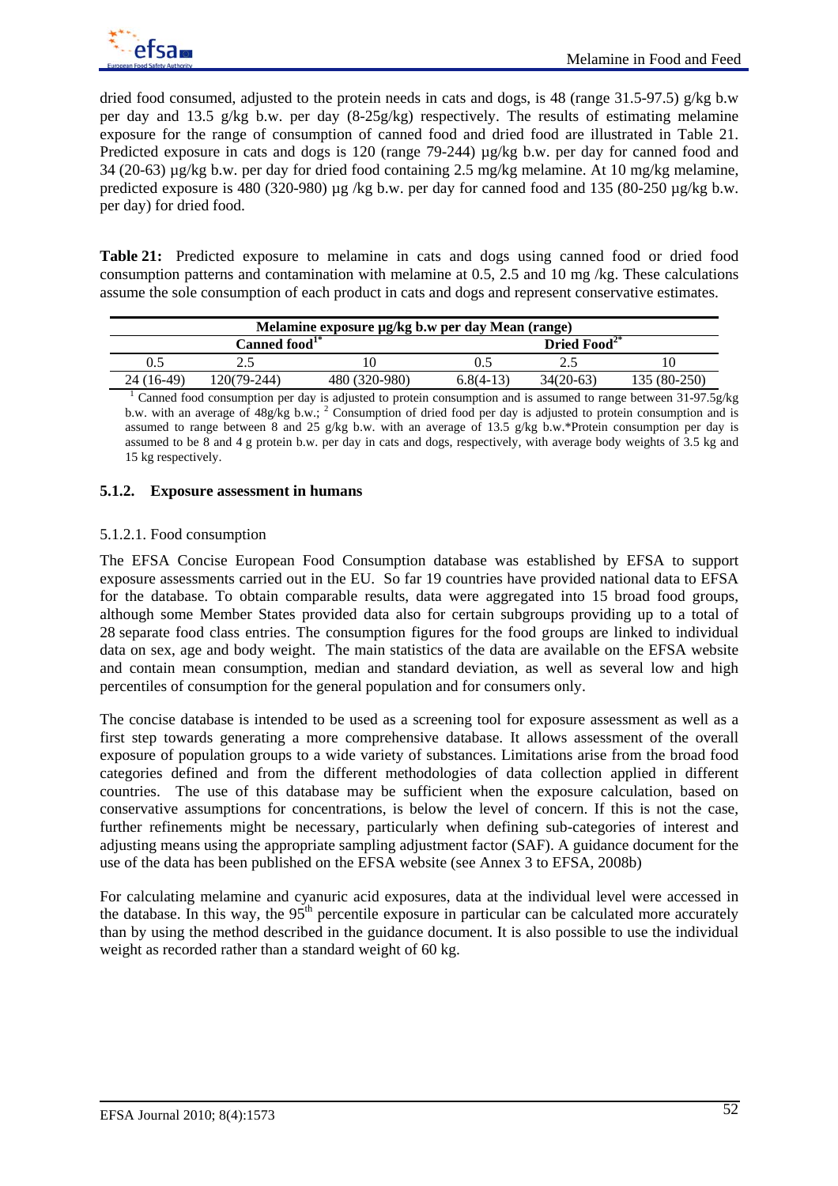dried food consumed, adjusted to the protein needs in cats and dogs, is 48 (range 31.5-97.5) g/kg b.w per day and 13.5 g/kg b.w. per day (8-25g/kg) respectively. The results of estimating melamine exposure for the range of consumption of canned food and dried food are illustrated in Table 21. Predicted exposure in cats and dogs is 120 (range 79-244) µg/kg b.w. per day for canned food and 34 (20-63) µg/kg b.w. per day for dried food containing 2.5 mg/kg melamine. At 10 mg/kg melamine, predicted exposure is 480 (320-980) µg /kg b.w. per day for canned food and 135 (80-250 µg/kg b.w. per day) for dried food.

**Table 21:** Predicted exposure to melamine in cats and dogs using canned food or dried food consumption patterns and contamination with melamine at 0.5, 2.5 and 10 mg /kg. These calculations assume the sole consumption of each product in cats and dogs and represent conservative estimates.

| Melamine exposure µg/kg b.w per day Mean (range) | | | | | |
|---|---|---|---|---|---|
| Canned food[1*] | | | Dried Food[2*] | | |
| 0.5 | 2.5 | 10 | 0.5 | 2.5 | 10 |
| 24 (16-49) | 120(79-244) | 480 (320-980) | 6.8(4-13) | 34(20-63) | 135 (80-250) |

[1] Canned food consumption per day is adjusted to protein consumption and is assumed to range between 31-97.5g/kg b.w. with an average of 48g/kg b.w.; [2] Consumption of dried food per day is adjusted to protein consumption and is assumed to range between 8 and 25 g/kg b.w. with an average of 13.5 g/kg b.w.*Protein consumption per day is assumed to be 8 and 4 g protein b.w. per day in cats and dogs, respectively, with average body weights of 3.5 kg and 15 kg respectively.

### 5.1.2. Exposure assessment in humans

5.1.2.1. Food consumption

The EFSA Concise European Food Consumption database was established by EFSA to support exposure assessments carried out in the EU. So far 19 countries have provided national data to EFSA for the database. To obtain comparable results, data were aggregated into 15 broad food groups, although some Member States provided data also for certain subgroups providing up to a total of 28 separate food class entries. The consumption figures for the food groups are linked to individual data on sex, age and body weight. The main statistics of the data are available on the EFSA website and contain mean consumption, median and standard deviation, as well as several low and high percentiles of consumption for the general population and for consumers only.

The concise database is intended to be used as a screening tool for exposure assessment as well as a first step towards generating a more comprehensive database. It allows assessment of the overall exposure of population groups to a wide variety of substances. Limitations arise from the broad food categories defined and from the different methodologies of data collection applied in different countries. The use of this database may be sufficient when the exposure calculation, based on conservative assumptions for concentrations, is below the level of concern. If this is not the case, further refinements might be necessary, particularly when defining sub-categories of interest and adjusting means using the appropriate sampling adjustment factor (SAF). A guidance document for the use of the data has been published on the EFSA website (see Annex 3 to EFSA, 2008b)

For calculating melamine and cyanuric acid exposures, data at the individual level were accessed in the database. In this way, the 95$^{th}$ percentile exposure in particular can be calculated more accurately than by using the method described in the guidance document. It is also possible to use the individual weight as recorded rather than a standard weight of 60 kg.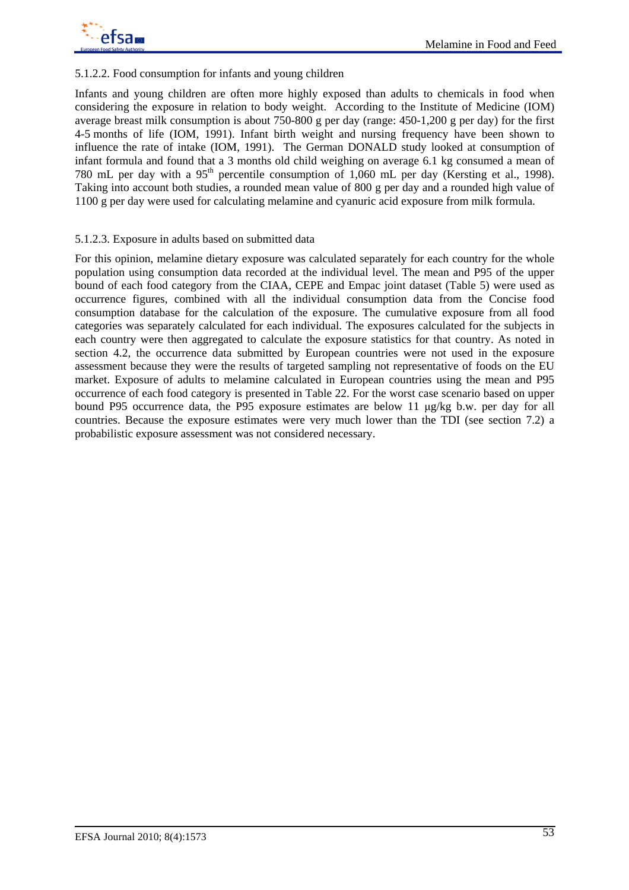#### 5.1.2.2. Food consumption for infants and young children

Infants and young children are often more highly exposed than adults to chemicals in food when considering the exposure in relation to body weight. According to the Institute of Medicine (IOM) average breast milk consumption is about 750-800 g per day (range: 450-1,200 g per day) for the first 4-5 months of life (IOM, 1991). Infant birth weight and nursing frequency have been shown to influence the rate of intake (IOM, 1991). The German DONALD study looked at consumption of infant formula and found that a 3 months old child weighing on average 6.1 kg consumed a mean of 780 mL per day with a 95$^{th}$ percentile consumption of 1,060 mL per day (Kersting et al., 1998). Taking into account both studies, a rounded mean value of 800 g per day and a rounded high value of 1100 g per day were used for calculating melamine and cyanuric acid exposure from milk formula.

#### 5.1.2.3. Exposure in adults based on submitted data

For this opinion, melamine dietary exposure was calculated separately for each country for the whole population using consumption data recorded at the individual level. The mean and P95 of the upper bound of each food category from the CIAA, CEPE and Empac joint dataset (Table 5) were used as occurrence figures, combined with all the individual consumption data from the Concise food consumption database for the calculation of the exposure. The cumulative exposure from all food categories was separately calculated for each individual. The exposures calculated for the subjects in each country were then aggregated to calculate the exposure statistics for that country. As noted in section 4.2, the occurrence data submitted by European countries were not used in the exposure assessment because they were the results of targeted sampling not representative of foods on the EU market. Exposure of adults to melamine calculated in European countries using the mean and P95 occurrence of each food category is presented in Table 22. For the worst case scenario based on upper bound P95 occurrence data, the P95 exposure estimates are below 11 µg/kg b.w. per day for all countries. Because the exposure estimates were very much lower than the TDI (see section 7.2) a probabilistic exposure assessment was not considered necessary.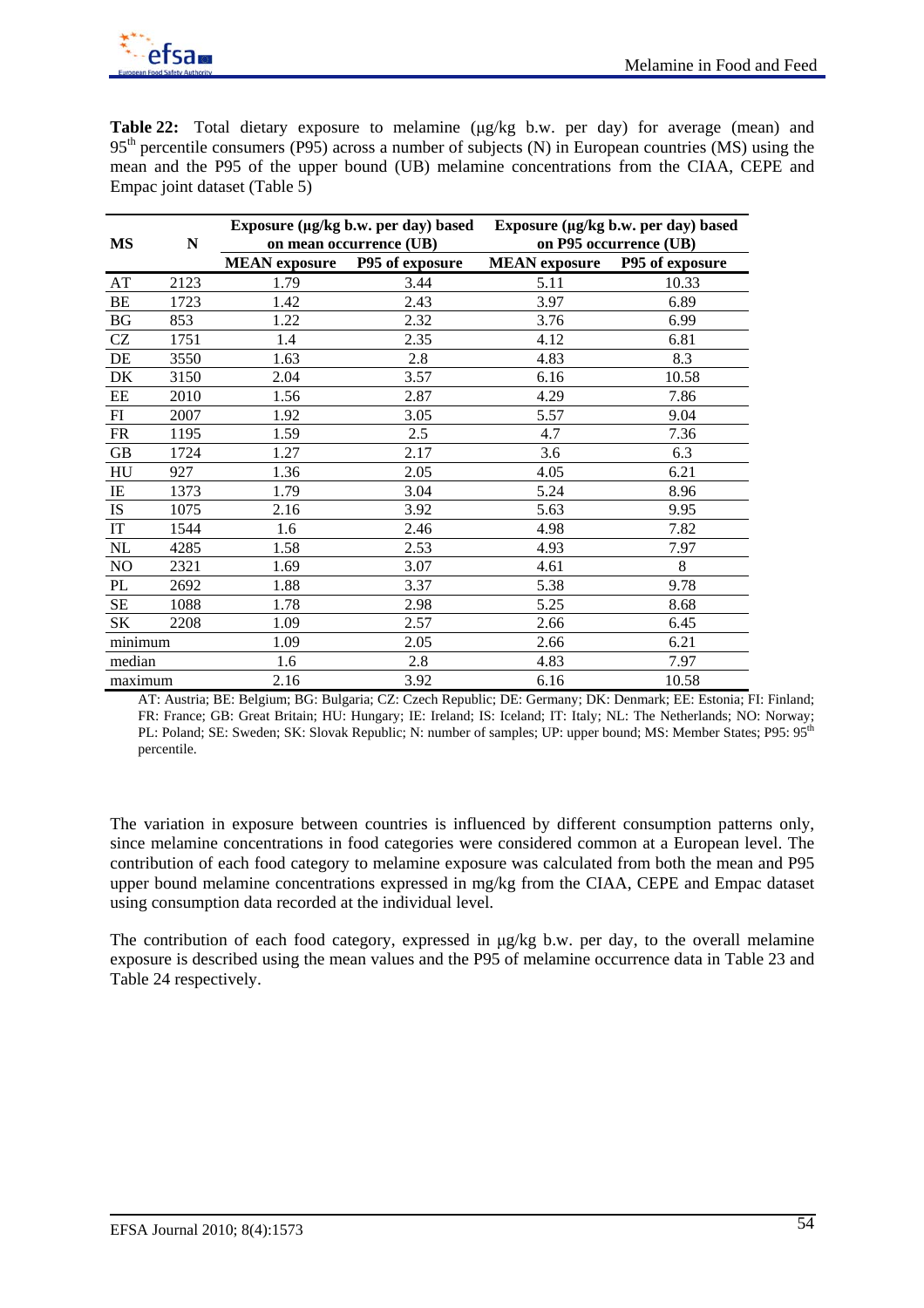**Table 22:** Total dietary exposure to melamine (µg/kg b.w. per day) for average (mean) and 95[th] percentile consumers (P95) across a number of subjects (N) in European countries (MS) using the mean and the P95 of the upper bound (UB) melamine concentrations from the CIAA, CEPE and Empac joint dataset (Table 5)

| MS | N | Exposure (µg/kg b.w. per day) based on mean occurrence (UB) | | Exposure (µg/kg b.w. per day) based on P95 occurrence (UB) | |
|---|---|---|---|---|---|
| | | **MEAN exposure** | **P95 of exposure** | **MEAN exposure** | **P95 of exposure** |
| AT | 2123 | 1.79 | 3.44 | 5.11 | 10.33 |
| BE | 1723 | 1.42 | 2.43 | 3.97 | 6.89 |
| BG | 853 | 1.22 | 2.32 | 3.76 | 6.99 |
| CZ | 1751 | 1.4 | 2.35 | 4.12 | 6.81 |
| DE | 3550 | 1.63 | 2.8 | 4.83 | 8.3 |
| DK | 3150 | 2.04 | 3.57 | 6.16 | 10.58 |
| EE | 2010 | 1.56 | 2.87 | 4.29 | 7.86 |
| FI | 2007 | 1.92 | 3.05 | 5.57 | 9.04 |
| FR | 1195 | 1.59 | 2.5 | 4.7 | 7.36 |
| GB | 1724 | 1.27 | 2.17 | 3.6 | 6.3 |
| HU | 927 | 1.36 | 2.05 | 4.05 | 6.21 |
| IE | 1373 | 1.79 | 3.04 | 5.24 | 8.96 |
| IS | 1075 | 2.16 | 3.92 | 5.63 | 9.95 |
| IT | 1544 | 1.6 | 2.46 | 4.98 | 7.82 |
| NL | 4285 | 1.58 | 2.53 | 4.93 | 7.97 |
| NO | 2321 | 1.69 | 3.07 | 4.61 | 8 |
| PL | 2692 | 1.88 | 3.37 | 5.38 | 9.78 |
| SE | 1088 | 1.78 | 2.98 | 5.25 | 8.68 |
| SK | 2208 | 1.09 | 2.57 | 2.66 | 6.45 |
| minimum | | 1.09 | 2.05 | 2.66 | 6.21 |
| median | | 1.6 | 2.8 | 4.83 | 7.97 |
| maximum | | 2.16 | 3.92 | 6.16 | 10.58 |

AT: Austria; BE: Belgium; BG: Bulgaria; CZ: Czech Republic; DE: Germany; DK: Denmark; EE: Estonia; FI: Finland; FR: France; GB: Great Britain; HU: Hungary; IE: Ireland; IS: Iceland; IT: Italy; NL: The Netherlands; NO: Norway; PL: Poland; SE: Sweden; SK: Slovak Republic; N: number of samples; UP: upper bound; MS: Member States; P95: 95[th] percentile.

The variation in exposure between countries is influenced by different consumption patterns only, since melamine concentrations in food categories were considered common at a European level. The contribution of each food category to melamine exposure was calculated from both the mean and P95 upper bound melamine concentrations expressed in mg/kg from the CIAA, CEPE and Empac dataset using consumption data recorded at the individual level.

The contribution of each food category, expressed in µg/kg b.w. per day, to the overall melamine exposure is described using the mean values and the P95 of melamine occurrence data in Table 23 and Table 24 respectively.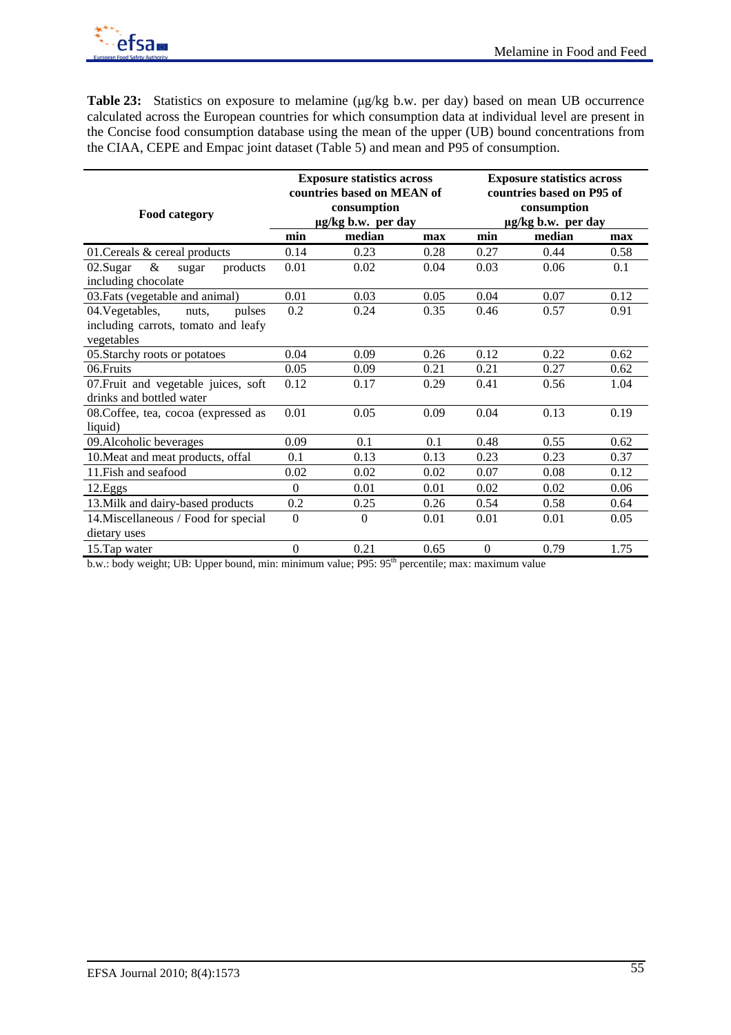**Table 23:** Statistics on exposure to melamine (µg/kg b.w. per day) based on mean UB occurrence calculated across the European countries for which consumption data at individual level are present in the Concise food consumption database using the mean of the upper (UB) bound concentrations from the CIAA, CEPE and Empac joint dataset (Table 5) and mean and P95 of consumption.

| Food category | Exposure statistics across countries based on MEAN of consumption µg/kg b.w. per day | | | Exposure statistics across countries based on P95 of consumption µg/kg b.w. per day | | |
|---|---|---|---|---|---|---|
| | min | median | max | min | median | max |
| 01.Cereals & cereal products | 0.14 | 0.23 | 0.28 | 0.27 | 0.44 | 0.58 |
| 02.Sugar & sugar products including chocolate | 0.01 | 0.02 | 0.04 | 0.03 | 0.06 | 0.1 |
| 03.Fats (vegetable and animal) | 0.01 | 0.03 | 0.05 | 0.04 | 0.07 | 0.12 |
| 04.Vegetables, nuts, pulses including carrots, tomato and leafy vegetables | 0.2 | 0.24 | 0.35 | 0.46 | 0.57 | 0.91 |
| 05.Starchy roots or potatoes | 0.04 | 0.09 | 0.26 | 0.12 | 0.22 | 0.62 |
| 06.Fruits | 0.05 | 0.09 | 0.21 | 0.21 | 0.27 | 0.62 |
| 07.Fruit and vegetable juices, soft drinks and bottled water | 0.12 | 0.17 | 0.29 | 0.41 | 0.56 | 1.04 |
| 08.Coffee, tea, cocoa (expressed as liquid) | 0.01 | 0.05 | 0.09 | 0.04 | 0.13 | 0.19 |
| 09.Alcoholic beverages | 0.09 | 0.1 | 0.1 | 0.48 | 0.55 | 0.62 |
| 10.Meat and meat products, offal | 0.1 | 0.13 | 0.13 | 0.23 | 0.23 | 0.37 |
| 11.Fish and seafood | 0.02 | 0.02 | 0.02 | 0.07 | 0.08 | 0.12 |
| 12.Eggs | 0 | 0.01 | 0.01 | 0.02 | 0.02 | 0.06 |
| 13.Milk and dairy-based products | 0.2 | 0.25 | 0.26 | 0.54 | 0.58 | 0.64 |
| 14.Miscellaneous / Food for special dietary uses | 0 | 0 | 0.01 | 0.01 | 0.01 | 0.05 |
| 15.Tap water | 0 | 0.21 | 0.65 | 0 | 0.79 | 1.75 |

b.w.: body weight; UB: Upper bound, min: minimum value; P95: 95th percentile; max: maximum value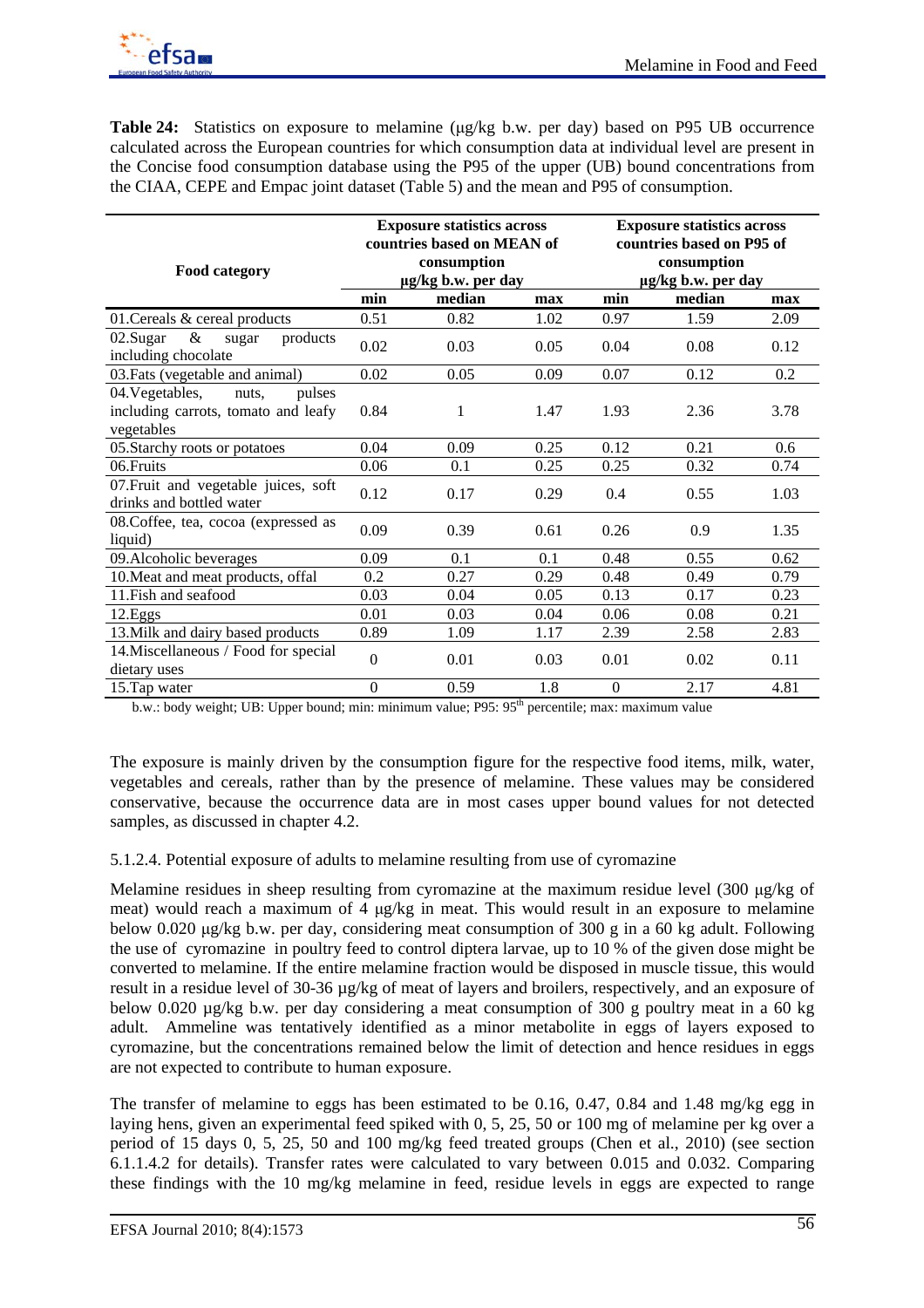**Table 24:** Statistics on exposure to melamine (μg/kg b.w. per day) based on P95 UB occurrence calculated across the European countries for which consumption data at individual level are present in the Concise food consumption database using the P95 of the upper (UB) bound concentrations from the CIAA, CEPE and Empac joint dataset (Table 5) and the mean and P95 of consumption.

| Food category | Exposure statistics across countries based on MEAN of consumption μg/kg b.w. per day | | | Exposure statistics across countries based on P95 of consumption μg/kg b.w. per day | | |
|---|---|---|---|---|---|---|
| | min | median | max | min | median | max |
| 01.Cereals & cereal products | 0.51 | 0.82 | 1.02 | 0.97 | 1.59 | 2.09 |
| 02.Sugar & sugar products including chocolate | 0.02 | 0.03 | 0.05 | 0.04 | 0.08 | 0.12 |
| 03.Fats (vegetable and animal) | 0.02 | 0.05 | 0.09 | 0.07 | 0.12 | 0.2 |
| 04.Vegetables, nuts, pulses including carrots, tomato and leafy vegetables | 0.84 | 1 | 1.47 | 1.93 | 2.36 | 3.78 |
| 05.Starchy roots or potatoes | 0.04 | 0.09 | 0.25 | 0.12 | 0.21 | 0.6 |
| 06.Fruits | 0.06 | 0.1 | 0.25 | 0.25 | 0.32 | 0.74 |
| 07.Fruit and vegetable juices, soft drinks and bottled water | 0.12 | 0.17 | 0.29 | 0.4 | 0.55 | 1.03 |
| 08.Coffee, tea, cocoa (expressed as liquid) | 0.09 | 0.39 | 0.61 | 0.26 | 0.9 | 1.35 |
| 09.Alcoholic beverages | 0.09 | 0.1 | 0.1 | 0.48 | 0.55 | 0.62 |
| 10.Meat and meat products, offal | 0.2 | 0.27 | 0.29 | 0.48 | 0.49 | 0.79 |
| 11.Fish and seafood | 0.03 | 0.04 | 0.05 | 0.13 | 0.17 | 0.23 |
| 12.Eggs | 0.01 | 0.03 | 0.04 | 0.06 | 0.08 | 0.21 |
| 13.Milk and dairy based products | 0.89 | 1.09 | 1.17 | 2.39 | 2.58 | 2.83 |
| 14.Miscellaneous / Food for special dietary uses | 0 | 0.01 | 0.03 | 0.01 | 0.02 | 0.11 |
| 15.Tap water | 0 | 0.59 | 1.8 | 0 | 2.17 | 4.81 |

b.w.: body weight; UB: Upper bound; min: minimum value; P95: 95[th] percentile; max: maximum value

The exposure is mainly driven by the consumption figure for the respective food items, milk, water, vegetables and cereals, rather than by the presence of melamine. These values may be considered conservative, because the occurrence data are in most cases upper bound values for not detected samples, as discussed in chapter 4.2.

5.1.2.4. Potential exposure of adults to melamine resulting from use of cyromazine

Melamine residues in sheep resulting from cyromazine at the maximum residue level (300 μg/kg of meat) would reach a maximum of 4 μg/kg in meat. This would result in an exposure to melamine below 0.020 μg/kg b.w. per day, considering meat consumption of 300 g in a 60 kg adult. Following the use of cyromazine in poultry feed to control diptera larvae, up to 10 % of the given dose might be converted to melamine. If the entire melamine fraction would be disposed in muscle tissue, this would result in a residue level of 30-36 µg/kg of meat of layers and broilers, respectively, and an exposure of below 0.020 µg/kg b.w. per day considering a meat consumption of 300 g poultry meat in a 60 kg adult. Ammeline was tentatively identified as a minor metabolite in eggs of layers exposed to cyromazine, but the concentrations remained below the limit of detection and hence residues in eggs are not expected to contribute to human exposure.

The transfer of melamine to eggs has been estimated to be 0.16, 0.47, 0.84 and 1.48 mg/kg egg in laying hens, given an experimental feed spiked with 0, 5, 25, 50 or 100 mg of melamine per kg over a period of 15 days 0, 5, 25, 50 and 100 mg/kg feed treated groups (Chen et al., 2010) (see section 6.1.1.4.2 for details). Transfer rates were calculated to vary between 0.015 and 0.032. Comparing these findings with the 10 mg/kg melamine in feed, residue levels in eggs are expected to range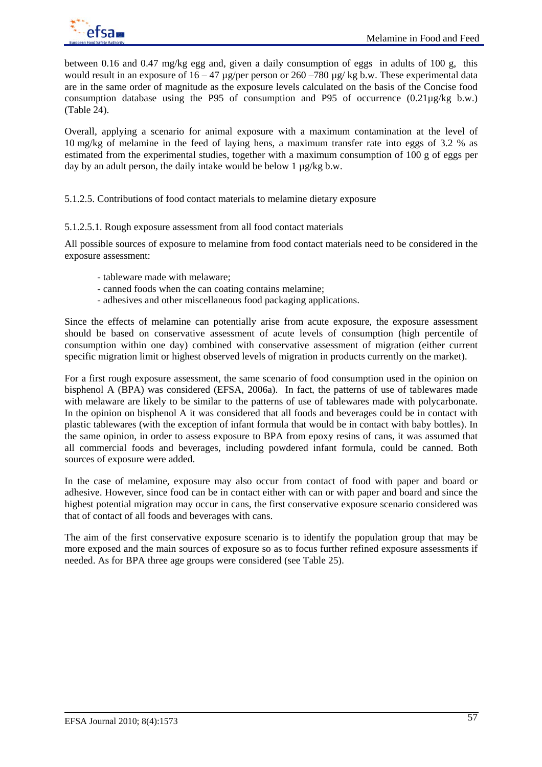between 0.16 and 0.47 mg/kg egg and, given a daily consumption of eggs in adults of 100 g, this would result in an exposure of 16 – 47 µg/per person or 260 –780 µg/ kg b.w. These experimental data are in the same order of magnitude as the exposure levels calculated on the basis of the Concise food consumption database using the P95 of consumption and P95 of occurrence (0.21µg/kg b.w.) (Table 24).

Overall, applying a scenario for animal exposure with a maximum contamination at the level of 10 mg/kg of melamine in the feed of laying hens, a maximum transfer rate into eggs of 3.2 % as estimated from the experimental studies, together with a maximum consumption of 100 g of eggs per day by an adult person, the daily intake would be below 1 µg/kg b.w.

#### 5.1.2.5. Contributions of food contact materials to melamine dietary exposure

##### 5.1.2.5.1. Rough exposure assessment from all food contact materials

All possible sources of exposure to melamine from food contact materials need to be considered in the exposure assessment:

- tableware made with melaware;
- canned foods when the can coating contains melamine;
- adhesives and other miscellaneous food packaging applications.

Since the effects of melamine can potentially arise from acute exposure, the exposure assessment should be based on conservative assessment of acute levels of consumption (high percentile of consumption within one day) combined with conservative assessment of migration (either current specific migration limit or highest observed levels of migration in products currently on the market).

For a first rough exposure assessment, the same scenario of food consumption used in the opinion on bisphenol A (BPA) was considered (EFSA, 2006a). In fact, the patterns of use of tablewares made with melaware are likely to be similar to the patterns of use of tablewares made with polycarbonate. In the opinion on bisphenol A it was considered that all foods and beverages could be in contact with plastic tablewares (with the exception of infant formula that would be in contact with baby bottles). In the same opinion, in order to assess exposure to BPA from epoxy resins of cans, it was assumed that all commercial foods and beverages, including powdered infant formula, could be canned. Both sources of exposure were added.

In the case of melamine, exposure may also occur from contact of food with paper and board or adhesive. However, since food can be in contact either with can or with paper and board and since the highest potential migration may occur in cans, the first conservative exposure scenario considered was that of contact of all foods and beverages with cans.

The aim of the first conservative exposure scenario is to identify the population group that may be more exposed and the main sources of exposure so as to focus further refined exposure assessments if needed. As for BPA three age groups were considered (see Table 25).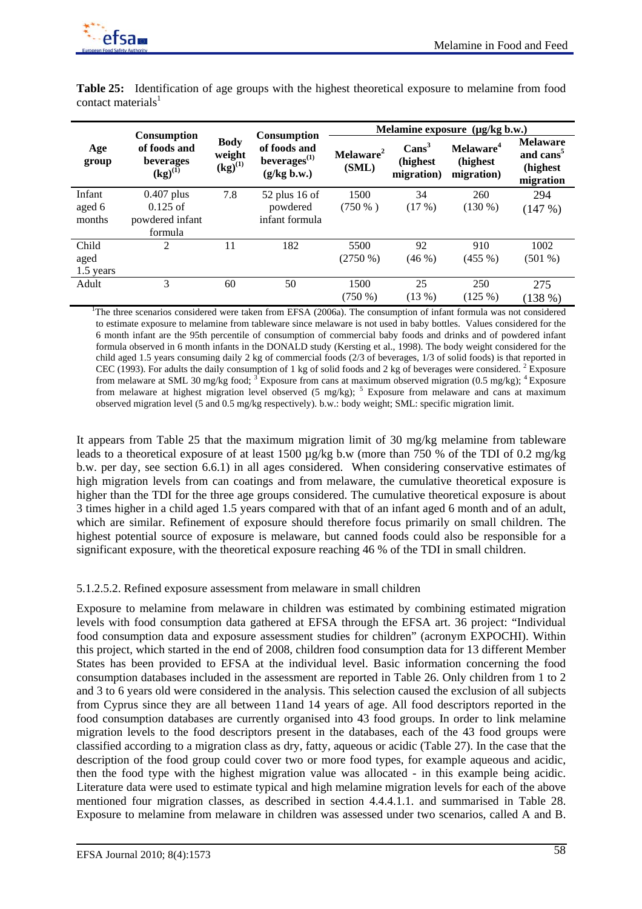**Table 25:** Identification of age groups with the highest theoretical exposure to melamine from food contact materials[1]

| Age group | Consumption of foods and beverages (kg)[(1)] | Body weight (kg)[(1)] | Consumption of foods and beverages[(1)] (g/kg b.w.) | Melamine exposure (µg/kg b.w.) | | | |
|---|---|---|---|---|---|---|---|
| | | | | Melaware[2] (SML) | Cans[3] (highest migration) | Melaware[4] (highest migration) | Melaware and cans[5] (highest migration |
| Infant aged 6 months | 0.407 plus 0.125 of powdered infant formula | 7.8 | 52 plus 16 of powdered infant formula | 1500 (750 % ) | 34 (17 %) | 260 (130 %) | 294 (147 %) |
| Child aged 1.5 years | 2 | 11 | 182 | 5500 (2750 %) | 92 (46 %) | 910 (455 %) | 1002 (501 %) |
| Adult | 3 | 60 | 50 | 1500 (750 %) | 25 (13 %) | 250 (125 %) | 275 (138 %) |

[1]The three scenarios considered were taken from EFSA (2006a). The consumption of infant formula was not considered to estimate exposure to melamine from tableware since melaware is not used in baby bottles. Values considered for the 6 month infant are the 95th percentile of consumption of commercial baby foods and drinks and of powdered infant formula observed in 6 month infants in the DONALD study (Kersting et al., 1998). The body weight considered for the child aged 1.5 years consuming daily 2 kg of commercial foods (2/3 of beverages, 1/3 of solid foods) is that reported in CEC (1993). For adults the daily consumption of 1 kg of solid foods and 2 kg of beverages were considered. [2] Exposure from melaware at SML 30 mg/kg food; [3] Exposure from cans at maximum observed migration (0.5 mg/kg); [4] Exposure from melaware at highest migration level observed (5 mg/kg); [5] Exposure from melaware and cans at maximum observed migration level (5 and 0.5 mg/kg respectively). b.w.: body weight; SML: specific migration limit.

It appears from Table 25 that the maximum migration limit of 30 mg/kg melamine from tableware leads to a theoretical exposure of at least 1500 µg/kg b.w (more than 750 % of the TDI of 0.2 mg/kg b.w. per day, see section 6.6.1) in all ages considered. When considering conservative estimates of high migration levels from can coatings and from melaware, the cumulative theoretical exposure is higher than the TDI for the three age groups considered. The cumulative theoretical exposure is about 3 times higher in a child aged 1.5 years compared with that of an infant aged 6 month and of an adult, which are similar. Refinement of exposure should therefore focus primarily on small children. The highest potential source of exposure is melaware, but canned foods could also be responsible for a significant exposure, with the theoretical exposure reaching 46 % of the TDI in small children.

#### 5.1.2.5.2. Refined exposure assessment from melaware in small children

Exposure to melamine from melaware in children was estimated by combining estimated migration levels with food consumption data gathered at EFSA through the EFSA art. 36 project: "Individual food consumption data and exposure assessment studies for children" (acronym EXPOCHI). Within this project, which started in the end of 2008, children food consumption data for 13 different Member States has been provided to EFSA at the individual level. Basic information concerning the food consumption databases included in the assessment are reported in Table 26. Only children from 1 to 2 and 3 to 6 years old were considered in the analysis. This selection caused the exclusion of all subjects from Cyprus since they are all between 11and 14 years of age. All food descriptors reported in the food consumption databases are currently organised into 43 food groups. In order to link melamine migration levels to the food descriptors present in the databases, each of the 43 food groups were classified according to a migration class as dry, fatty, aqueous or acidic (Table 27). In the case that the description of the food group could cover two or more food types, for example aqueous and acidic, then the food type with the highest migration value was allocated - in this example being acidic. Literature data were used to estimate typical and high melamine migration levels for each of the above mentioned four migration classes, as described in section 4.4.4.1.1. and summarised in Table 28. Exposure to melamine from melaware in children was assessed under two scenarios, called A and B.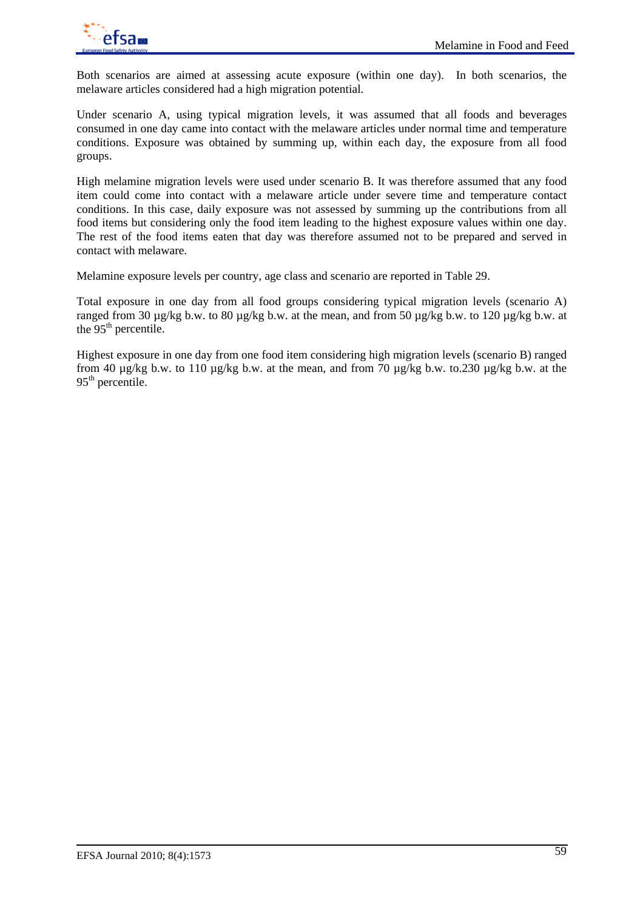Both scenarios are aimed at assessing acute exposure (within one day). In both scenarios, the melaware articles considered had a high migration potential.

Under scenario A, using typical migration levels, it was assumed that all foods and beverages consumed in one day came into contact with the melaware articles under normal time and temperature conditions. Exposure was obtained by summing up, within each day, the exposure from all food groups.

High melamine migration levels were used under scenario B. It was therefore assumed that any food item could come into contact with a melaware article under severe time and temperature contact conditions. In this case, daily exposure was not assessed by summing up the contributions from all food items but considering only the food item leading to the highest exposure values within one day. The rest of the food items eaten that day was therefore assumed not to be prepared and served in contact with melaware.

Melamine exposure levels per country, age class and scenario are reported in Table 29.

Total exposure in one day from all food groups considering typical migration levels (scenario A) ranged from 30 µg/kg b.w. to 80 µg/kg b.w. at the mean, and from 50 µg/kg b.w. to 120 µg/kg b.w. at the 95th percentile.

Highest exposure in one day from one food item considering high migration levels (scenario B) ranged from 40 µg/kg b.w. to 110 µg/kg b.w. at the mean, and from 70 µg/kg b.w. to.230 µg/kg b.w. at the 95th percentile.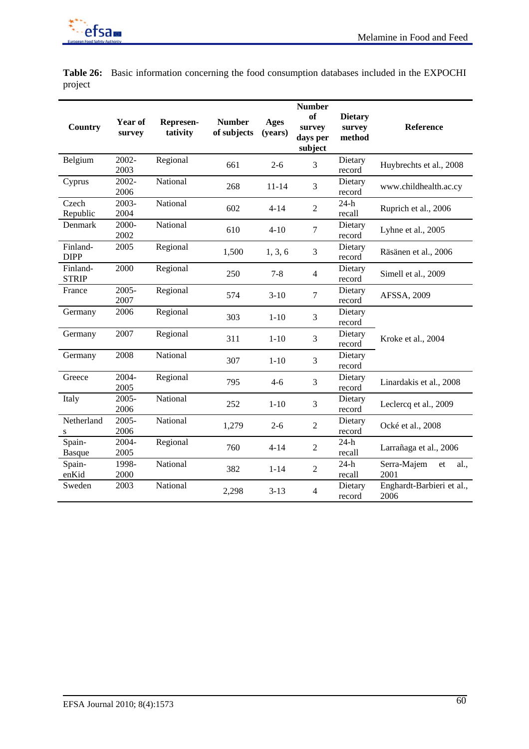**Table 26:** Basic information concerning the food consumption databases included in the EXPOCHI project

| Country | Year of survey | Represen-tativity | Number of subjects | Ages (years) | Number of survey days per subject | Dietary survey method | Reference |
|---|---|---|---|---|---|---|---|
| Belgium | 2002-2003 | Regional | 661 | 2-6 | 3 | Dietary record | Huybrechts et al., 2008 |
| Cyprus | 2002-2006 | National | 268 | 11-14 | 3 | Dietary record | www.childhealth.ac.cy |
| Czech Republic | 2003-2004 | National | 602 | 4-14 | 2 | 24-h recall | Ruprich et al., 2006 |
| Denmark | 2000-2002 | National | 610 | 4-10 | 7 | Dietary record | Lyhne et al., 2005 |
| Finland-DIPP | 2005 | Regional | 1,500 | 1, 3, 6 | 3 | Dietary record | Räsänen et al., 2006 |
| Finland-STRIP | 2000 | Regional | 250 | 7-8 | 4 | Dietary record | Simell et al., 2009 |
| France | 2005-2007 | Regional | 574 | 3-10 | 7 | Dietary record | AFSSA, 2009 |
| Germany | 2006 | Regional | 303 | 1-10 | 3 | Dietary record | Kroke et al., 2004 |
| Germany | 2007 | Regional | 311 | 1-10 | 3 | Dietary record | |
| Germany | 2008 | National | 307 | 1-10 | 3 | Dietary record | |
| Greece | 2004-2005 | Regional | 795 | 4-6 | 3 | Dietary record | Linardakis et al., 2008 |
| Italy | 2005-2006 | National | 252 | 1-10 | 3 | Dietary record | Leclercq et al., 2009 |
| Netherlands | 2005-2006 | National | 1,279 | 2-6 | 2 | Dietary record | Ocké et al., 2008 |
| Spain-Basque | 2004-2005 | Regional | 760 | 4-14 | 2 | 24-h recall | Larrañaga et al., 2006 |
| Spain-enKid | 1998-2000 | National | 382 | 1-14 | 2 | 24-h recall | Serra-Majem et al., 2001 |
| Sweden | 2003 | National | 2,298 | 3-13 | 4 | Dietary record | Enghardt-Barbieri et al., 2006 |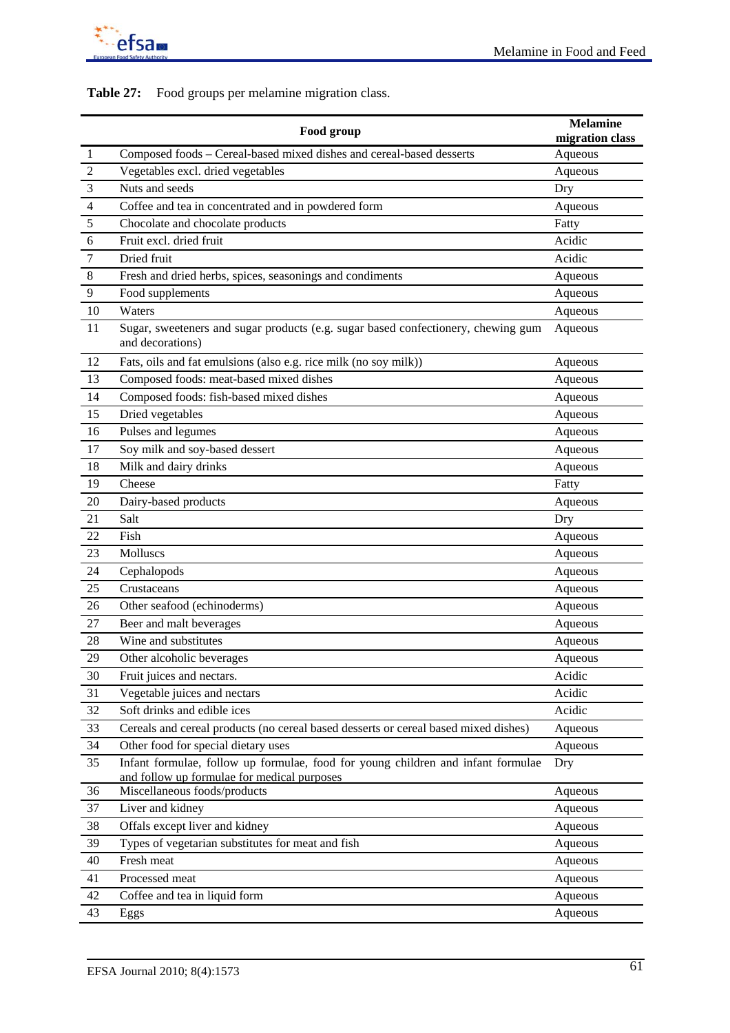**Table 27:** Food groups per melamine migration class.

| | Food group | Melamine migration class |
|---|---|---|
| 1 | Composed foods – Cereal-based mixed dishes and cereal-based desserts | Aqueous |
| 2 | Vegetables excl. dried vegetables | Aqueous |
| 3 | Nuts and seeds | Dry |
| 4 | Coffee and tea in concentrated and in powdered form | Aqueous |
| 5 | Chocolate and chocolate products | Fatty |
| 6 | Fruit excl. dried fruit | Acidic |
| 7 | Dried fruit | Acidic |
| 8 | Fresh and dried herbs, spices, seasonings and condiments | Aqueous |
| 9 | Food supplements | Aqueous |
| 10 | Waters | Aqueous |
| 11 | Sugar, sweeteners and sugar products (e.g. sugar based confectionery, chewing gum and decorations) | Aqueous |
| 12 | Fats, oils and fat emulsions (also e.g. rice milk (no soy milk)) | Aqueous |
| 13 | Composed foods: meat-based mixed dishes | Aqueous |
| 14 | Composed foods: fish-based mixed dishes | Aqueous |
| 15 | Dried vegetables | Aqueous |
| 16 | Pulses and legumes | Aqueous |
| 17 | Soy milk and soy-based dessert | Aqueous |
| 18 | Milk and dairy drinks | Aqueous |
| 19 | Cheese | Fatty |
| 20 | Dairy-based products | Aqueous |
| 21 | Salt | Dry |
| 22 | Fish | Aqueous |
| 23 | Molluscs | Aqueous |
| 24 | Cephalopods | Aqueous |
| 25 | Crustaceans | Aqueous |
| 26 | Other seafood (echinoderms) | Aqueous |
| 27 | Beer and malt beverages | Aqueous |
| 28 | Wine and substitutes | Aqueous |
| 29 | Other alcoholic beverages | Aqueous |
| 30 | Fruit juices and nectars. | Acidic |
| 31 | Vegetable juices and nectars | Acidic |
| 32 | Soft drinks and edible ices | Acidic |
| 33 | Cereals and cereal products (no cereal based desserts or cereal based mixed dishes) | Aqueous |
| 34 | Other food for special dietary uses | Aqueous |
| 35 | Infant formulae, follow up formulae, food for young children and infant formulae and follow up formulae for medical purposes | Dry |
| 36 | Miscellaneous foods/products | Aqueous |
| 37 | Liver and kidney | Aqueous |
| 38 | Offals except liver and kidney | Aqueous |
| 39 | Types of vegetarian substitutes for meat and fish | Aqueous |
| 40 | Fresh meat | Aqueous |
| 41 | Processed meat | Aqueous |
| 42 | Coffee and tea in liquid form | Aqueous |
| 43 | Eggs | Aqueous |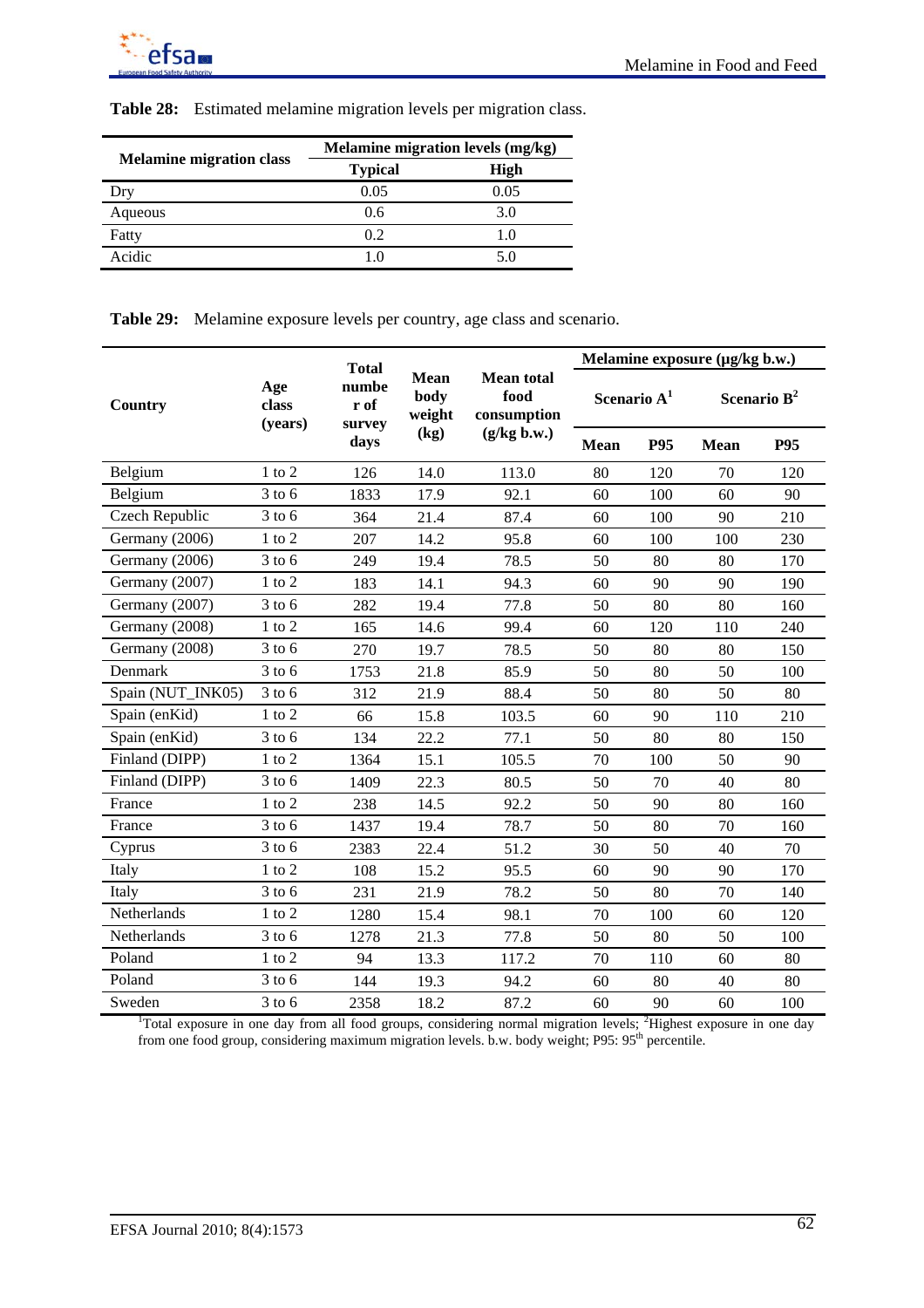**Table 28:** Estimated melamine migration levels per migration class.

| Melamine migration class | Melamine migration levels (mg/kg) | |
|---|---|---|
| | Typical | High |
| Dry | 0.05 | 0.05 |
| Aqueous | 0.6 | 3.0 |
| Fatty | 0.2 | 1.0 |
| Acidic | 1.0 | 5.0 |

**Table 29:** Melamine exposure levels per country, age class and scenario.

| Country | Age class (years) | Total number of survey days | Mean body weight (kg) | Mean total food consumption (g/kg b.w.) | Melamine exposure (µg/kg b.w.) | | | |
|---|---|---|---|---|---|---|---|---|
| | | | | | Scenario A[1] | | Scenario B[2] | |
| | | | | | Mean | P95 | Mean | P95 |
| Belgium | 1 to 2 | 126 | 14.0 | 113.0 | 80 | 120 | 70 | 120 |
| Belgium | 3 to 6 | 1833 | 17.9 | 92.1 | 60 | 100 | 60 | 90 |
| Czech Republic | 3 to 6 | 364 | 21.4 | 87.4 | 60 | 100 | 90 | 210 |
| Germany (2006) | 1 to 2 | 207 | 14.2 | 95.8 | 60 | 100 | 100 | 230 |
| Germany (2006) | 3 to 6 | 249 | 19.4 | 78.5 | 50 | 80 | 80 | 170 |
| Germany (2007) | 1 to 2 | 183 | 14.1 | 94.3 | 60 | 90 | 90 | 190 |
| Germany (2007) | 3 to 6 | 282 | 19.4 | 77.8 | 50 | 80 | 80 | 160 |
| Germany (2008) | 1 to 2 | 165 | 14.6 | 99.4 | 60 | 120 | 110 | 240 |
| Germany (2008) | 3 to 6 | 270 | 19.7 | 78.5 | 50 | 80 | 80 | 150 |
| Denmark | 3 to 6 | 1753 | 21.8 | 85.9 | 50 | 80 | 50 | 100 |
| Spain (NUT_INK05) | 3 to 6 | 312 | 21.9 | 88.4 | 50 | 80 | 50 | 80 |
| Spain (enKid) | 1 to 2 | 66 | 15.8 | 103.5 | 60 | 90 | 110 | 210 |
| Spain (enKid) | 3 to 6 | 134 | 22.2 | 77.1 | 50 | 80 | 80 | 150 |
| Finland (DIPP) | 1 to 2 | 1364 | 15.1 | 105.5 | 70 | 100 | 50 | 90 |
| Finland (DIPP) | 3 to 6 | 1409 | 22.3 | 80.5 | 50 | 70 | 40 | 80 |
| France | 1 to 2 | 238 | 14.5 | 92.2 | 50 | 90 | 80 | 160 |
| France | 3 to 6 | 1437 | 19.4 | 78.7 | 50 | 80 | 70 | 160 |
| Cyprus | 3 to 6 | 2383 | 22.4 | 51.2 | 30 | 50 | 40 | 70 |
| Italy | 1 to 2 | 108 | 15.2 | 95.5 | 60 | 90 | 90 | 170 |
| Italy | 3 to 6 | 231 | 21.9 | 78.2 | 50 | 80 | 70 | 140 |
| Netherlands | 1 to 2 | 1280 | 15.4 | 98.1 | 70 | 100 | 60 | 120 |
| Netherlands | 3 to 6 | 1278 | 21.3 | 77.8 | 50 | 80 | 50 | 100 |
| Poland | 1 to 2 | 94 | 13.3 | 117.2 | 70 | 110 | 60 | 80 |
| Poland | 3 to 6 | 144 | 19.3 | 94.2 | 60 | 80 | 40 | 80 |
| Sweden | 3 to 6 | 2358 | 18.2 | 87.2 | 60 | 90 | 60 | 100 |

[1]Total exposure in one day from all food groups, considering normal migration levels; [2]Highest exposure in one day from one food group, considering maximum migration levels. b.w. body weight; P95: 95th percentile.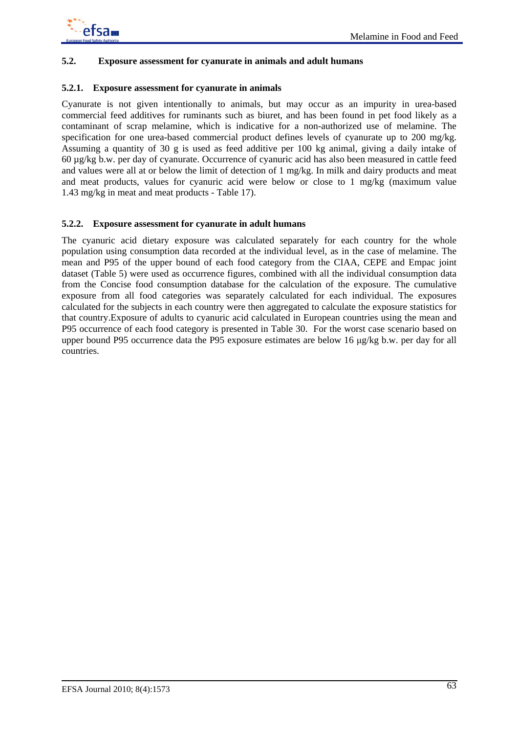## 5.2. Exposure assessment for cyanurate in animals and adult humans

### 5.2.1. Exposure assessment for cyanurate in animals

Cyanurate is not given intentionally to animals, but may occur as an impurity in urea-based commercial feed additives for ruminants such as biuret, and has been found in pet food likely as a contaminant of scrap melamine, which is indicative for a non-authorized use of melamine. The specification for one urea-based commercial product defines levels of cyanurate up to 200 mg/kg. Assuming a quantity of 30 g is used as feed additive per 100 kg animal, giving a daily intake of 60 µg/kg b.w. per day of cyanurate. Occurrence of cyanuric acid has also been measured in cattle feed and values were all at or below the limit of detection of 1 mg/kg. In milk and dairy products and meat and meat products, values for cyanuric acid were below or close to 1 mg/kg (maximum value 1.43 mg/kg in meat and meat products - Table 17).

### 5.2.2. Exposure assessment for cyanurate in adult humans

The cyanuric acid dietary exposure was calculated separately for each country for the whole population using consumption data recorded at the individual level, as in the case of melamine. The mean and P95 of the upper bound of each food category from the CIAA, CEPE and Empac joint dataset (Table 5) were used as occurrence figures, combined with all the individual consumption data from the Concise food consumption database for the calculation of the exposure. The cumulative exposure from all food categories was separately calculated for each individual. The exposures calculated for the subjects in each country were then aggregated to calculate the exposure statistics for that country.Exposure of adults to cyanuric acid calculated in European countries using the mean and P95 occurrence of each food category is presented in Table 30. For the worst case scenario based on upper bound P95 occurrence data the P95 exposure estimates are below 16 µg/kg b.w. per day for all countries.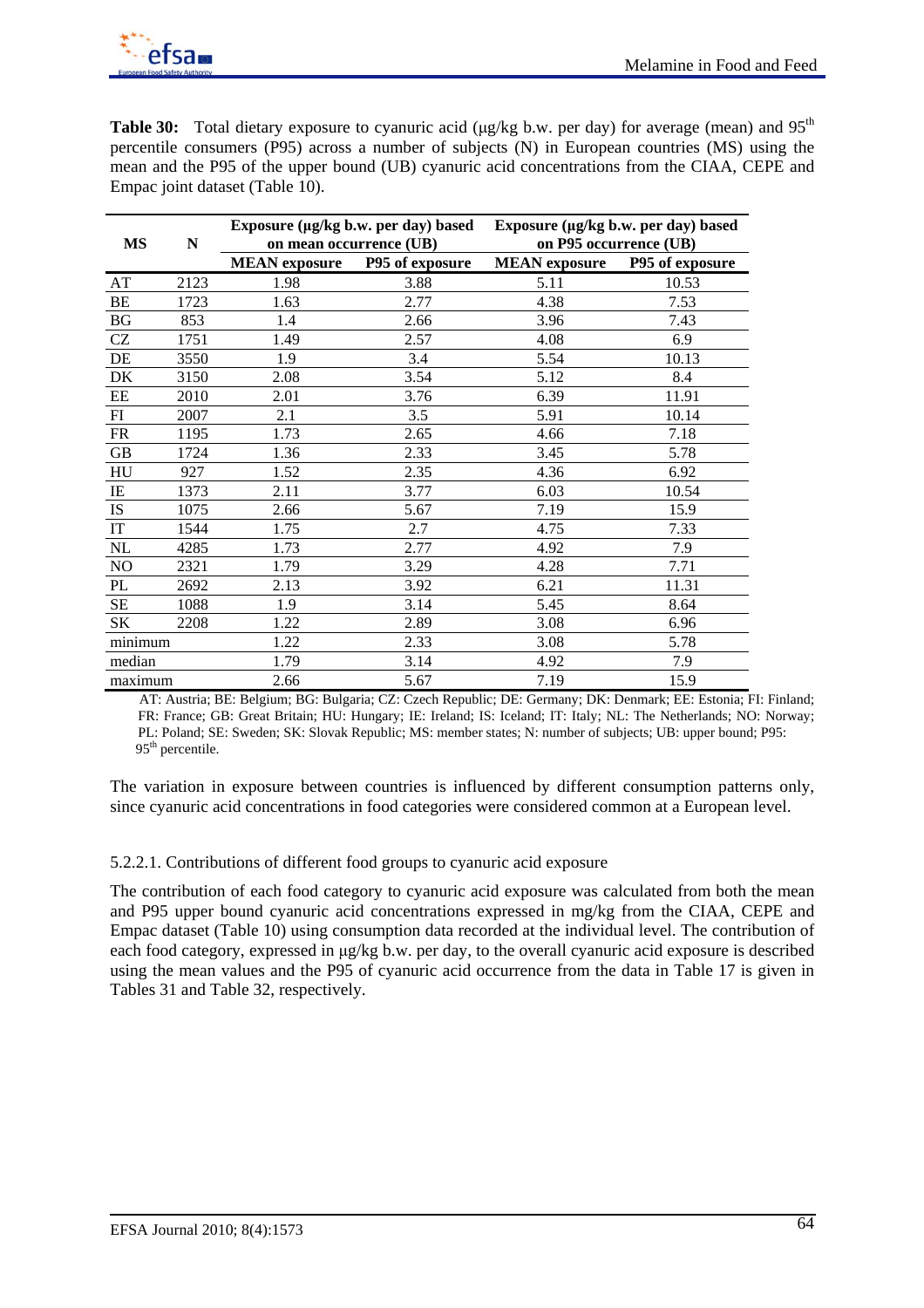**Table 30:** Total dietary exposure to cyanuric acid (µg/kg b.w. per day) for average (mean) and 95th percentile consumers (P95) across a number of subjects (N) in European countries (MS) using the mean and the P95 of the upper bound (UB) cyanuric acid concentrations from the CIAA, CEPE and Empac joint dataset (Table 10).

| MS | N | Exposure (µg/kg b.w. per day) based on mean occurrence (UB) | | Exposure (µg/kg b.w. per day) based on P95 occurrence (UB) | |
|---|---|---|---|---|---|
| | | MEAN exposure | P95 of exposure | MEAN exposure | P95 of exposure |
| AT | 2123 | 1.98 | 3.88 | 5.11 | 10.53 |
| BE | 1723 | 1.63 | 2.77 | 4.38 | 7.53 |
| BG | 853 | 1.4 | 2.66 | 3.96 | 7.43 |
| CZ | 1751 | 1.49 | 2.57 | 4.08 | 6.9 |
| DE | 3550 | 1.9 | 3.4 | 5.54 | 10.13 |
| DK | 3150 | 2.08 | 3.54 | 5.12 | 8.4 |
| EE | 2010 | 2.01 | 3.76 | 6.39 | 11.91 |
| FI | 2007 | 2.1 | 3.5 | 5.91 | 10.14 |
| FR | 1195 | 1.73 | 2.65 | 4.66 | 7.18 |
| GB | 1724 | 1.36 | 2.33 | 3.45 | 5.78 |
| HU | 927 | 1.52 | 2.35 | 4.36 | 6.92 |
| IE | 1373 | 2.11 | 3.77 | 6.03 | 10.54 |
| IS | 1075 | 2.66 | 5.67 | 7.19 | 15.9 |
| IT | 1544 | 1.75 | 2.7 | 4.75 | 7.33 |
| NL | 4285 | 1.73 | 2.77 | 4.92 | 7.9 |
| NO | 2321 | 1.79 | 3.29 | 4.28 | 7.71 |
| PL | 2692 | 2.13 | 3.92 | 6.21 | 11.31 |
| SE | 1088 | 1.9 | 3.14 | 5.45 | 8.64 |
| SK | 2208 | 1.22 | 2.89 | 3.08 | 6.96 |
| minimum | | 1.22 | 2.33 | 3.08 | 5.78 |
| median | | 1.79 | 3.14 | 4.92 | 7.9 |
| maximum | | 2.66 | 5.67 | 7.19 | 15.9 |

AT: Austria; BE: Belgium; BG: Bulgaria; CZ: Czech Republic; DE: Germany; DK: Denmark; EE: Estonia; FI: Finland; FR: France; GB: Great Britain; HU: Hungary; IE: Ireland; IS: Iceland; IT: Italy; NL: The Netherlands; NO: Norway; PL: Poland; SE: Sweden; SK: Slovak Republic; MS: member states; N: number of subjects; UB: upper bound; P95: 95th percentile.

The variation in exposure between countries is influenced by different consumption patterns only, since cyanuric acid concentrations in food categories were considered common at a European level.

5.2.2.1. Contributions of different food groups to cyanuric acid exposure

The contribution of each food category to cyanuric acid exposure was calculated from both the mean and P95 upper bound cyanuric acid concentrations expressed in mg/kg from the CIAA, CEPE and Empac dataset (Table 10) using consumption data recorded at the individual level. The contribution of each food category, expressed in µg/kg b.w. per day, to the overall cyanuric acid exposure is described using the mean values and the P95 of cyanuric acid occurrence from the data in Table 17 is given in Tables 31 and Table 32, respectively.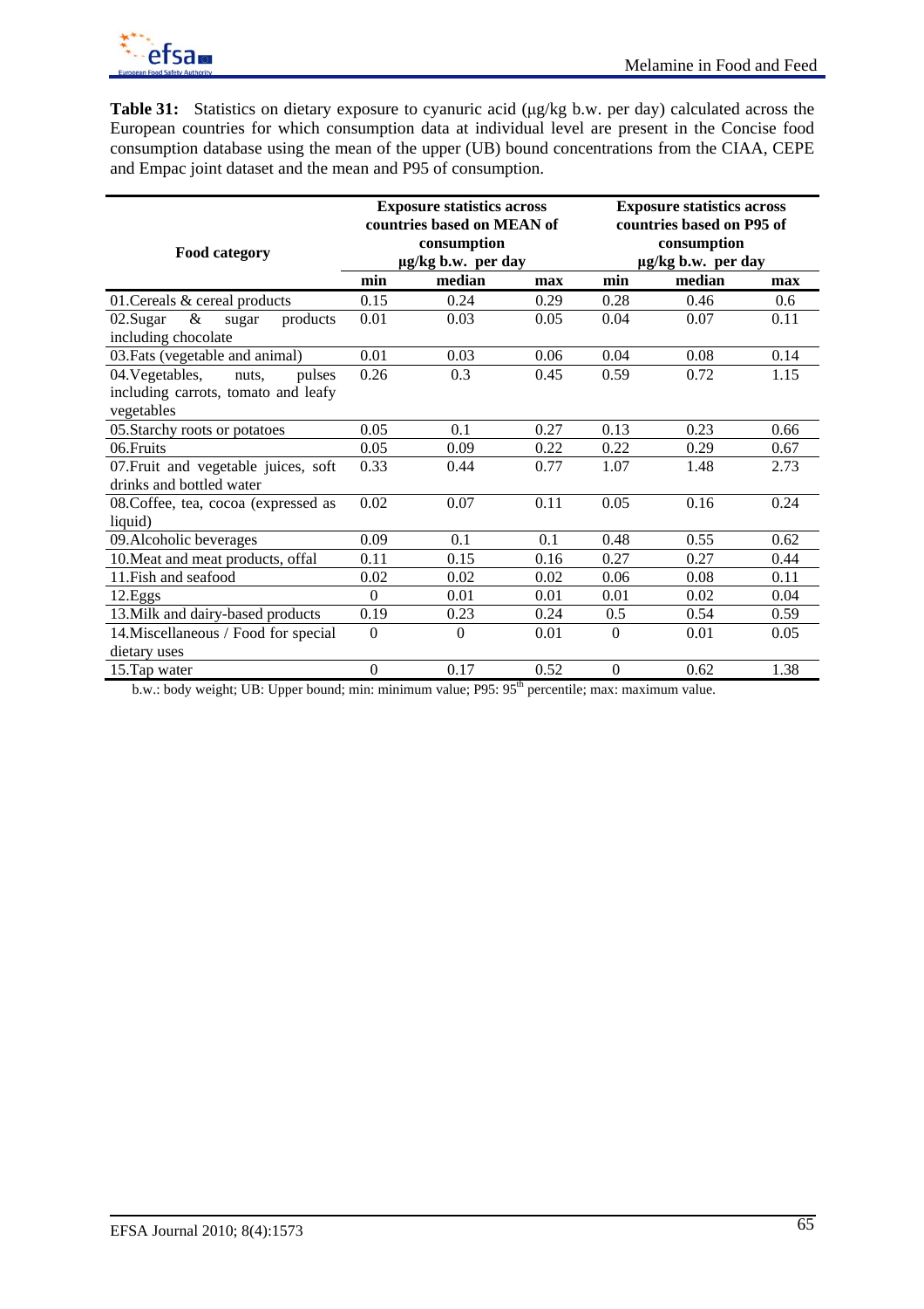**Table 31:** Statistics on dietary exposure to cyanuric acid (µg/kg b.w. per day) calculated across the European countries for which consumption data at individual level are present in the Concise food consumption database using the mean of the upper (UB) bound concentrations from the CIAA, CEPE and Empac joint dataset and the mean and P95 of consumption.

| Food category | Exposure statistics across countries based on MEAN of consumption µg/kg b.w. per day | | | Exposure statistics across countries based on P95 of consumption µg/kg b.w. per day | | |
|---|---|---|---|---|---|---|
| | min | median | max | min | median | max |
| 01.Cereals & cereal products | 0.15 | 0.24 | 0.29 | 0.28 | 0.46 | 0.6 |
| 02.Sugar & sugar products including chocolate | 0.01 | 0.03 | 0.05 | 0.04 | 0.07 | 0.11 |
| 03.Fats (vegetable and animal) | 0.01 | 0.03 | 0.06 | 0.04 | 0.08 | 0.14 |
| 04.Vegetables, nuts, pulses including carrots, tomato and leafy vegetables | 0.26 | 0.3 | 0.45 | 0.59 | 0.72 | 1.15 |
| 05.Starchy roots or potatoes | 0.05 | 0.1 | 0.27 | 0.13 | 0.23 | 0.66 |
| 06.Fruits | 0.05 | 0.09 | 0.22 | 0.22 | 0.29 | 0.67 |
| 07.Fruit and vegetable juices, soft drinks and bottled water | 0.33 | 0.44 | 0.77 | 1.07 | 1.48 | 2.73 |
| 08.Coffee, tea, cocoa (expressed as liquid) | 0.02 | 0.07 | 0.11 | 0.05 | 0.16 | 0.24 |
| 09.Alcoholic beverages | 0.09 | 0.1 | 0.1 | 0.48 | 0.55 | 0.62 |
| 10.Meat and meat products, offal | 0.11 | 0.15 | 0.16 | 0.27 | 0.27 | 0.44 |
| 11.Fish and seafood | 0.02 | 0.02 | 0.02 | 0.06 | 0.08 | 0.11 |
| 12.Eggs | 0 | 0.01 | 0.01 | 0.01 | 0.02 | 0.04 |
| 13.Milk and dairy-based products | 0.19 | 0.23 | 0.24 | 0.5 | 0.54 | 0.59 |
| 14.Miscellaneous / Food for special dietary uses | 0 | 0 | 0.01 | 0 | 0.01 | 0.05 |
| 15.Tap water | 0 | 0.17 | 0.52 | 0 | 0.62 | 1.38 |

b.w.: body weight; UB: Upper bound; min: minimum value; P95: 95th percentile; max: maximum value.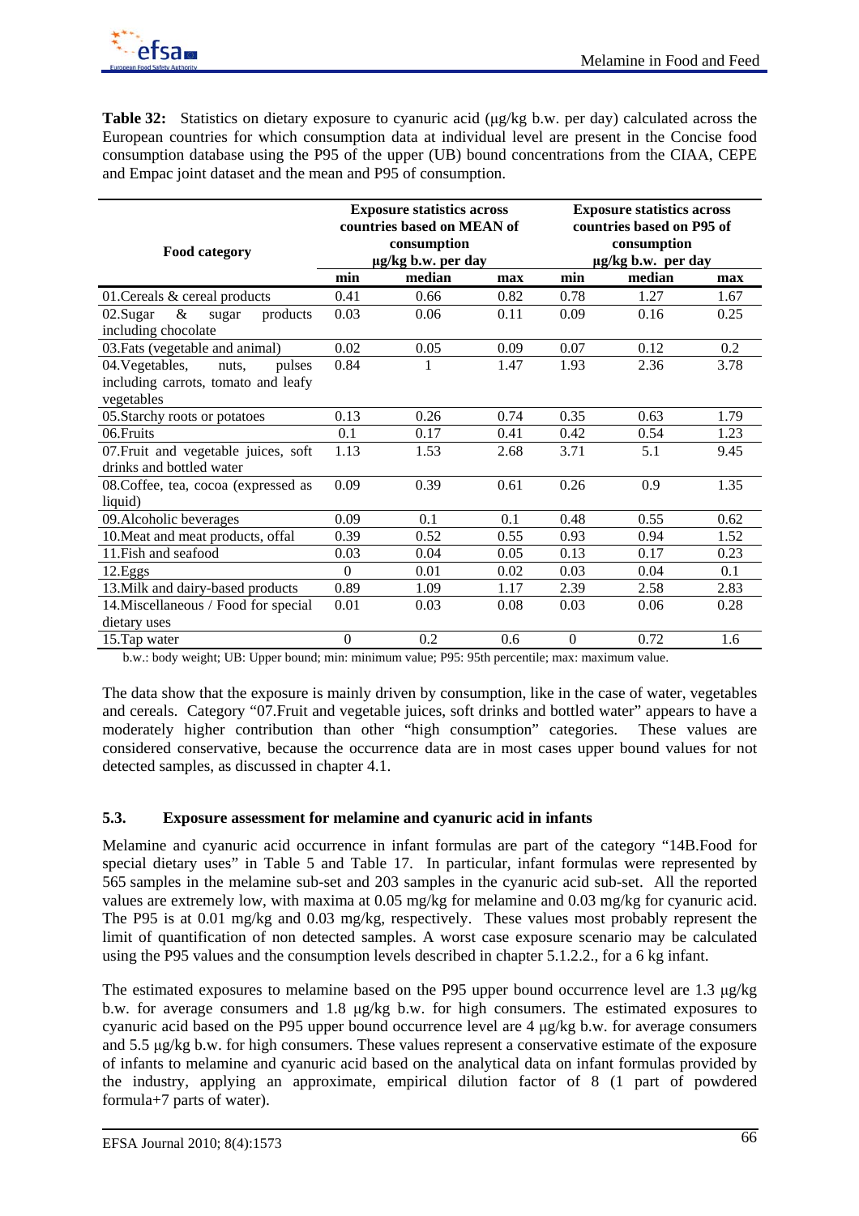**Table 32:** Statistics on dietary exposure to cyanuric acid (μg/kg b.w. per day) calculated across the European countries for which consumption data at individual level are present in the Concise food consumption database using the P95 of the upper (UB) bound concentrations from the CIAA, CEPE and Empac joint dataset and the mean and P95 of consumption.

| Food category | Exposure statistics across countries based on MEAN of consumption μg/kg b.w. per day | | | Exposure statistics across countries based on P95 of consumption μg/kg b.w. per day | | |
|---|---|---|---|---|---|---|
| | min | median | max | min | median | max |
| 01.Cereals & cereal products | 0.41 | 0.66 | 0.82 | 0.78 | 1.27 | 1.67 |
| 02.Sugar & sugar products including chocolate | 0.03 | 0.06 | 0.11 | 0.09 | 0.16 | 0.25 |
| 03.Fats (vegetable and animal) | 0.02 | 0.05 | 0.09 | 0.07 | 0.12 | 0.2 |
| 04.Vegetables, nuts, pulses including carrots, tomato and leafy vegetables | 0.84 | 1 | 1.47 | 1.93 | 2.36 | 3.78 |
| 05.Starchy roots or potatoes | 0.13 | 0.26 | 0.74 | 0.35 | 0.63 | 1.79 |
| 06.Fruits | 0.1 | 0.17 | 0.41 | 0.42 | 0.54 | 1.23 |
| 07.Fruit and vegetable juices, soft drinks and bottled water | 1.13 | 1.53 | 2.68 | 3.71 | 5.1 | 9.45 |
| 08.Coffee, tea, cocoa (expressed as liquid) | 0.09 | 0.39 | 0.61 | 0.26 | 0.9 | 1.35 |
| 09.Alcoholic beverages | 0.09 | 0.1 | 0.1 | 0.48 | 0.55 | 0.62 |
| 10.Meat and meat products, offal | 0.39 | 0.52 | 0.55 | 0.93 | 0.94 | 1.52 |
| 11.Fish and seafood | 0.03 | 0.04 | 0.05 | 0.13 | 0.17 | 0.23 |
| 12.Eggs | 0 | 0.01 | 0.02 | 0.03 | 0.04 | 0.1 |
| 13.Milk and dairy-based products | 0.89 | 1.09 | 1.17 | 2.39 | 2.58 | 2.83 |
| 14.Miscellaneous / Food for special dietary uses | 0.01 | 0.03 | 0.08 | 0.03 | 0.06 | 0.28 |
| 15.Tap water | 0 | 0.2 | 0.6 | 0 | 0.72 | 1.6 |

b.w.: body weight; UB: Upper bound; min: minimum value; P95: 95th percentile; max: maximum value.

The data show that the exposure is mainly driven by consumption, like in the case of water, vegetables and cereals. Category "07.Fruit and vegetable juices, soft drinks and bottled water" appears to have a moderately higher contribution than other "high consumption" categories. These values are considered conservative, because the occurrence data are in most cases upper bound values for not detected samples, as discussed in chapter 4.1.

### 5.3. Exposure assessment for melamine and cyanuric acid in infants

Melamine and cyanuric acid occurrence in infant formulas are part of the category "14B.Food for special dietary uses" in Table 5 and Table 17. In particular, infant formulas were represented by 565 samples in the melamine sub-set and 203 samples in the cyanuric acid sub-set. All the reported values are extremely low, with maxima at 0.05 mg/kg for melamine and 0.03 mg/kg for cyanuric acid. The P95 is at 0.01 mg/kg and 0.03 mg/kg, respectively. These values most probably represent the limit of quantification of non detected samples. A worst case exposure scenario may be calculated using the P95 values and the consumption levels described in chapter 5.1.2.2., for a 6 kg infant.

The estimated exposures to melamine based on the P95 upper bound occurrence level are 1.3 μg/kg b.w. for average consumers and 1.8 μg/kg b.w. for high consumers. The estimated exposures to cyanuric acid based on the P95 upper bound occurrence level are 4 μg/kg b.w. for average consumers and 5.5 μg/kg b.w. for high consumers. These values represent a conservative estimate of the exposure of infants to melamine and cyanuric acid based on the analytical data on infant formulas provided by the industry, applying an approximate, empirical dilution factor of 8 (1 part of powdered formula+7 parts of water).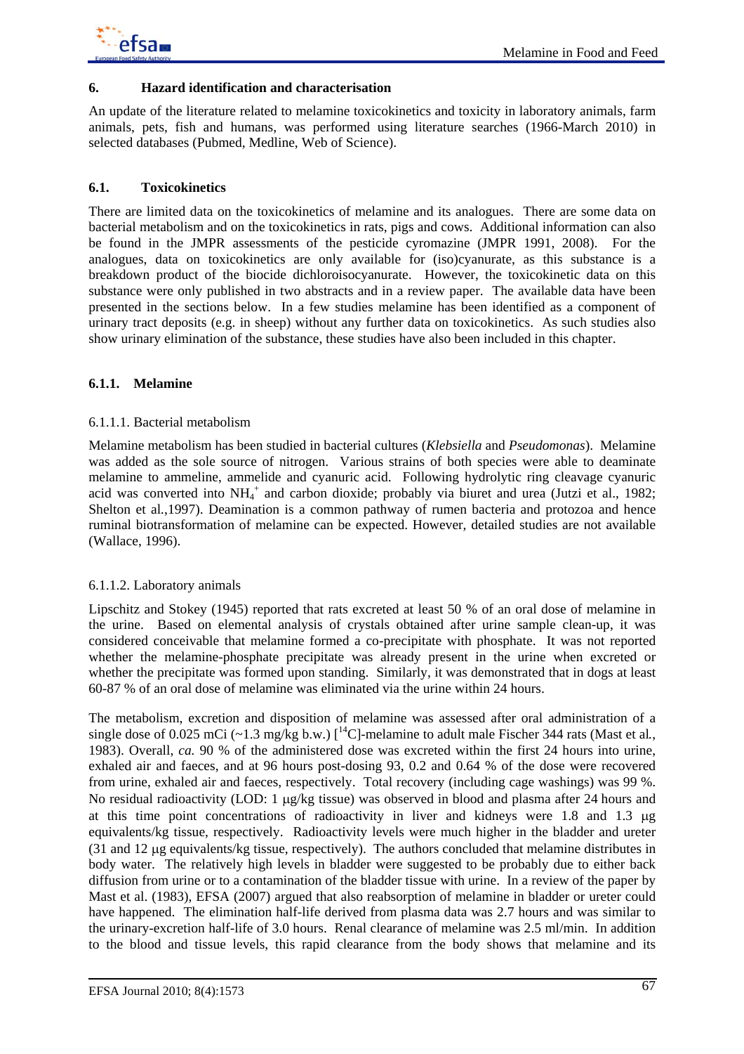## 6. Hazard identification and characterisation

An update of the literature related to melamine toxicokinetics and toxicity in laboratory animals, farm animals, pets, fish and humans, was performed using literature searches (1966-March 2010) in selected databases (Pubmed, Medline, Web of Science).

### 6.1. Toxicokinetics

There are limited data on the toxicokinetics of melamine and its analogues. There are some data on bacterial metabolism and on the toxicokinetics in rats, pigs and cows. Additional information can also be found in the JMPR assessments of the pesticide cyromazine (JMPR 1991, 2008). For the analogues, data on toxicokinetics are only available for (iso)cyanurate, as this substance is a breakdown product of the biocide dichloroisocyanurate. However, the toxicokinetic data on this substance were only published in two abstracts and in a review paper. The available data have been presented in the sections below. In a few studies melamine has been identified as a component of urinary tract deposits (e.g. in sheep) without any further data on toxicokinetics. As such studies also show urinary elimination of the substance, these studies have also been included in this chapter.

#### 6.1.1. Melamine

6.1.1.1. Bacterial metabolism

Melamine metabolism has been studied in bacterial cultures (*Klebsiella* and *Pseudomonas*). Melamine was added as the sole source of nitrogen. Various strains of both species were able to deaminate melamine to ammeline, ammelide and cyanuric acid. Following hydrolytic ring cleavage cyanuric acid was converted into $NH_4^+$ and carbon dioxide; probably via biuret and urea (Jutzi et al., 1982; Shelton et al.,1997). Deamination is a common pathway of rumen bacteria and protozoa and hence ruminal biotransformation of melamine can be expected. However, detailed studies are not available (Wallace, 1996).

6.1.1.2. Laboratory animals

Lipschitz and Stokey (1945) reported that rats excreted at least 50 % of an oral dose of melamine in the urine. Based on elemental analysis of crystals obtained after urine sample clean-up, it was considered conceivable that melamine formed a co-precipitate with phosphate. It was not reported whether the melamine-phosphate precipitate was already present in the urine when excreted or whether the precipitate was formed upon standing. Similarly, it was demonstrated that in dogs at least 60-87 % of an oral dose of melamine was eliminated via the urine within 24 hours.

The metabolism, excretion and disposition of melamine was assessed after oral administration of a single dose of 0.025 mCi (~1.3 mg/kg b.w.) [$^{14}$C]-melamine to adult male Fischer 344 rats (Mast et al., 1983). Overall, *ca.* 90 % of the administered dose was excreted within the first 24 hours into urine, exhaled air and faeces, and at 96 hours post-dosing 93, 0.2 and 0.64 % of the dose were recovered from urine, exhaled air and faeces, respectively. Total recovery (including cage washings) was 99 %. No residual radioactivity (LOD: 1 μg/kg tissue) was observed in blood and plasma after 24 hours and at this time point concentrations of radioactivity in liver and kidneys were 1.8 and 1.3 μg equivalents/kg tissue, respectively. Radioactivity levels were much higher in the bladder and ureter (31 and 12 μg equivalents/kg tissue, respectively). The authors concluded that melamine distributes in body water. The relatively high levels in bladder were suggested to be probably due to either back diffusion from urine or to a contamination of the bladder tissue with urine. In a review of the paper by Mast et al. (1983), EFSA (2007) argued that also reabsorption of melamine in bladder or ureter could have happened. The elimination half-life derived from plasma data was 2.7 hours and was similar to the urinary-excretion half-life of 3.0 hours. Renal clearance of melamine was 2.5 ml/min. In addition to the blood and tissue levels, this rapid clearance from the body shows that melamine and its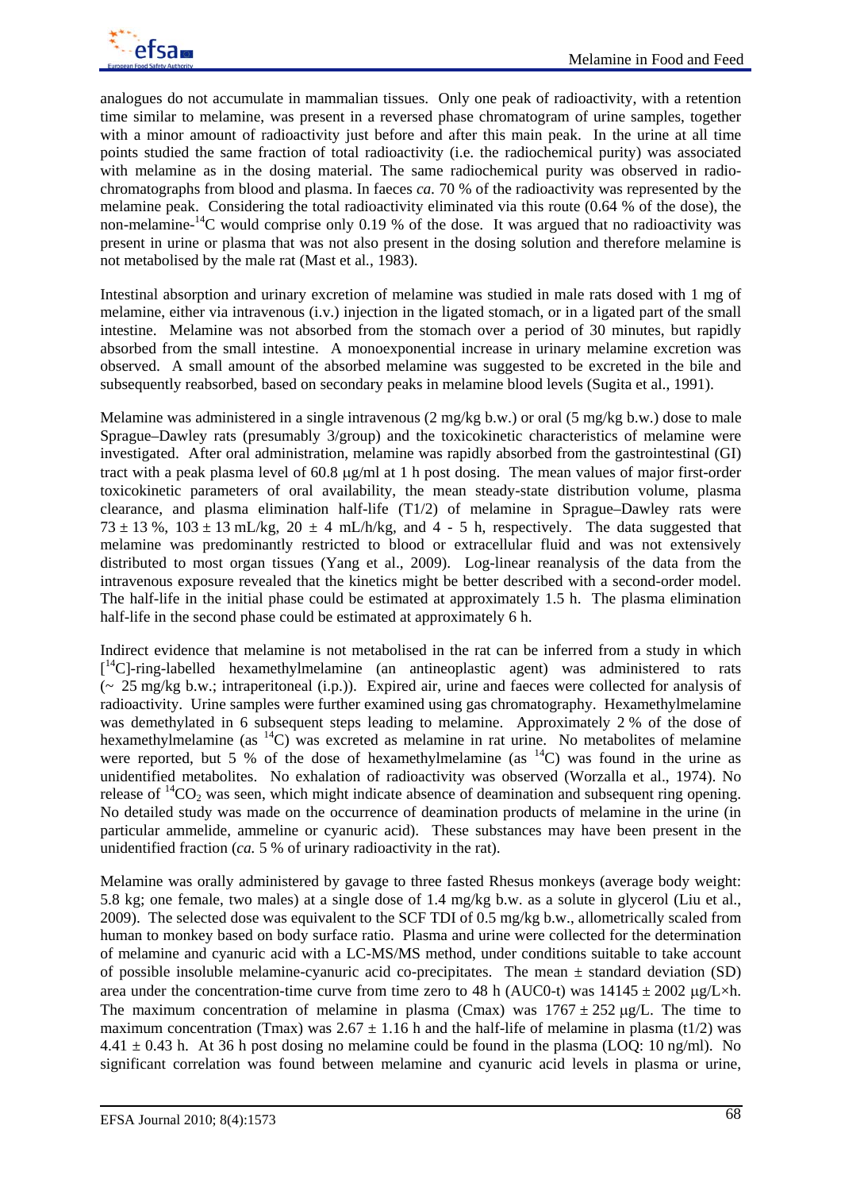analogues do not accumulate in mammalian tissues. Only one peak of radioactivity, with a retention time similar to melamine, was present in a reversed phase chromatogram of urine samples, together with a minor amount of radioactivity just before and after this main peak. In the urine at all time points studied the same fraction of total radioactivity (i.e. the radiochemical purity) was associated with melamine as in the dosing material. The same radiochemical purity was observed in radio-chromatographs from blood and plasma. In faeces *ca.* 70 % of the radioactivity was represented by the melamine peak. Considering the total radioactivity eliminated via this route (0.64 % of the dose), the non-melamine-$^{14}C$ would comprise only 0.19 % of the dose. It was argued that no radioactivity was present in urine or plasma that was not also present in the dosing solution and therefore melamine is not metabolised by the male rat (Mast et al., 1983).

Intestinal absorption and urinary excretion of melamine was studied in male rats dosed with 1 mg of melamine, either via intravenous (i.v.) injection in the ligated stomach, or in a ligated part of the small intestine. Melamine was not absorbed from the stomach over a period of 30 minutes, but rapidly absorbed from the small intestine. A monoexponential increase in urinary melamine excretion was observed. A small amount of the absorbed melamine was suggested to be excreted in the bile and subsequently reabsorbed, based on secondary peaks in melamine blood levels (Sugita et al., 1991).

Melamine was administered in a single intravenous (2 mg/kg b.w.) or oral (5 mg/kg b.w.) dose to male Sprague–Dawley rats (presumably 3/group) and the toxicokinetic characteristics of melamine were investigated. After oral administration, melamine was rapidly absorbed from the gastrointestinal (GI) tract with a peak plasma level of 60.8 μg/ml at 1 h post dosing. The mean values of major first-order toxicokinetic parameters of oral availability, the mean steady-state distribution volume, plasma clearance, and plasma elimination half-life (T1/2) of melamine in Sprague–Dawley rats were $73 \pm 13$ %, $103 \pm 13$ mL/kg, $20 \pm 4$ mL/h/kg, and 4 - 5 h, respectively. The data suggested that melamine was predominantly restricted to blood or extracellular fluid and was not extensively distributed to most organ tissues (Yang et al., 2009). Log-linear reanalysis of the data from the intravenous exposure revealed that the kinetics might be better described with a second-order model. The half-life in the initial phase could be estimated at approximately 1.5 h. The plasma elimination half-life in the second phase could be estimated at approximately 6 h.

Indirect evidence that melamine is not metabolised in the rat can be inferred from a study in which [$^{14}C$]-ring-labelled hexamethylmelamine (an antineoplastic agent) was administered to rats (~ 25 mg/kg b.w.; intraperitoneal (i.p.)). Expired air, urine and faeces were collected for analysis of radioactivity. Urine samples were further examined using gas chromatography. Hexamethylmelamine was demethylated in 6 subsequent steps leading to melamine. Approximately 2 % of the dose of hexamethylmelamine (as $^{14}C$) was excreted as melamine in rat urine. No metabolites of melamine were reported, but 5 % of the dose of hexamethylmelamine (as $^{14}C$) was found in the urine as unidentified metabolites. No exhalation of radioactivity was observed (Worzalla et al., 1974). No release of $^{14}CO_2$ was seen, which might indicate absence of deamination and subsequent ring opening. No detailed study was made on the occurrence of deamination products of melamine in the urine (in particular ammelide, ammeline or cyanuric acid). These substances may have been present in the unidentified fraction (*ca.* 5 % of urinary radioactivity in the rat).

Melamine was orally administered by gavage to three fasted Rhesus monkeys (average body weight: 5.8 kg; one female, two males) at a single dose of 1.4 mg/kg b.w. as a solute in glycerol (Liu et al., 2009). The selected dose was equivalent to the SCF TDI of 0.5 mg/kg b.w., allometrically scaled from human to monkey based on body surface ratio. Plasma and urine were collected for the determination of melamine and cyanuric acid with a LC-MS/MS method, under conditions suitable to take account of possible insoluble melamine-cyanuric acid co-precipitates. The mean ± standard deviation (SD) area under the concentration-time curve from time zero to 48 h (AUC0-t) was $14145 \pm 2002$ μg/L×h. The maximum concentration of melamine in plasma (Cmax) was $1767 \pm 252$ μg/L. The time to maximum concentration (Tmax) was $2.67 \pm 1.16$ h and the half-life of melamine in plasma (t1/2) was $4.41 \pm 0.43$ h. At 36 h post dosing no melamine could be found in the plasma (LOQ: 10 ng/ml). No significant correlation was found between melamine and cyanuric acid levels in plasma or urine,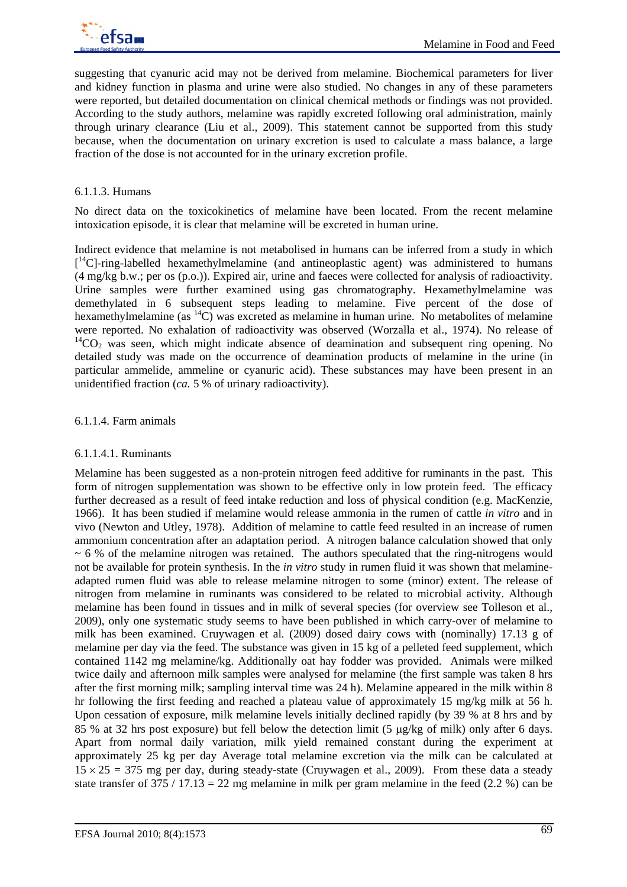suggesting that cyanuric acid may not be derived from melamine. Biochemical parameters for liver and kidney function in plasma and urine were also studied. No changes in any of these parameters were reported, but detailed documentation on clinical chemical methods or findings was not provided. According to the study authors, melamine was rapidly excreted following oral administration, mainly through urinary clearance (Liu et al., 2009). This statement cannot be supported from this study because, when the documentation on urinary excretion is used to calculate a mass balance, a large fraction of the dose is not accounted for in the urinary excretion profile.

#### 6.1.1.3. Humans

No direct data on the toxicokinetics of melamine have been located. From the recent melamine intoxication episode, it is clear that melamine will be excreted in human urine.

Indirect evidence that melamine is not metabolised in humans can be inferred from a study in which [$^{14}C$]-ring-labelled hexamethylmelamine (and antineoplastic agent) was administered to humans (4 mg/kg b.w.; per os (p.o.)). Expired air, urine and faeces were collected for analysis of radioactivity. Urine samples were further examined using gas chromatography. Hexamethylmelamine was demethylated in 6 subsequent steps leading to melamine. Five percent of the dose of hexamethylmelamine (as $^{14}C$) was excreted as melamine in human urine. No metabolites of melamine were reported. No exhalation of radioactivity was observed (Worzalla et al., 1974). No release of $^{14}CO_2$ was seen, which might indicate absence of deamination and subsequent ring opening. No detailed study was made on the occurrence of deamination products of melamine in the urine (in particular ammelide, ammeline or cyanuric acid). These substances may have been present in an unidentified fraction (*ca.* 5 % of urinary radioactivity).

#### 6.1.1.4. Farm animals

##### 6.1.1.4.1. Ruminants

Melamine has been suggested as a non-protein nitrogen feed additive for ruminants in the past. This form of nitrogen supplementation was shown to be effective only in low protein feed. The efficacy further decreased as a result of feed intake reduction and loss of physical condition (e.g. MacKenzie, 1966). It has been studied if melamine would release ammonia in the rumen of cattle *in vitro* and in vivo (Newton and Utley, 1978). Addition of melamine to cattle feed resulted in an increase of rumen ammonium concentration after an adaptation period. A nitrogen balance calculation showed that only ~ 6 % of the melamine nitrogen was retained. The authors speculated that the ring-nitrogens would not be available for protein synthesis. In the *in vitro* study in rumen fluid it was shown that melamine-adapted rumen fluid was able to release melamine nitrogen to some (minor) extent. The release of nitrogen from melamine in ruminants was considered to be related to microbial activity. Although melamine has been found in tissues and in milk of several species (for overview see Tolleson et al., 2009), only one systematic study seems to have been published in which carry-over of melamine to milk has been examined. Cruywagen et al. (2009) dosed dairy cows with (nominally) 17.13 g of melamine per day via the feed. The substance was given in 15 kg of a pelleted feed supplement, which contained 1142 mg melamine/kg. Additionally oat hay fodder was provided. Animals were milked twice daily and afternoon milk samples were analysed for melamine (the first sample was taken 8 hrs after the first morning milk; sampling interval time was 24 h). Melamine appeared in the milk within 8 hr following the first feeding and reached a plateau value of approximately 15 mg/kg milk at 56 h. Upon cessation of exposure, milk melamine levels initially declined rapidly (by 39 % at 8 hrs and by 85 % at 32 hrs post exposure) but fell below the detection limit (5 µg/kg of milk) only after 6 days. Apart from normal daily variation, milk yield remained constant during the experiment at approximately 25 kg per day Average total melamine excretion via the milk can be calculated at $15 \times 25 = 375$ mg per day, during steady-state (Cruywagen et al., 2009). From these data a steady state transfer of $375 / 17.13 = 22$ mg melamine in milk per gram melamine in the feed (2.2 %) can be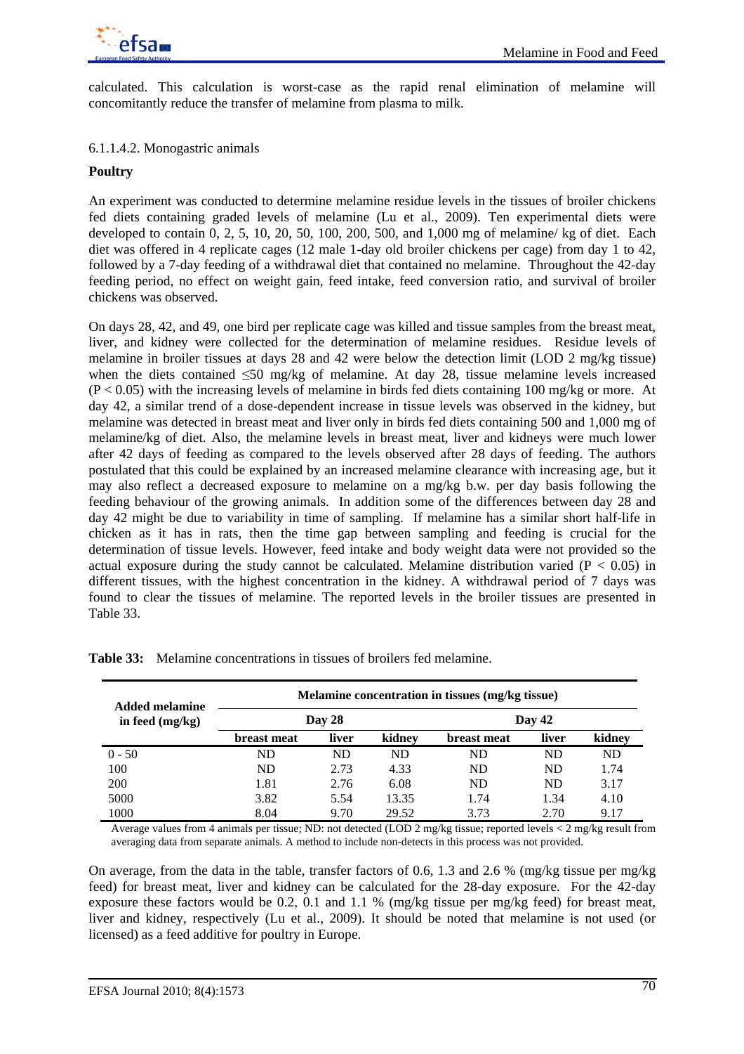calculated. This calculation is worst-case as the rapid renal elimination of melamine will concomitantly reduce the transfer of melamine from plasma to milk.

6.1.1.4.2. Monogastric animals

**Poultry**

An experiment was conducted to determine melamine residue levels in the tissues of broiler chickens fed diets containing graded levels of melamine (Lu et al., 2009). Ten experimental diets were developed to contain 0, 2, 5, 10, 20, 50, 100, 200, 500, and 1,000 mg of melamine/ kg of diet. Each diet was offered in 4 replicate cages (12 male 1-day old broiler chickens per cage) from day 1 to 42, followed by a 7-day feeding of a withdrawal diet that contained no melamine. Throughout the 42-day feeding period, no effect on weight gain, feed intake, feed conversion ratio, and survival of broiler chickens was observed.

On days 28, 42, and 49, one bird per replicate cage was killed and tissue samples from the breast meat, liver, and kidney were collected for the determination of melamine residues. Residue levels of melamine in broiler tissues at days 28 and 42 were below the detection limit (LOD 2 mg/kg tissue) when the diets contained ≤50 mg/kg of melamine. At day 28, tissue melamine levels increased ($P < 0.05$) with the increasing levels of melamine in birds fed diets containing 100 mg/kg or more. At day 42, a similar trend of a dose-dependent increase in tissue levels was observed in the kidney, but melamine was detected in breast meat and liver only in birds fed diets containing 500 and 1,000 mg of melamine/kg of diet. Also, the melamine levels in breast meat, liver and kidneys were much lower after 42 days of feeding as compared to the levels observed after 28 days of feeding. The authors postulated that this could be explained by an increased melamine clearance with increasing age, but it may also reflect a decreased exposure to melamine on a mg/kg b.w. per day basis following the feeding behaviour of the growing animals. In addition some of the differences between day 28 and day 42 might be due to variability in time of sampling. If melamine has a similar short half-life in chicken as it has in rats, then the time gap between sampling and feeding is crucial for the determination of tissue levels. However, feed intake and body weight data were not provided so the actual exposure during the study cannot be calculated. Melamine distribution varied ($P < 0.05$) in different tissues, with the highest concentration in the kidney. A withdrawal period of 7 days was found to clear the tissues of melamine. The reported levels in the broiler tissues are presented in Table 33.

**Table 33:** Melamine concentrations in tissues of broilers fed melamine.

| Added melamine in feed (mg/kg) | Melamine concentration in tissues (mg/kg tissue) | | | | | |
|---|---|---|---|---|---|---|
| | Day 28 | | | Day 42 | | |
| | breast meat | liver | kidney | breast meat | liver | kidney |
| 0 - 50 | ND | ND | ND | ND | ND | ND |
| 100 | ND | 2.73 | 4.33 | ND | ND | 1.74 |
| 200 | 1.81 | 2.76 | 6.08 | ND | ND | 3.17 |
| 5000 | 3.82 | 5.54 | 13.35 | 1.74 | 1.34 | 4.10 |
| 1000 | 8.04 | 9.70 | 29.52 | 3.73 | 2.70 | 9.17 |

Average values from 4 animals per tissue; ND: not detected (LOD 2 mg/kg tissue; reported levels < 2 mg/kg result from averaging data from separate animals. A method to include non-detects in this process was not provided.

On average, from the data in the table, transfer factors of 0.6, 1.3 and 2.6 % (mg/kg tissue per mg/kg feed) for breast meat, liver and kidney can be calculated for the 28-day exposure. For the 42-day exposure these factors would be 0.2, 0.1 and 1.1 % (mg/kg tissue per mg/kg feed) for breast meat, liver and kidney, respectively (Lu et al., 2009). It should be noted that melamine is not used (or licensed) as a feed additive for poultry in Europe.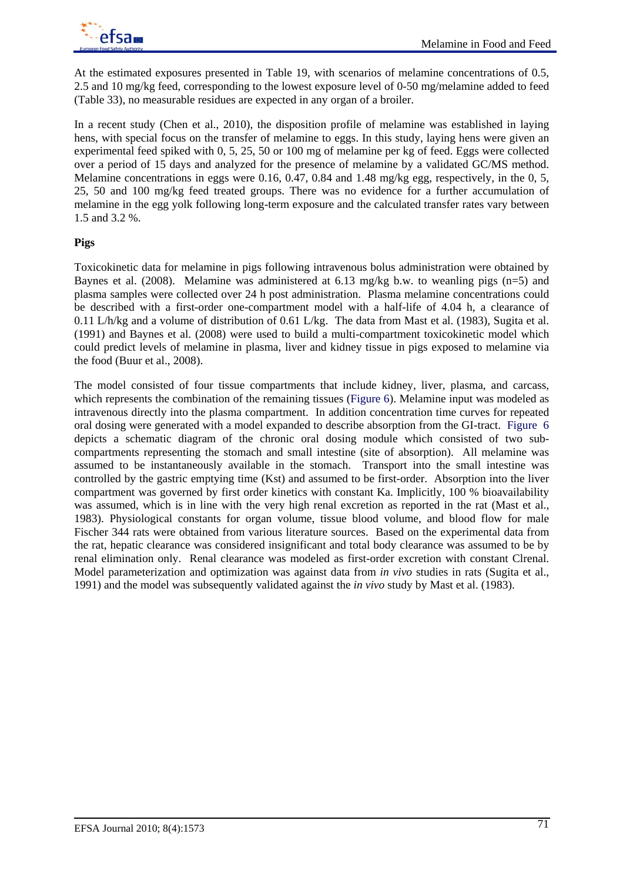At the estimated exposures presented in Table 19, with scenarios of melamine concentrations of 0.5, 2.5 and 10 mg/kg feed, corresponding to the lowest exposure level of 0-50 mg/melamine added to feed (Table 33), no measurable residues are expected in any organ of a broiler.

In a recent study (Chen et al., 2010), the disposition profile of melamine was established in laying hens, with special focus on the transfer of melamine to eggs. In this study, laying hens were given an experimental feed spiked with 0, 5, 25, 50 or 100 mg of melamine per kg of feed. Eggs were collected over a period of 15 days and analyzed for the presence of melamine by a validated GC/MS method. Melamine concentrations in eggs were 0.16, 0.47, 0.84 and 1.48 mg/kg egg, respectively, in the 0, 5, 25, 50 and 100 mg/kg feed treated groups. There was no evidence for a further accumulation of melamine in the egg yolk following long-term exposure and the calculated transfer rates vary between 1.5 and 3.2 %.

**Pigs**

Toxicokinetic data for melamine in pigs following intravenous bolus administration were obtained by Baynes et al. (2008). Melamine was administered at 6.13 mg/kg b.w. to weanling pigs (n=5) and plasma samples were collected over 24 h post administration. Plasma melamine concentrations could be described with a first-order one-compartment model with a half-life of 4.04 h, a clearance of 0.11 L/h/kg and a volume of distribution of 0.61 L/kg. The data from Mast et al. (1983), Sugita et al. (1991) and Baynes et al. (2008) were used to build a multi-compartment toxicokinetic model which could predict levels of melamine in plasma, liver and kidney tissue in pigs exposed to melamine via the food (Buur et al., 2008).

The model consisted of four tissue compartments that include kidney, liver, plasma, and carcass, which represents the combination of the remaining tissues (Figure 6). Melamine input was modeled as intravenous directly into the plasma compartment. In addition concentration time curves for repeated oral dosing were generated with a model expanded to describe absorption from the GI-tract. Figure 6 depicts a schematic diagram of the chronic oral dosing module which consisted of two sub-compartments representing the stomach and small intestine (site of absorption). All melamine was assumed to be instantaneously available in the stomach. Transport into the small intestine was controlled by the gastric emptying time (Kst) and assumed to be first-order. Absorption into the liver compartment was governed by first order kinetics with constant Ka. Implicitly, 100 % bioavailability was assumed, which is in line with the very high renal excretion as reported in the rat (Mast et al., 1983). Physiological constants for organ volume, tissue blood volume, and blood flow for male Fischer 344 rats were obtained from various literature sources. Based on the experimental data from the rat, hepatic clearance was considered insignificant and total body clearance was assumed to be by renal elimination only. Renal clearance was modeled as first-order excretion with constant Clrenal. Model parameterization and optimization was against data from *in vivo* studies in rats (Sugita et al., 1991) and the model was subsequently validated against the *in vivo* study by Mast et al. (1983).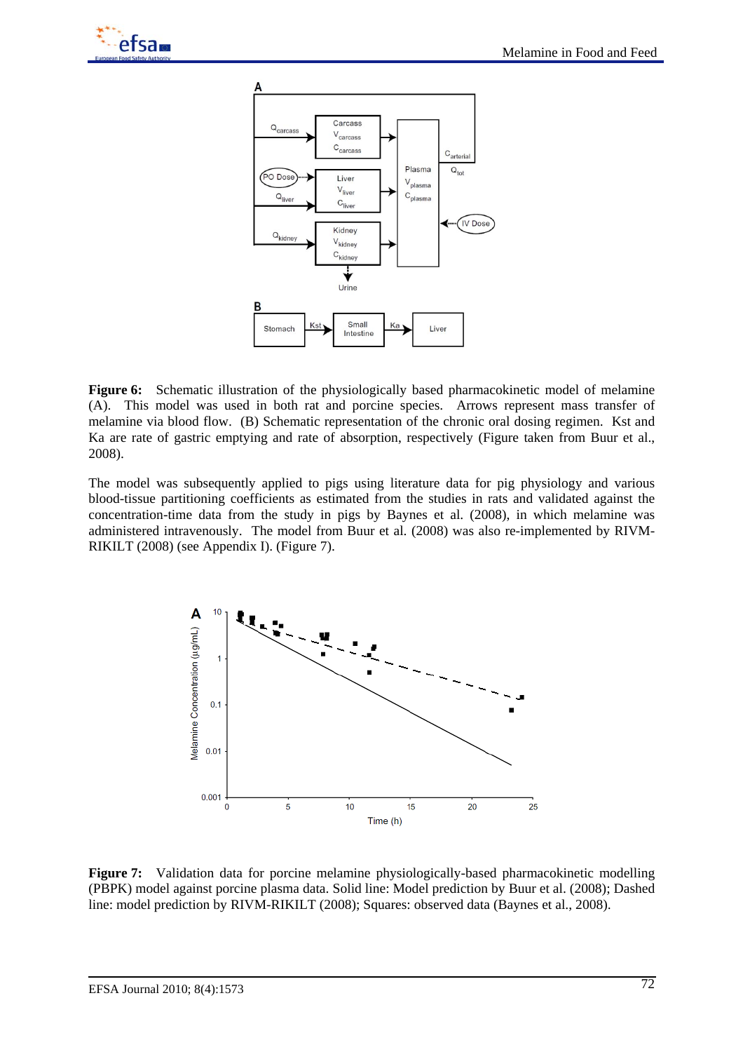A

$Q_{carcass}$

Carcass
$V_{carcass}$
$C_{carcass}$

PO Dose

$Q_{liver}$

Liver
$V_{liver}$
$C_{liver}$

$Q_{kidney}$

Kidney
$V_{kidney}$
$C_{kidney}$

Urine

Plasma
$V_{plasma}$
$C_{plasma}$

$C_{arterial}$

$Q_{tot}$

IV Dose

B

Stomach

Kst

Small Intestine

Ka

Liver

**Figure 6:** Schematic illustration of the physiologically based pharmacokinetic model of melamine (A). This model was used in both rat and porcine species. Arrows represent mass transfer of melamine via blood flow. (B) Schematic representation of the chronic oral dosing regimen. Kst and Ka are rate of gastric emptying and rate of absorption, respectively (Figure taken from Buur et al., 2008).

The model was subsequently applied to pigs using literature data for pig physiology and various blood-tissue partitioning coefficients as estimated from the studies in rats and validated against the concentration-time data from the study by Baynes et al. (2008), in which melamine was administered intravenously. The model from Buur et al. (2008) was also re-implemented by RIVM-RIKILT (2008) (see Appendix I). (Figure 7).

A

Melamine Concentraion (µg/mL)

10

1

0.1

0.01

0.001

0

5

10

15

20

25

Time (h)

**Figure 7:** Validation data for porcine melamine physiologically-based pharmacokinetic modelling (PBPK) model against porcine plasma data. Solid line: Model prediction by Buur et al. (2008); Dashed line: model prediction by RIVM-RIKILT (2008); Squares: observed data (Baynes et al., 2008).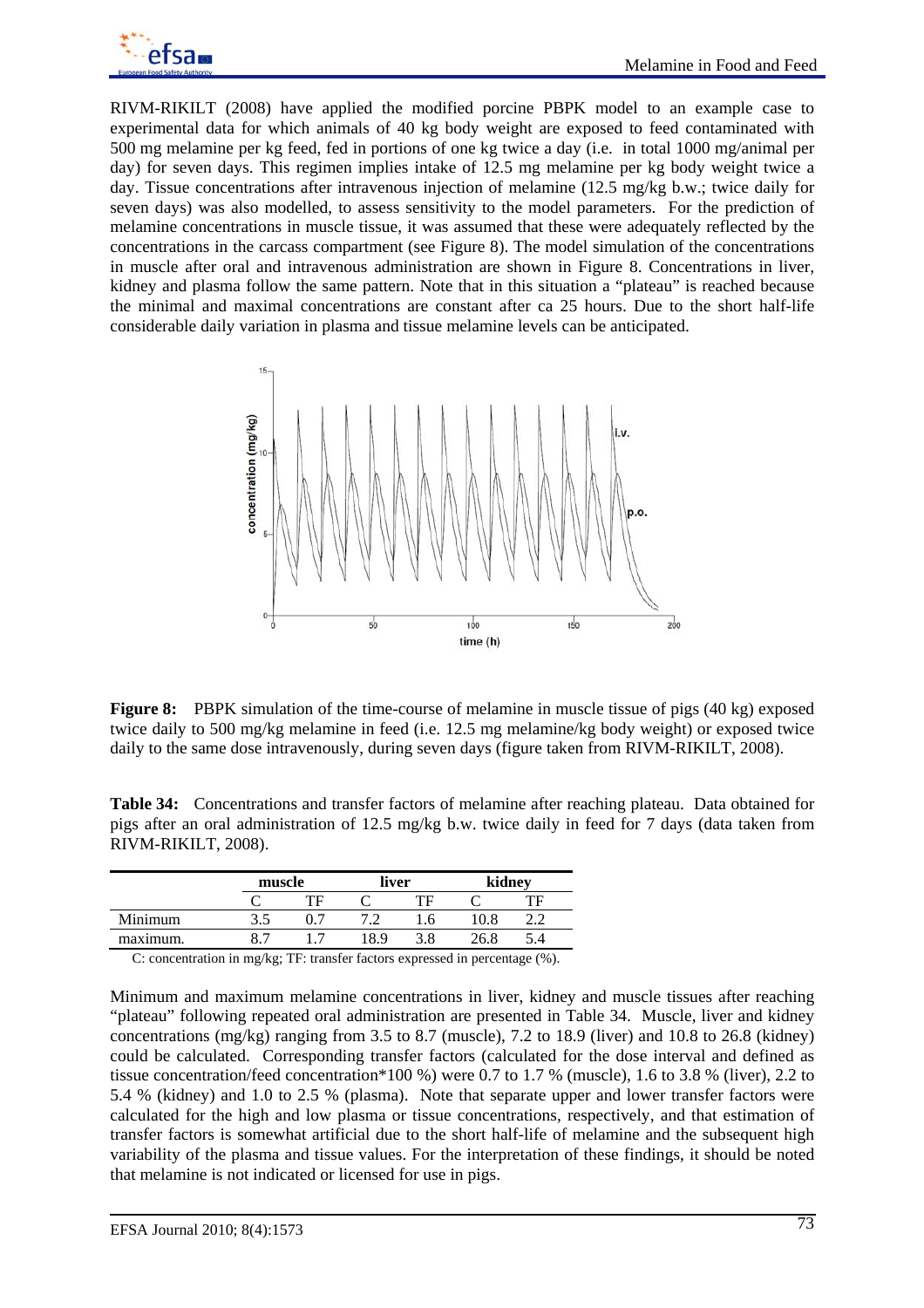RIVM-RIKILT (2008) have applied the modified porcine PBPK model to an example case to experimental data for which animals of 40 kg body weight are exposed to feed contaminated with 500 mg melamine per kg feed, fed in portions of one kg twice a day (i.e. in total 1000 mg/animal per day) for seven days. This regimen implies intake of 12.5 mg melamine per kg body weight twice a day. Tissue concentrations after intravenous injection of melamine (12.5 mg/kg b.w.; twice daily for seven days) was also modelled, to assess sensitivity to the model parameters. For the prediction of melamine concentrations in muscle tissue, it was assumed that these were adequately reflected by the concentrations in the carcass compartment (see Figure 8). The model simulation of the concentrations in muscle after oral and intravenous administration are shown in Figure 8. Concentrations in liver, kidney and plasma follow the same pattern. Note that in this situation a "plateau" is reached because the minimal and maximal concentrations are constant after ca 25 hours. Due to the short half-life considerable daily variation in plasma and tissue melamine levels can be anticipated.

concentration (mg/kg)
15
10
5
0
0
50
100
150
200
time (h)
i.v.
p.o.

**Figure 8:** PBPK simulation of the time-course of melamine in muscle tissue of pigs (40 kg) exposed twice daily to 500 mg/kg melamine in feed (i.e. 12.5 mg melamine/kg body weight) or exposed twice daily to the same dose intravenously, during seven days (figure taken from RIVM-RIKILT, 2008).

**Table 34:** Concentrations and transfer factors of melamine after reaching plateau. Data obtained for pigs after an oral administration of 12.5 mg/kg b.w. twice daily in feed for 7 days (data taken from RIVM-RIKILT, 2008).

| | muscle | | liver | | kidney | |
|---|---|---|---|---|---|---|
| | C | TF | C | TF | C | TF |
| Minimum | 3.5 | 0.7 | 7.2 | 1.6 | 10.8 | 2.2 |
| maximum. | 8.7 | 1.7 | 18.9 | 3.8 | 26.8 | 5.4 |

C: concentration in mg/kg; TF: transfer factors expressed in percentage (%).

Minimum and maximum melamine concentrations in liver, kidney and muscle tissues after reaching "plateau" following repeated oral administration are presented in Table 34. Muscle, liver and kidney concentrations (mg/kg) ranging from 3.5 to 8.7 (muscle), 7.2 to 18.9 (liver) and 10.8 to 26.8 (kidney) could be calculated. Corresponding transfer factors (calculated for the dose interval and defined as tissue concentration/feed concentration*100 %) were 0.7 to 1.7 % (muscle), 1.6 to 3.8 % (liver), 2.2 to 5.4 % (kidney) and 1.0 to 2.5 % (plasma). Note that separate upper and lower transfer factors were calculated for the high and low plasma or tissue concentrations, respectively, and that estimation of transfer factors is somewhat artificial due to the short half-life of melamine and the subsequent high variability of the plasma and tissue values. For the interpretation of these findings, it should be noted that melamine is not indicated or licensed for use in pigs.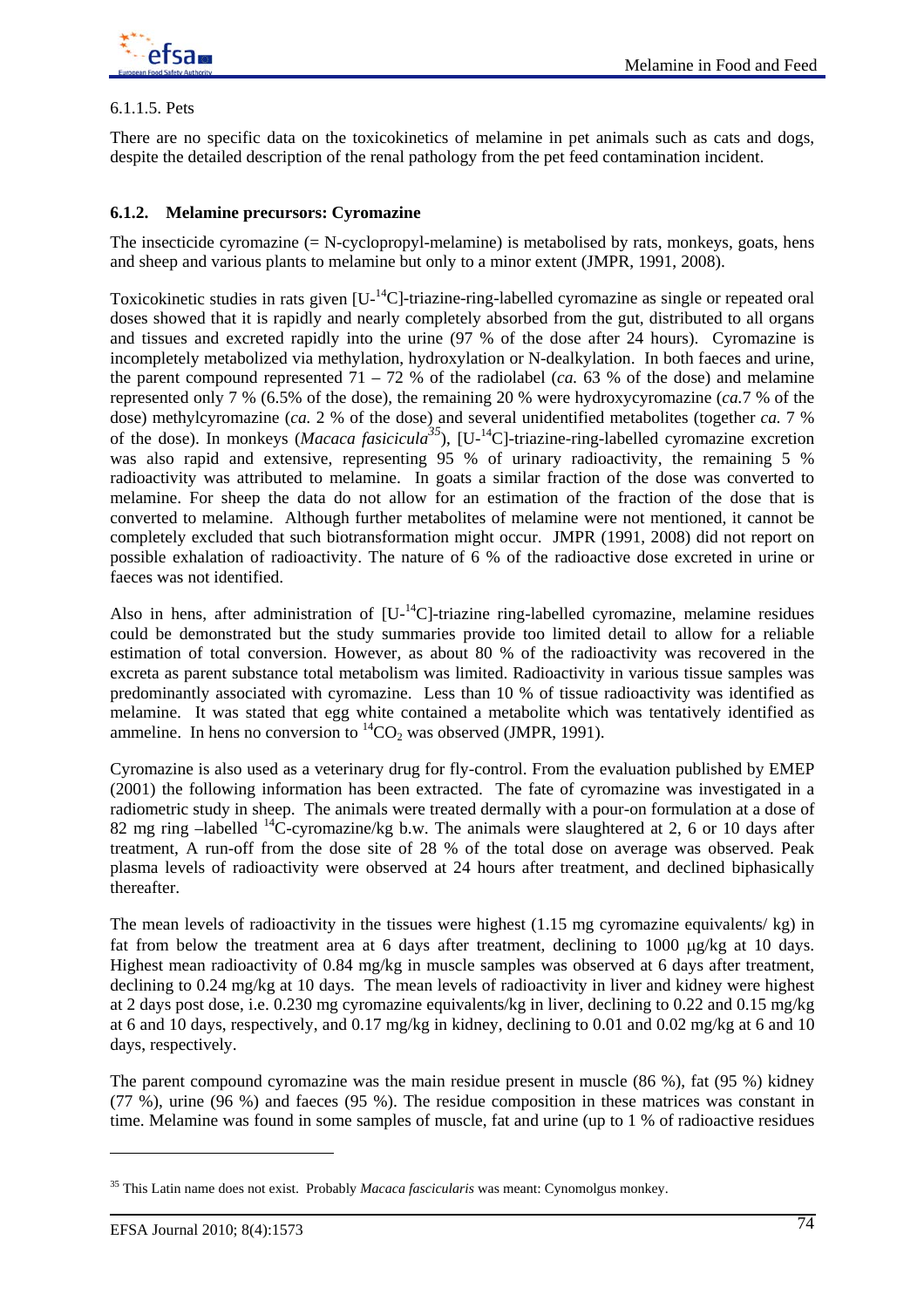6.1.1.5. Pets

There are no specific data on the toxicokinetics of melamine in pet animals such as cats and dogs, despite the detailed description of the renal pathology from the pet feed contamination incident.

### 6.1.2. Melamine precursors: Cyromazine

The insecticide cyromazine (= N-cyclopropyl-melamine) is metabolised by rats, monkeys, goats, hens and sheep and various plants to melamine but only to a minor extent (JMPR, 1991, 2008).

Toxicokinetic studies in rats given [U-$^{14}$C]-triazine-ring-labelled cyromazine as single or repeated oral doses showed that it is rapidly and nearly completely absorbed from the gut, distributed to all organs and tissues and excreted rapidly into the urine (97 % of the dose after 24 hours). Cyromazine is incompletely metabolized via methylation, hydroxylation or N-dealkylation. In both faeces and urine, the parent compound represented 71 – 72 % of the radiolabel (*ca.* 63 % of the dose) and melamine represented only 7 % (6.5% of the dose), the remaining 20 % were hydroxycyromazine (*ca.*7 % of the dose) methylcyromazine (*ca.* 2 % of the dose) and several unidentified metabolites (together *ca.* 7 % of the dose). In monkeys (*Macaca fasicicula*[35]), [U-$^{14}$C]-triazine-ring-labelled cyromazine excretion was also rapid and extensive, representing 95 % of urinary radioactivity, the remaining 5 % radioactivity was attributed to melamine. In goats a similar fraction of the dose was converted to melamine. For sheep the data do not allow for an estimation of the fraction of the dose that is converted to melamine. Although further metabolites of melamine were not mentioned, it cannot be completely excluded that such biotransformation might occur. JMPR (1991, 2008) did not report on possible exhalation of radioactivity. The nature of 6 % of the radioactive dose excreted in urine or faeces was not identified.

Also in hens, after administration of [U-$^{14}$C]-triazine ring-labelled cyromazine, melamine residues could be demonstrated but the study summaries provide too limited detail to allow for a reliable estimation of total conversion. However, as about 80 % of the radioactivity was recovered in the excreta as parent substance total metabolism was limited. Radioactivity in various tissue samples was predominantly associated with cyromazine. Less than 10 % of tissue radioactivity was identified as melamine. It was stated that egg white contained a metabolite which was tentatively identified as ammeline. In hens no conversion to $^{14}CO_2$ was observed (JMPR, 1991).

Cyromazine is also used as a veterinary drug for fly-control. From the evaluation published by EMEP (2001) the following information has been extracted. The fate of cyromazine was investigated in a radiometric study in sheep. The animals were treated dermally with a pour-on formulation at a dose of 82 mg ring –labelled $^{14}$C-cyromazine/kg b.w. The animals were slaughtered at 2, 6 or 10 days after treatment, A run-off from the dose site of 28 % of the total dose on average was observed. Peak plasma levels of radioactivity were observed at 24 hours after treatment, and declined biphasically thereafter.

The mean levels of radioactivity in the tissues were highest (1.15 mg cyromazine equivalents/ kg) in fat from below the treatment area at 6 days after treatment, declining to 1000 μg/kg at 10 days. Highest mean radioactivity of 0.84 mg/kg in muscle samples was observed at 6 days after treatment, declining to 0.24 mg/kg at 10 days. The mean levels of radioactivity in liver and kidney were highest at 2 days post dose, i.e. 0.230 mg cyromazine equivalents/kg in liver, declining to 0.22 and 0.15 mg/kg at 6 and 10 days, respectively, and 0.17 mg/kg in kidney, declining to 0.01 and 0.02 mg/kg at 6 and 10 days, respectively.

The parent compound cyromazine was the main residue present in muscle (86 %), fat (95 %) kidney (77 %), urine (96 %) and faeces (95 %). The residue composition in these matrices was constant in time. Melamine was found in some samples of muscle, fat and urine (up to 1 % of radioactive residues

[35] This Latin name does not exist. Probably *Macaca fascicularis* was meant: Cynomolgus monkey.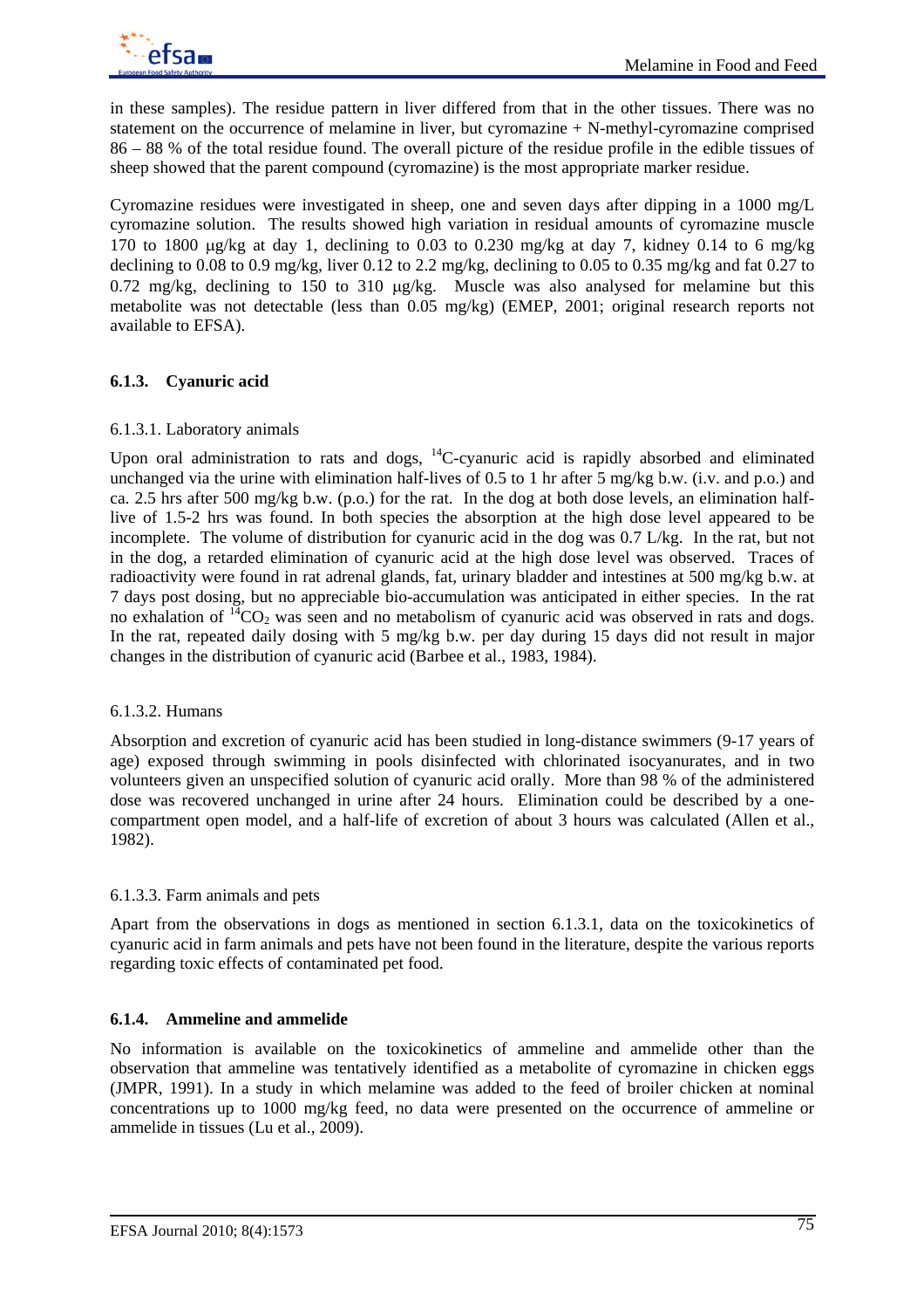in these samples). The residue pattern in liver differed from that in the other tissues. There was no statement on the occurrence of melamine in liver, but cyromazine + N-methyl-cyromazine comprised 86 – 88 % of the total residue found. The overall picture of the residue profile in the edible tissues of sheep showed that the parent compound (cyromazine) is the most appropriate marker residue.

Cyromazine residues were investigated in sheep, one and seven days after dipping in a 1000 mg/L cyromazine solution. The results showed high variation in residual amounts of cyromazine muscle 170 to 1800 μg/kg at day 1, declining to 0.03 to 0.230 mg/kg at day 7, kidney 0.14 to 6 mg/kg declining to 0.08 to 0.9 mg/kg, liver 0.12 to 2.2 mg/kg, declining to 0.05 to 0.35 mg/kg and fat 0.27 to 0.72 mg/kg, declining to 150 to 310 μg/kg. Muscle was also analysed for melamine but this metabolite was not detectable (less than 0.05 mg/kg) (EMEP, 2001; original research reports not available to EFSA).

### 6.1.3. Cyanuric acid

#### 6.1.3.1. Laboratory animals

Upon oral administration to rats and dogs, $^{14}$C-cyanuric acid is rapidly absorbed and eliminated unchanged via the urine with elimination half-lives of 0.5 to 1 hr after 5 mg/kg b.w. (i.v. and p.o.) and ca. 2.5 hrs after 500 mg/kg b.w. (p.o.) for the rat. In the dog at both dose levels, an elimination half-live of 1.5-2 hrs was found. In both species the absorption at the high dose level appeared to be incomplete. The volume of distribution for cyanuric acid in the dog was 0.7 L/kg. In the rat, but not in the dog, a retarded elimination of cyanuric acid at the high dose level was observed. Traces of radioactivity were found in rat adrenal glands, fat, urinary bladder and intestines at 500 mg/kg b.w. at 7 days post dosing, but no appreciable bio-accumulation was anticipated in either species. In the rat no exhalation of $^{14}CO_2$ was seen and no metabolism of cyanuric acid was observed in rats and dogs. In the rat, repeated daily dosing with 5 mg/kg b.w. per day during 15 days did not result in major changes in the distribution of cyanuric acid (Barbee et al., 1983, 1984).

#### 6.1.3.2. Humans

Absorption and excretion of cyanuric acid has been studied in long-distance swimmers (9-17 years of age) exposed through swimming in pools disinfected with chlorinated isocyanurates, and in two volunteers given an unspecified solution of cyanuric acid orally. More than 98 % of the administered dose was recovered unchanged in urine after 24 hours. Elimination could be described by a one-compartment open model, and a half-life of excretion of about 3 hours was calculated (Allen et al., 1982).

#### 6.1.3.3. Farm animals and pets

Apart from the observations in dogs as mentioned in section 6.1.3.1, data on the toxicokinetics of cyanuric acid in farm animals and pets have not been found in the literature, despite the various reports regarding toxic effects of contaminated pet food.

### 6.1.4. Ammeline and ammelide

No information is available on the toxicokinetics of ammeline and ammelide other than the observation that ammeline was tentatively identified as a metabolite of cyromazine in chicken eggs (JMPR, 1991). In a study in which melamine was added to the feed of broiler chicken at nominal concentrations up to 1000 mg/kg feed, no data were presented on the occurrence of ammeline or ammelide in tissues (Lu et al., 2009).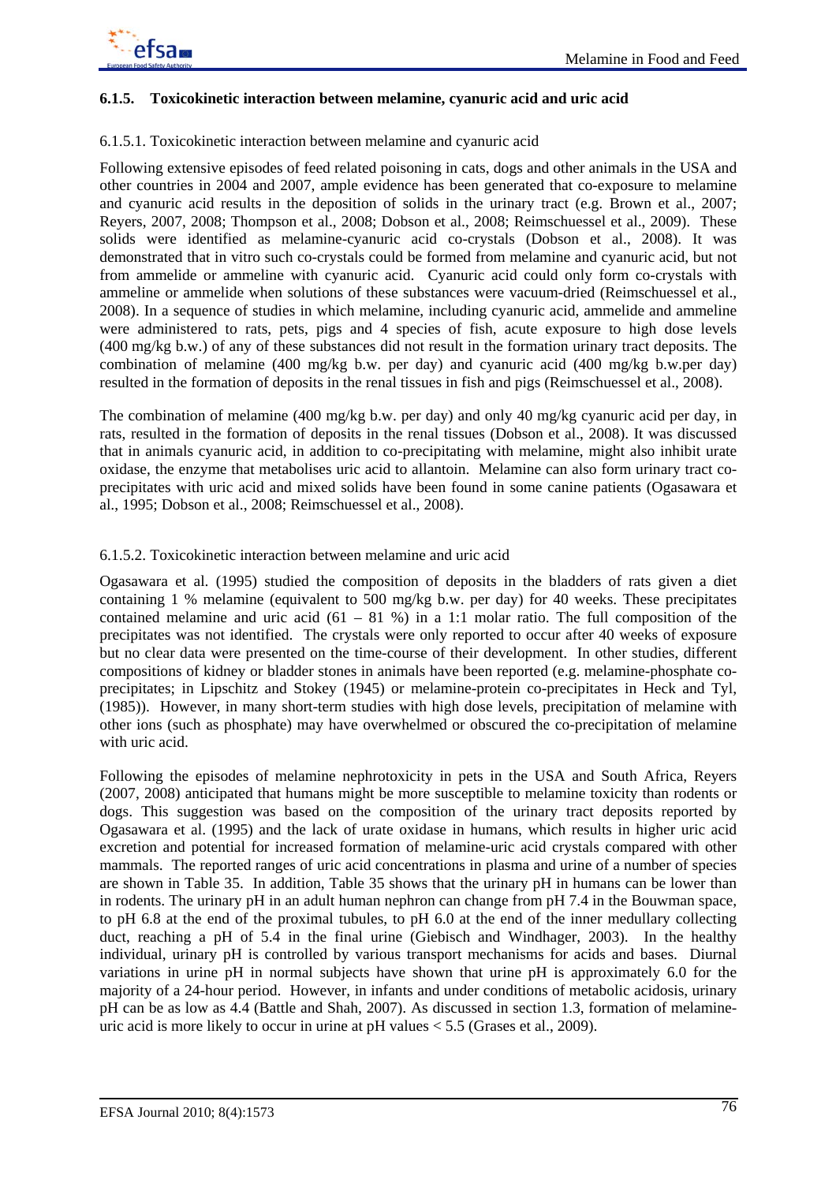### 6.1.5. Toxicokinetic interaction between melamine, cyanuric acid and uric acid

6.1.5.1. Toxicokinetic interaction between melamine and cyanuric acid

Following extensive episodes of feed related poisoning in cats, dogs and other animals in the USA and other countries in 2004 and 2007, ample evidence has been generated that co-exposure to melamine and cyanuric acid results in the deposition of solids in the urinary tract (e.g. Brown et al., 2007; Reyers, 2007, 2008; Thompson et al., 2008; Dobson et al., 2008; Reimschuessel et al., 2009). These solids were identified as melamine-cyanuric acid co-crystals (Dobson et al., 2008). It was demonstrated that in vitro such co-crystals could be formed from melamine and cyanuric acid, but not from ammelide or ammeline with cyanuric acid. Cyanuric acid could only form co-crystals with ammeline or ammelide when solutions of these substances were vacuum-dried (Reimschuessel et al., 2008). In a sequence of studies in which melamine, including cyanuric acid, ammelide and ammeline were administered to rats, pets, pigs and 4 species of fish, acute exposure to high dose levels (400 mg/kg b.w.) of any of these substances did not result in the formation urinary tract deposits. The combination of melamine (400 mg/kg b.w. per day) and cyanuric acid (400 mg/kg b.w.per day) resulted in the formation of deposits in the renal tissues in fish and pigs (Reimschuessel et al., 2008).

The combination of melamine (400 mg/kg b.w. per day) and only 40 mg/kg cyanuric acid per day, in rats, resulted in the formation of deposits in the renal tissues (Dobson et al., 2008). It was discussed that in animals cyanuric acid, in addition to co-precipitating with melamine, might also inhibit urate oxidase, the enzyme that metabolises uric acid to allantoin. Melamine can also form urinary tract co-precipitates with uric acid and mixed solids have been found in some canine patients (Ogasawara et al., 1995; Dobson et al., 2008; Reimschuessel et al., 2008).

6.1.5.2. Toxicokinetic interaction between melamine and uric acid

Ogasawara et al. (1995) studied the composition of deposits in the bladders of rats given a diet containing 1 % melamine (equivalent to 500 mg/kg b.w. per day) for 40 weeks. These precipitates contained melamine and uric acid (61 – 81 %) in a 1:1 molar ratio. The full composition of the precipitates was not identified. The crystals were only reported to occur after 40 weeks of exposure but no clear data were presented on the time-course of their development. In other studies, different compositions of kidney or bladder stones in animals have been reported (e.g. melamine-phosphate co-precipitates; in Lipschitz and Stokey (1945) or melamine-protein co-precipitates in Heck and Tyl, (1985)). However, in many short-term studies with high dose levels, precipitation of melamine with other ions (such as phosphate) may have overwhelmed or obscured the co-precipitation of melamine with uric acid.

Following the episodes of melamine nephrotoxicity in pets in the USA and South Africa, Reyers (2007, 2008) anticipated that humans might be more susceptible to melamine toxicity than rodents or dogs. This suggestion was based on the composition of the urinary tract deposits reported by Ogasawara et al. (1995) and the lack of urate oxidase in humans, which results in higher uric acid excretion and potential for increased formation of melamine-uric acid crystals compared with other mammals. The reported ranges of uric acid concentrations in plasma and urine of a number of species are shown in Table 35. In addition, Table 35 shows that the urinary pH in humans can be lower than in rodents. The urinary pH in an adult human nephron can change from pH 7.4 in the Bouwman space, to pH 6.8 at the end of the proximal tubules, to pH 6.0 at the end of the inner medullary collecting duct, reaching a pH of 5.4 in the final urine (Giebisch and Windhager, 2003). In the healthy individual, urinary pH is controlled by various transport mechanisms for acids and bases. Diurnal variations in urine pH in normal subjects have shown that urine pH is approximately 6.0 for the majority of a 24-hour period. However, in infants and under conditions of metabolic acidosis, urinary pH can be as low as 4.4 (Battle and Shah, 2007). As discussed in section 1.3, formation of melamine-uric acid is more likely to occur in urine at pH values < 5.5 (Grases et al., 2009).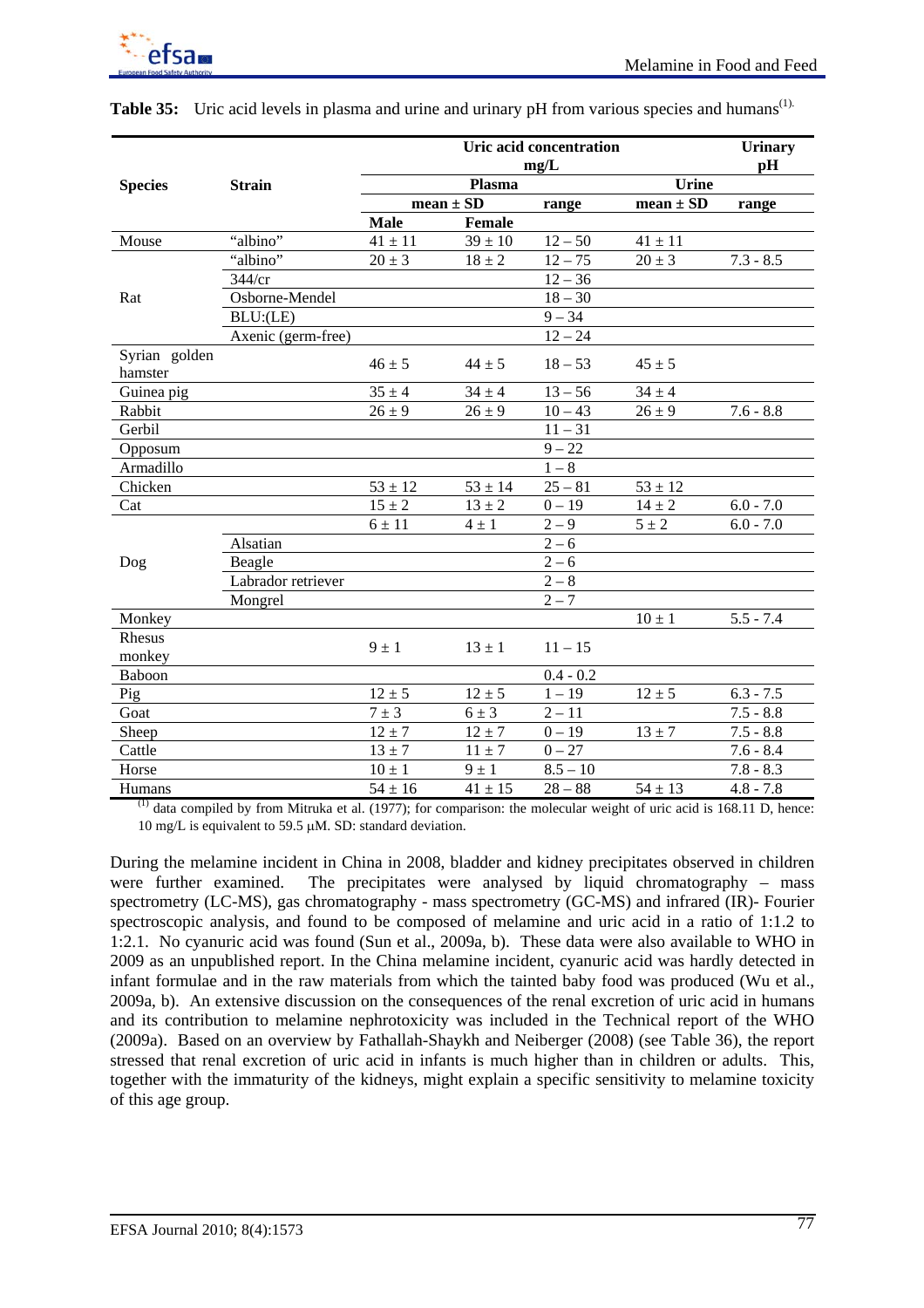**Table 35:** Uric acid levels in plasma and urine and urinary pH from various species and humans[(1)]

| Species | Strain | Uric acid concentration mg/L | | | | Urinary pH |
|---|---|---|---|---|---|---|
| | | Plasma | | | Urine | |
| | | mean ± SD | | range | mean ± SD | range |
| | | Male | Female | | | |
| Mouse | “albino” | 41 ± 11 | 39 ± 10 | 12 – 50 | 41 ± 11 | |
| Rat | “albino” | 20 ± 3 | 18 ± 2 | 12 – 75 | 20 ± 3 | 7.3 - 8.5 |
| | 344/cr | | | 12 – 36 | | |
| | Osborne-Mendel | | | 18 – 30 | | |
| | BLU:(LE) | | | 9 – 34 | | |
| | Axenic (germ-free) | | | 12 – 24 | | |
| Syrian golden hamster | | 46 ± 5 | 44 ± 5 | 18 – 53 | 45 ± 5 | |
| Guinea pig | | 35 ± 4 | 34 ± 4 | 13 – 56 | 34 ± 4 | |
| Rabbit | | 26 ± 9 | 26 ± 9 | 10 – 43 | 26 ± 9 | 7.6 - 8.8 |
| Gerbil | | | | 11 – 31 | | |
| Opposum | | | | 9 – 22 | | |
| Armadillo | | | | 1 – 8 | | |
| Chicken | | 53 ± 12 | 53 ± 14 | 25 – 81 | 53 ± 12 | |
| Cat | | 15 ± 2 | 13 ± 2 | 0 – 19 | 14 ± 2 | 6.0 - 7.0 |
| Dog | | 6 ± 11 | 4 ± 1 | 2 – 9 | 5 ± 2 | 6.0 - 7.0 |
| | Alsatian | | | 2 – 6 | | |
| | Beagle | | | 2 – 6 | | |
| | Labrador retriever | | | 2 – 8 | | |
| | Mongrel | | | 2 – 7 | | |
| Monkey | | | | | 10 ± 1 | 5.5 - 7.4 |
| Rhesus monkey | | 9 ± 1 | 13 ± 1 | 11 – 15 | | |
| Baboon | | | | 0.4 - 0.2 | | |
| Pig | | 12 ± 5 | 12 ± 5 | 1 – 19 | 12 ± 5 | 6.3 - 7.5 |
| Goat | | 7 ± 3 | 6 ± 3 | 2 – 11 | | 7.5 - 8.8 |
| Sheep | | 12 ± 7 | 12 ± 7 | 0 – 19 | 13 ± 7 | 7.5 - 8.8 |
| Cattle | | 13 ± 7 | 11 ± 7 | 0 – 27 | | 7.6 - 8.4 |
| Horse | | 10 ± 1 | 9 ± 1 | 8.5 – 10 | | 7.8 - 8.3 |
| Humans | | 54 ± 16 | 41 ± 15 | 28 – 88 | 54 ± 13 | 4.8 - 7.8 |

[(1)] data compiled by from Mitruka et al. (1977); for comparison: the molecular weight of uric acid is 168.11 D, hence: 10 mg/L is equivalent to 59.5 μM. SD: standard deviation.

During the melamine incident in China in 2008, bladder and kidney precipitates observed in children were further examined. The precipitates were analysed by liquid chromatography – mass spectrometry (LC-MS), gas chromatography - mass spectrometry (GC-MS) and infrared (IR)- Fourier spectroscopic analysis, and found to be composed of melamine and uric acid in a ratio of 1:1.2 to 1:2.1. No cyanuric acid was found (Sun et al., 2009a, b). These data were also available to WHO in 2009 as an unpublished report. In the China melamine incident, cyanuric acid was hardly detected in infant formulae and in the raw materials from which the tainted baby food was produced (Wu et al., 2009a, b). An extensive discussion on the consequences of the renal excretion of uric acid in humans and its contribution to melamine nephrotoxicity was included in the Technical report of the WHO (2009a). Based on an overview by Fathallah-Shaykh and Neiberger (2008) (see Table 36), the report stressed that renal excretion of uric acid in infants is much higher than in children or adults. This, together with the immaturity of the kidneys, might explain a specific sensitivity to melamine toxicity of this age group.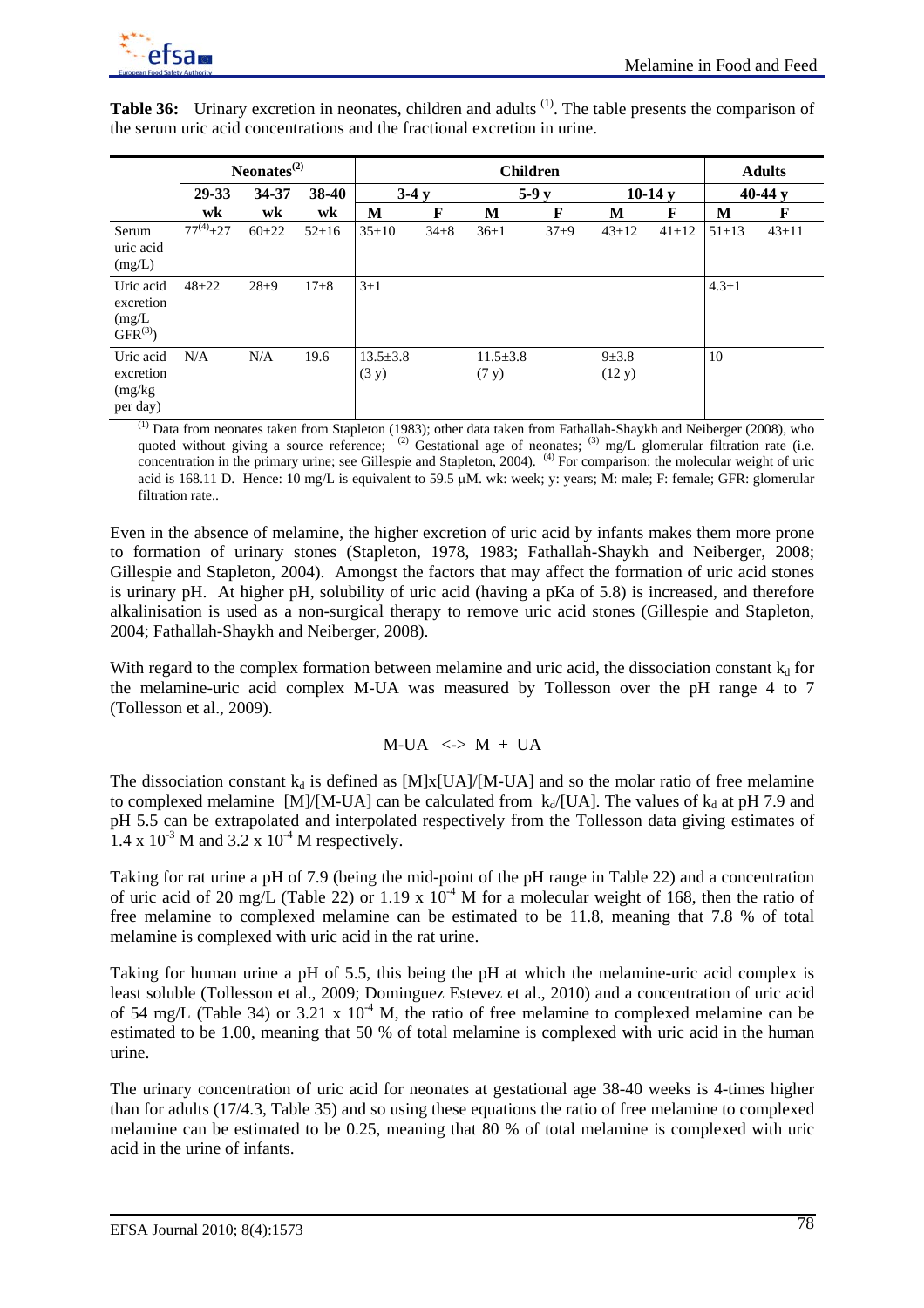**Table 36:** Urinary excretion in neonates, children and adults [(1)]. The table presents the comparison of the serum uric acid concentrations and the fractional excretion in urine.

| | Neonates[(2)] | | | Children | | | | | | Adults | |
|---|---|---|---|---|---|---|---|---|---|---|---|
| | 29-33 wk | 34-37 wk | 38-40 wk | 3-4 y | | 5-9 y | | 10-14 y | | 40-44 y | |
| | | | | M | F | M | F | M | F | M | F |
| Serum uric acid (mg/L) | 77[(4)]±27 | 60±22 | 52±16 | 35±10 | 34±8 | 36±1 | 37±9 | 43±12 | 41±12 | 51±13 | 43±11 |
| Uric acid excretion (mg/L GFR[(3)]) | 48±22 | 28±9 | 17±8 | 3±1 | | | | | | 4.3±1 | |
| Uric acid excretion (mg/kg per day) | N/A | N/A | 19.6 | 13.5±3.8 (3 y) | | 11.5±3.8 (7 y) | | 9±3.8 (12 y) | | 10 | |

[(1)] Data from neonates taken from Stapleton (1983); other data taken from Fathallah-Shaykh and Neiberger (2008), who quoted without giving a source reference; [(2)] Gestational age of neonates; [(3)] mg/L glomerular filtration rate (i.e. concentration in the primary urine; see Gillespie and Stapleton, 2004). [(4)] For comparison: the molecular weight of uric acid is 168.11 D. Hence: 10 mg/L is equivalent to 59.5 µM. wk: week; y: years; M: male; F: female; GFR: glomerular filtration rate..

Even in the absence of melamine, the higher excretion of uric acid by infants makes them more prone to formation of urinary stones (Stapleton, 1978, 1983; Fathallah-Shaykh and Neiberger, 2008; Gillespie and Stapleton, 2004). Amongst the factors that may affect the formation of uric acid stones is urinary pH. At higher pH, solubility of uric acid (having a pKa of 5.8) is increased, and therefore alkalinisation is used as a non-surgical therapy to remove uric acid stones (Gillespie and Stapleton, 2004; Fathallah-Shaykh and Neiberger, 2008).

With regard to the complex formation between melamine and uric acid, the dissociation constant $k_d$ for the melamine-uric acid complex M-UA was measured by Tollesson over the pH range 4 to 7 (Tollesson et al., 2009).

$$\text{M-UA} \leftrightarrow \text{M} + \text{UA}$$

The dissociation constant $k_d$ is defined as [M]x[UA]/[M-UA] and so the molar ratio of free melamine to complexed melamine [M]/[M-UA] can be calculated from $k_d$/[UA]. The values of $k_d$ at pH 7.9 and pH 5.5 can be extrapolated and interpolated respectively from the Tollesson data giving estimates of $1.4 \times 10^{-3}$ M and $3.2 \times 10^{-4}$ M respectively.

Taking for rat urine a pH of 7.9 (being the mid-point of the pH range in Table 22) and a concentration of uric acid of 20 mg/L (Table 22) or $1.19 \times 10^{-4}$ M for a molecular weight of 168, then the ratio of free melamine to complexed melamine can be estimated to be 11.8, meaning that 7.8 % of total melamine is complexed with uric acid in the rat urine.

Taking for human urine a pH of 5.5, this being the pH at which the melamine-uric acid complex is least soluble (Tollesson et al., 2009; Dominguez Estevez et al., 2010) and a concentration of uric acid of 54 mg/L (Table 34) or $3.21 \times 10^{-4}$ M, the ratio of free melamine to complexed melamine can be estimated to be 1.00, meaning that 50 % of total melamine is complexed with uric acid in the human urine.

The urinary concentration of uric acid for neonates at gestational age 38-40 weeks is 4-times higher than for adults (17/4.3, Table 35) and so using these equations the ratio of free melamine to complexed melamine can be estimated to be 0.25, meaning that 80 % of total melamine is complexed with uric acid in the urine of infants.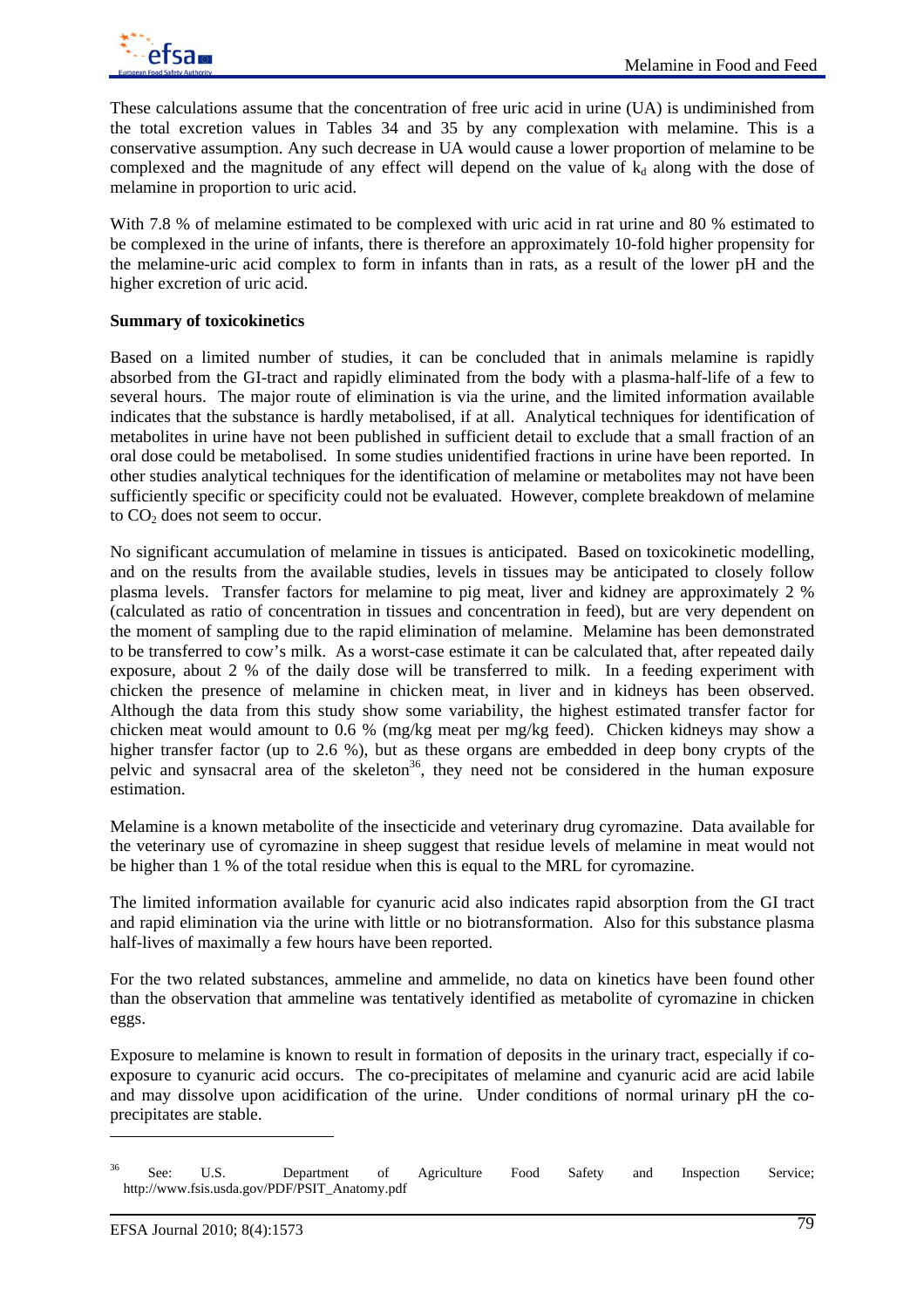These calculations assume that the concentration of free uric acid in urine (UA) is undiminished from the total excretion values in Tables 34 and 35 by any complexation with melamine. This is a conservative assumption. Any such decrease in UA would cause a lower proportion of melamine to be complexed and the magnitude of any effect will depend on the value of $k_d$ along with the dose of melamine in proportion to uric acid.

With 7.8 % of melamine estimated to be complexed with uric acid in rat urine and 80 % estimated to be complexed in the urine of infants, there is therefore an approximately 10-fold higher propensity for the melamine-uric acid complex to form in infants than in rats, as a result of the lower pH and the higher excretion of uric acid.

**Summary of toxicokinetics**

Based on a limited number of studies, it can be concluded that in animals melamine is rapidly absorbed from the GI-tract and rapidly eliminated from the body with a plasma-half-life of a few to several hours. The major route of elimination is via the urine, and the limited information available indicates that the substance is hardly metabolised, if at all. Analytical techniques for identification of metabolites in urine have not been published in sufficient detail to exclude that a small fraction of an oral dose could be metabolised. In some studies unidentified fractions in urine have been reported. In other studies analytical techniques for the identification of melamine or metabolites may not have been sufficiently specific or specificity could not be evaluated. However, complete breakdown of melamine to $CO_2$ does not seem to occur.

No significant accumulation of melamine in tissues is anticipated. Based on toxicokinetic modelling, and on the results from the available studies, levels in tissues may be anticipated to closely follow plasma levels. Transfer factors for melamine to pig meat, liver and kidney are approximately 2 % (calculated as ratio of concentration in tissues and concentration in feed), but are very dependent on the moment of sampling due to the rapid elimination of melamine. Melamine has been demonstrated to be transferred to cow's milk. As a worst-case estimate it can be calculated that, after repeated daily exposure, about 2 % of the daily dose will be transferred to milk. In a feeding experiment with chicken the presence of melamine in chicken meat, in liver and in kidneys has been observed. Although the data from this study show some variability, the highest estimated transfer factor for chicken meat would amount to 0.6 % (mg/kg meat per mg/kg feed). Chicken kidneys may show a higher transfer factor (up to 2.6 %), but as these organs are embedded in deep bony crypts of the pelvic and synsacral area of the skeleton[36], they need not be considered in the human exposure estimation.

Melamine is a known metabolite of the insecticide and veterinary drug cyromazine. Data available for the veterinary use of cyromazine in sheep suggest that residue levels of melamine in meat would not be higher than 1 % of the total residue when this is equal to the MRL for cyromazine.

The limited information available for cyanuric acid also indicates rapid absorption from the GI tract and rapid elimination via the urine with little or no biotransformation. Also for this substance plasma half-lives of maximally a few hours have been reported.

For the two related substances, ammeline and ammelide, no data on kinetics have been found other than the observation that ammeline was tentatively identified as metabolite of cyromazine in chicken eggs.

Exposure to melamine is known to result in formation of deposits in the urinary tract, especially if co-exposure to cyanuric acid occurs. The co-precipitates of melamine and cyanuric acid are acid labile and may dissolve upon acidification of the urine. Under conditions of normal urinary pH the co-precipitates are stable.

---

[36] See: U.S. Department of Agriculture Food Safety and Inspection Service; http://www.fsis.usda.gov/PDF/PSIT_Anatomy.pdf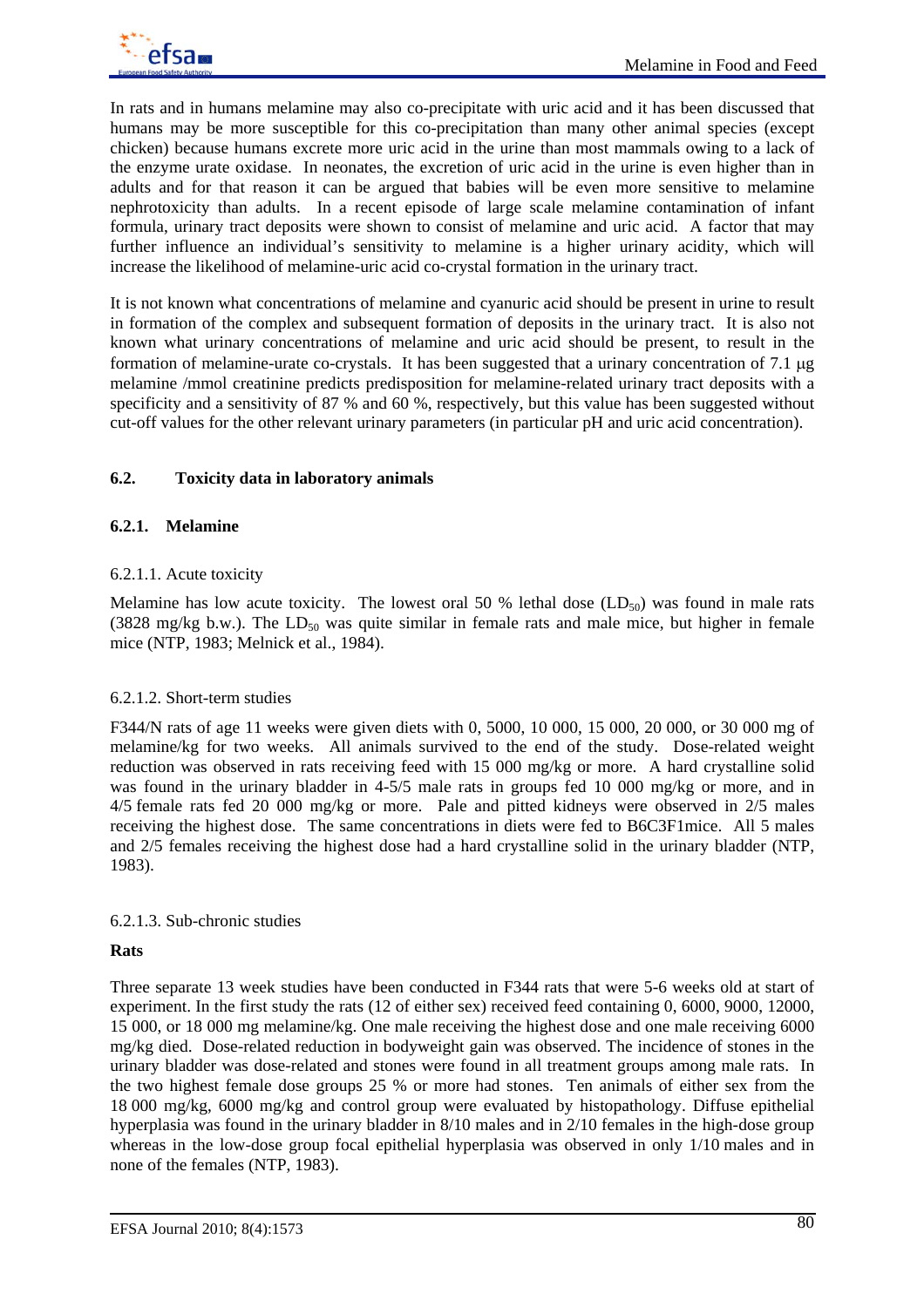In rats and in humans melamine may also co-precipitate with uric acid and it has been discussed that humans may be more susceptible for this co-precipitation than many other animal species (except chicken) because humans excrete more uric acid in the urine than most mammals owing to a lack of the enzyme urate oxidase. In neonates, the excretion of uric acid in the urine is even higher than in adults and for that reason it can be argued that babies will be even more sensitive to melamine nephrotoxicity than adults. In a recent episode of large scale melamine contamination of infant formula, urinary tract deposits were shown to consist of melamine and uric acid. A factor that may further influence an individual's sensitivity to melamine is a higher urinary acidity, which will increase the likelihood of melamine-uric acid co-crystal formation in the urinary tract.

It is not known what concentrations of melamine and cyanuric acid should be present in urine to result in formation of the complex and subsequent formation of deposits in the urinary tract. It is also not known what urinary concentrations of melamine and uric acid should be present, to result in the formation of melamine-urate co-crystals. It has been suggested that a urinary concentration of 7.1 μg melamine /mmol creatinine predicts predisposition for melamine-related urinary tract deposits with a specificity and a sensitivity of 87 % and 60 %, respectively, but this value has been suggested without cut-off values for the other relevant urinary parameters (in particular pH and uric acid concentration).

## 6.2. Toxicity data in laboratory animals

### 6.2.1. Melamine

#### 6.2.1.1. Acute toxicity

Melamine has low acute toxicity. The lowest oral 50 % lethal dose ($LD_{50}$) was found in male rats (3828 mg/kg b.w.). The $LD_{50}$ was quite similar in female rats and male mice, but higher in female mice (NTP, 1983; Melnick et al., 1984).

#### 6.2.1.2. Short-term studies

F344/N rats of age 11 weeks were given diets with 0, 5000, 10 000, 15 000, 20 000, or 30 000 mg of melamine/kg for two weeks. All animals survived to the end of the study. Dose-related weight reduction was observed in rats receiving feed with 15 000 mg/kg or more. A hard crystalline solid was found in the urinary bladder in 4-5/5 male rats in groups fed 10 000 mg/kg or more, and in 4/5 female rats fed 20 000 mg/kg or more. Pale and pitted kidneys were observed in 2/5 males receiving the highest dose. The same concentrations in diets were fed to B6C3F1mice. All 5 males and 2/5 females receiving the highest dose had a hard crystalline solid in the urinary bladder (NTP, 1983).

#### 6.2.1.3. Sub-chronic studies

**Rats**

Three separate 13 week studies have been conducted in F344 rats that were 5-6 weeks old at start of experiment. In the first study the rats (12 of either sex) received feed containing 0, 6000, 9000, 12000, 15 000, or 18 000 mg melamine/kg. One male receiving the highest dose and one male receiving 6000 mg/kg died. Dose-related reduction in bodyweight gain was observed. The incidence of stones in the urinary bladder was dose-related and stones were found in all treatment groups among male rats. In the two highest female dose groups 25 % or more had stones. Ten animals of either sex from the 18 000 mg/kg, 6000 mg/kg and control group were evaluated by histopathology. Diffuse epithelial hyperplasia was found in the urinary bladder in 8/10 males and in 2/10 females in the high-dose group whereas in the low-dose group focal epithelial hyperplasia was observed in only 1/10 males and in none of the females (NTP, 1983).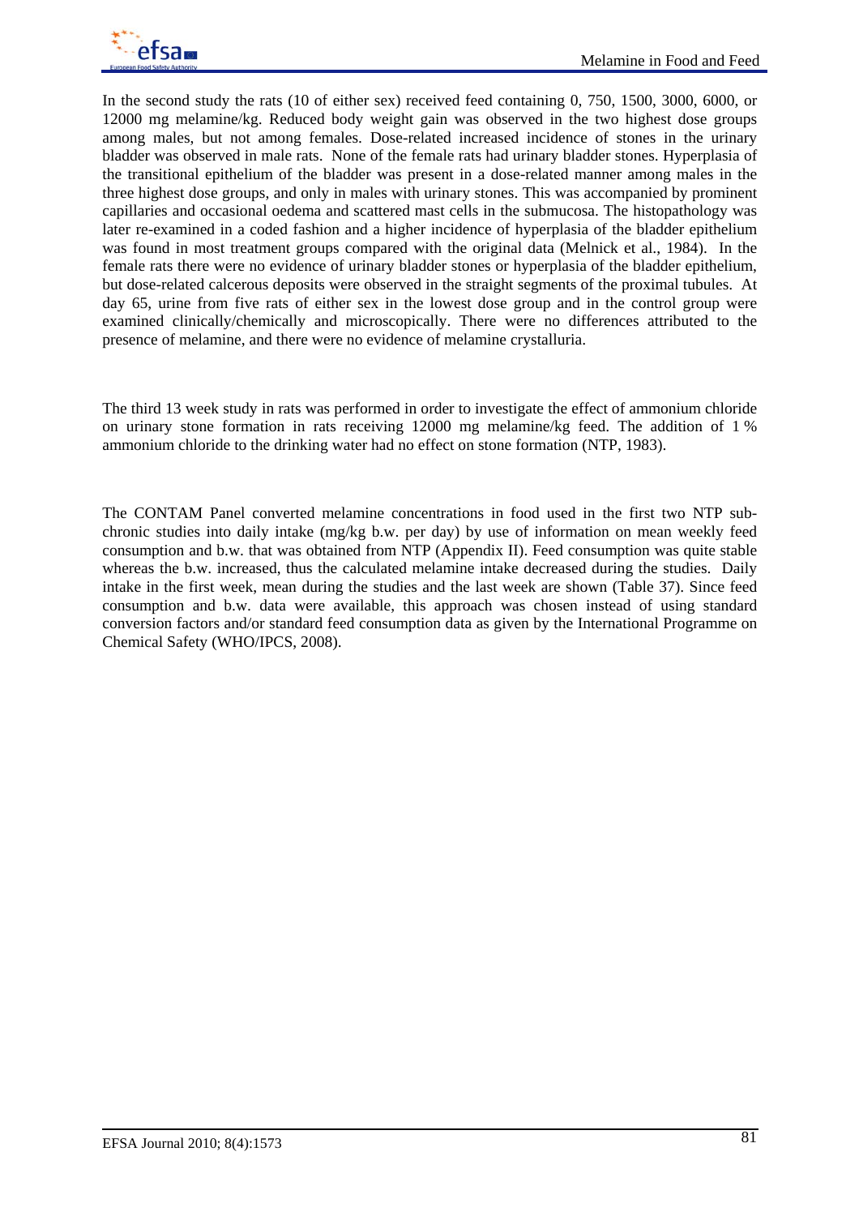In the second study the rats (10 of either sex) received feed containing 0, 750, 1500, 3000, 6000, or 12000 mg melamine/kg. Reduced body weight gain was observed in the two highest dose groups among males, but not among females. Dose-related increased incidence of stones in the urinary bladder was observed in male rats. None of the female rats had urinary bladder stones. Hyperplasia of the transitional epithelium of the bladder was present in a dose-related manner among males in the three highest dose groups, and only in males with urinary stones. This was accompanied by prominent capillaries and occasional oedema and scattered mast cells in the submucosa. The histopathology was later re-examined in a coded fashion and a higher incidence of hyperplasia of the bladder epithelium was found in most treatment groups compared with the original data (Melnick et al., 1984). In the female rats there were no evidence of urinary bladder stones or hyperplasia of the bladder epithelium, but dose-related calcerous deposits were observed in the straight segments of the proximal tubules. At day 65, urine from five rats of either sex in the lowest dose group and in the control group were examined clinically/chemically and microscopically. There were no differences attributed to the presence of melamine, and there were no evidence of melamine crystalluria.

The third 13 week study in rats was performed in order to investigate the effect of ammonium chloride on urinary stone formation in rats receiving 12000 mg melamine/kg feed. The addition of 1 % ammonium chloride to the drinking water had no effect on stone formation (NTP, 1983).

The CONTAM Panel converted melamine concentrations in food used in the first two NTP sub-chronic studies into daily intake (mg/kg b.w. per day) by use of information on mean weekly feed consumption and b.w. that was obtained from NTP (Appendix II). Feed consumption was quite stable whereas the b.w. increased, thus the calculated melamine intake decreased during the studies. Daily intake in the first week, mean during the studies and the last week are shown (Table 37). Since feed consumption and b.w. data were available, this approach was chosen instead of using standard conversion factors and/or standard feed consumption data as given by the International Programme on Chemical Safety (WHO/IPCS, 2008).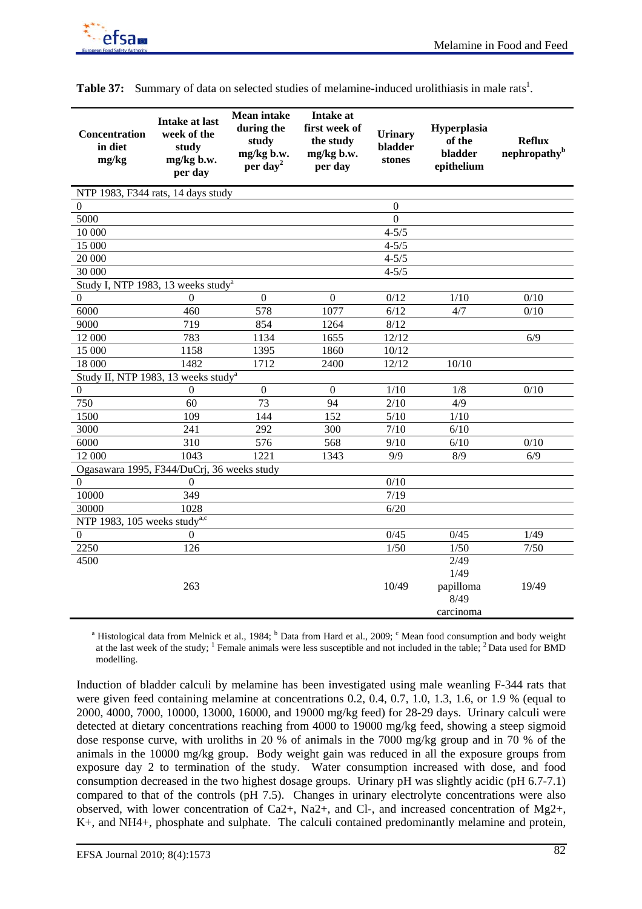**Table 37:** Summary of data on selected studies of melamine-induced urolithiasis in male rats[1].

| Concentration in diet mg/kg | Intake at last week of the study mg/kg b.w. per day | Mean intake during the study mg/kg b.w. per day[2] | Intake at first week of the study mg/kg b.w. per day | Urinary bladder stones | Hyperplasia of the bladder epithelium | Reflux nephropathy[b] |
|---|---|---|---|---|---|---|
| NTP 1983, F344 rats, 14 days study | | | | | | |
| 0 | | | | 0 | | |
| 5000 | | | | 0 | | |
| 10 000 | | | | 4-5/5 | | |
| 15 000 | | | | 4-5/5 | | |
| 20 000 | | | | 4-5/5 | | |
| 30 000 | | | | 4-5/5 | | |
| Study I, NTP 1983, 13 weeks study[a] | | | | | | |
| 0 | 0 | 0 | 0 | 0/12 | 1/10 | 0/10 |
| 6000 | 460 | 578 | 1077 | 6/12 | 4/7 | 0/10 |
| 9000 | 719 | 854 | 1264 | 8/12 | | |
| 12 000 | 783 | 1134 | 1655 | 12/12 | | 6/9 |
| 15 000 | 1158 | 1395 | 1860 | 10/12 | | |
| 18 000 | 1482 | 1712 | 2400 | 12/12 | 10/10 | |
| Study II, NTP 1983, 13 weeks study[a] | | | | | | |
| 0 | 0 | 0 | 0 | 1/10 | 1/8 | 0/10 |
| 750 | 60 | 73 | 94 | 2/10 | 4/9 | |
| 1500 | 109 | 144 | 152 | 5/10 | 1/10 | |
| 3000 | 241 | 292 | 300 | 7/10 | 6/10 | |
| 6000 | 310 | 576 | 568 | 9/10 | 6/10 | 0/10 |
| 12 000 | 1043 | 1221 | 1343 | 9/9 | 8/9 | 6/9 |
| Ogasawara 1995, F344/DuCrj, 36 weeks study | | | | | | |
| 0 | 0 | | | 0/10 | | |
| 10000 | 349 | | | 7/19 | | |
| 30000 | 1028 | | | 6/20 | | |
| NTP 1983, 105 weeks study[a,c] | | | | | | |
| 0 | 0 | | | 0/45 | 0/45 | 1/49 |
| 2250 | 126 | | | 1/50 | 1/50 | 7/50 |
| 4500 | 263 | | | 10/49 | 2/49<br>1/49 papilloma<br>8/49 carcinoma | 19/49 |

[a] Histological data from Melnick et al., 1984; [b] Data from Hard et al., 2009; [c] Mean food consumption and body weight at the last week of the study; [1] Female animals were less susceptible and not included in the table; [2] Data used for BMD modelling.

Induction of bladder calculi by melamine has been investigated using male weanling F-344 rats that were given feed containing melamine at concentrations 0.2, 0.4, 0.7, 1.0, 1.3, 1.6, or 1.9 % (equal to 2000, 4000, 7000, 10000, 13000, 16000, and 19000 mg/kg feed) for 28-29 days. Urinary calculi were detected at dietary concentrations reaching from 4000 to 19000 mg/kg feed, showing a steep sigmoid dose response curve, with uroliths in 20 % of animals in the 7000 mg/kg group and in 70 % of the animals in the 10000 mg/kg group. Body weight gain was reduced in all the exposure groups from exposure day 2 to termination of the study. Water consumption increased with dose, and food consumption decreased in the two highest dosage groups. Urinary pH was slightly acidic (pH 6.7-7.1) compared to that of the controls (pH 7.5). Changes in urinary electrolyte concentrations were also observed, with lower concentration of $Ca^{2+}$, $Na^{2+}$, and $Cl^-$, and increased concentration of $Mg^{2+}$, $K^+$, and $NH_4^+$, phosphate and sulphate. The calculi contained predominantly melamine and protein,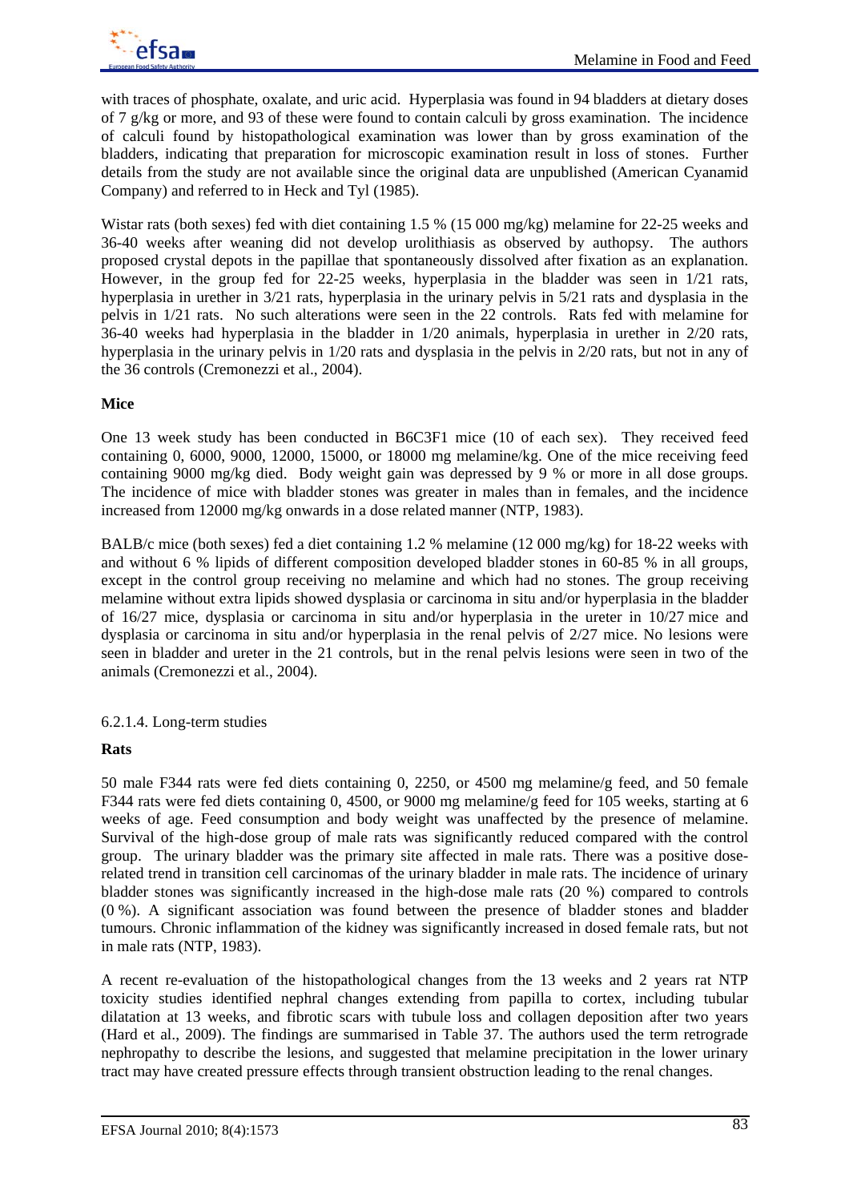with traces of phosphate, oxalate, and uric acid. Hyperplasia was found in 94 bladders at dietary doses of 7 g/kg or more, and 93 of these were found to contain calculi by gross examination. The incidence of calculi found by histopathological examination was lower than by gross examination of the bladders, indicating that preparation for microscopic examination result in loss of stones. Further details from the study are not available since the original data are unpublished (American Cyanamid Company) and referred to in Heck and Tyl (1985).

Wistar rats (both sexes) fed with diet containing 1.5 % (15 000 mg/kg) melamine for 22-25 weeks and 36-40 weeks after weaning did not develop urolithiasis as observed by authopsy. The authors proposed crystal depots in the papillae that spontaneously dissolved after fixation as an explanation. However, in the group fed for 22-25 weeks, hyperplasia in the bladder was seen in 1/21 rats, hyperplasia in urether in 3/21 rats, hyperplasia in the urinary pelvis in 5/21 rats and dysplasia in the pelvis in 1/21 rats. No such alterations were seen in the 22 controls. Rats fed with melamine for 36-40 weeks had hyperplasia in the bladder in 1/20 animals, hyperplasia in urether in 2/20 rats, hyperplasia in the urinary pelvis in 1/20 rats and dysplasia in the pelvis in 2/20 rats, but not in any of the 36 controls (Cremonezzi et al., 2004).

**Mice**

One 13 week study has been conducted in B6C3F1 mice (10 of each sex). They received feed containing 0, 6000, 9000, 12000, 15000, or 18000 mg melamine/kg. One of the mice receiving feed containing 9000 mg/kg died. Body weight gain was depressed by 9 % or more in all dose groups. The incidence of mice with bladder stones was greater in males than in females, and the incidence increased from 12000 mg/kg onwards in a dose related manner (NTP, 1983).

BALB/c mice (both sexes) fed a diet containing 1.2 % melamine (12 000 mg/kg) for 18-22 weeks with and without 6 % lipids of different composition developed bladder stones in 60-85 % in all groups, except in the control group receiving no melamine and which had no stones. The group receiving melamine without extra lipids showed dysplasia or carcinoma in situ and/or hyperplasia in the bladder of 16/27 mice, dysplasia or carcinoma in situ and/or hyperplasia in the ureter in 10/27 mice and dysplasia or carcinoma in situ and/or hyperplasia in the renal pelvis of 2/27 mice. No lesions were seen in bladder and ureter in the 21 controls, but in the renal pelvis lesions were seen in two of the animals (Cremonezzi et al., 2004).

6.2.1.4. Long-term studies

**Rats**

50 male F344 rats were fed diets containing 0, 2250, or 4500 mg melamine/g feed, and 50 female F344 rats were fed diets containing 0, 4500, or 9000 mg melamine/g feed for 105 weeks, starting at 6 weeks of age. Feed consumption and body weight was unaffected by the presence of melamine. Survival of the high-dose group of male rats was significantly reduced compared with the control group. The urinary bladder was the primary site affected in male rats. There was a positive dose-related trend in transition cell carcinomas of the urinary bladder in male rats. The incidence of urinary bladder stones was significantly increased in the high-dose male rats (20 %) compared to controls (0 %). A significant association was found between the presence of bladder stones and bladder tumours. Chronic inflammation of the kidney was significantly increased in dosed female rats, but not in male rats (NTP, 1983).

A recent re-evaluation of the histopathological changes from the 13 weeks and 2 years rat NTP toxicity studies identified nephral changes extending from papilla to cortex, including tubular dilatation at 13 weeks, and fibrotic scars with tubule loss and collagen deposition after two years (Hard et al., 2009). The findings are summarised in Table 37. The authors used the term retrograde nephropathy to describe the lesions, and suggested that melamine precipitation in the lower urinary tract may have created pressure effects through transient obstruction leading to the renal changes.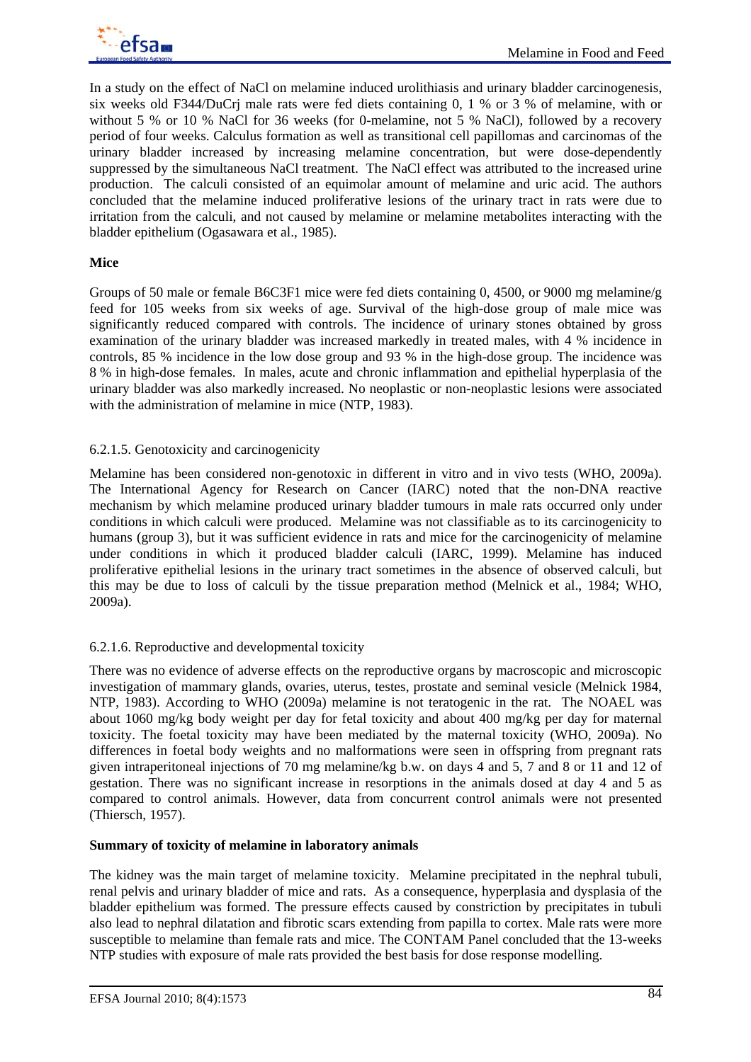In a study on the effect of NaCl on melamine induced urolithiasis and urinary bladder carcinogenesis, six weeks old F344/DuCrj male rats were fed diets containing 0, 1 % or 3 % of melamine, with or without 5 % or 10 % NaCl for 36 weeks (for 0-melamine, not 5 % NaCl), followed by a recovery period of four weeks. Calculus formation as well as transitional cell papillomas and carcinomas of the urinary bladder increased by increasing melamine concentration, but were dose-dependently suppressed by the simultaneous NaCl treatment. The NaCl effect was attributed to the increased urine production. The calculi consisted of an equimolar amount of melamine and uric acid. The authors concluded that the melamine induced proliferative lesions of the urinary tract in rats were due to irritation from the calculi, and not caused by melamine or melamine metabolites interacting with the bladder epithelium (Ogasawara et al., 1985).

**Mice**

Groups of 50 male or female B6C3F1 mice were fed diets containing 0, 4500, or 9000 mg melamine/g feed for 105 weeks from six weeks of age. Survival of the high-dose group of male mice was significantly reduced compared with controls. The incidence of urinary stones obtained by gross examination of the urinary bladder was increased markedly in treated males, with 4 % incidence in controls, 85 % incidence in the low dose group and 93 % in the high-dose group. The incidence was 8 % in high-dose females. In males, acute and chronic inflammation and epithelial hyperplasia of the urinary bladder was also markedly increased. No neoplastic or non-neoplastic lesions were associated with the administration of melamine in mice (NTP, 1983).

6.2.1.5. Genotoxicity and carcinogenicity

Melamine has been considered non-genotoxic in different in vitro and in vivo tests (WHO, 2009a). The International Agency for Research on Cancer (IARC) noted that the non-DNA reactive mechanism by which melamine produced urinary bladder tumours in male rats occurred only under conditions in which calculi were produced. Melamine was not classifiable as to its carcinogenicity to humans (group 3), but it was sufficient evidence in rats and mice for the carcinogenicity of melamine under conditions in which it produced bladder calculi (IARC, 1999). Melamine has induced proliferative epithelial lesions in the urinary tract sometimes in the absence of observed calculi, but this may be due to loss of calculi by the tissue preparation method (Melnick et al., 1984; WHO, 2009a).

6.2.1.6. Reproductive and developmental toxicity

There was no evidence of adverse effects on the reproductive organs by macroscopic and microscopic investigation of mammary glands, ovaries, uterus, testes, prostate and seminal vesicle (Melnick 1984, NTP, 1983). According to WHO (2009a) melamine is not teratogenic in the rat. The NOAEL was about 1060 mg/kg body weight per day for fetal toxicity and about 400 mg/kg per day for maternal toxicity. The foetal toxicity may have been mediated by the maternal toxicity (WHO, 2009a). No differences in foetal body weights and no malformations were seen in offspring from pregnant rats given intraperitoneal injections of 70 mg melamine/kg b.w. on days 4 and 5, 7 and 8 or 11 and 12 of gestation. There was no significant increase in resorptions in the animals dosed at day 4 and 5 as compared to control animals. However, data from concurrent control animals were not presented (Thiersch, 1957).

**Summary of toxicity of melamine in laboratory animals**

The kidney was the main target of melamine toxicity. Melamine precipitated in the nephral tubuli, renal pelvis and urinary bladder of mice and rats. As a consequence, hyperplasia and dysplasia of the bladder epithelium was formed. The pressure effects caused by constriction by precipitates in tubuli also lead to nephral dilatation and fibrotic scars extending from papilla to cortex. Male rats were more susceptible to melamine than female rats and mice. The CONTAM Panel concluded that the 13-weeks NTP studies with exposure of male rats provided the best basis for dose response modelling.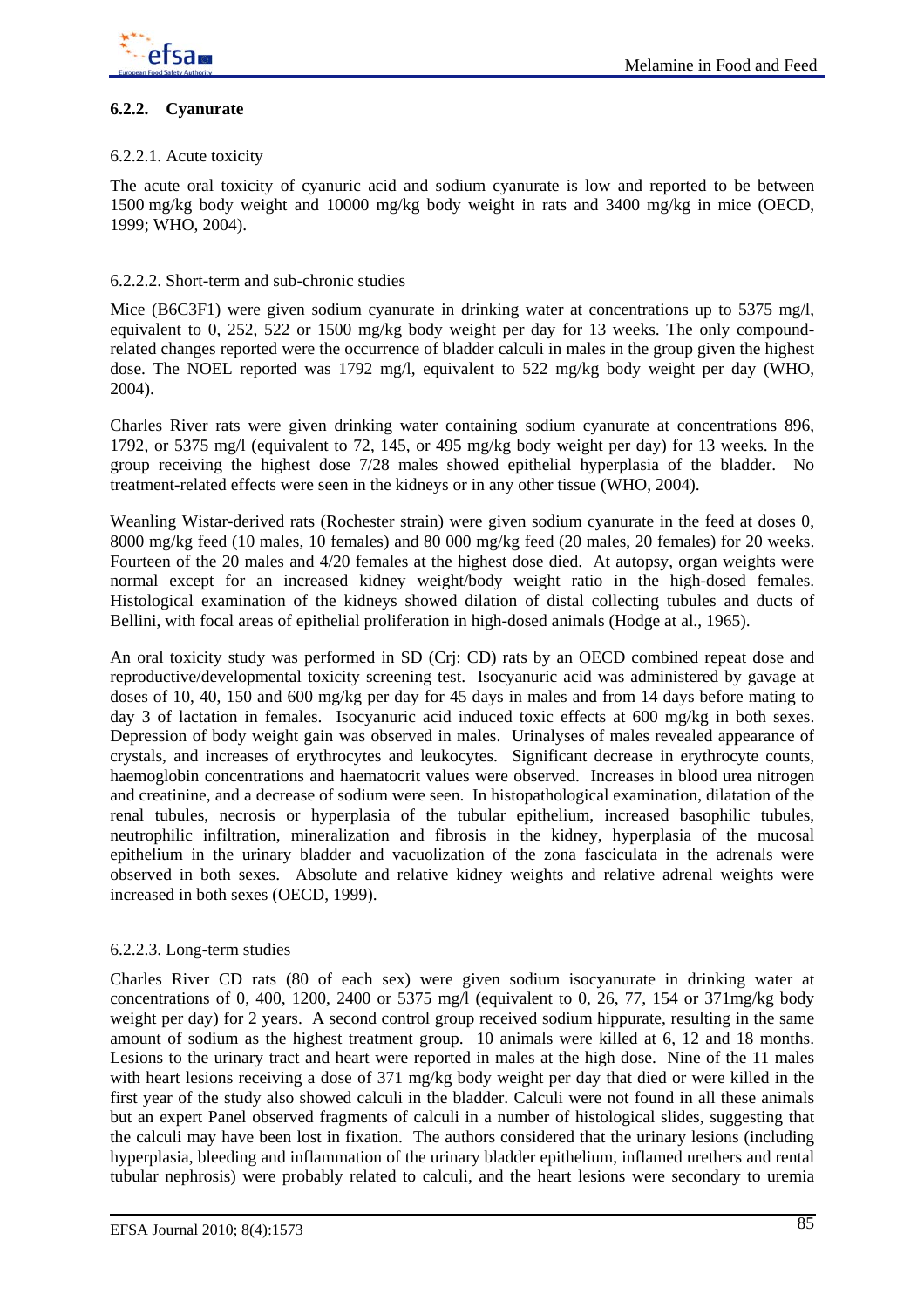### 6.2.2. Cyanurate

#### 6.2.2.1. Acute toxicity

The acute oral toxicity of cyanuric acid and sodium cyanurate is low and reported to be between 1500 mg/kg body weight and 10000 mg/kg body weight in rats and 3400 mg/kg in mice (OECD, 1999; WHO, 2004).

#### 6.2.2.2. Short-term and sub-chronic studies

Mice (B6C3F1) were given sodium cyanurate in drinking water at concentrations up to 5375 mg/l, equivalent to 0, 252, 522 or 1500 mg/kg body weight per day for 13 weeks. The only compound-related changes reported were the occurrence of bladder calculi in males in the group given the highest dose. The NOEL reported was 1792 mg/l, equivalent to 522 mg/kg body weight per day (WHO, 2004).

Charles River rats were given drinking water containing sodium cyanurate at concentrations 896, 1792, or 5375 mg/l (equivalent to 72, 145, or 495 mg/kg body weight per day) for 13 weeks. In the group receiving the highest dose 7/28 males showed epithelial hyperplasia of the bladder. No treatment-related effects were seen in the kidneys or in any other tissue (WHO, 2004).

Weanling Wistar-derived rats (Rochester strain) were given sodium cyanurate in the feed at doses 0, 8000 mg/kg feed (10 males, 10 females) and 80 000 mg/kg feed (20 males, 20 females) for 20 weeks. Fourteen of the 20 males and 4/20 females at the highest dose died. At autopsy, organ weights were normal except for an increased kidney weight/body weight ratio in the high-dosed females. Histological examination of the kidneys showed dilation of distal collecting tubules and ducts of Bellini, with focal areas of epithelial proliferation in high-dosed animals (Hodge at al., 1965).

An oral toxicity study was performed in SD (Crj: CD) rats by an OECD combined repeat dose and reproductive/developmental toxicity screening test. Isocyanuric acid was administered by gavage at doses of 10, 40, 150 and 600 mg/kg per day for 45 days in males and from 14 days before mating to day 3 of lactation in females. Isocyanuric acid induced toxic effects at 600 mg/kg in both sexes. Depression of body weight gain was observed in males. Urinalyses of males revealed appearance of crystals, and increases of erythrocytes and leukocytes. Significant decrease in erythrocyte counts, haemoglobin concentrations and haematocrit values were observed. Increases in blood urea nitrogen and creatinine, and a decrease of sodium were seen. In histopathological examination, dilatation of the renal tubules, necrosis or hyperplasia of the tubular epithelium, increased basophilic tubules, neutrophilic infiltration, mineralization and fibrosis in the kidney, hyperplasia of the mucosal epithelium in the urinary bladder and vacuolization of the zona fasciculata in the adrenals were observed in both sexes. Absolute and relative kidney weights and relative adrenal weights were increased in both sexes (OECD, 1999).

#### 6.2.2.3. Long-term studies

Charles River CD rats (80 of each sex) were given sodium isocyanurate in drinking water at concentrations of 0, 400, 1200, 2400 or 5375 mg/l (equivalent to 0, 26, 77, 154 or 371mg/kg body weight per day) for 2 years. A second control group received sodium hippurate, resulting in the same amount of sodium as the highest treatment group. 10 animals were killed at 6, 12 and 18 months. Lesions to the urinary tract and heart were reported in males at the high dose. Nine of the 11 males with heart lesions receiving a dose of 371 mg/kg body weight per day that died or were killed in the first year of the study also showed calculi in the bladder. Calculi were not found in all these animals but an expert Panel observed fragments of calculi in a number of histological slides, suggesting that the calculi may have been lost in fixation. The authors considered that the urinary lesions (including hyperplasia, bleeding and inflammation of the urinary bladder epithelium, inflamed urethers and rental tubular nephrosis) were probably related to calculi, and the heart lesions were secondary to uremia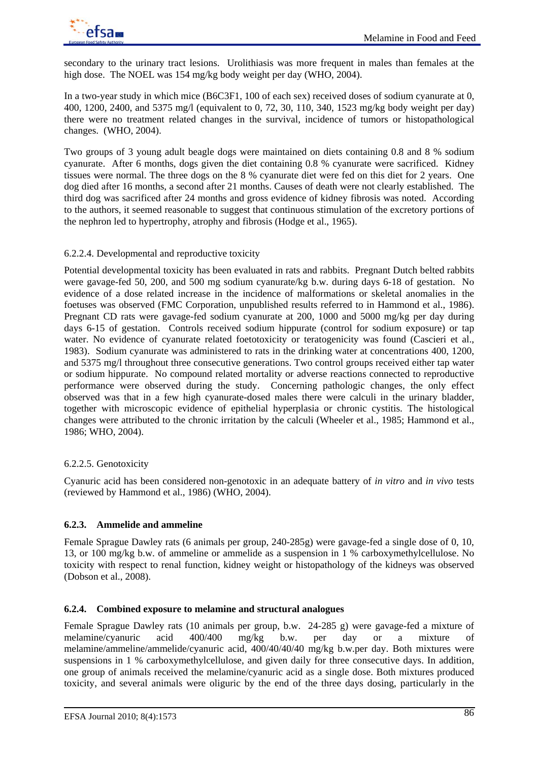secondary to the urinary tract lesions. Urolithiasis was more frequent in males than females at the high dose. The NOEL was 154 mg/kg body weight per day (WHO, 2004).

In a two-year study in which mice (B6C3F1, 100 of each sex) received doses of sodium cyanurate at 0, 400, 1200, 2400, and 5375 mg/l (equivalent to 0, 72, 30, 110, 340, 1523 mg/kg body weight per day) there were no treatment related changes in the survival, incidence of tumors or histopathological changes. (WHO, 2004).

Two groups of 3 young adult beagle dogs were maintained on diets containing 0.8 and 8 % sodium cyanurate. After 6 months, dogs given the diet containing 0.8 % cyanurate were sacrificed. Kidney tissues were normal. The three dogs on the 8 % cyanurate diet were fed on this diet for 2 years. One dog died after 16 months, a second after 21 months. Causes of death were not clearly established. The third dog was sacrificed after 24 months and gross evidence of kidney fibrosis was noted. According to the authors, it seemed reasonable to suggest that continuous stimulation of the excretory portions of the nephron led to hypertrophy, atrophy and fibrosis (Hodge et al., 1965).

#### 6.2.2.4. Developmental and reproductive toxicity

Potential developmental toxicity has been evaluated in rats and rabbits. Pregnant Dutch belted rabbits were gavage-fed 50, 200, and 500 mg sodium cyanurate/kg b.w. during days 6-18 of gestation. No evidence of a dose related increase in the incidence of malformations or skeletal anomalies in the foetuses was observed (FMC Corporation, unpublished results referred to in Hammond et al., 1986). Pregnant CD rats were gavage-fed sodium cyanurate at 200, 1000 and 5000 mg/kg per day during days 6-15 of gestation. Controls received sodium hippurate (control for sodium exposure) or tap water. No evidence of cyanurate related foetotoxicity or teratogenicity was found (Cascieri et al., 1983). Sodium cyanurate was administered to rats in the drinking water at concentrations 400, 1200, and 5375 mg/l throughout three consecutive generations. Two control groups received either tap water or sodium hippurate. No compound related mortality or adverse reactions connected to reproductive performance were observed during the study. Concerning pathologic changes, the only effect observed was that in a few high cyanurate-dosed males there were calculi in the urinary bladder, together with microscopic evidence of epithelial hyperplasia or chronic cystitis. The histological changes were attributed to the chronic irritation by the calculi (Wheeler et al., 1985; Hammond et al., 1986; WHO, 2004).

#### 6.2.2.5. Genotoxicity

Cyanuric acid has been considered non-genotoxic in an adequate battery of *in vitro* and *in vivo* tests (reviewed by Hammond et al., 1986) (WHO, 2004).

### 6.2.3. Ammelide and ammeline

Female Sprague Dawley rats (6 animals per group, 240-285g) were gavage-fed a single dose of 0, 10, 13, or 100 mg/kg b.w. of ammeline or ammelide as a suspension in 1 % carboxymethylcellulose. No toxicity with respect to renal function, kidney weight or histopathology of the kidneys was observed (Dobson et al., 2008).

### 6.2.4. Combined exposure to melamine and structural analogues

Female Sprague Dawley rats (10 animals per group, b.w. 24-285 g) were gavage-fed a mixture of melamine/cyanuric acid 400/400 mg/kg b.w. per day or a mixture of melamine/ammeline/ammelide/cyanuric acid, 400/40/40/40 mg/kg b.w.per day. Both mixtures were suspensions in 1 % carboxymethylcellulose, and given daily for three consecutive days. In addition, one group of animals received the melamine/cyanuric acid as a single dose. Both mixtures produced toxicity, and several animals were oliguric by the end of the three days dosing, particularly in the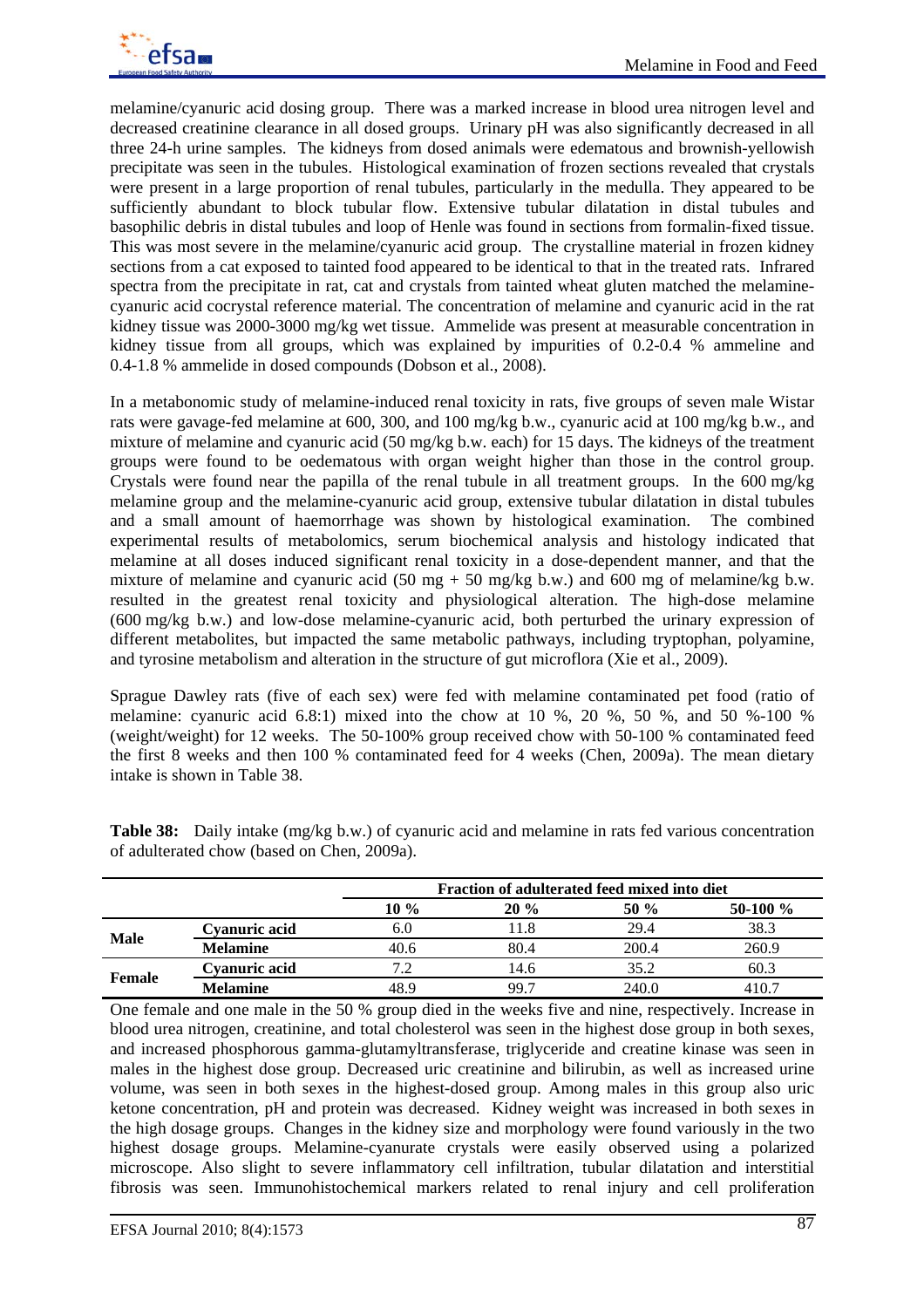melamine/cyanuric acid dosing group. There was a marked increase in blood urea nitrogen level and decreased creatinine clearance in all dosed groups. Urinary pH was also significantly decreased in all three 24-h urine samples. The kidneys from dosed animals were edematous and brownish-yellowish precipitate was seen in the tubules. Histological examination of frozen sections revealed that crystals were present in a large proportion of renal tubules, particularly in the medulla. They appeared to be sufficiently abundant to block tubular flow. Extensive tubular dilatation in distal tubules and basophilic debris in distal tubules and loop of Henle was found in sections from formalin-fixed tissue. This was most severe in the melamine/cyanuric acid group. The crystalline material in frozen kidney sections from a cat exposed to tainted food appeared to be identical to that in the treated rats. Infrared spectra from the precipitate in rat, cat and crystals from tainted wheat gluten matched the melamine-cyanuric acid cocrystal reference material. The concentration of melamine and cyanuric acid in the rat kidney tissue was 2000-3000 mg/kg wet tissue. Ammelide was present at measurable concentration in kidney tissue from all groups, which was explained by impurities of 0.2-0.4 % ammeline and 0.4-1.8 % ammelide in dosed compounds (Dobson et al., 2008).

In a metabonomic study of melamine-induced renal toxicity in rats, five groups of seven male Wistar rats were gavage-fed melamine at 600, 300, and 100 mg/kg b.w., cyanuric acid at 100 mg/kg b.w., and mixture of melamine and cyanuric acid (50 mg/kg b.w. each) for 15 days. The kidneys of the treatment groups were found to be oedematous with organ weight higher than those in the control group. Crystals were found near the papilla of the renal tubule in all treatment groups. In the 600 mg/kg melamine group and the melamine-cyanuric acid group, extensive tubular dilatation in distal tubules and a small amount of haemorrhage was shown by histological examination. The combined experimental results of metabolomics, serum biochemical analysis and histology indicated that melamine at all doses induced significant renal toxicity in a dose-dependent manner, and that the mixture of melamine and cyanuric acid (50 mg + 50 mg/kg b.w.) and 600 mg of melamine/kg b.w. resulted in the greatest renal toxicity and physiological alteration. The high-dose melamine (600 mg/kg b.w.) and low-dose melamine-cyanuric acid, both perturbed the urinary expression of different metabolites, but impacted the same metabolic pathways, including tryptophan, polyamine, and tyrosine metabolism and alteration in the structure of gut microflora (Xie et al., 2009).

Sprague Dawley rats (five of each sex) were fed with melamine contaminated pet food (ratio of melamine: cyanuric acid 6.8:1) mixed into the chow at 10 %, 20 %, 50 %, and 50 %-100 % (weight/weight) for 12 weeks. The 50-100% group received chow with 50-100 % contaminated feed the first 8 weeks and then 100 % contaminated feed for 4 weeks (Chen, 2009a). The mean dietary intake is shown in Table 38.

**Table 38:** Daily intake (mg/kg b.w.) of cyanuric acid and melamine in rats fed various concentration of adulterated chow (based on Chen, 2009a).

| | | Fraction of adulterated feed mixed into diet | | | |
|---|---|---|---|---|---|
| | | **10 %** | **20 %** | **50 %** | **50-100 %** |
| **Male** | **Cyanuric acid** | 6.0 | 11.8 | 29.4 | 38.3 |
| | **Melamine** | 40.6 | 80.4 | 200.4 | 260.9 |
| **Female** | **Cyanuric acid** | 7.2 | 14.6 | 35.2 | 60.3 |
| | **Melamine** | 48.9 | 99.7 | 240.0 | 410.7 |

One female and one male in the 50 % group died in the weeks five and nine, respectively. Increase in blood urea nitrogen, creatinine, and total cholesterol was seen in the highest dose group in both sexes, and increased phosphorous gamma-glutamyltransferase, triglyceride and creatine kinase was seen in males in the highest dose group. Decreased uric creatinine and bilirubin, as well as increased urine volume, was seen in both sexes in the highest-dosed group. Among males in this group also uric ketone concentration, pH and protein was decreased. Kidney weight was increased in both sexes in the high dosage groups. Changes in the kidney size and morphology were found variously in the two highest dosage groups. Melamine-cyanurate crystals were easily observed using a polarized microscope. Also slight to severe inflammatory cell infiltration, tubular dilatation and interstitial fibrosis was seen. Immunohistochemical markers related to renal injury and cell proliferation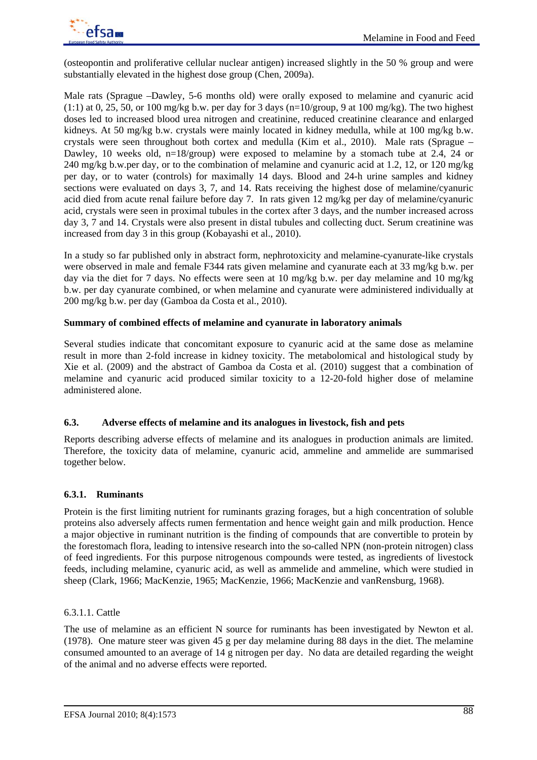(osteopontin and proliferative cellular nuclear antigen) increased slightly in the 50 % group and were substantially elevated in the highest dose group (Chen, 2009a).

Male rats (Sprague –Dawley, 5-6 months old) were orally exposed to melamine and cyanuric acid (1:1) at 0, 25, 50, or 100 mg/kg b.w. per day for 3 days (n=10/group, 9 at 100 mg/kg). The two highest doses led to increased blood urea nitrogen and creatinine, reduced creatinine clearance and enlarged kidneys. At 50 mg/kg b.w. crystals were mainly located in kidney medulla, while at 100 mg/kg b.w. crystals were seen throughout both cortex and medulla (Kim et al., 2010). Male rats (Sprague – Dawley, 10 weeks old, n=18/group) were exposed to melamine by a stomach tube at 2.4, 24 or 240 mg/kg b.w.per day, or to the combination of melamine and cyanuric acid at 1.2, 12, or 120 mg/kg per day, or to water (controls) for maximally 14 days. Blood and 24-h urine samples and kidney sections were evaluated on days 3, 7, and 14. Rats receiving the highest dose of melamine/cyanuric acid died from acute renal failure before day 7. In rats given 12 mg/kg per day of melamine/cyanuric acid, crystals were seen in proximal tubules in the cortex after 3 days, and the number increased across day 3, 7 and 14. Crystals were also present in distal tubules and collecting duct. Serum creatinine was increased from day 3 in this group (Kobayashi et al., 2010).

In a study so far published only in abstract form, nephrotoxicity and melamine-cyanurate-like crystals were observed in male and female F344 rats given melamine and cyanurate each at 33 mg/kg b.w. per day via the diet for 7 days. No effects were seen at 10 mg/kg b.w. per day melamine and 10 mg/kg b.w. per day cyanurate combined, or when melamine and cyanurate were administered individually at 200 mg/kg b.w. per day (Gamboa da Costa et al., 2010).

**Summary of combined effects of melamine and cyanurate in laboratory animals**

Several studies indicate that concomitant exposure to cyanuric acid at the same dose as melamine result in more than 2-fold increase in kidney toxicity. The metabolomical and histological study by Xie et al. (2009) and the abstract of Gamboa da Costa et al. (2010) suggest that a combination of melamine and cyanuric acid produced similar toxicity to a 12-20-fold higher dose of melamine administered alone.

## 6.3. Adverse effects of melamine and its analogues in livestock, fish and pets

Reports describing adverse effects of melamine and its analogues in production animals are limited. Therefore, the toxicity data of melamine, cyanuric acid, ammeline and ammelide are summarised together below.

### 6.3.1. Ruminants

Protein is the first limiting nutrient for ruminants grazing forages, but a high concentration of soluble proteins also adversely affects rumen fermentation and hence weight gain and milk production. Hence a major objective in ruminant nutrition is the finding of compounds that are convertible to protein by the forestomach flora, leading to intensive research into the so-called NPN (non-protein nitrogen) class of feed ingredients. For this purpose nitrogenous compounds were tested, as ingredients of livestock feeds, including melamine, cyanuric acid, as well as ammelide and ammeline, which were studied in sheep (Clark, 1966; MacKenzie, 1965; MacKenzie, 1966; MacKenzie and vanRensburg, 1968).

#### 6.3.1.1. Cattle

The use of melamine as an efficient N source for ruminants has been investigated by Newton et al. (1978). One mature steer was given 45 g per day melamine during 88 days in the diet. The melamine consumed amounted to an average of 14 g nitrogen per day. No data are detailed regarding the weight of the animal and no adverse effects were reported.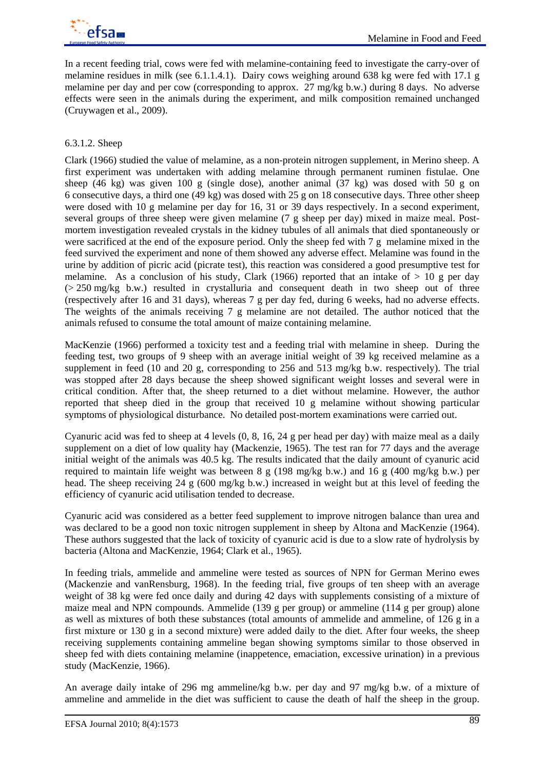In a recent feeding trial, cows were fed with melamine-containing feed to investigate the carry-over of melamine residues in milk (see 6.1.1.4.1). Dairy cows weighing around 638 kg were fed with 17.1 g melamine per day and per cow (corresponding to approx. 27 mg/kg b.w.) during 8 days. No adverse effects were seen in the animals during the experiment, and milk composition remained unchanged (Cruywagen et al., 2009).

#### 6.3.1.2. Sheep

Clark (1966) studied the value of melamine, as a non-protein nitrogen supplement, in Merino sheep. A first experiment was undertaken with adding melamine through permanent ruminen fistulae. One sheep (46 kg) was given 100 g (single dose), another animal (37 kg) was dosed with 50 g on 6 consecutive days, a third one (49 kg) was dosed with 25 g on 18 consecutive days. Three other sheep were dosed with 10 g melamine per day for 16, 31 or 39 days respectively. In a second experiment, several groups of three sheep were given melamine (7 g sheep per day) mixed in maize meal. Post-mortem investigation revealed crystals in the kidney tubules of all animals that died spontaneously or were sacrificed at the end of the exposure period. Only the sheep fed with 7 g melamine mixed in the feed survived the experiment and none of them showed any adverse effect. Melamine was found in the urine by addition of picric acid (picrate test), this reaction was considered a good presumptive test for melamine. As a conclusion of his study, Clark (1966) reported that an intake of > 10 g per day (> 250 mg/kg b.w.) resulted in crystalluria and consequent death in two sheep out of three (respectively after 16 and 31 days), whereas 7 g per day fed, during 6 weeks, had no adverse effects. The weights of the animals receiving 7 g melamine are not detailed. The author noticed that the animals refused to consume the total amount of maize containing melamine.

MacKenzie (1966) performed a toxicity test and a feeding trial with melamine in sheep. During the feeding test, two groups of 9 sheep with an average initial weight of 39 kg received melamine as a supplement in feed (10 and 20 g, corresponding to 256 and 513 mg/kg b.w. respectively). The trial was stopped after 28 days because the sheep showed significant weight losses and several were in critical condition. After that, the sheep returned to a diet without melamine. However, the author reported that sheep died in the group that received 10 g melamine without showing particular symptoms of physiological disturbance. No detailed post-mortem examinations were carried out.

Cyanuric acid was fed to sheep at 4 levels (0, 8, 16, 24 g per head per day) with maize meal as a daily supplement on a diet of low quality hay (Mackenzie, 1965). The test ran for 77 days and the average initial weight of the animals was 40.5 kg. The results indicated that the daily amount of cyanuric acid required to maintain life weight was between 8 g (198 mg/kg b.w.) and 16 g (400 mg/kg b.w.) per head. The sheep receiving 24 g (600 mg/kg b.w.) increased in weight but at this level of feeding the efficiency of cyanuric acid utilisation tended to decrease.

Cyanuric acid was considered as a better feed supplement to improve nitrogen balance than urea and was declared to be a good non toxic nitrogen supplement in sheep by Altona and MacKenzie (1964). These authors suggested that the lack of toxicity of cyanuric acid is due to a slow rate of hydrolysis by bacteria (Altona and MacKenzie, 1964; Clark et al., 1965).

In feeding trials, ammelide and ammeline were tested as sources of NPN for German Merino ewes (Mackenzie and vanRensburg, 1968). In the feeding trial, five groups of ten sheep with an average weight of 38 kg were fed once daily and during 42 days with supplements consisting of a mixture of maize meal and NPN compounds. Ammelide (139 g per group) or ammeline (114 g per group) alone as well as mixtures of both these substances (total amounts of ammelide and ammeline, of 126 g in a first mixture or 130 g in a second mixture) were added daily to the diet. After four weeks, the sheep receiving supplements containing ammeline began showing symptoms similar to those observed in sheep fed with diets containing melamine (inappetence, emaciation, excessive urination) in a previous study (MacKenzie, 1966).

An average daily intake of 296 mg ammeline/kg b.w. per day and 97 mg/kg b.w. of a mixture of ammeline and ammelide in the diet was sufficient to cause the death of half the sheep in the group.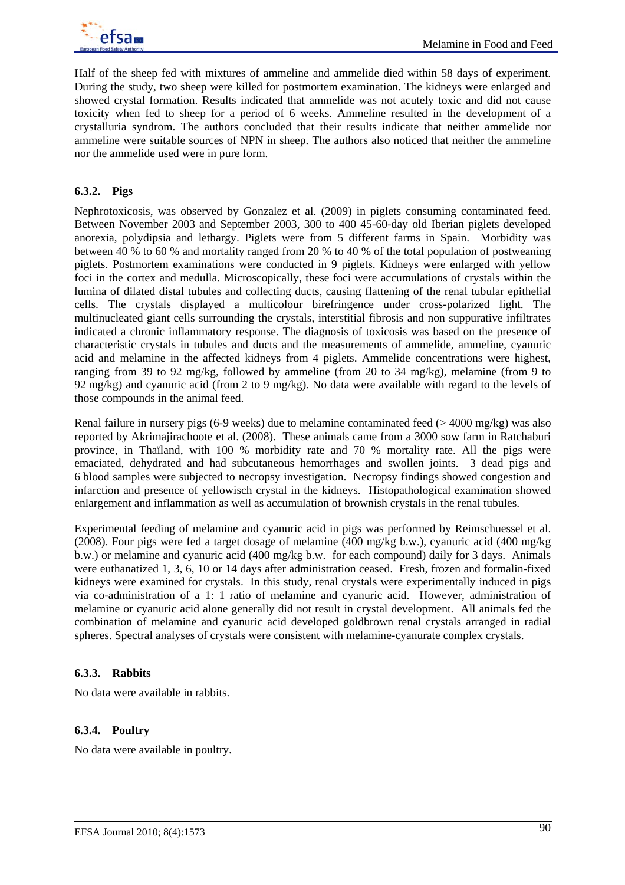Half of the sheep fed with mixtures of ammeline and ammelide died within 58 days of experiment. During the study, two sheep were killed for postmortem examination. The kidneys were enlarged and showed crystal formation. Results indicated that ammelide was not acutely toxic and did not cause toxicity when fed to sheep for a period of 6 weeks. Ammeline resulted in the development of a crystalluria syndrom. The authors concluded that their results indicate that neither ammelide nor ammeline were suitable sources of NPN in sheep. The authors also noticed that neither the ammeline nor the ammelide used were in pure form.

### 6.3.2. Pigs

Nephrotoxicosis, was observed by Gonzalez et al. (2009) in piglets consuming contaminated feed. Between November 2003 and September 2003, 300 to 400 45-60-day old Iberian piglets developed anorexia, polydipsia and lethargy. Piglets were from 5 different farms in Spain. Morbidity was between 40 % to 60 % and mortality ranged from 20 % to 40 % of the total population of postweaning piglets. Postmortem examinations were conducted in 9 piglets. Kidneys were enlarged with yellow foci in the cortex and medulla. Microscopically, these foci were accumulations of crystals within the lumina of dilated distal tubules and collecting ducts, causing flattening of the renal tubular epithelial cells. The crystals displayed a multicolour birefringence under cross-polarized light. The multinucleated giant cells surrounding the crystals, interstitial fibrosis and non suppurative infiltrates indicated a chronic inflammatory response. The diagnosis of toxicosis was based on the presence of characteristic crystals in tubules and ducts and the measurements of ammelide, ammeline, cyanuric acid and melamine in the affected kidneys from 4 piglets. Ammelide concentrations were highest, ranging from 39 to 92 mg/kg, followed by ammeline (from 20 to 34 mg/kg), melamine (from 9 to 92 mg/kg) and cyanuric acid (from 2 to 9 mg/kg). No data were available with regard to the levels of those compounds in the animal feed.

Renal failure in nursery pigs (6-9 weeks) due to melamine contaminated feed (> 4000 mg/kg) was also reported by Akrimajirachoote et al. (2008). These animals came from a 3000 sow farm in Ratchaburi province, in Thaïland, with 100 % morbidity rate and 70 % mortality rate. All the pigs were emaciated, dehydrated and had subcutaneous hemorrhages and swollen joints. 3 dead pigs and 6 blood samples were subjected to necropsy investigation. Necropsy findings showed congestion and infarction and presence of yellowisch crystal in the kidneys. Histopathological examination showed enlargement and inflammation as well as accumulation of brownish crystals in the renal tubules.

Experimental feeding of melamine and cyanuric acid in pigs was performed by Reimschuessel et al. (2008). Four pigs were fed a target dosage of melamine (400 mg/kg b.w.), cyanuric acid (400 mg/kg b.w.) or melamine and cyanuric acid (400 mg/kg b.w. for each compound) daily for 3 days. Animals were euthanatized 1, 3, 6, 10 or 14 days after administration ceased. Fresh, frozen and formalin-fixed kidneys were examined for crystals. In this study, renal crystals were experimentally induced in pigs via co-administration of a 1: 1 ratio of melamine and cyanuric acid. However, administration of melamine or cyanuric acid alone generally did not result in crystal development. All animals fed the combination of melamine and cyanuric acid developed goldbrown renal crystals arranged in radial spheres. Spectral analyses of crystals were consistent with melamine-cyanurate complex crystals.

### 6.3.3. Rabbits

No data were available in rabbits.

### 6.3.4. Poultry

No data were available in poultry.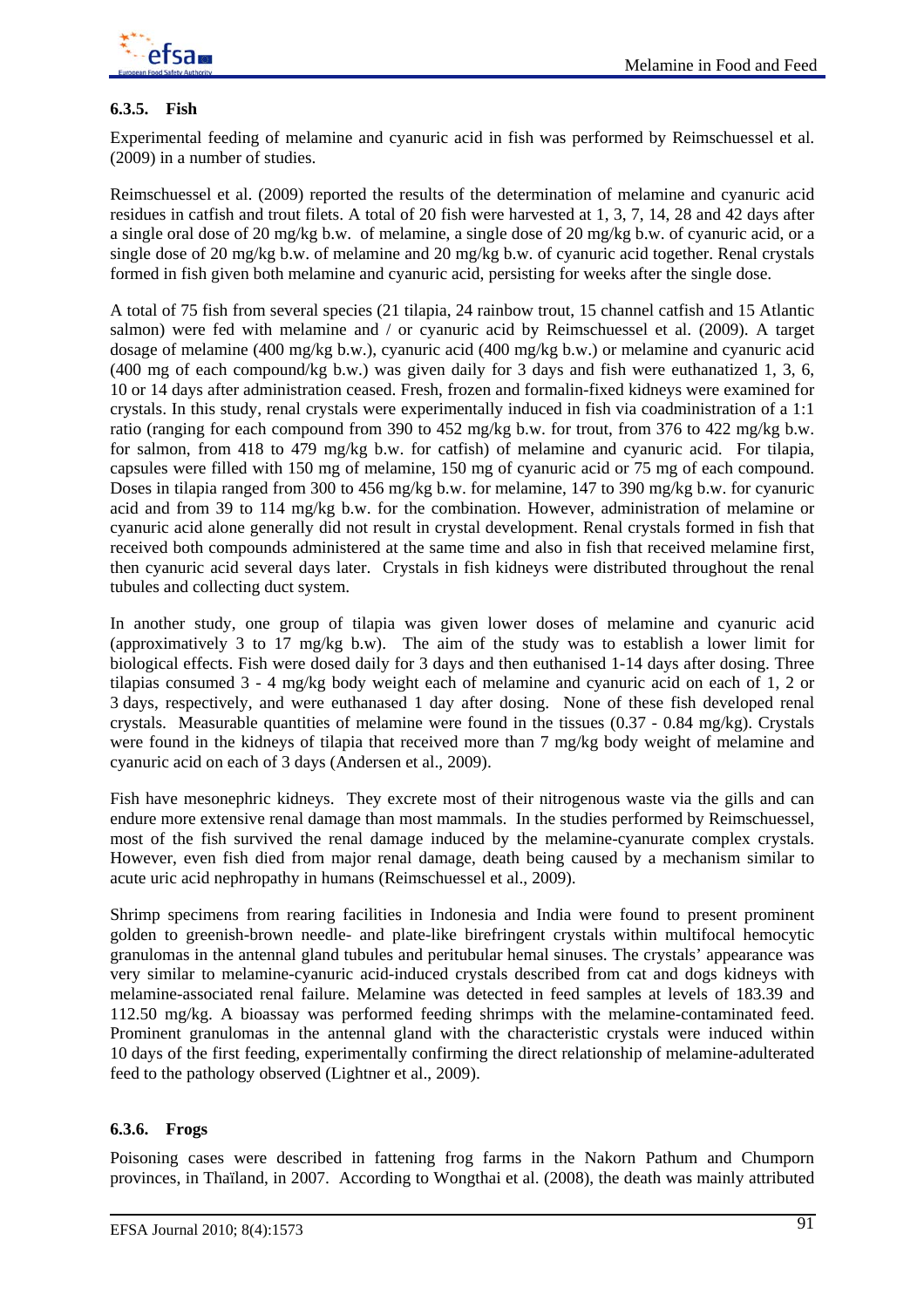### 6.3.5. Fish

Experimental feeding of melamine and cyanuric acid in fish was performed by Reimschuessel et al. (2009) in a number of studies.

Reimschuessel et al. (2009) reported the results of the determination of melamine and cyanuric acid residues in catfish and trout filets. A total of 20 fish were harvested at 1, 3, 7, 14, 28 and 42 days after a single oral dose of 20 mg/kg b.w. of melamine, a single dose of 20 mg/kg b.w. of cyanuric acid, or a single dose of 20 mg/kg b.w. of melamine and 20 mg/kg b.w. of cyanuric acid together. Renal crystals formed in fish given both melamine and cyanuric acid, persisting for weeks after the single dose.

A total of 75 fish from several species (21 tilapia, 24 rainbow trout, 15 channel catfish and 15 Atlantic salmon) were fed with melamine and / or cyanuric acid by Reimschuessel et al. (2009). A target dosage of melamine (400 mg/kg b.w.), cyanuric acid (400 mg/kg b.w.) or melamine and cyanuric acid (400 mg of each compound/kg b.w.) was given daily for 3 days and fish were euthanatized 1, 3, 6, 10 or 14 days after administration ceased. Fresh, frozen and formalin-fixed kidneys were examined for crystals. In this study, renal crystals were experimentally induced in fish via coadministration of a 1:1 ratio (ranging for each compound from 390 to 452 mg/kg b.w. for trout, from 376 to 422 mg/kg b.w. for salmon, from 418 to 479 mg/kg b.w. for catfish) of melamine and cyanuric acid. For tilapia, capsules were filled with 150 mg of melamine, 150 mg of cyanuric acid or 75 mg of each compound. Doses in tilapia ranged from 300 to 456 mg/kg b.w. for melamine, 147 to 390 mg/kg b.w. for cyanuric acid and from 39 to 114 mg/kg b.w. for the combination. However, administration of melamine or cyanuric acid alone generally did not result in crystal development. Renal crystals formed in fish that received both compounds administered at the same time and also in fish that received melamine first, then cyanuric acid several days later. Crystals in fish kidneys were distributed throughout the renal tubules and collecting duct system.

In another study, one group of tilapia was given lower doses of melamine and cyanuric acid (approximatively 3 to 17 mg/kg b.w). The aim of the study was to establish a lower limit for biological effects. Fish were dosed daily for 3 days and then euthanised 1-14 days after dosing. Three tilapias consumed 3 - 4 mg/kg body weight each of melamine and cyanuric acid on each of 1, 2 or 3 days, respectively, and were euthanased 1 day after dosing. None of these fish developed renal crystals. Measurable quantities of melamine were found in the tissues (0.37 - 0.84 mg/kg). Crystals were found in the kidneys of tilapia that received more than 7 mg/kg body weight of melamine and cyanuric acid on each of 3 days (Andersen et al., 2009).

Fish have mesonephric kidneys. They excrete most of their nitrogenous waste via the gills and can endure more extensive renal damage than most mammals. In the studies performed by Reimschuessel, most of the fish survived the renal damage induced by the melamine-cyanurate complex crystals. However, even fish died from major renal damage, death being caused by a mechanism similar to acute uric acid nephropathy in humans (Reimschuessel et al., 2009).

Shrimp specimens from rearing facilities in Indonesia and India were found to present prominent golden to greenish-brown needle- and plate-like birefringent crystals within multifocal hemocytic granulomas in the antennal gland tubules and peritubular hemal sinuses. The crystals' appearance was very similar to melamine-cyanuric acid-induced crystals described from cat and dogs kidneys with melamine-associated renal failure. Melamine was detected in feed samples at levels of 183.39 and 112.50 mg/kg. A bioassay was performed feeding shrimps with the melamine-contaminated feed. Prominent granulomas in the antennal gland with the characteristic crystals were induced within 10 days of the first feeding, experimentally confirming the direct relationship of melamine-adulterated feed to the pathology observed (Lightner et al., 2009).

### 6.3.6. Frogs

Poisoning cases were described in fattening frog farms in the Nakorn Pathum and Chumporn provinces, in Thaïland, in 2007. According to Wongthai et al. (2008), the death was mainly attributed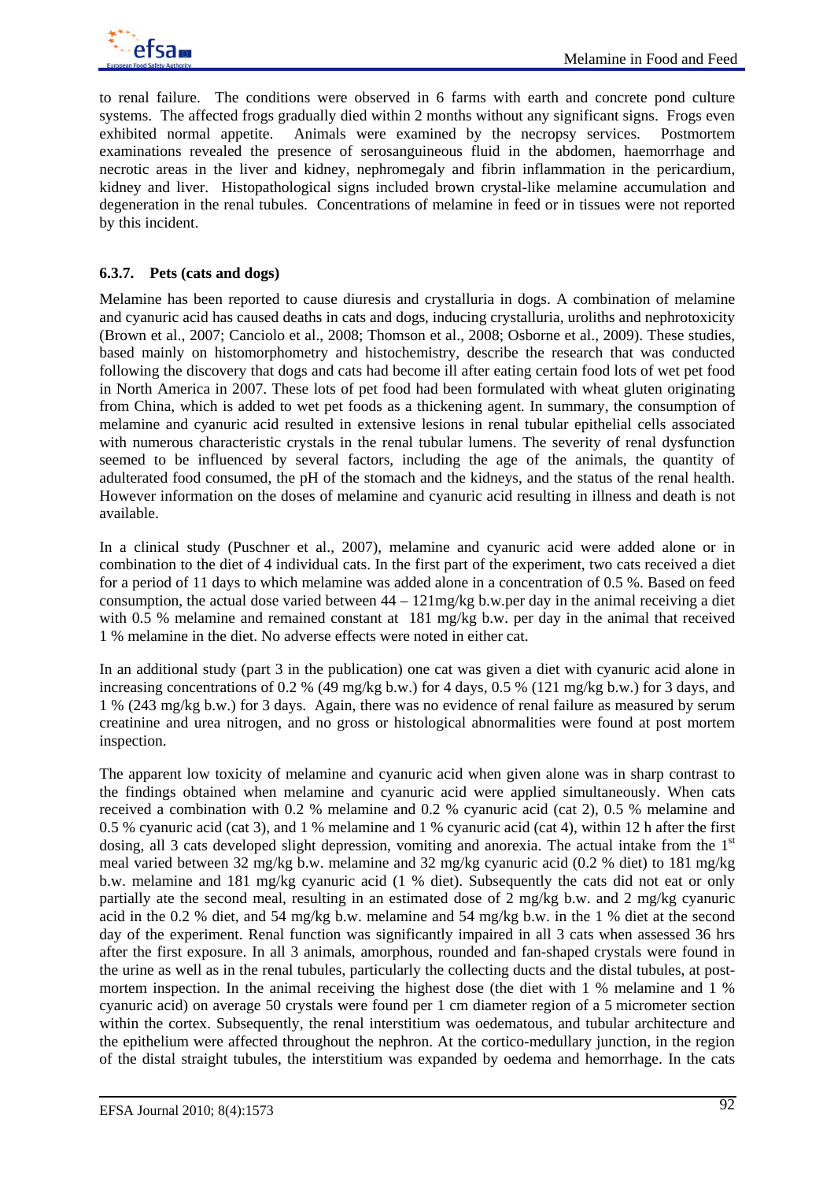to renal failure. The conditions were observed in 6 farms with earth and concrete pond culture systems. The affected frogs gradually died within 2 months without any significant signs. Frogs even exhibited normal appetite. Animals were examined by the necropsy services. Postmortem examinations revealed the presence of serosanguineous fluid in the abdomen, haemorrhage and necrotic areas in the liver and kidney, nephromegaly and fibrin inflammation in the pericardium, kidney and liver. Histopathological signs included brown crystal-like melamine accumulation and degeneration in the renal tubules. Concentrations of melamine in feed or in tissues were not reported by this incident.

### 6.3.7. Pets (cats and dogs)

Melamine has been reported to cause diuresis and crystalluria in dogs. A combination of melamine and cyanuric acid has caused deaths in cats and dogs, inducing crystalluria, uroliths and nephrotoxicity (Brown et al., 2007; Canciolo et al., 2008; Thomson et al., 2008; Osborne et al., 2009). These studies, based mainly on histomorphometry and histochemistry, describe the research that was conducted following the discovery that dogs and cats had become ill after eating certain food lots of wet pet food in North America in 2007. These lots of pet food had been formulated with wheat gluten originating from China, which is added to wet pet foods as a thickening agent. In summary, the consumption of melamine and cyanuric acid resulted in extensive lesions in renal tubular epithelial cells associated with numerous characteristic crystals in the renal tubular lumens. The severity of renal dysfunction seemed to be influenced by several factors, including the age of the animals, the quantity of adulterated food consumed, the pH of the stomach and the kidneys, and the status of the renal health. However information on the doses of melamine and cyanuric acid resulting in illness and death is not available.

In a clinical study (Puschner et al., 2007), melamine and cyanuric acid were added alone or in combination to the diet of 4 individual cats. In the first part of the experiment, two cats received a diet for a period of 11 days to which melamine was added alone in a concentration of 0.5 %. Based on feed consumption, the actual dose varied between 44 – 121mg/kg b.w.per day in the animal receiving a diet with 0.5 % melamine and remained constant at 181 mg/kg b.w. per day in the animal that received 1 % melamine in the diet. No adverse effects were noted in either cat.

In an additional study (part 3 in the publication) one cat was given a diet with cyanuric acid alone in increasing concentrations of 0.2 % (49 mg/kg b.w.) for 4 days, 0.5 % (121 mg/kg b.w.) for 3 days, and 1 % (243 mg/kg b.w.) for 3 days. Again, there was no evidence of renal failure as measured by serum creatinine and urea nitrogen, and no gross or histological abnormalities were found at post mortem inspection.

The apparent low toxicity of melamine and cyanuric acid when given alone was in sharp contrast to the findings obtained when melamine and cyanuric acid were applied simultaneously. When cats received a combination with 0.2 % melamine and 0.2 % cyanuric acid (cat 2), 0.5 % melamine and 0.5 % cyanuric acid (cat 3), and 1 % melamine and 1 % cyanuric acid (cat 4), within 12 h after the first dosing, all 3 cats developed slight depression, vomiting and anorexia. The actual intake from the 1st meal varied between 32 mg/kg b.w. melamine and 32 mg/kg cyanuric acid (0.2 % diet) to 181 mg/kg b.w. melamine and 181 mg/kg cyanuric acid (1 % diet). Subsequently the cats did not eat or only partially ate the second meal, resulting in an estimated dose of 2 mg/kg b.w. and 2 mg/kg cyanuric acid in the 0.2 % diet, and 54 mg/kg b.w. melamine and 54 mg/kg b.w. in the 1 % diet at the second day of the experiment. Renal function was significantly impaired in all 3 cats when assessed 36 hrs after the first exposure. In all 3 animals, amorphous, rounded and fan-shaped crystals were found in the urine as well as in the renal tubules, particularly the collecting ducts and the distal tubules, at post-mortem inspection. In the animal receiving the highest dose (the diet with 1 % melamine and 1 % cyanuric acid) on average 50 crystals were found per 1 cm diameter region of a 5 micrometer section within the cortex. Subsequently, the renal interstitium was oedematous, and tubular architecture and the epithelium were affected throughout the nephron. At the cortico-medullary junction, in the region of the distal straight tubules, the interstitium was expanded by oedema and hemorrhage. In the cats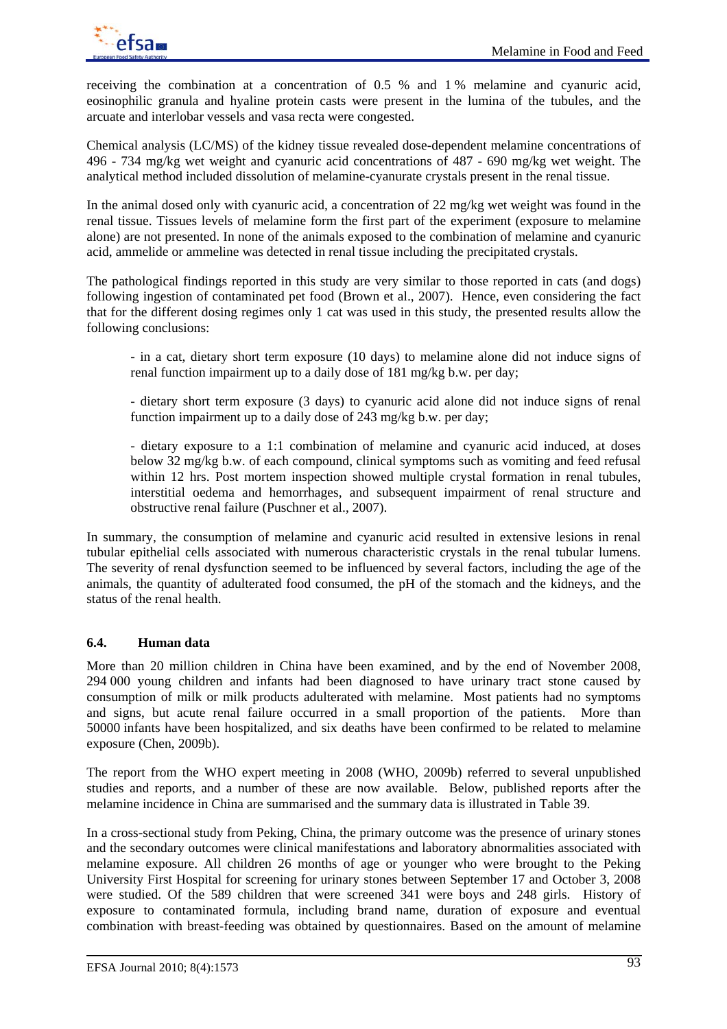receiving the combination at a concentration of 0.5 % and 1 % melamine and cyanuric acid, eosinophilic granula and hyaline protein casts were present in the lumina of the tubules, and the arcuate and interlobar vessels and vasa recta were congested.

Chemical analysis (LC/MS) of the kidney tissue revealed dose-dependent melamine concentrations of 496 - 734 mg/kg wet weight and cyanuric acid concentrations of 487 - 690 mg/kg wet weight. The analytical method included dissolution of melamine-cyanurate crystals present in the renal tissue.

In the animal dosed only with cyanuric acid, a concentration of 22 mg/kg wet weight was found in the renal tissue. Tissues levels of melamine form the first part of the experiment (exposure to melamine alone) are not presented. In none of the animals exposed to the combination of melamine and cyanuric acid, ammelide or ammeline was detected in renal tissue including the precipitated crystals.

The pathological findings reported in this study are very similar to those reported in cats (and dogs) following ingestion of contaminated pet food (Brown et al., 2007). Hence, even considering the fact that for the different dosing regimes only 1 cat was used in this study, the presented results allow the following conclusions:

- in a cat, dietary short term exposure (10 days) to melamine alone did not induce signs of renal function impairment up to a daily dose of 181 mg/kg b.w. per day;

- dietary short term exposure (3 days) to cyanuric acid alone did not induce signs of renal function impairment up to a daily dose of 243 mg/kg b.w. per day;

- dietary exposure to a 1:1 combination of melamine and cyanuric acid induced, at doses below 32 mg/kg b.w. of each compound, clinical symptoms such as vomiting and feed refusal within 12 hrs. Post mortem inspection showed multiple crystal formation in renal tubules, interstitial oedema and hemorrhages, and subsequent impairment of renal structure and obstructive renal failure (Puschner et al., 2007).

In summary, the consumption of melamine and cyanuric acid resulted in extensive lesions in renal tubular epithelial cells associated with numerous characteristic crystals in the renal tubular lumens. The severity of renal dysfunction seemed to be influenced by several factors, including the age of the animals, the quantity of adulterated food consumed, the pH of the stomach and the kidneys, and the status of the renal health.

### 6.4. Human data

More than 20 million children in China have been examined, and by the end of November 2008, 294 000 young children and infants had been diagnosed to have urinary tract stone caused by consumption of milk or milk products adulterated with melamine. Most patients had no symptoms and signs, but acute renal failure occurred in a small proportion of the patients. More than 50000 infants have been hospitalized, and six deaths have been confirmed to be related to melamine exposure (Chen, 2009b).

The report from the WHO expert meeting in 2008 (WHO, 2009b) referred to several unpublished studies and reports, and a number of these are now available. Below, published reports after the melamine incidence in China are summarised and the summary data is illustrated in Table 39.

In a cross-sectional study from Peking, China, the primary outcome was the presence of urinary stones and the secondary outcomes were clinical manifestations and laboratory abnormalities associated with melamine exposure. All children 26 months of age or younger who were brought to the Peking University First Hospital for screening for urinary stones between September 17 and October 3, 2008 were studied. Of the 589 children that were screened 341 were boys and 248 girls. History of exposure to contaminated formula, including brand name, duration of exposure and eventual combination with breast-feeding was obtained by questionnaires. Based on the amount of melamine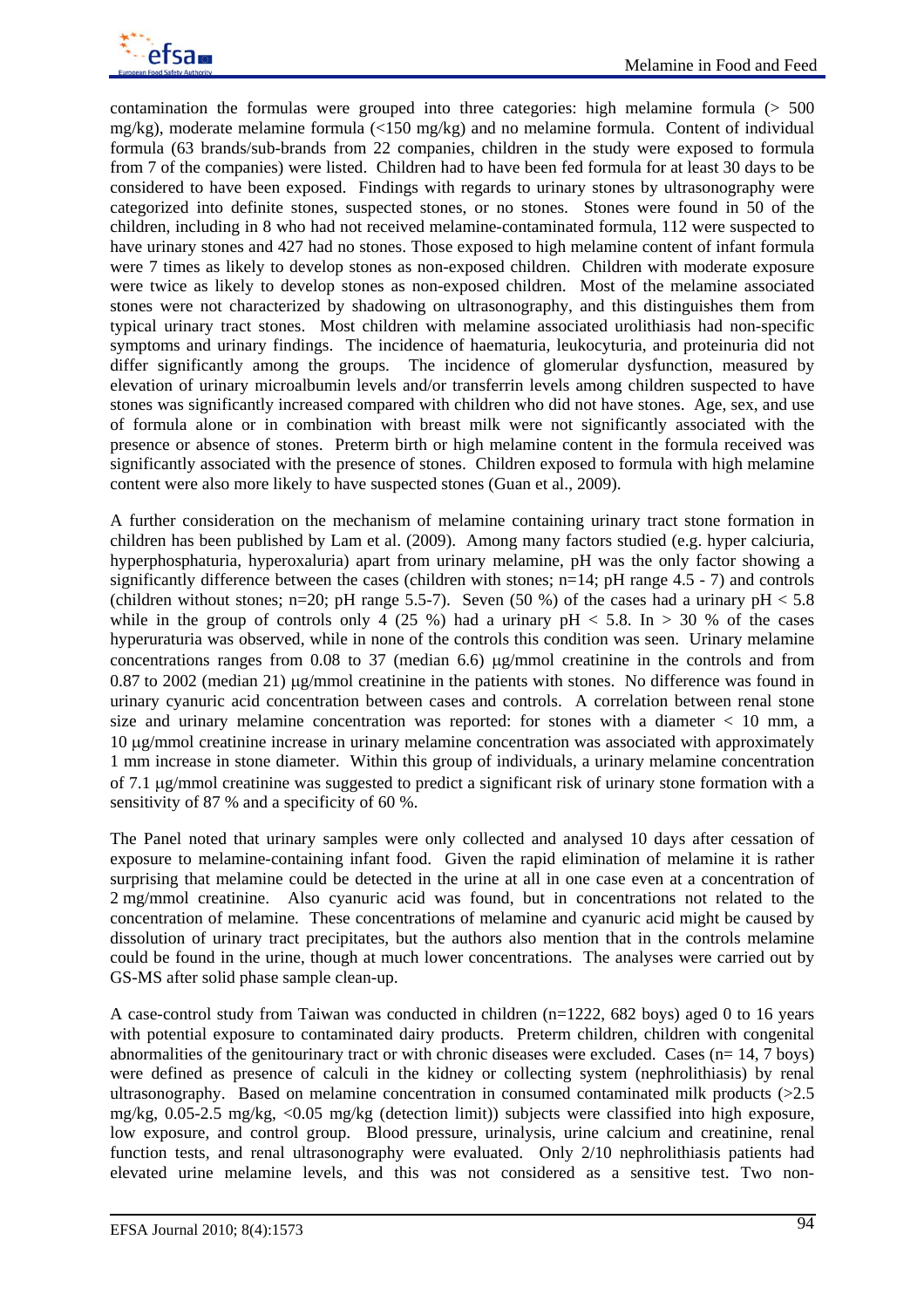contamination the formulas were grouped into three categories: high melamine formula (> 500 mg/kg), moderate melamine formula (<150 mg/kg) and no melamine formula. Content of individual formula (63 brands/sub-brands from 22 companies, children in the study were exposed to formula from 7 of the companies) were listed. Children had to have been fed formula for at least 30 days to be considered to have been exposed. Findings with regards to urinary stones by ultrasonography were categorized into definite stones, suspected stones, or no stones. Stones were found in 50 of the children, including in 8 who had not received melamine-contaminated formula, 112 were suspected to have urinary stones and 427 had no stones. Those exposed to high melamine content of infant formula were 7 times as likely to develop stones as non-exposed children. Children with moderate exposure were twice as likely to develop stones as non-exposed children. Most of the melamine associated stones were not characterized by shadowing on ultrasonography, and this distinguishes them from typical urinary tract stones. Most children with melamine associated urolithiasis had non-specific symptoms and urinary findings. The incidence of haematuria, leukocyturia, and proteinuria did not differ significantly among the groups. The incidence of glomerular dysfunction, measured by elevation of urinary microalbumin levels and/or transferrin levels among children suspected to have stones was significantly increased compared with children who did not have stones. Age, sex, and use of formula alone or in combination with breast milk were not significantly associated with the presence or absence of stones. Preterm birth or high melamine content in the formula received was significantly associated with the presence of stones. Children exposed to formula with high melamine content were also more likely to have suspected stones (Guan et al., 2009).

A further consideration on the mechanism of melamine containing urinary tract stone formation in children has been published by Lam et al. (2009). Among many factors studied (e.g. hyper calciuria, hyperphosphaturia, hyperoxaluria) apart from urinary melamine, pH was the only factor showing a significantly difference between the cases (children with stones; n=14; pH range 4.5 - 7) and controls (children without stones; n=20; pH range 5.5-7). Seven (50 %) of the cases had a urinary pH < 5.8 while in the group of controls only 4 (25 %) had a urinary pH < 5.8. In > 30 % of the cases hyperuraturia was observed, while in none of the controls this condition was seen. Urinary melamine concentrations ranges from 0.08 to 37 (median 6.6) μg/mmol creatinine in the controls and from 0.87 to 2002 (median 21) μg/mmol creatinine in the patients with stones. No difference was found in urinary cyanuric acid concentration between cases and controls. A correlation between renal stone size and urinary melamine concentration was reported: for stones with a diameter < 10 mm, a 10 μg/mmol creatinine increase in urinary melamine concentration was associated with approximately 1 mm increase in stone diameter. Within this group of individuals, a urinary melamine concentration of 7.1 μg/mmol creatinine was suggested to predict a significant risk of urinary stone formation with a sensitivity of 87 % and a specificity of 60 %.

The Panel noted that urinary samples were only collected and analysed 10 days after cessation of exposure to melamine-containing infant food. Given the rapid elimination of melamine it is rather surprising that melamine could be detected in the urine at all in one case even at a concentration of 2 mg/mmol creatinine. Also cyanuric acid was found, but in concentrations not related to the concentration of melamine. These concentrations of melamine and cyanuric acid might be caused by dissolution of urinary tract precipitates, but the authors also mention that in the controls melamine could be found in the urine, though at much lower concentrations. The analyses were carried out by GS-MS after solid phase sample clean-up.

A case-control study from Taiwan was conducted in children (n=1222, 682 boys) aged 0 to 16 years with potential exposure to contaminated dairy products. Preterm children, children with congenital abnormalities of the genitourinary tract or with chronic diseases were excluded. Cases (n= 14, 7 boys) were defined as presence of calculi in the kidney or collecting system (nephrolithiasis) by renal ultrasonography. Based on melamine concentration in consumed contaminated milk products (>2.5 mg/kg, 0.05-2.5 mg/kg, <0.05 mg/kg (detection limit)) subjects were classified into high exposure, low exposure, and control group. Blood pressure, urinalysis, urine calcium and creatinine, renal function tests, and renal ultrasonography were evaluated. Only 2/10 nephrolithiasis patients had elevated urine melamine levels, and this was not considered as a sensitive test. Two non-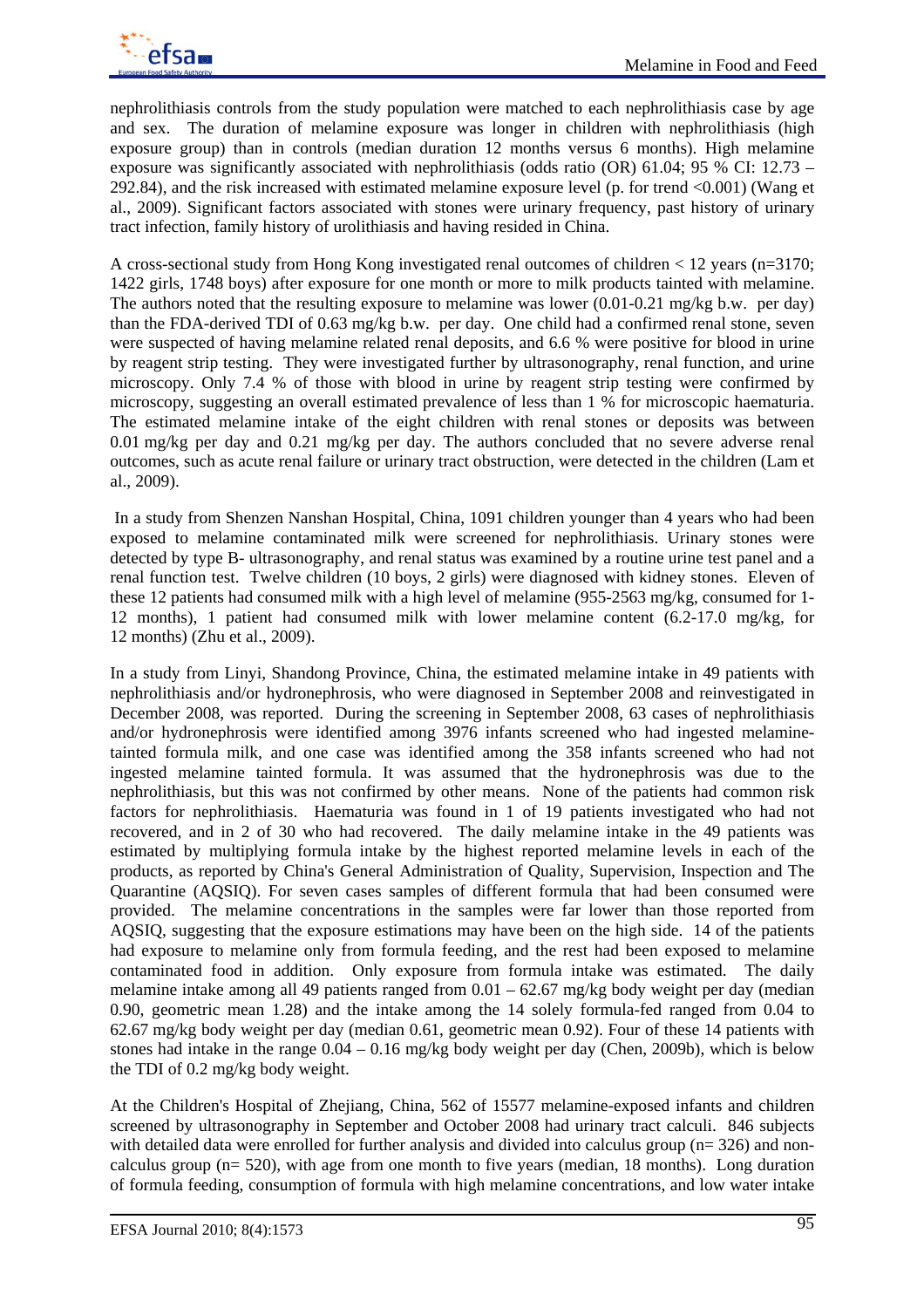nephrolithiasis controls from the study population were matched to each nephrolithiasis case by age and sex. The duration of melamine exposure was longer in children with nephrolithiasis (high exposure group) than in controls (median duration 12 months versus 6 months). High melamine exposure was significantly associated with nephrolithiasis (odds ratio (OR) 61.04; 95 % CI: 12.73 – 292.84), and the risk increased with estimated melamine exposure level (p. for trend <0.001) (Wang et al., 2009). Significant factors associated with stones were urinary frequency, past history of urinary tract infection, family history of urolithiasis and having resided in China.

A cross-sectional study from Hong Kong investigated renal outcomes of children < 12 years (n=3170; 1422 girls, 1748 boys) after exposure for one month or more to milk products tainted with melamine. The authors noted that the resulting exposure to melamine was lower (0.01-0.21 mg/kg b.w. per day) than the FDA-derived TDI of 0.63 mg/kg b.w. per day. One child had a confirmed renal stone, seven were suspected of having melamine related renal deposits, and 6.6 % were positive for blood in urine by reagent strip testing. They were investigated further by ultrasonography, renal function, and urine microscopy. Only 7.4 % of those with blood in urine by reagent strip testing were confirmed by microscopy, suggesting an overall estimated prevalence of less than 1 % for microscopic haematuria. The estimated melamine intake of the eight children with renal stones or deposits was between 0.01 mg/kg per day and 0.21 mg/kg per day. The authors concluded that no severe adverse renal outcomes, such as acute renal failure or urinary tract obstruction, were detected in the children (Lam et al., 2009).

In a study from Shenzen Nanshan Hospital, China, 1091 children younger than 4 years who had been exposed to melamine contaminated milk were screened for nephrolithiasis. Urinary stones were detected by type B- ultrasonography, and renal status was examined by a routine urine test panel and a renal function test. Twelve children (10 boys, 2 girls) were diagnosed with kidney stones. Eleven of these 12 patients had consumed milk with a high level of melamine (955-2563 mg/kg, consumed for 1-12 months), 1 patient had consumed milk with lower melamine content (6.2-17.0 mg/kg, for 12 months) (Zhu et al., 2009).

In a study from Linyi, Shandong Province, China, the estimated melamine intake in 49 patients with nephrolithiasis and/or hydronephrosis, who were diagnosed in September 2008 and reinvestigated in December 2008, was reported. During the screening in September 2008, 63 cases of nephrolithiasis and/or hydronephrosis were identified among 3976 infants screened who had ingested melamine-tainted formula milk, and one case was identified among the 358 infants screened who had not ingested melamine tainted formula. It was assumed that the hydronephrosis was due to the nephrolithiasis, but this was not confirmed by other means. None of the patients had common risk factors for nephrolithiasis. Haematuria was found in 1 of 19 patients investigated who had not recovered, and in 2 of 30 who had recovered. The daily melamine intake in the 49 patients was estimated by multiplying formula intake by the highest reported melamine levels in each of the products, as reported by China's General Administration of Quality, Supervision, Inspection and The Quarantine (AQSIQ). For seven cases samples of different formula that had been consumed were provided. The melamine concentrations in the samples were far lower than those reported from AQSIQ, suggesting that the exposure estimations may have been on the high side. 14 of the patients had exposure to melamine only from formula feeding, and the rest had been exposed to melamine contaminated food in addition. Only exposure from formula intake was estimated. The daily melamine intake among all 49 patients ranged from 0.01 – 62.67 mg/kg body weight per day (median 0.90, geometric mean 1.28) and the intake among the 14 solely formula-fed ranged from 0.04 to 62.67 mg/kg body weight per day (median 0.61, geometric mean 0.92). Four of these 14 patients with stones had intake in the range 0.04 – 0.16 mg/kg body weight per day (Chen, 2009b), which is below the TDI of 0.2 mg/kg body weight.

At the Children's Hospital of Zhejiang, China, 562 of 15577 melamine-exposed infants and children screened by ultrasonography in September and October 2008 had urinary tract calculi. 846 subjects with detailed data were enrolled for further analysis and divided into calculus group (n= 326) and non-calculus group (n= 520), with age from one month to five years (median, 18 months). Long duration of formula feeding, consumption of formula with high melamine concentrations, and low water intake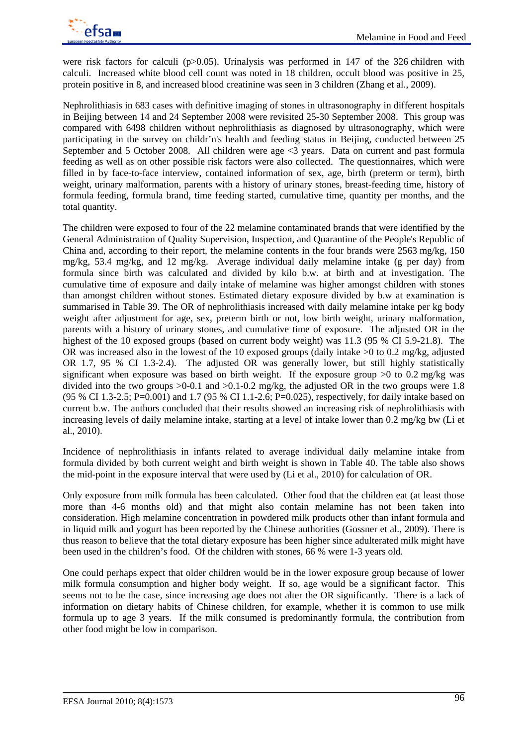were risk factors for calculi (p>0.05). Urinalysis was performed in 147 of the 326 children with calculi. Increased white blood cell count was noted in 18 children, occult blood was positive in 25, protein positive in 8, and increased blood creatinine was seen in 3 children (Zhang et al., 2009).

Nephrolithiasis in 683 cases with definitive imaging of stones in ultrasonography in different hospitals in Beijing between 14 and 24 September 2008 were revisited 25-30 September 2008. This group was compared with 6498 children without nephrolithiasis as diagnosed by ultrasonography, which were participating in the survey on childr'n's health and feeding status in Beijing, conducted between 25 September and 5 October 2008. All children were age <3 years. Data on current and past formula feeding as well as on other possible risk factors were also collected. The questionnaires, which were filled in by face-to-face interview, contained information of sex, age, birth (preterm or term), birth weight, urinary malformation, parents with a history of urinary stones, breast-feeding time, history of formula feeding, formula brand, time feeding started, cumulative time, quantity per months, and the total quantity.

The children were exposed to four of the 22 melamine contaminated brands that were identified by the General Administration of Quality Supervision, Inspection, and Quarantine of the People's Republic of China and, according to their report, the melamine contents in the four brands were 2563 mg/kg, 150 mg/kg, 53.4 mg/kg, and 12 mg/kg. Average individual daily melamine intake (g per day) from formula since birth was calculated and divided by kilo b.w. at birth and at investigation. The cumulative time of exposure and daily intake of melamine was higher amongst children with stones than amongst children without stones. Estimated dietary exposure divided by b.w at examination is summarised in Table 39. The OR of nephrolithiasis increased with daily melamine intake per kg body weight after adjustment for age, sex, preterm birth or not, low birth weight, urinary malformation, parents with a history of urinary stones, and cumulative time of exposure. The adjusted OR in the highest of the 10 exposed groups (based on current body weight) was 11.3 (95 % CI 5.9-21.8). The OR was increased also in the lowest of the 10 exposed groups (daily intake >0 to 0.2 mg/kg, adjusted OR 1.7, 95 % CI 1.3-2.4). The adjusted OR was generally lower, but still highly statistically significant when exposure was based on birth weight. If the exposure group >0 to 0.2 mg/kg was divided into the two groups >0-0.1 and >0.1-0.2 mg/kg, the adjusted OR in the two groups were 1.8 (95 % CI 1.3-2.5; P=0.001) and 1.7 (95 % CI 1.1-2.6; P=0.025), respectively, for daily intake based on current b.w. The authors concluded that their results showed an increasing risk of nephrolithiasis with increasing levels of daily melamine intake, starting at a level of intake lower than 0.2 mg/kg bw (Li et al., 2010).

Incidence of nephrolithiasis in infants related to average individual daily melamine intake from formula divided by both current weight and birth weight is shown in Table 40. The table also shows the mid-point in the exposure interval that were used by (Li et al., 2010) for calculation of OR.

Only exposure from milk formula has been calculated. Other food that the children eat (at least those more than 4-6 months old) and that might also contain melamine has not been taken into consideration. High melamine concentration in powdered milk products other than infant formula and in liquid milk and yogurt has been reported by the Chinese authorities (Gossner et al., 2009). There is thus reason to believe that the total dietary exposure has been higher since adulterated milk might have been used in the children's food. Of the children with stones, 66 % were 1-3 years old.

One could perhaps expect that older children would be in the lower exposure group because of lower milk formula consumption and higher body weight. If so, age would be a significant factor. This seems not to be the case, since increasing age does not alter the OR significantly. There is a lack of information on dietary habits of Chinese children, for example, whether it is common to use milk formula up to age 3 years. If the milk consumed is predominantly formula, the contribution from other food might be low in comparison.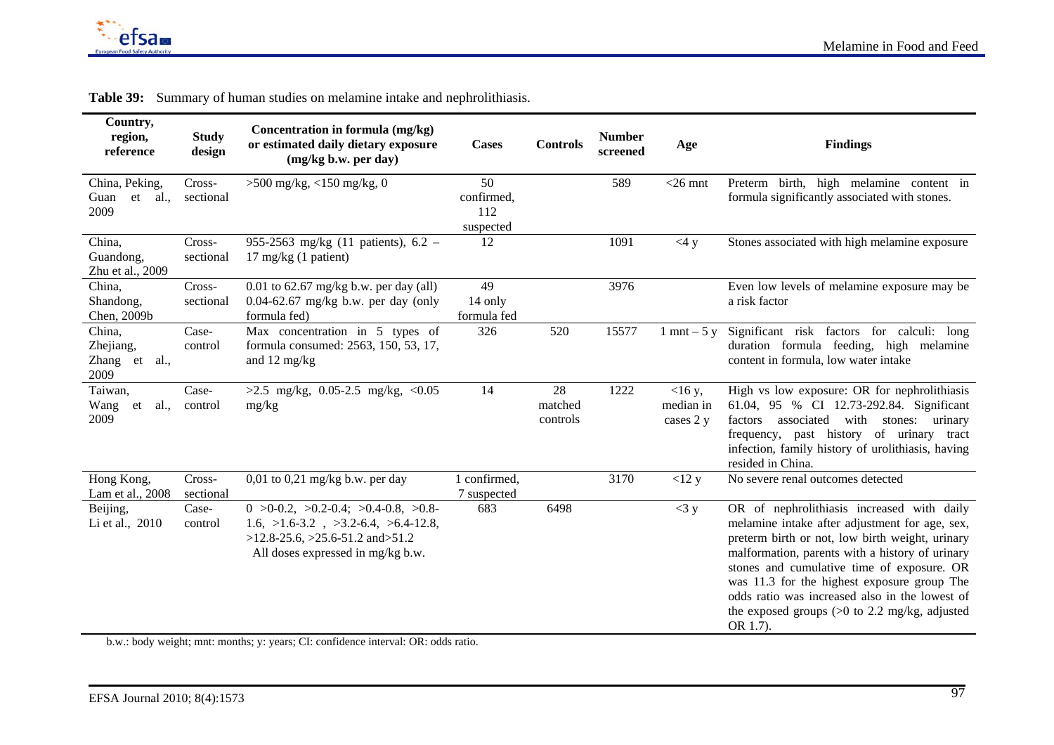**Table 39:** Summary of human studies on melamine intake and nephrolithiasis.

| Country, region, reference | Study design | Concentration in formula (mg/kg) or estimated daily dietary exposure (mg/kg b.w. per day) | Cases | Controls | Number screened | Age | Findings |
|---|---|---|---|---|---|---|---|
| China, Peking, Guan et al., 2009 | Cross-sectional | >500 mg/kg, <150 mg/kg, 0 | 50 confirmed, 112 suspected | | 589 | <26 mnt | Preterm birth, high melamine content in formula significantly associated with stones. |
| China, Guandong, Zhu et al., 2009 | Cross-sectional | 955-2563 mg/kg (11 patients), 6.2 – 17 mg/kg (1 patient) | 12 | | 1091 | <4 y | Stones associated with high melamine exposure |
| China, Shandong, Chen, 2009b | Cross-sectional | 0.01 to 62.67 mg/kg b.w. per day (all) 0.04-62.67 mg/kg b.w. per day (only formula fed) | 49 14 only formula fed | | 3976 | | Even low levels of melamine exposure may be a risk factor |
| China, Zhejiang, Zhang et al., 2009 | Case-control | Max concentration in 5 types of formula consumed: 2563, 150, 53, 17, and 12 mg/kg | 326 | 520 | 15577 | 1 mnt – 5 y | Significant risk factors for calculi: long duration formula feeding, high melamine content in formula, low water intake |
| Taiwan, Wang et al., 2009 | Case-control | >2.5 mg/kg, 0.05-2.5 mg/kg, <0.05 mg/kg | 14 | 28 matched controls | 1222 | <16 y, median in cases 2 y | High vs low exposure: OR for nephrolithiasis 61.04, 95 % CI 12.73-292.84. Significant factors associated with stones: urinary frequency, past history of urinary tract infection, family history of urolithiasis, having resided in China. |
| Hong Kong, Lam et al., 2008 | Cross-sectional | 0,01 to 0,21 mg/kg b.w. per day | 1 confirmed, 7 suspected | | 3170 | <12 y | No severe renal outcomes detected |
| Beijing, Li et al., 2010 | Case-control | 0 >0-0.2, >0.2-0.4; >0.4-0.8, >0.8-1.6, >1.6-3.2 , >3.2-6.4, >6.4-12.8, >12.8-25.6, >25.6-51.2 and>51.2 All doses expressed in mg/kg b.w. | 683 | 6498 | | <3 y | OR of nephrolithiasis increased with daily melamine intake after adjustment for age, sex, preterm birth or not, low birth weight, urinary malformation, parents with a history of urinary stones and cumulative time of exposure. OR was 11.3 for the highest exposure group The odds ratio was increased also in the lowest of the exposed groups (>0 to 2.2 mg/kg, adjusted OR 1.7). |

b.w.: body weight; mnt: months; y: years; CI: confidence interval: OR: odds ratio.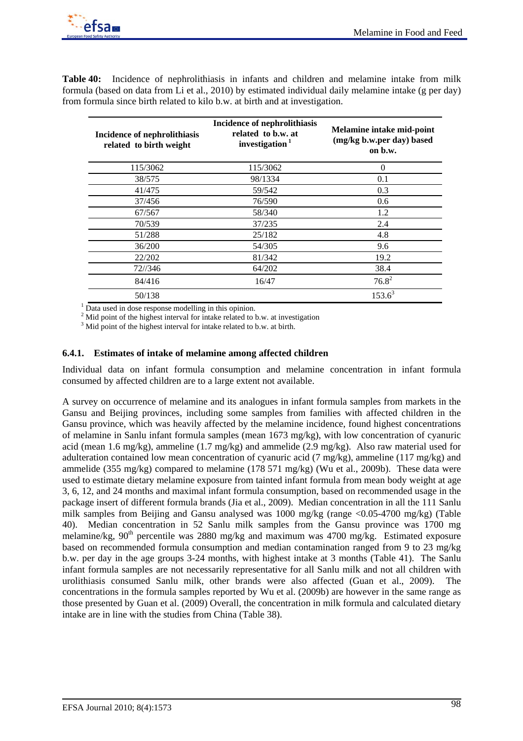**Table 40:** Incidence of nephrolithiasis in infants and children and melamine intake from milk formula (based on data from Li et al., 2010) by estimated individual daily melamine intake (g per day) from formula since birth related to kilo b.w. at birth and at investigation.

| Incidence of nephrolithiasis related to birth weight | Incidence of nephrolithiasis related to b.w. at investigation [1] | Melamine intake mid-point (mg/kg b.w.per day) based on b.w. |
|---|---|---|
| 115/3062 | 115/3062 | 0 |
| 38/575 | 98/1334 | 0.1 |
| 41/475 | 59/542 | 0.3 |
| 37/456 | 76/590 | 0.6 |
| 67/567 | 58/340 | 1.2 |
| 70/539 | 37/235 | 2.4 |
| 51/288 | 25/182 | 4.8 |
| 36/200 | 54/305 | 9.6 |
| 22/202 | 81/342 | 19.2 |
| 72//346 | 64/202 | 38.4 |
| 84/416 | 16/47 | 76.8[2] |
| 50/138 | | 153.6[3] |

[1] Data used in dose response modelling in this opinion.
[2] Mid point of the highest interval for intake related to b.w. at investigation
[3] Mid point of the highest interval for intake related to b.w. at birth.

### 6.4.1. Estimates of intake of melamine among affected children

Individual data on infant formula consumption and melamine concentration in infant formula consumed by affected children are to a large extent not available.

A survey on occurrence of melamine and its analogues in infant formula samples from markets in the Gansu and Beijing provinces, including some samples from families with affected children in the Gansu province, which was heavily affected by the melamine incidence, found highest concentrations of melamine in Sanlu infant formula samples (mean 1673 mg/kg), with low concentration of cyanuric acid (mean 1.6 mg/kg), ammeline (1.7 mg/kg) and ammelide (2.9 mg/kg). Also raw material used for adulteration contained low mean concentration of cyanuric acid (7 mg/kg), ammeline (117 mg/kg) and ammelide (355 mg/kg) compared to melamine (178 571 mg/kg) (Wu et al., 2009b). These data were used to estimate dietary melamine exposure from tainted infant formula from mean body weight at age 3, 6, 12, and 24 months and maximal infant formula consumption, based on recommended usage in the package insert of different formula brands (Jia et al., 2009). Median concentration in all the 111 Sanlu milk samples from Beijing and Gansu analysed was 1000 mg/kg (range <0.05-4700 mg/kg) (Table 40). Median concentration in 52 Sanlu milk samples from the Gansu province was 1700 mg melamine/kg, 90[th] percentile was 2880 mg/kg and maximum was 4700 mg/kg. Estimated exposure based on recommended formula consumption and median contamination ranged from 9 to 23 mg/kg b.w. per day in the age groups 3-24 months, with highest intake at 3 months (Table 41). The Sanlu infant formula samples are not necessarily representative for all Sanlu milk and not all children with urolithiasis consumed Sanlu milk, other brands were also affected (Guan et al., 2009). The concentrations in the formula samples reported by Wu et al. (2009b) are however in the same range as those presented by Guan et al. (2009) Overall, the concentration in milk formula and calculated dietary intake are in line with the studies from China (Table 38).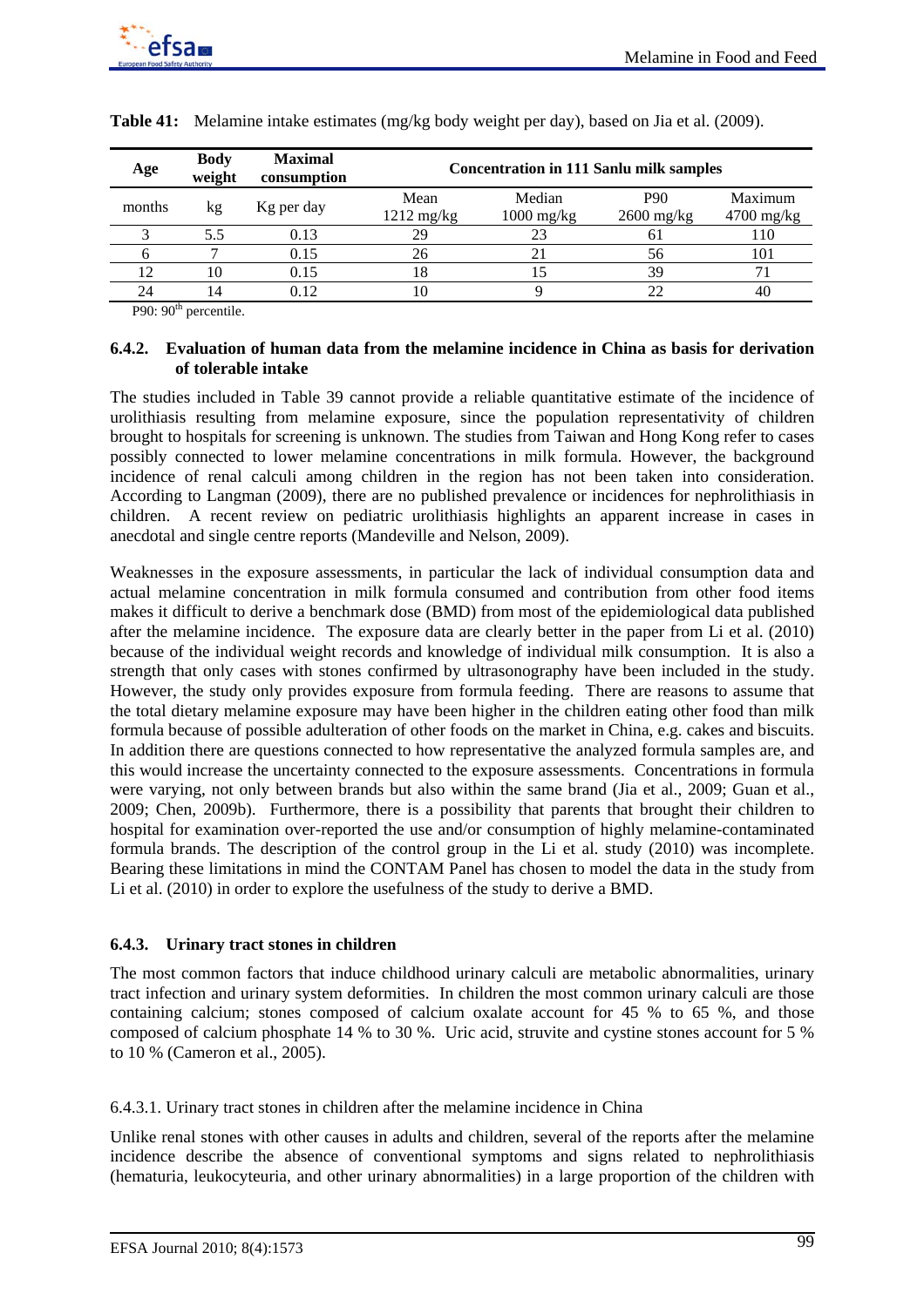**Table 41:** Melamine intake estimates (mg/kg body weight per day), based on Jia et al. (2009).

| Age | Body weight | Maximal consumption | Concentration in 111 Sanlu milk samples | | | |
|---|---|---|---|---|---|---|
| months | kg | Kg per day | Mean 1212 mg/kg | Median 1000 mg/kg | P90 2600 mg/kg | Maximum 4700 mg/kg |
| 3 | 5.5 | 0.13 | 29 | 23 | 61 | 110 |
| 6 | 7 | 0.15 | 26 | 21 | 56 | 101 |
| 12 | 10 | 0.15 | 18 | 15 | 39 | 71 |
| 24 | 14 | 0.12 | 10 | 9 | 22 | 40 |

P90: 90[th] percentile.

### 6.4.2. Evaluation of human data from the melamine incidence in China as basis for derivation of tolerable intake

The studies included in Table 39 cannot provide a reliable quantitative estimate of the incidence of urolithiasis resulting from melamine exposure, since the population representativity of children brought to hospitals for screening is unknown. The studies from Taiwan and Hong Kong refer to cases possibly connected to lower melamine concentrations in milk formula. However, the background incidence of renal calculi among children in the region has not been taken into consideration. According to Langman (2009), there are no published prevalence or incidences for nephrolithiasis in children. A recent review on pediatric urolithiasis highlights an apparent increase in cases in anecdotal and single centre reports (Mandeville and Nelson, 2009).

Weaknesses in the exposure assessments, in particular the lack of individual consumption data and actual melamine concentration in milk formula consumed and contribution from other food items makes it difficult to derive a benchmark dose (BMD) from most of the epidemiological data published after the melamine incidence. The exposure data are clearly better in the paper from Li et al. (2010) because of the individual weight records and knowledge of individual milk consumption. It is also a strength that only cases with stones confirmed by ultrasonography have been included in the study. However, the study only provides exposure from formula feeding. There are reasons to assume that the total dietary melamine exposure may have been higher in the children eating other food than milk formula because of possible adulteration of other foods on the market in China, e.g. cakes and biscuits. In addition there are questions connected to how representative the analyzed formula samples are, and this would increase the uncertainty connected to the exposure assessments. Concentrations in formula were varying, not only between brands but also within the same brand (Jia et al., 2009; Guan et al., 2009; Chen, 2009b). Furthermore, there is a possibility that parents that brought their children to hospital for examination over-reported the use and/or consumption of highly melamine-contaminated formula brands. The description of the control group in the Li et al. study (2010) was incomplete. Bearing these limitations in mind the CONTAM Panel has chosen to model the data in the study from Li et al. (2010) in order to explore the usefulness of the study to derive a BMD.

### 6.4.3. Urinary tract stones in children

The most common factors that induce childhood urinary calculi are metabolic abnormalities, urinary tract infection and urinary system deformities. In children the most common urinary calculi are those containing calcium; stones composed of calcium oxalate account for 45 % to 65 %, and those composed of calcium phosphate 14 % to 30 %. Uric acid, struvite and cystine stones account for 5 % to 10 % (Cameron et al., 2005).

#### 6.4.3.1. Urinary tract stones in children after the melamine incidence in China

Unlike renal stones with other causes in adults and children, several of the reports after the melamine incidence describe the absence of conventional symptoms and signs related to nephrolithiasis (hematuria, leukocyteuria, and other urinary abnormalities) in a large proportion of the children with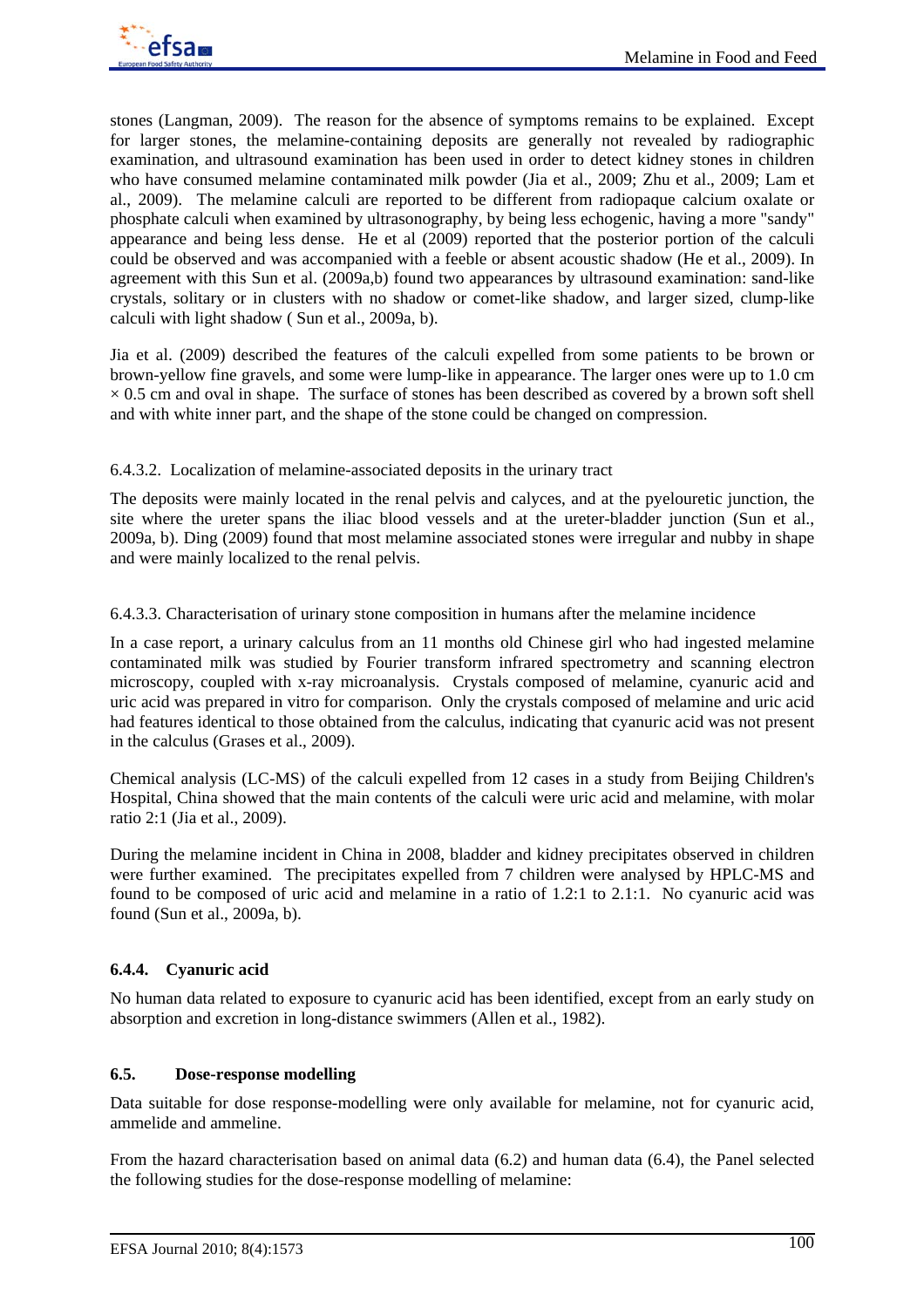stones (Langman, 2009). The reason for the absence of symptoms remains to be explained. Except for larger stones, the melamine-containing deposits are generally not revealed by radiographic examination, and ultrasound examination has been used in order to detect kidney stones in children who have consumed melamine contaminated milk powder (Jia et al., 2009; Zhu et al., 2009; Lam et al., 2009). The melamine calculi are reported to be different from radiopaque calcium oxalate or phosphate calculi when examined by ultrasonography, by being less echogenic, having a more "sandy" appearance and being less dense. He et al (2009) reported that the posterior portion of the calculi could be observed and was accompanied with a feeble or absent acoustic shadow (He et al., 2009). In agreement with this Sun et al. (2009a,b) found two appearances by ultrasound examination: sand-like crystals, solitary or in clusters with no shadow or comet-like shadow, and larger sized, clump-like calculi with light shadow ( Sun et al., 2009a, b).

Jia et al. (2009) described the features of the calculi expelled from some patients to be brown or brown-yellow fine gravels, and some were lump-like in appearance. The larger ones were up to 1.0 cm × 0.5 cm and oval in shape. The surface of stones has been described as covered by a brown soft shell and with white inner part, and the shape of the stone could be changed on compression.

#### 6.4.3.2. Localization of melamine-associated deposits in the urinary tract

The deposits were mainly located in the renal pelvis and calyces, and at the pyelouretic junction, the site where the ureter spans the iliac blood vessels and at the ureter-bladder junction (Sun et al., 2009a, b). Ding (2009) found that most melamine associated stones were irregular and nubby in shape and were mainly localized to the renal pelvis.

#### 6.4.3.3. Characterisation of urinary stone composition in humans after the melamine incidence

In a case report, a urinary calculus from an 11 months old Chinese girl who had ingested melamine contaminated milk was studied by Fourier transform infrared spectrometry and scanning electron microscopy, coupled with x-ray microanalysis. Crystals composed of melamine, cyanuric acid and uric acid was prepared in vitro for comparison. Only the crystals composed of melamine and uric acid had features identical to those obtained from the calculus, indicating that cyanuric acid was not present in the calculus (Grases et al., 2009).

Chemical analysis (LC-MS) of the calculi expelled from 12 cases in a study from Beijing Children's Hospital, China showed that the main contents of the calculi were uric acid and melamine, with molar ratio 2:1 (Jia et al., 2009).

During the melamine incident in China in 2008, bladder and kidney precipitates observed in children were further examined. The precipitates expelled from 7 children were analysed by HPLC-MS and found to be composed of uric acid and melamine in a ratio of 1.2:1 to 2.1:1. No cyanuric acid was found (Sun et al., 2009a, b).

### 6.4.4. Cyanuric acid

No human data related to exposure to cyanuric acid has been identified, except from an early study on absorption and excretion in long-distance swimmers (Allen et al., 1982).

## 6.5. Dose-response modelling

Data suitable for dose response-modelling were only available for melamine, not for cyanuric acid, ammelide and ammeline.

From the hazard characterisation based on animal data (6.2) and human data (6.4), the Panel selected the following studies for the dose-response modelling of melamine: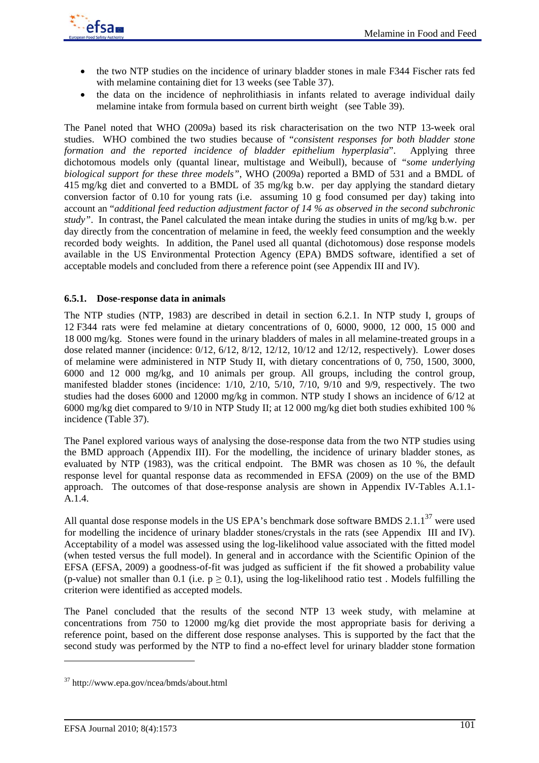- the two NTP studies on the incidence of urinary bladder stones in male F344 Fischer rats fed with melamine containing diet for 13 weeks (see Table 37).
- the data on the incidence of nephrolithiasis in infants related to average individual daily melamine intake from formula based on current birth weight (see Table 39).

The Panel noted that WHO (2009a) based its risk characterisation on the two NTP 13-week oral studies. WHO combined the two studies because of "*consistent responses for both bladder stone formation and the reported incidence of bladder epithelium hyperplasia*". Applying three dichotomous models only (quantal linear, multistage and Weibull), because of "*some underlying biological support for these three models"*, WHO (2009a) reported a BMD of 531 and a BMDL of 415 mg/kg diet and converted to a BMDL of 35 mg/kg b.w. per day applying the standard dietary conversion factor of 0.10 for young rats (i.e. assuming 10 g food consumed per day) taking into account an "*additional feed reduction adjustment factor of 14 % as observed in the second subchronic study"*. In contrast, the Panel calculated the mean intake during the studies in units of mg/kg b.w. per day directly from the concentration of melamine in feed, the weekly feed consumption and the weekly recorded body weights. In addition, the Panel used all quantal (dichotomous) dose response models available in the US Environmental Protection Agency (EPA) BMDS software, identified a set of acceptable models and concluded from there a reference point (see Appendix III and IV).

### 6.5.1. Dose-response data in animals

The NTP studies (NTP, 1983) are described in detail in section 6.2.1. In NTP study I, groups of 12 F344 rats were fed melamine at dietary concentrations of 0, 6000, 9000, 12 000, 15 000 and 18 000 mg/kg. Stones were found in the urinary bladders of males in all melamine-treated groups in a dose related manner (incidence: 0/12, 6/12, 8/12, 12/12, 10/12 and 12/12, respectively). Lower doses of melamine were administered in NTP Study II, with dietary concentrations of 0, 750, 1500, 3000, 6000 and 12 000 mg/kg, and 10 animals per group. All groups, including the control group, manifested bladder stones (incidence: 1/10, 2/10, 5/10, 7/10, 9/10 and 9/9, respectively. The two studies had the doses 6000 and 12000 mg/kg in common. NTP study I shows an incidence of 6/12 at 6000 mg/kg diet compared to 9/10 in NTP Study II; at 12 000 mg/kg diet both studies exhibited 100 % incidence (Table 37).

The Panel explored various ways of analysing the dose-response data from the two NTP studies using the BMD approach (Appendix III). For the modelling, the incidence of urinary bladder stones, as evaluated by NTP (1983), was the critical endpoint. The BMR was chosen as 10 %, the default response level for quantal response data as recommended in EFSA (2009) on the use of the BMD approach. The outcomes of that dose-response analysis are shown in Appendix IV-Tables A.1.1-A.1.4.

All quantal dose response models in the US EPA's benchmark dose software BMDS 2.1.1[37] were used for modelling the incidence of urinary bladder stones/crystals in the rats (see Appendix III and IV). Acceptability of a model was assessed using the log-likelihood value associated with the fitted model (when tested versus the full model). In general and in accordance with the Scientific Opinion of the EFSA (EFSA, 2009) a goodness-of-fit was judged as sufficient if the fit showed a probability value (p-value) not smaller than 0.1 (i.e. $p \geq 0.1$), using the log-likelihood ratio test . Models fulfilling the criterion were identified as accepted models.

The Panel concluded that the results of the second NTP 13 week study, with melamine at concentrations from 750 to 12000 mg/kg diet provide the most appropriate basis for deriving a reference point, based on the different dose response analyses. This is supported by the fact that the second study was performed by the NTP to find a no-effect level for urinary bladder stone formation

[37] http://www.epa.gov/ncea/bmds/about.html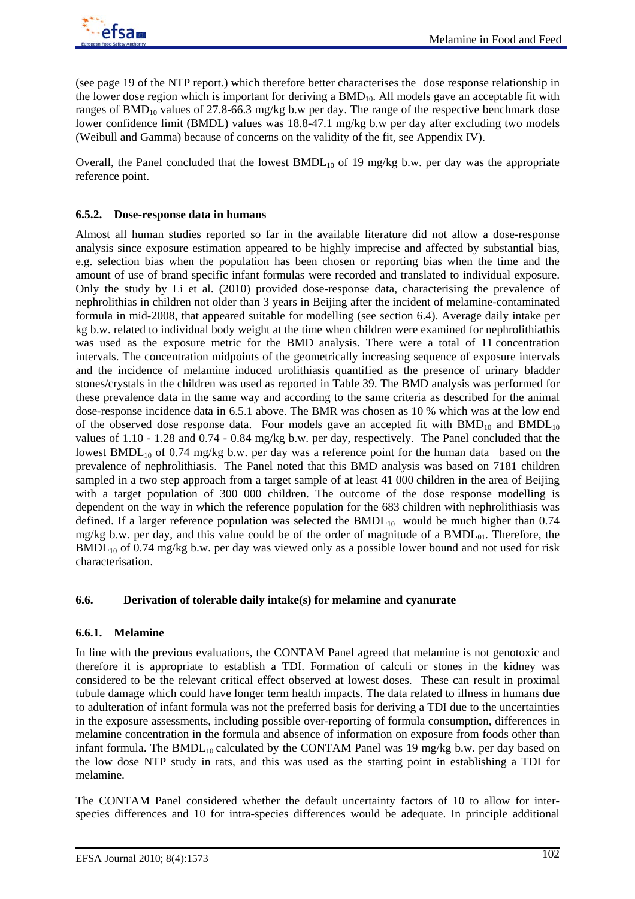(see page 19 of the NTP report.) which therefore better characterises the dose response relationship in the lower dose region which is important for deriving a $BMD_{10}$. All models gave an acceptable fit with ranges of $BMD_{10}$ values of 27.8-66.3 mg/kg b.w per day. The range of the respective benchmark dose lower confidence limit (BMDL) values was 18.8-47.1 mg/kg b.w per day after excluding two models (Weibull and Gamma) because of concerns on the validity of the fit, see Appendix IV).

Overall, the Panel concluded that the lowest $BMDL_{10}$ of 19 mg/kg b.w. per day was the appropriate reference point.

### 6.5.2. Dose-response data in humans

Almost all human studies reported so far in the available literature did not allow a dose-response analysis since exposure estimation appeared to be highly imprecise and affected by substantial bias, e.g. selection bias when the population has been chosen or reporting bias when the time and the amount of use of brand specific infant formulas were recorded and translated to individual exposure. Only the study by Li et al. (2010) provided dose-response data, characterising the prevalence of nephrolithias in children not older than 3 years in Beijing after the incident of melamine-contaminated formula in mid-2008, that appeared suitable for modelling (see section 6.4). Average daily intake per kg b.w. related to individual body weight at the time when children were examined for nephrolithiathis was used as the exposure metric for the BMD analysis. There were a total of 11 concentration intervals. The concentration midpoints of the geometrically increasing sequence of exposure intervals and the incidence of melamine induced urolithiasis quantified as the presence of urinary bladder stones/crystals in the children was used as reported in Table 39. The BMD analysis was performed for these prevalence data in the same way and according to the same criteria as described for the animal dose-response incidence data in 6.5.1 above. The BMR was chosen as 10 % which was at the low end of the observed dose response data. Four models gave an accepted fit with $BMD_{10}$ and $BMDL_{10}$ values of 1.10 - 1.28 and 0.74 - 0.84 mg/kg b.w. per day, respectively. The Panel concluded that the lowest $BMDL_{10}$ of 0.74 mg/kg b.w. per day was a reference point for the human data based on the prevalence of nephrolithiasis. The Panel noted that this BMD analysis was based on 7181 children sampled in a two step approach from a target sample of at least 41 000 children in the area of Beijing with a target population of 300 000 children. The outcome of the dose response modelling is dependent on the way in which the reference population for the 683 children with nephrolithiasis was defined. If a larger reference population was selected the $BMDL_{10}$ would be much higher than 0.74 mg/kg b.w. per day, and this value could be of the order of magnitude of a $BMDL_{01}$. Therefore, the $BMDL_{10}$ of 0.74 mg/kg b.w. per day was viewed only as a possible lower bound and not used for risk characterisation.

## 6.6. Derivation of tolerable daily intake(s) for melamine and cyanurate

### 6.6.1. Melamine

In line with the previous evaluations, the CONTAM Panel agreed that melamine is not genotoxic and therefore it is appropriate to establish a TDI. Formation of calculi or stones in the kidney was considered to be the relevant critical effect observed at lowest doses. These can result in proximal tubule damage which could have longer term health impacts. The data related to illness in humans due to adulteration of infant formula was not the preferred basis for deriving a TDI due to the uncertainties in the exposure assessments, including possible over-reporting of formula consumption, differences in melamine concentration in the formula and absence of information on exposure from foods other than infant formula. The $BMDL_{10}$ calculated by the CONTAM Panel was 19 mg/kg b.w. per day based on the low dose NTP study in rats, and this was used as the starting point in establishing a TDI for melamine.

The CONTAM Panel considered whether the default uncertainty factors of 10 to allow for inter-species differences and 10 for intra-species differences would be adequate. In principle additional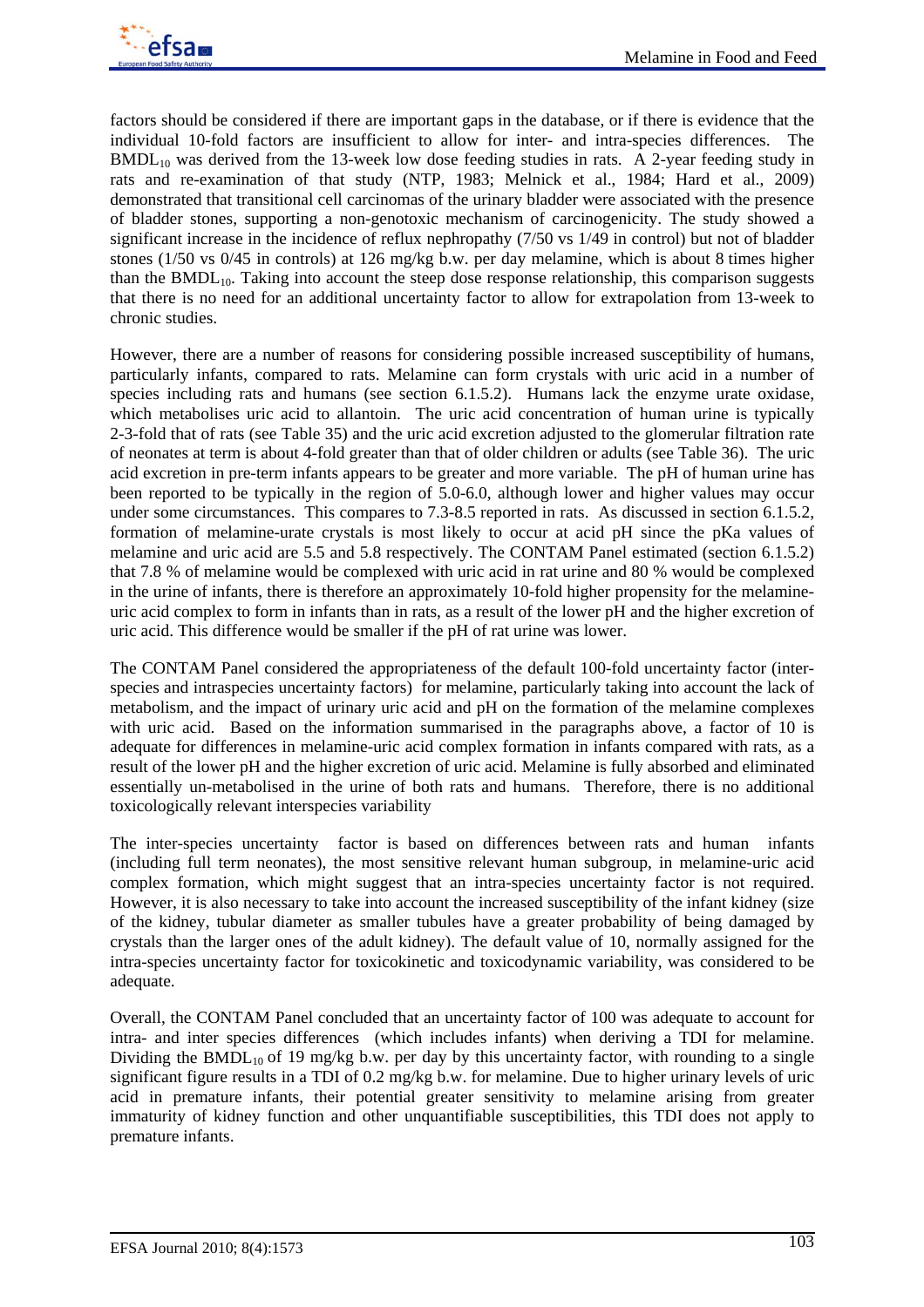factors should be considered if there are important gaps in the database, or if there is evidence that the individual 10-fold factors are insufficient to allow for inter- and intra-species differences. The $BMDL_{10}$ was derived from the 13-week low dose feeding studies in rats. A 2-year feeding study in rats and re-examination of that study (NTP, 1983; Melnick et al., 1984; Hard et al., 2009) demonstrated that transitional cell carcinomas of the urinary bladder were associated with the presence of bladder stones, supporting a non-genotoxic mechanism of carcinogenicity. The study showed a significant increase in the incidence of reflux nephropathy (7/50 vs 1/49 in control) but not of bladder stones (1/50 vs 0/45 in controls) at 126 mg/kg b.w. per day melamine, which is about 8 times higher than the $BMDL_{10}$. Taking into account the steep dose response relationship, this comparison suggests that there is no need for an additional uncertainty factor to allow for extrapolation from 13-week to chronic studies.

However, there are a number of reasons for considering possible increased susceptibility of humans, particularly infants, compared to rats. Melamine can form crystals with uric acid in a number of species including rats and humans (see section 6.1.5.2). Humans lack the enzyme urate oxidase, which metabolises uric acid to allantoin. The uric acid concentration of human urine is typically 2-3-fold that of rats (see Table 35) and the uric acid excretion adjusted to the glomerular filtration rate of neonates at term is about 4-fold greater than that of older children or adults (see Table 36). The uric acid excretion in pre-term infants appears to be greater and more variable. The pH of human urine has been reported to be typically in the region of 5.0-6.0, although lower and higher values may occur under some circumstances. This compares to 7.3-8.5 reported in rats. As discussed in section 6.1.5.2, formation of melamine-urate crystals is most likely to occur at acid pH since the pKa values of melamine and uric acid are 5.5 and 5.8 respectively. The CONTAM Panel estimated (section 6.1.5.2) that 7.8 % of melamine would be complexed with uric acid in rat urine and 80 % would be complexed in the urine of infants, there is therefore an approximately 10-fold higher propensity for the melamine-uric acid complex to form in infants than in rats, as a result of the lower pH and the higher excretion of uric acid. This difference would be smaller if the pH of rat urine was lower.

The CONTAM Panel considered the appropriateness of the default 100-fold uncertainty factor (inter-species and intraspecies uncertainty factors) for melamine, particularly taking into account the lack of metabolism, and the impact of urinary uric acid and pH on the formation of the melamine complexes with uric acid. Based on the information summarised in the paragraphs above, a factor of 10 is adequate for differences in melamine-uric acid complex formation in infants compared with rats, as a result of the lower pH and the higher excretion of uric acid. Melamine is fully absorbed and eliminated essentially un-metabolised in the urine of both rats and humans. Therefore, there is no additional toxicologically relevant interspecies variability

The inter-species uncertainty factor is based on differences between rats and human infants (including full term neonates), the most sensitive relevant human subgroup, in melamine-uric acid complex formation, which might suggest that an intra-species uncertainty factor is not required. However, it is also necessary to take into account the increased susceptibility of the infant kidney (size of the kidney, tubular diameter as smaller tubules have a greater probability of being damaged by crystals than the larger ones of the adult kidney). The default value of 10, normally assigned for the intra-species uncertainty factor for toxicokinetic and toxicodynamic variability, was considered to be adequate.

Overall, the CONTAM Panel concluded that an uncertainty factor of 100 was adequate to account for intra- and inter species differences (which includes infants) when deriving a TDI for melamine. Dividing the $BMDL_{10}$ of 19 mg/kg b.w. per day by this uncertainty factor, with rounding to a single significant figure results in a TDI of 0.2 mg/kg b.w. for melamine. Due to higher urinary levels of uric acid in premature infants, their potential greater sensitivity to melamine arising from greater immaturity of kidney function and other unquantifiable susceptibilities, this TDI does not apply to premature infants.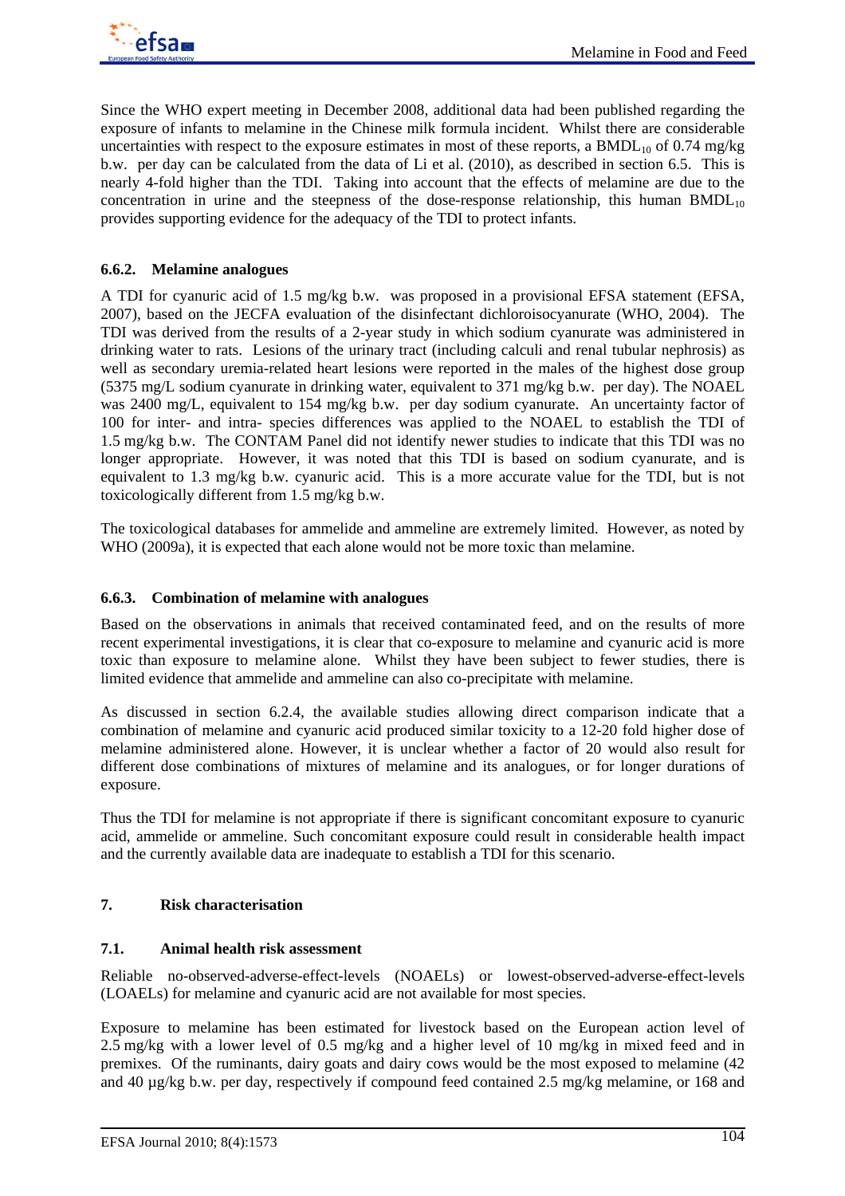Since the WHO expert meeting in December 2008, additional data had been published regarding the exposure of infants to melamine in the Chinese milk formula incident. Whilst there are considerable uncertainties with respect to the exposure estimates in most of these reports, a $BMDL_{10}$ of 0.74 mg/kg b.w. per day can be calculated from the data of Li et al. (2010), as described in section 6.5. This is nearly 4-fold higher than the TDI. Taking into account that the effects of melamine are due to the concentration in urine and the steepness of the dose-response relationship, this human $BMDL_{10}$ provides supporting evidence for the adequacy of the TDI to protect infants.

### 6.6.2. Melamine analogues

A TDI for cyanuric acid of 1.5 mg/kg b.w. was proposed in a provisional EFSA statement (EFSA, 2007), based on the JECFA evaluation of the disinfectant dichloroisocyanurate (WHO, 2004). The TDI was derived from the results of a 2-year study in which sodium cyanurate was administered in drinking water to rats. Lesions of the urinary tract (including calculi and renal tubular nephrosis) as well as secondary uremia-related heart lesions were reported in the males of the highest dose group (5375 mg/L sodium cyanurate in drinking water, equivalent to 371 mg/kg b.w. per day). The NOAEL was 2400 mg/L, equivalent to 154 mg/kg b.w. per day sodium cyanurate. An uncertainty factor of 100 for inter- and intra- species differences was applied to the NOAEL to establish the TDI of 1.5 mg/kg b.w. The CONTAM Panel did not identify newer studies to indicate that this TDI was no longer appropriate. However, it was noted that this TDI is based on sodium cyanurate, and is equivalent to 1.3 mg/kg b.w. cyanuric acid. This is a more accurate value for the TDI, but is not toxicologically different from 1.5 mg/kg b.w.

The toxicological databases for ammelide and ammeline are extremely limited. However, as noted by WHO (2009a), it is expected that each alone would not be more toxic than melamine.

### 6.6.3. Combination of melamine with analogues

Based on the observations in animals that received contaminated feed, and on the results of more recent experimental investigations, it is clear that co-exposure to melamine and cyanuric acid is more toxic than exposure to melamine alone. Whilst they have been subject to fewer studies, there is limited evidence that ammelide and ammeline can also co-precipitate with melamine.

As discussed in section 6.2.4, the available studies allowing direct comparison indicate that a combination of melamine and cyanuric acid produced similar toxicity to a 12-20 fold higher dose of melamine administered alone. However, it is unclear whether a factor of 20 would also result for different dose combinations of mixtures of melamine and its analogues, or for longer durations of exposure.

Thus the TDI for melamine is not appropriate if there is significant concomitant exposure to cyanuric acid, ammelide or ammeline. Such concomitant exposure could result in considerable health impact and the currently available data are inadequate to establish a TDI for this scenario.

## 7. Risk characterisation

### 7.1. Animal health risk assessment

Reliable no-observed-adverse-effect-levels (NOAELs) or lowest-observed-adverse-effect-levels (LOAELs) for melamine and cyanuric acid are not available for most species.

Exposure to melamine has been estimated for livestock based on the European action level of 2.5 mg/kg with a lower level of 0.5 mg/kg and a higher level of 10 mg/kg in mixed feed and in premixes. Of the ruminants, dairy goats and dairy cows would be the most exposed to melamine (42 and 40 µg/kg b.w. per day, respectively if compound feed contained 2.5 mg/kg melamine, or 168 and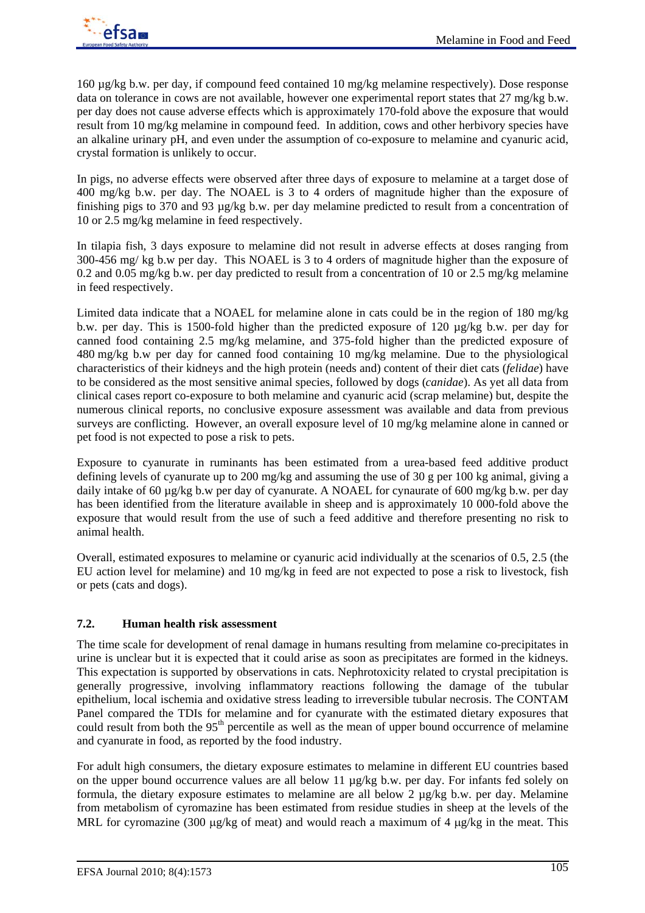160 µg/kg b.w. per day, if compound feed contained 10 mg/kg melamine respectively). Dose response data on tolerance in cows are not available, however one experimental report states that 27 mg/kg b.w. per day does not cause adverse effects which is approximately 170-fold above the exposure that would result from 10 mg/kg melamine in compound feed. In addition, cows and other herbivory species have an alkaline urinary pH, and even under the assumption of co-exposure to melamine and cyanuric acid, crystal formation is unlikely to occur.

In pigs, no adverse effects were observed after three days of exposure to melamine at a target dose of 400 mg/kg b.w. per day. The NOAEL is 3 to 4 orders of magnitude higher than the exposure of finishing pigs to 370 and 93 µg/kg b.w. per day melamine predicted to result from a concentration of 10 or 2.5 mg/kg melamine in feed respectively.

In tilapia fish, 3 days exposure to melamine did not result in adverse effects at doses ranging from 300-456 mg/ kg b.w per day. This NOAEL is 3 to 4 orders of magnitude higher than the exposure of 0.2 and 0.05 mg/kg b.w. per day predicted to result from a concentration of 10 or 2.5 mg/kg melamine in feed respectively.

Limited data indicate that a NOAEL for melamine alone in cats could be in the region of 180 mg/kg b.w. per day. This is 1500-fold higher than the predicted exposure of 120 µg/kg b.w. per day for canned food containing 2.5 mg/kg melamine, and 375-fold higher than the predicted exposure of 480 mg/kg b.w per day for canned food containing 10 mg/kg melamine. Due to the physiological characteristics of their kidneys and the high protein (needs and) content of their diet cats (*felidae*) have to be considered as the most sensitive animal species, followed by dogs (*canidae*). As yet all data from clinical cases report co-exposure to both melamine and cyanuric acid (scrap melamine) but, despite the numerous clinical reports, no conclusive exposure assessment was available and data from previous surveys are conflicting. However, an overall exposure level of 10 mg/kg melamine alone in canned or pet food is not expected to pose a risk to pets.

Exposure to cyanurate in ruminants has been estimated from a urea-based feed additive product defining levels of cyanurate up to 200 mg/kg and assuming the use of 30 g per 100 kg animal, giving a daily intake of 60 µg/kg b.w per day of cyanurate. A NOAEL for cynaurate of 600 mg/kg b.w. per day has been identified from the literature available in sheep and is approximately 10 000-fold above the exposure that would result from the use of such a feed additive and therefore presenting no risk to animal health.

Overall, estimated exposures to melamine or cyanuric acid individually at the scenarios of 0.5, 2.5 (the EU action level for melamine) and 10 mg/kg in feed are not expected to pose a risk to livestock, fish or pets (cats and dogs).

### 7.2. Human health risk assessment

The time scale for development of renal damage in humans resulting from melamine co-precipitates in urine is unclear but it is expected that it could arise as soon as precipitates are formed in the kidneys. This expectation is supported by observations in cats. Nephrotoxicity related to crystal precipitation is generally progressive, involving inflammatory reactions following the damage of the tubular epithelium, local ischemia and oxidative stress leading to irreversible tubular necrosis. The CONTAM Panel compared the TDIs for melamine and for cyanurate with the estimated dietary exposures that could result from both the 95[th] percentile as well as the mean of upper bound occurrence of melamine and cyanurate in food, as reported by the food industry.

For adult high consumers, the dietary exposure estimates to melamine in different EU countries based on the upper bound occurrence values are all below 11 µg/kg b.w. per day. For infants fed solely on formula, the dietary exposure estimates to melamine are all below 2 µg/kg b.w. per day. Melamine from metabolism of cyromazine has been estimated from residue studies in sheep at the levels of the MRL for cyromazine (300 µg/kg of meat) and would reach a maximum of 4 µg/kg in the meat. This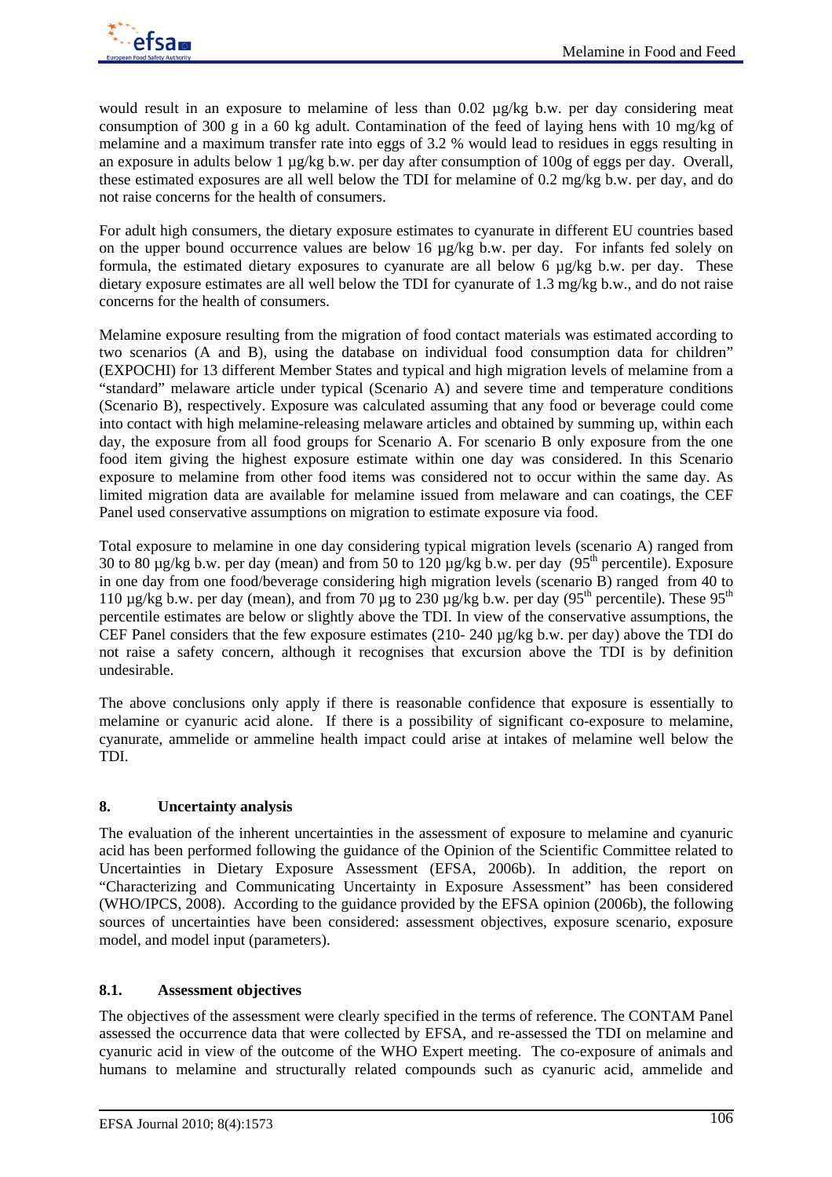would result in an exposure to melamine of less than 0.02 µg/kg b.w. per day considering meat consumption of 300 g in a 60 kg adult. Contamination of the feed of laying hens with 10 mg/kg of melamine and a maximum transfer rate into eggs of 3.2 % would lead to residues in eggs resulting in an exposure in adults below 1 µg/kg b.w. per day after consumption of 100g of eggs per day. Overall, these estimated exposures are all well below the TDI for melamine of 0.2 mg/kg b.w. per day, and do not raise concerns for the health of consumers.

For adult high consumers, the dietary exposure estimates to cyanurate in different EU countries based on the upper bound occurrence values are below 16 µg/kg b.w. per day. For infants fed solely on formula, the estimated dietary exposures to cyanurate are all below 6 µg/kg b.w. per day. These dietary exposure estimates are all well below the TDI for cyanurate of 1.3 mg/kg b.w., and do not raise concerns for the health of consumers.

Melamine exposure resulting from the migration of food contact materials was estimated according to two scenarios (A and B), using the database on individual food consumption data for children" (EXPOCHI) for 13 different Member States and typical and high migration levels of melamine from a "standard" melaware article under typical (Scenario A) and severe time and temperature conditions (Scenario B), respectively. Exposure was calculated assuming that any food or beverage could come into contact with high melamine-releasing melaware articles and obtained by summing up, within each day, the exposure from all food groups for Scenario A. For scenario B only exposure from the one food item giving the highest exposure estimate within one day was considered. In this Scenario exposure to melamine from other food items was considered not to occur within the same day. As limited migration data are available for melamine issued from melaware and can coatings, the CEF Panel used conservative assumptions on migration to estimate exposure via food.

Total exposure to melamine in one day considering typical migration levels (scenario A) ranged from 30 to 80 µg/kg b.w. per day (mean) and from 50 to 120 µg/kg b.w. per day (95$^{th}$ percentile). Exposure in one day from one food/beverage considering high migration levels (scenario B) ranged from 40 to 110 µg/kg b.w. per day (mean), and from 70 µg to 230 µg/kg b.w. per day (95$^{th}$ percentile). These 95$^{th}$ percentile estimates are below or slightly above the TDI. In view of the conservative assumptions, the CEF Panel considers that the few exposure estimates (210- 240 µg/kg b.w. per day) above the TDI do not raise a safety concern, although it recognises that excursion above the TDI is by definition undesirable.

The above conclusions only apply if there is reasonable confidence that exposure is essentially to melamine or cyanuric acid alone. If there is a possibility of significant co-exposure to melamine, cyanurate, ammelide or ammeline health impact could arise at intakes of melamine well below the TDI.

## 8. Uncertainty analysis

The evaluation of the inherent uncertainties in the assessment of exposure to melamine and cyanuric acid has been performed following the guidance of the Opinion of the Scientific Committee related to Uncertainties in Dietary Exposure Assessment (EFSA, 2006b). In addition, the report on "Characterizing and Communicating Uncertainty in Exposure Assessment" has been considered (WHO/IPCS, 2008). According to the guidance provided by the EFSA opinion (2006b), the following sources of uncertainties have been considered: assessment objectives, exposure scenario, exposure model, and model input (parameters).

### 8.1. Assessment objectives

The objectives of the assessment were clearly specified in the terms of reference. The CONTAM Panel assessed the occurrence data that were collected by EFSA, and re-assessed the TDI on melamine and cyanuric acid in view of the outcome of the WHO Expert meeting. The co-exposure of animals and humans to melamine and structurally related compounds such as cyanuric acid, ammelide and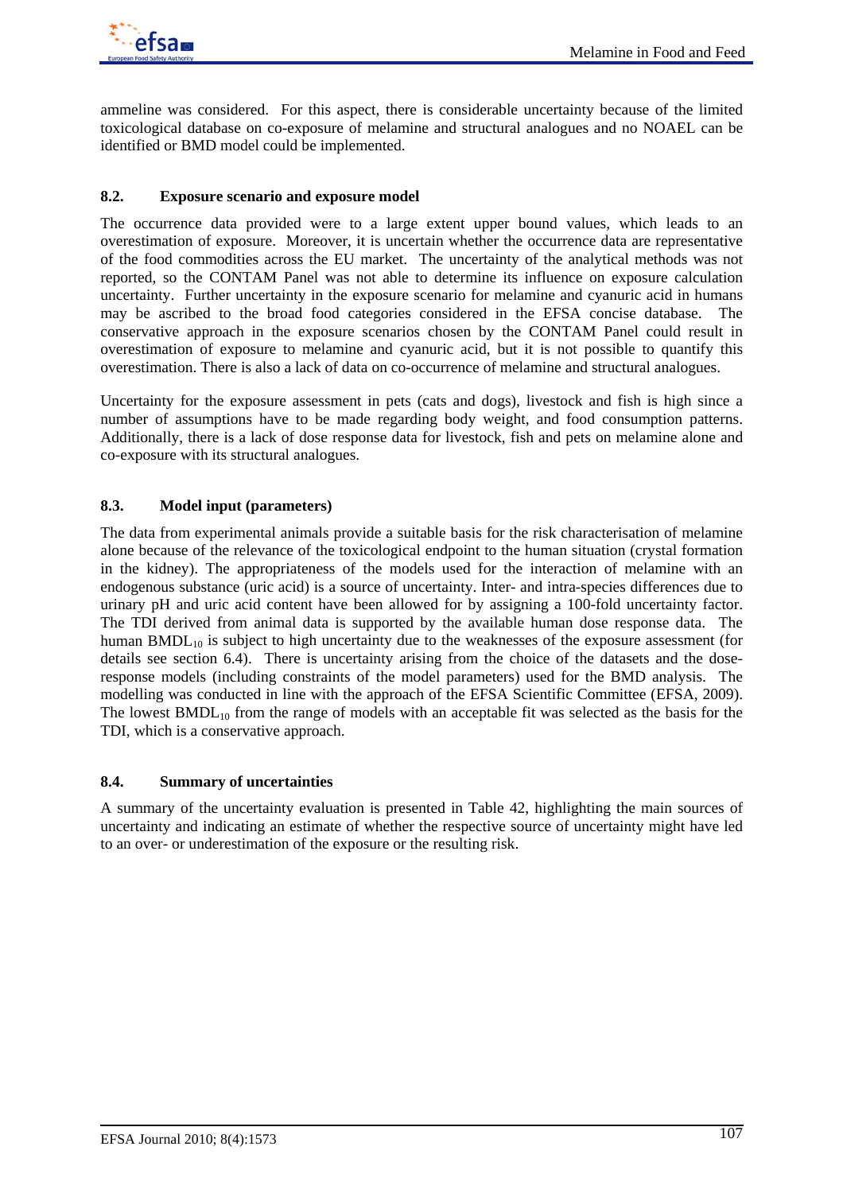ammeline was considered. For this aspect, there is considerable uncertainty because of the limited toxicological database on co-exposure of melamine and structural analogues and no NOAEL can be identified or BMD model could be implemented.

### 8.2. Exposure scenario and exposure model

The occurrence data provided were to a large extent upper bound values, which leads to an overestimation of exposure. Moreover, it is uncertain whether the occurrence data are representative of the food commodities across the EU market. The uncertainty of the analytical methods was not reported, so the CONTAM Panel was not able to determine its influence on exposure calculation uncertainty. Further uncertainty in the exposure scenario for melamine and cyanuric acid in humans may be ascribed to the broad food categories considered in the EFSA concise database. The conservative approach in the exposure scenarios chosen by the CONTAM Panel could result in overestimation of exposure to melamine and cyanuric acid, but it is not possible to quantify this overestimation. There is also a lack of data on co-occurrence of melamine and structural analogues.

Uncertainty for the exposure assessment in pets (cats and dogs), livestock and fish is high since a number of assumptions have to be made regarding body weight, and food consumption patterns. Additionally, there is a lack of dose response data for livestock, fish and pets on melamine alone and co-exposure with its structural analogues.

### 8.3. Model input (parameters)

The data from experimental animals provide a suitable basis for the risk characterisation of melamine alone because of the relevance of the toxicological endpoint to the human situation (crystal formation in the kidney). The appropriateness of the models used for the interaction of melamine with an endogenous substance (uric acid) is a source of uncertainty. Inter- and intra-species differences due to urinary pH and uric acid content have been allowed for by assigning a 100-fold uncertainty factor. The TDI derived from animal data is supported by the available human dose response data. The human $BMDL_{10}$ is subject to high uncertainty due to the weaknesses of the exposure assessment (for details see section 6.4). There is uncertainty arising from the choice of the datasets and the dose-response models (including constraints of the model parameters) used for the BMD analysis. The modelling was conducted in line with the approach of the EFSA Scientific Committee (EFSA, 2009). The lowest $BMDL_{10}$ from the range of models with an acceptable fit was selected as the basis for the TDI, which is a conservative approach.

### 8.4. Summary of uncertainties

A summary of the uncertainty evaluation is presented in Table 42, highlighting the main sources of uncertainty and indicating an estimate of whether the respective source of uncertainty might have led to an over- or underestimation of the exposure or the resulting risk.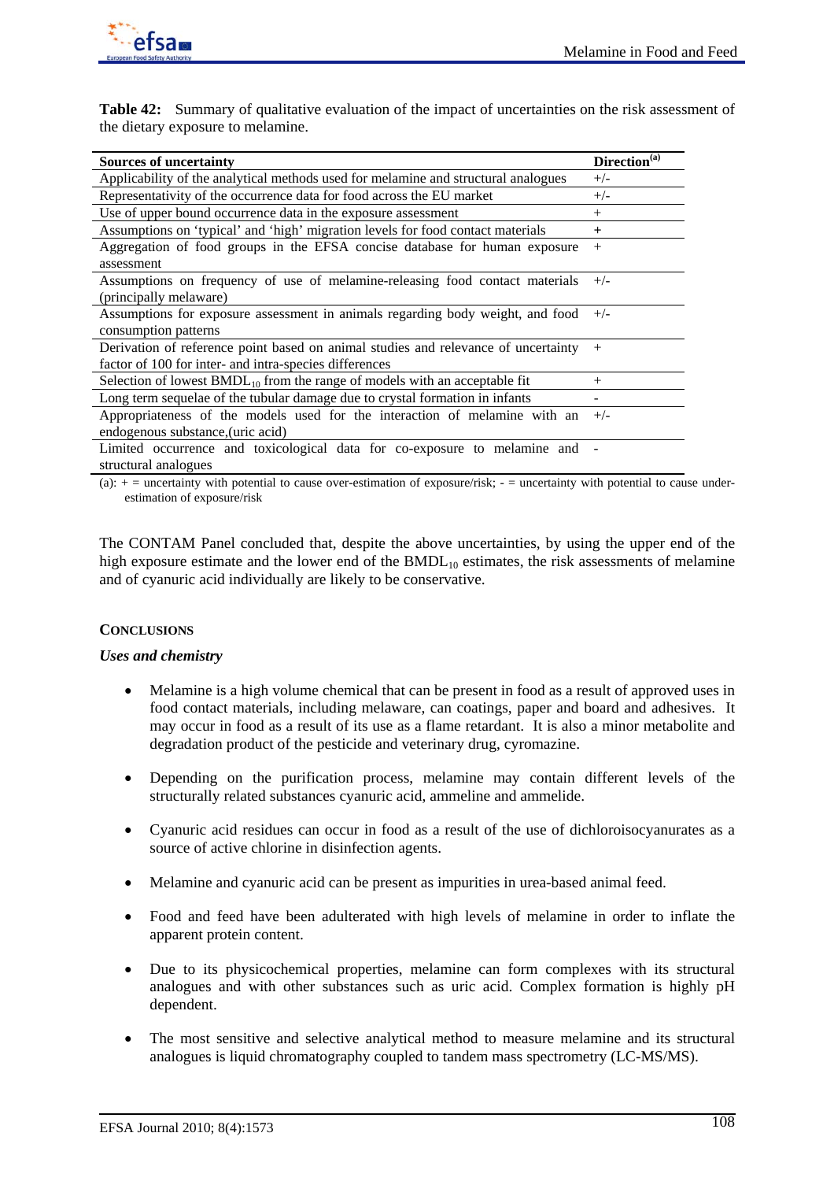**Table 42:** Summary of qualitative evaluation of the impact of uncertainties on the risk assessment of the dietary exposure to melamine.

| Sources of uncertainty | Direction[(a)] |
|---|---|
| Applicability of the analytical methods used for melamine and structural analogues | +/- |
| Representativity of the occurrence data for food across the EU market | +/- |
| Use of upper bound occurrence data in the exposure assessment | + |
| Assumptions on 'typical' and 'high' migration levels for food contact materials | + |
| Aggregation of food groups in the EFSA concise database for human exposure assessment | + |
| Assumptions on frequency of use of melamine-releasing food contact materials (principally melaware) | +/- |
| Assumptions for exposure assessment in animals regarding body weight, and food consumption patterns | +/- |
| Derivation of reference point based on animal studies and relevance of uncertainty factor of 100 for inter- and intra-species differences | + |
| Selection of lowest $BMDL_{10}$ from the range of models with an acceptable fit | + |
| Long term sequelae of the tubular damage due to crystal formation in infants | - |
| Appropriateness of the models used for the interaction of melamine with an endogenous substance,(uric acid) | +/- |
| Limited occurrence and toxicological data for co-exposure to melamine and structural analogues | - |

(a): + = uncertainty with potential to cause over-estimation of exposure/risk; - = uncertainty with potential to cause under-estimation of exposure/risk

The CONTAM Panel concluded that, despite the above uncertainties, by using the upper end of the high exposure estimate and the lower end of the $BMDL_{10}$ estimates, the risk assessments of melamine and of cyanuric acid individually are likely to be conservative.

## CONCLUSIONS

### *Uses and chemistry*

- Melamine is a high volume chemical that can be present in food as a result of approved uses in food contact materials, including melaware, can coatings, paper and board and adhesives. It may occur in food as a result of its use as a flame retardant. It is also a minor metabolite and degradation product of the pesticide and veterinary drug, cyromazine.
- Depending on the purification process, melamine may contain different levels of the structurally related substances cyanuric acid, ammeline and ammelide.
- Cyanuric acid residues can occur in food as a result of the use of dichloroisocyanurates as a source of active chlorine in disinfection agents.
- Melamine and cyanuric acid can be present as impurities in urea-based animal feed.
- Food and feed have been adulterated with high levels of melamine in order to inflate the apparent protein content.
- Due to its physicochemical properties, melamine can form complexes with its structural analogues and with other substances such as uric acid. Complex formation is highly pH dependent.
- The most sensitive and selective analytical method to measure melamine and its structural analogues is liquid chromatography coupled to tandem mass spectrometry (LC-MS/MS).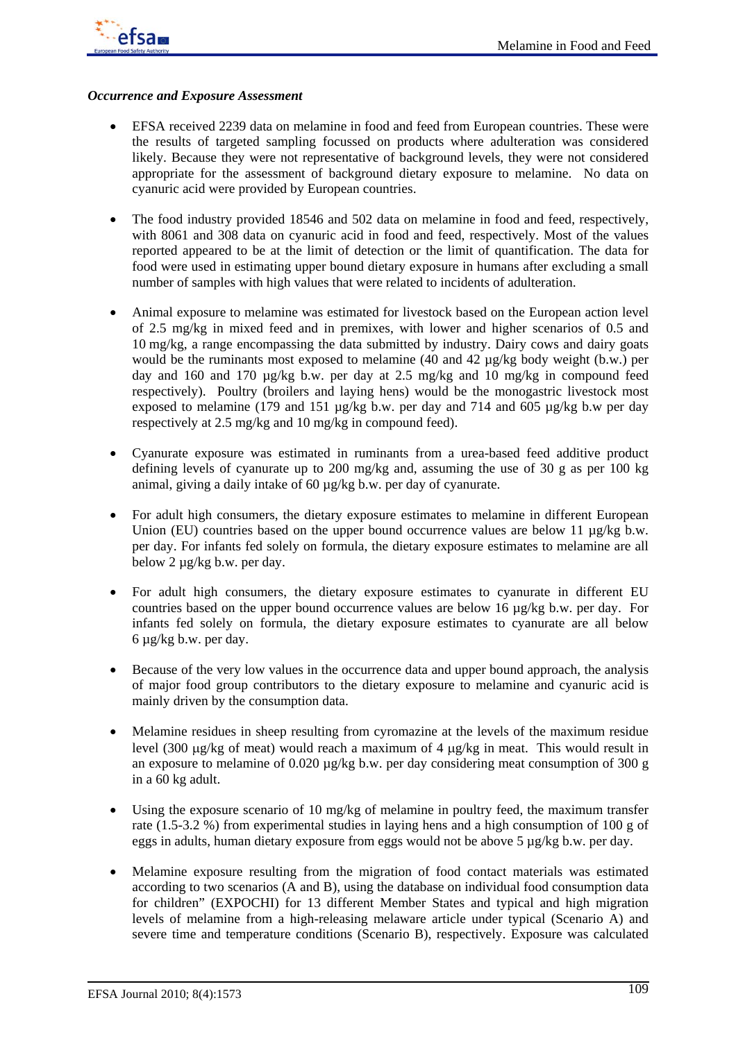***Occurrence and Exposure Assessment***

- EFSA received 2239 data on melamine in food and feed from European countries. These were the results of targeted sampling focussed on products where adulteration was considered likely. Because they were not representative of background levels, they were not considered appropriate for the assessment of background dietary exposure to melamine. No data on cyanuric acid were provided by European countries.

- The food industry provided 18546 and 502 data on melamine in food and feed, respectively, with 8061 and 308 data on cyanuric acid in food and feed, respectively. Most of the values reported appeared to be at the limit of detection or the limit of quantification. The data for food were used in estimating upper bound dietary exposure in humans after excluding a small number of samples with high values that were related to incidents of adulteration.

- Animal exposure to melamine was estimated for livestock based on the European action level of 2.5 mg/kg in mixed feed and in premixes, with lower and higher scenarios of 0.5 and 10 mg/kg, a range encompassing the data submitted by industry. Dairy cows and dairy goats would be the ruminants most exposed to melamine (40 and 42 µg/kg body weight (b.w.) per day and 160 and 170 µg/kg b.w. per day at 2.5 mg/kg and 10 mg/kg in compound feed respectively). Poultry (broilers and laying hens) would be the monogastric livestock most exposed to melamine (179 and 151 µg/kg b.w. per day and 714 and 605 µg/kg b.w per day respectively at 2.5 mg/kg and 10 mg/kg in compound feed).

- Cyanurate exposure was estimated in ruminants from a urea-based feed additive product defining levels of cyanurate up to 200 mg/kg and, assuming the use of 30 g as per 100 kg animal, giving a daily intake of 60 µg/kg b.w. per day of cyanurate.

- For adult high consumers, the dietary exposure estimates to melamine in different European Union (EU) countries based on the upper bound occurrence values are below 11 µg/kg b.w. per day. For infants fed solely on formula, the dietary exposure estimates to melamine are all below 2 µg/kg b.w. per day.

- For adult high consumers, the dietary exposure estimates to cyanurate in different EU countries based on the upper bound occurrence values are below 16 µg/kg b.w. per day. For infants fed solely on formula, the dietary exposure estimates to cyanurate are all below 6 µg/kg b.w. per day.

- Because of the very low values in the occurrence data and upper bound approach, the analysis of major food group contributors to the dietary exposure to melamine and cyanuric acid is mainly driven by the consumption data.

- Melamine residues in sheep resulting from cyromazine at the levels of the maximum residue level (300 µg/kg of meat) would reach a maximum of 4 µg/kg in meat. This would result in an exposure to melamine of 0.020 µg/kg b.w. per day considering meat consumption of 300 g in a 60 kg adult.

- Using the exposure scenario of 10 mg/kg of melamine in poultry feed, the maximum transfer rate (1.5-3.2 %) from experimental studies in laying hens and a high consumption of 100 g of eggs in adults, human dietary exposure from eggs would not be above 5 µg/kg b.w. per day.

- Melamine exposure resulting from the migration of food contact materials was estimated according to two scenarios (A and B), using the database on individual food consumption data for children" (EXPOCHI) for 13 different Member States and typical and high migration levels of melamine from a high-releasing melaware article under typical (Scenario A) and severe time and temperature conditions (Scenario B), respectively. Exposure was calculated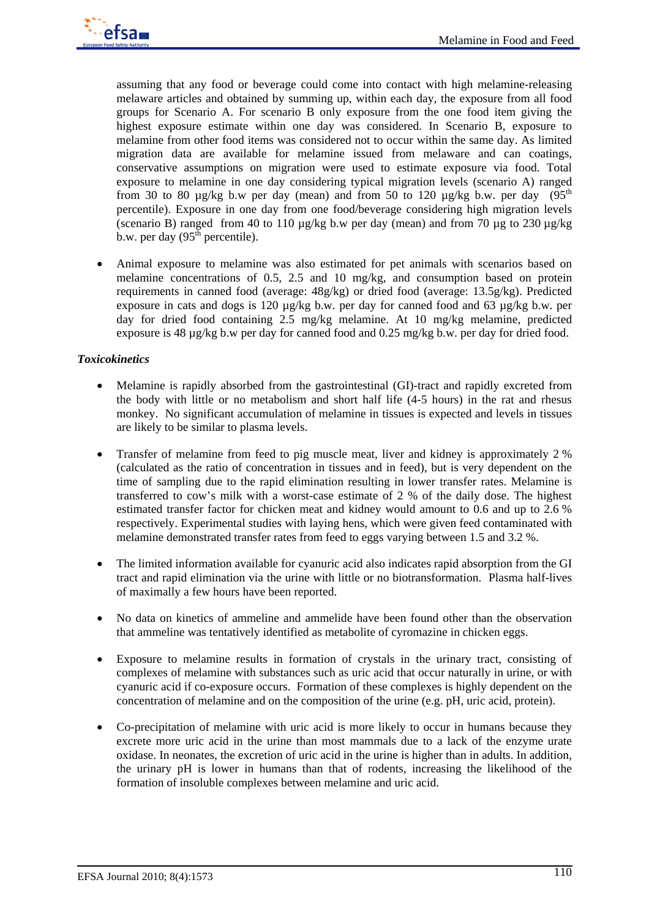assuming that any food or beverage could come into contact with high melamine-releasing melaware articles and obtained by summing up, within each day, the exposure from all food groups for Scenario A. For scenario B only exposure from the one food item giving the highest exposure estimate within one day was considered. In Scenario B, exposure to melamine from other food items was considered not to occur within the same day. As limited migration data are available for melamine issued from melaware and can coatings, conservative assumptions on migration were used to estimate exposure via food. Total exposure to melamine in one day considering typical migration levels (scenario A) ranged from 30 to 80 µg/kg b.w per day (mean) and from 50 to 120 µg/kg b.w. per day (95$^{th}$ percentile). Exposure in one day from one food/beverage considering high migration levels (scenario B) ranged from 40 to 110 µg/kg b.w per day (mean) and from 70 µg to 230 µg/kg b.w. per day (95$^{th}$ percentile).

- Animal exposure to melamine was also estimated for pet animals with scenarios based on melamine concentrations of 0.5, 2.5 and 10 mg/kg, and consumption based on protein requirements in canned food (average: 48g/kg) or dried food (average: 13.5g/kg). Predicted exposure in cats and dogs is 120 µg/kg b.w. per day for canned food and 63 µg/kg b.w. per day for dried food containing 2.5 mg/kg melamine. At 10 mg/kg melamine, predicted exposure is 48 µg/kg b.w per day for canned food and 0.25 mg/kg b.w. per day for dried food.

*Toxicokinetics*

- Melamine is rapidly absorbed from the gastrointestinal (GI)-tract and rapidly excreted from the body with little or no metabolism and short half life (4-5 hours) in the rat and rhesus monkey. No significant accumulation of melamine in tissues is expected and levels in tissues are likely to be similar to plasma levels.

- Transfer of melamine from feed to pig muscle meat, liver and kidney is approximately 2 % (calculated as the ratio of concentration in tissues and in feed), but is very dependent on the time of sampling due to the rapid elimination resulting in lower transfer rates. Melamine is transferred to cow's milk with a worst-case estimate of 2 % of the daily dose. The highest estimated transfer factor for chicken meat and kidney would amount to 0.6 and up to 2.6 % respectively. Experimental studies with laying hens, which were given feed contaminated with melamine demonstrated transfer rates from feed to eggs varying between 1.5 and 3.2 %.

- The limited information available for cyanuric acid also indicates rapid absorption from the GI tract and rapid elimination via the urine with little or no biotransformation. Plasma half-lives of maximally a few hours have been reported.

- No data on kinetics of ammeline and ammelide have been found other than the observation that ammeline was tentatively identified as metabolite of cyromazine in chicken eggs.

- Exposure to melamine results in formation of crystals in the urinary tract, consisting of complexes of melamine with substances such as uric acid that occur naturally in urine, or with cyanuric acid if co-exposure occurs. Formation of these complexes is highly dependent on the concentration of melamine and on the composition of the urine (e.g. pH, uric acid, protein).

- Co-precipitation of melamine with uric acid is more likely to occur in humans because they excrete more uric acid in the urine than most mammals due to a lack of the enzyme urate oxidase. In neonates, the excretion of uric acid in the urine is higher than in adults. In addition, the urinary pH is lower in humans than that of rodents, increasing the likelihood of the formation of insoluble complexes between melamine and uric acid.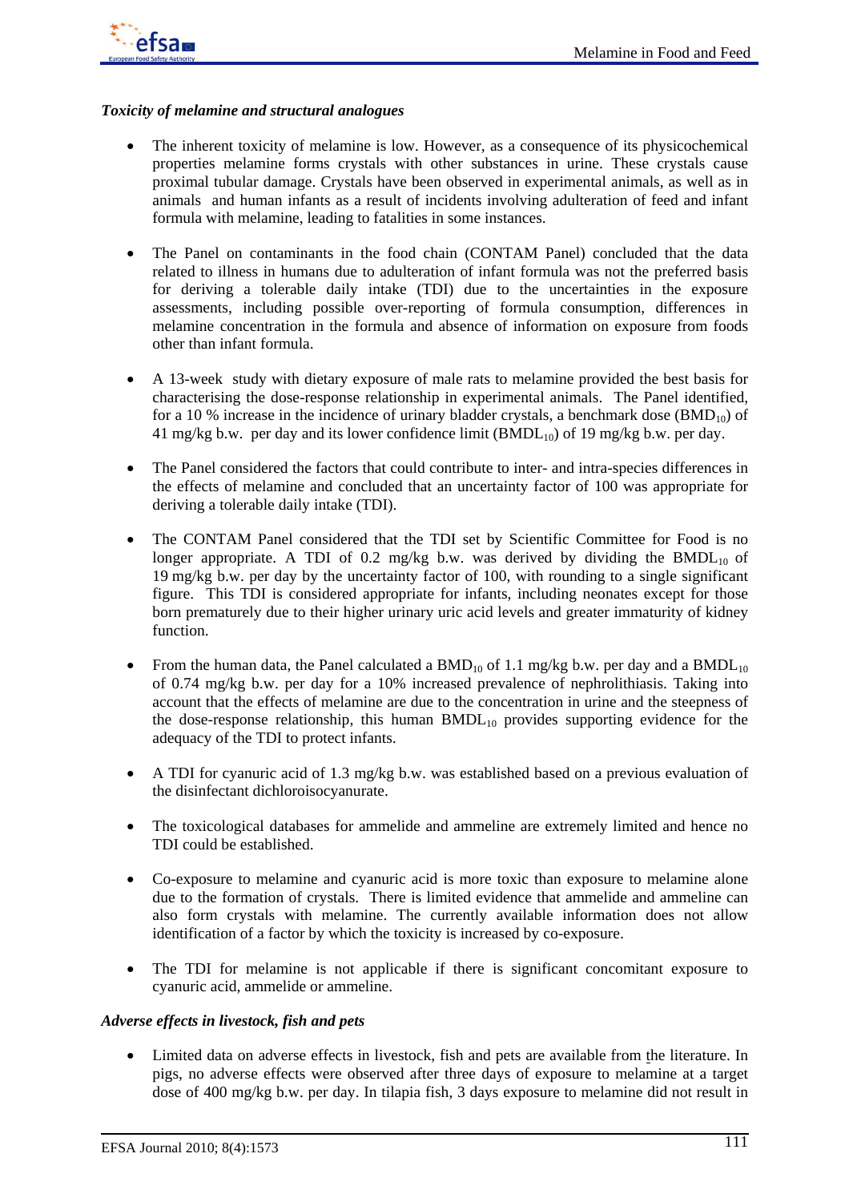### *Toxicity of melamine and structural analogues*

- The inherent toxicity of melamine is low. However, as a consequence of its physicochemical properties melamine forms crystals with other substances in urine. These crystals cause proximal tubular damage. Crystals have been observed in experimental animals, as well as in animals and human infants as a result of incidents involving adulteration of feed and infant formula with melamine, leading to fatalities in some instances.

- The Panel on contaminants in the food chain (CONTAM Panel) concluded that the data related to illness in humans due to adulteration of infant formula was not the preferred basis for deriving a tolerable daily intake (TDI) due to the uncertainties in the exposure assessments, including possible over-reporting of formula consumption, differences in melamine concentration in the formula and absence of information on exposure from foods other than infant formula.

- A 13-week study with dietary exposure of male rats to melamine provided the best basis for characterising the dose-response relationship in experimental animals. The Panel identified, for a 10 % increase in the incidence of urinary bladder crystals, a benchmark dose ($BMD_{10}$) of 41 mg/kg b.w. per day and its lower confidence limit ($BMDL_{10}$) of 19 mg/kg b.w. per day.

- The Panel considered the factors that could contribute to inter- and intra-species differences in the effects of melamine and concluded that an uncertainty factor of 100 was appropriate for deriving a tolerable daily intake (TDI).

- The CONTAM Panel considered that the TDI set by Scientific Committee for Food is no longer appropriate. A TDI of 0.2 mg/kg b.w. was derived by dividing the $BMDL_{10}$ of 19 mg/kg b.w. per day by the uncertainty factor of 100, with rounding to a single significant figure. This TDI is considered appropriate for infants, including neonates except for those born prematurely due to their higher urinary uric acid levels and greater immaturity of kidney function.

- From the human data, the Panel calculated a $BMD_{10}$ of 1.1 mg/kg b.w. per day and a $BMDL_{10}$ of 0.74 mg/kg b.w. per day for a 10% increased prevalence of nephrolithiasis. Taking into account that the effects of melamine are due to the concentration in urine and the steepness of the dose-response relationship, this human $BMDL_{10}$ provides supporting evidence for the adequacy of the TDI to protect infants.

- A TDI for cyanuric acid of 1.3 mg/kg b.w. was established based on a previous evaluation of the disinfectant dichloroisocyanurate.

- The toxicological databases for ammelide and ammeline are extremely limited and hence no TDI could be established.

- Co-exposure to melamine and cyanuric acid is more toxic than exposure to melamine alone due to the formation of crystals. There is limited evidence that ammelide and ammeline can also form crystals with melamine. The currently available information does not allow identification of a factor by which the toxicity is increased by co-exposure.

- The TDI for melamine is not applicable if there is significant concomitant exposure to cyanuric acid, ammelide or ammeline.

### *Adverse effects in livestock, fish and pets*

- Limited data on adverse effects in livestock, fish and pets are available from the literature. In pigs, no adverse effects were observed after three days of exposure to melamine at a target dose of 400 mg/kg b.w. per day. In tilapia fish, 3 days exposure to melamine did not result in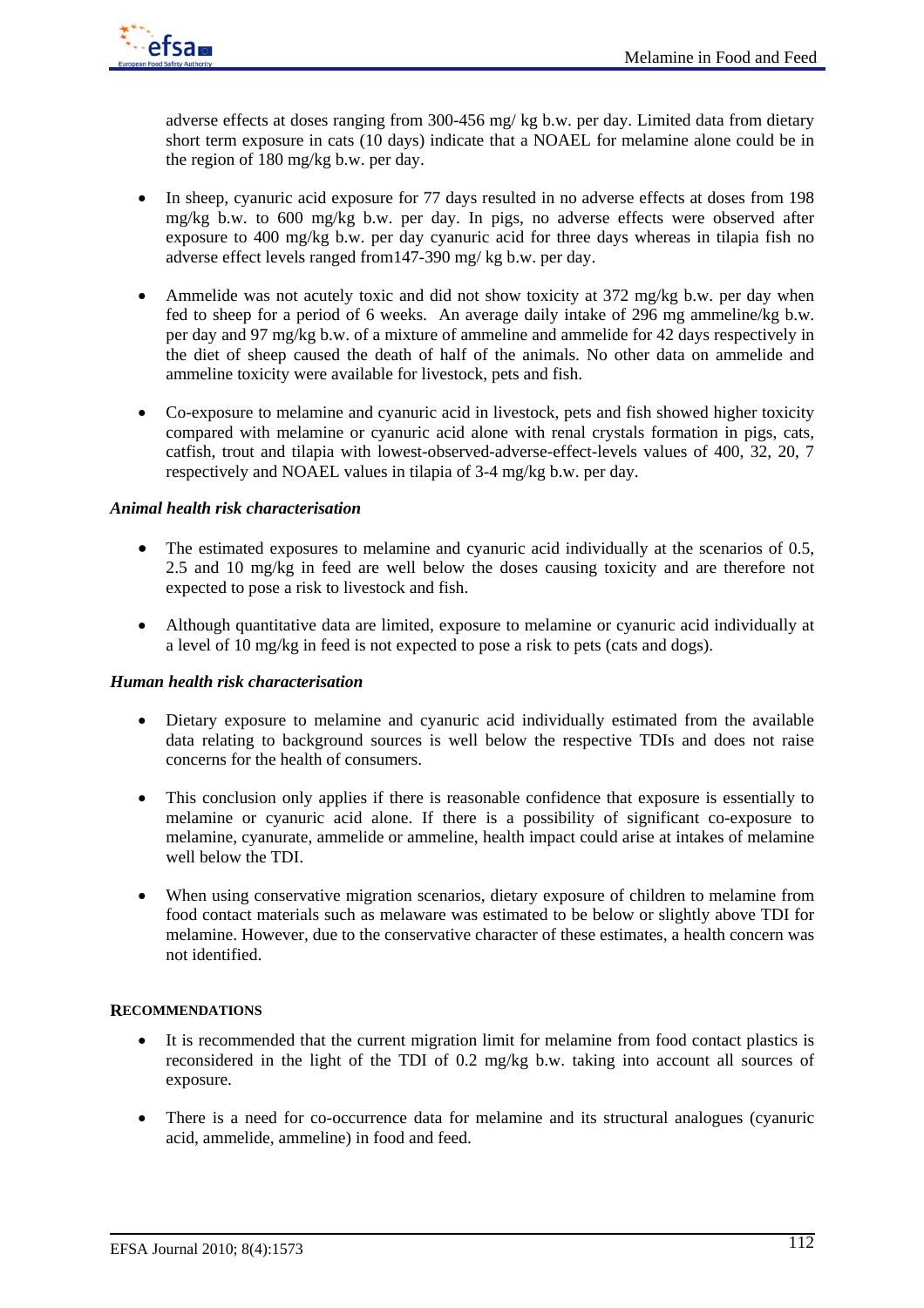adverse effects at doses ranging from 300-456 mg/ kg b.w. per day. Limited data from dietary short term exposure in cats (10 days) indicate that a NOAEL for melamine alone could be in the region of 180 mg/kg b.w. per day.

- In sheep, cyanuric acid exposure for 77 days resulted in no adverse effects at doses from 198 mg/kg b.w. to 600 mg/kg b.w. per day. In pigs, no adverse effects were observed after exposure to 400 mg/kg b.w. per day cyanuric acid for three days whereas in tilapia fish no adverse effect levels ranged from147-390 mg/ kg b.w. per day.
- Ammelide was not acutely toxic and did not show toxicity at 372 mg/kg b.w. per day when fed to sheep for a period of 6 weeks. An average daily intake of 296 mg ammeline/kg b.w. per day and 97 mg/kg b.w. of a mixture of ammeline and ammelide for 42 days respectively in the diet of sheep caused the death of half of the animals. No other data on ammelide and ammeline toxicity were available for livestock, pets and fish.
- Co-exposure to melamine and cyanuric acid in livestock, pets and fish showed higher toxicity compared with melamine or cyanuric acid alone with renal crystals formation in pigs, cats, catfish, trout and tilapia with lowest-observed-adverse-effect-levels values of 400, 32, 20, 7 respectively and NOAEL values in tilapia of 3-4 mg/kg b.w. per day.

***Animal health risk characterisation***

- The estimated exposures to melamine and cyanuric acid individually at the scenarios of 0.5, 2.5 and 10 mg/kg in feed are well below the doses causing toxicity and are therefore not expected to pose a risk to livestock and fish.
- Although quantitative data are limited, exposure to melamine or cyanuric acid individually at a level of 10 mg/kg in feed is not expected to pose a risk to pets (cats and dogs).

***Human health risk characterisation***

- Dietary exposure to melamine and cyanuric acid individually estimated from the available data relating to background sources is well below the respective TDIs and does not raise concerns for the health of consumers.
- This conclusion only applies if there is reasonable confidence that exposure is essentially to melamine or cyanuric acid alone. If there is a possibility of significant co-exposure to melamine, cyanurate, ammelide or ammeline, health impact could arise at intakes of melamine well below the TDI.
- When using conservative migration scenarios, dietary exposure of children to melamine from food contact materials such as melaware was estimated to be below or slightly above TDI for melamine. However, due to the conservative character of these estimates, a health concern was not identified.

**RECOMMENDATIONS**

- It is recommended that the current migration limit for melamine from food contact plastics is reconsidered in the light of the TDI of 0.2 mg/kg b.w. taking into account all sources of exposure.
- There is a need for co-occurrence data for melamine and its structural analogues (cyanuric acid, ammelide, ammeline) in food and feed.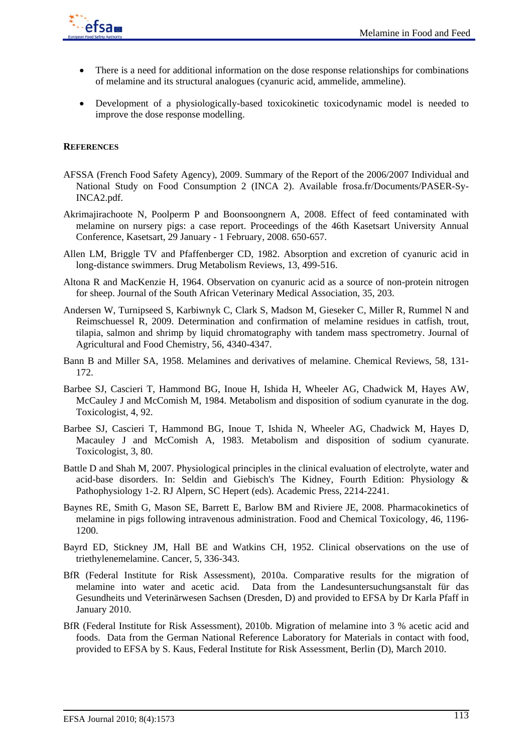- There is a need for additional information on the dose response relationships for combinations of melamine and its structural analogues (cyanuric acid, ammelide, ammeline).
- Development of a physiologically-based toxicokinetic toxicodynamic model is needed to improve the dose response modelling.

## REFERENCES

AFSSA (French Food Safety Agency), 2009. Summary of the Report of the 2006/2007 Individual and National Study on Food Consumption 2 (INCA 2). Available frosa.fr/Documents/PASER-Sy-INCA2.pdf.

Akrimajirachoote N, Poolperm P and Boonsoongnern A, 2008. Effect of feed contaminated with melamine on nursery pigs: a case report. Proceedings of the 46th Kasetsart University Annual Conference, Kasetsart, 29 January - 1 February, 2008. 650-657.

Allen LM, Briggle TV and Pfaffenberger CD, 1982. Absorption and excretion of cyanuric acid in long-distance swimmers. Drug Metabolism Reviews, 13, 499-516.

Altona R and MacKenzie H, 1964. Observation on cyanuric acid as a source of non-protein nitrogen for sheep. Journal of the South African Veterinary Medical Association, 35, 203.

Andersen W, Turnipseed S, Karbiwnyk C, Clark S, Madson M, Gieseker C, Miller R, Rummel N and Reimschuessel R, 2009. Determination and confirmation of melamine residues in catfish, trout, tilapia, salmon and shrimp by liquid chromatography with tandem mass spectrometry. Journal of Agricultural and Food Chemistry, 56, 4340-4347.

Bann B and Miller SA, 1958. Melamines and derivatives of melamine. Chemical Reviews, 58, 131-172.

Barbee SJ, Cascieri T, Hammond BG, Inoue H, Ishida H, Wheeler AG, Chadwick M, Hayes AW, McCauley J and McComish M, 1984. Metabolism and disposition of sodium cyanurate in the dog. Toxicologist, 4, 92.

Barbee SJ, Cascieri T, Hammond BG, Inoue T, Ishida N, Wheeler AG, Chadwick M, Hayes D, Macauley J and McComish A, 1983. Metabolism and disposition of sodium cyanurate. Toxicologist, 3, 80.

Battle D and Shah M, 2007. Physiological principles in the clinical evaluation of electrolyte, water and acid-base disorders. In: Seldin and Giebisch's The Kidney, Fourth Edition: Physiology & Pathophysiology 1-2. RJ Alpern, SC Hepert (eds). Academic Press, 2214-2241.

Baynes RE, Smith G, Mason SE, Barrett E, Barlow BM and Riviere JE, 2008. Pharmacokinetics of melamine in pigs following intravenous administration. Food and Chemical Toxicology, 46, 1196-1200.

Bayrd ED, Stickney JM, Hall BE and Watkins CH, 1952. Clinical observations on the use of triethylenemelamine. Cancer, 5, 336-343.

BfR (Federal Institute for Risk Assessment), 2010a. Comparative results for the migration of melamine into water and acetic acid. Data from the Landesuntersuchungsanstalt für das Gesundheits und Veterinärwesen Sachsen (Dresden, D) and provided to EFSA by Dr Karla Pfaff in January 2010.

BfR (Federal Institute for Risk Assessment), 2010b. Migration of melamine into 3 % acetic acid and foods. Data from the German National Reference Laboratory for Materials in contact with food, provided to EFSA by S. Kaus, Federal Institute for Risk Assessment, Berlin (D), March 2010.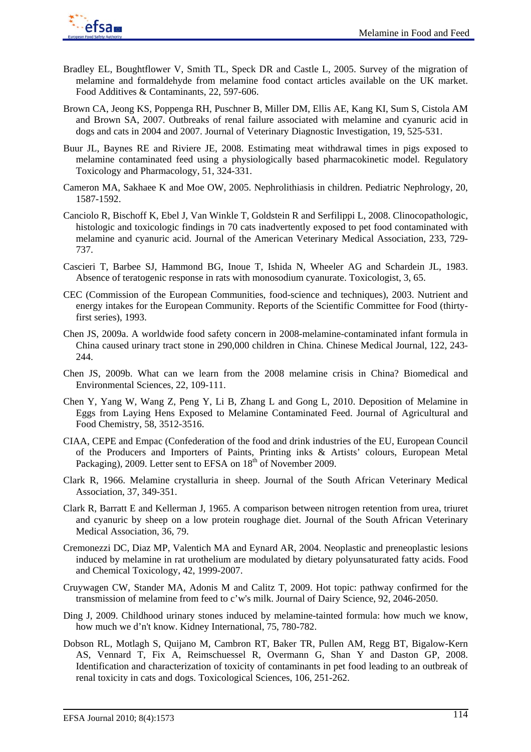Bradley EL, Boughtflower V, Smith TL, Speck DR and Castle L, 2005. Survey of the migration of melamine and formaldehyde from melamine food contact articles available on the UK market. Food Additives & Contaminants, 22, 597-606.

Brown CA, Jeong KS, Poppenga RH, Puschner B, Miller DM, Ellis AE, Kang KI, Sum S, Cistola AM and Brown SA, 2007. Outbreaks of renal failure associated with melamine and cyanuric acid in dogs and cats in 2004 and 2007. Journal of Veterinary Diagnostic Investigation, 19, 525-531.

Buur JL, Baynes RE and Riviere JE, 2008. Estimating meat withdrawal times in pigs exposed to melamine contaminated feed using a physiologically based pharmacokinetic model. Regulatory Toxicology and Pharmacology, 51, 324-331.

Cameron MA, Sakhaee K and Moe OW, 2005. Nephrolithiasis in children. Pediatric Nephrology, 20, 1587-1592.

Canciolo R, Bischoff K, Ebel J, Van Winkle T, Goldstein R and Serfilippi L, 2008. Clinocopathologic, histologic and toxicologic findings in 70 cats inadvertently exposed to pet food contaminated with melamine and cyanuric acid. Journal of the American Veterinary Medical Association, 233, 729-737.

Cascieri T, Barbee SJ, Hammond BG, Inoue T, Ishida N, Wheeler AG and Schardein JL, 1983. Absence of teratogenic response in rats with monosodium cyanurate. Toxicologist, 3, 65.

CEC (Commission of the European Communities, food-science and techniques), 2003. Nutrient and energy intakes for the European Community. Reports of the Scientific Committee for Food (thirty-first series), 1993.

Chen JS, 2009a. A worldwide food safety concern in 2008-melamine-contaminated infant formula in China caused urinary tract stone in 290,000 children in China. Chinese Medical Journal, 122, 243-244.

Chen JS, 2009b. What can we learn from the 2008 melamine crisis in China? Biomedical and Environmental Sciences, 22, 109-111.

Chen Y, Yang W, Wang Z, Peng Y, Li B, Zhang L and Gong L, 2010. Deposition of Melamine in Eggs from Laying Hens Exposed to Melamine Contaminated Feed. Journal of Agricultural and Food Chemistry, 58, 3512-3516.

CIAA, CEPE and Empac (Confederation of the food and drink industries of the EU, European Council of the Producers and Importers of Paints, Printing inks & Artists' colours, European Metal Packaging), 2009. Letter sent to EFSA on 18th of November 2009.

Clark R, 1966. Melamine crystalluria in sheep. Journal of the South African Veterinary Medical Association, 37, 349-351.

Clark R, Barratt E and Kellerman J, 1965. A comparison between nitrogen retention from urea, triuret and cyanuric by sheep on a low protein roughage diet. Journal of the South African Veterinary Medical Association, 36, 79.

Cremonezzi DC, Diaz MP, Valentich MA and Eynard AR, 2004. Neoplastic and preneoplastic lesions induced by melamine in rat urothelium are modulated by dietary polyunsaturated fatty acids. Food and Chemical Toxicology, 42, 1999-2007.

Cruywagen CW, Stander MA, Adonis M and Calitz T, 2009. Hot topic: pathway confirmed for the transmission of melamine from feed to c'w's milk. Journal of Dairy Science, 92, 2046-2050.

Ding J, 2009. Childhood urinary stones induced by melamine-tainted formula: how much we know, how much we d'n't know. Kidney International, 75, 780-782.

Dobson RL, Motlagh S, Quijano M, Cambron RT, Baker TR, Pullen AM, Regg BT, Bigalow-Kern AS, Vennard T, Fix A, Reimschuessel R, Overmann G, Shan Y and Daston GP, 2008. Identification and characterization of toxicity of contaminants in pet food leading to an outbreak of renal toxicity in cats and dogs. Toxicological Sciences, 106, 251-262.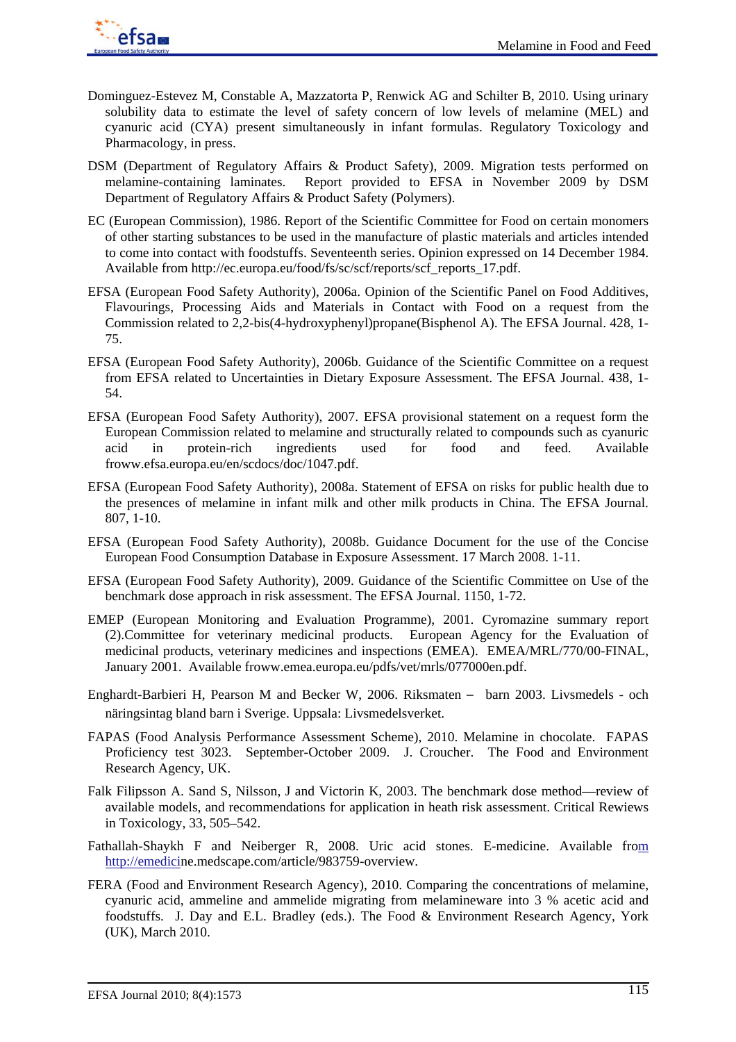Dominguez-Estevez M, Constable A, Mazzatorta P, Renwick AG and Schilter B, 2010. Using urinary solubility data to estimate the level of safety concern of low levels of melamine (MEL) and cyanuric acid (CYA) present simultaneously in infant formulas. Regulatory Toxicology and Pharmacology, in press.

DSM (Department of Regulatory Affairs & Product Safety), 2009. Migration tests performed on melamine-containing laminates. Report provided to EFSA in November 2009 by DSM Department of Regulatory Affairs & Product Safety (Polymers).

EC (European Commission), 1986. Report of the Scientific Committee for Food on certain monomers of other starting substances to be used in the manufacture of plastic materials and articles intended to come into contact with foodstuffs. Seventeenth series. Opinion expressed on 14 December 1984. Available from http://ec.europa.eu/food/fs/sc/scf/reports/scf_reports_17.pdf.

EFSA (European Food Safety Authority), 2006a. Opinion of the Scientific Panel on Food Additives, Flavourings, Processing Aids and Materials in Contact with Food on a request from the Commission related to 2,2-bis(4-hydroxyphenyl)propane(Bisphenol A). The EFSA Journal. 428, 1-75.

EFSA (European Food Safety Authority), 2006b. Guidance of the Scientific Committee on a request from EFSA related to Uncertainties in Dietary Exposure Assessment. The EFSA Journal. 438, 1-54.

EFSA (European Food Safety Authority), 2007. EFSA provisional statement on a request form the European Commission related to melamine and structurally related to compounds such as cyanuric acid in protein-rich ingredients used for food and feed. Available froww.efsa.europa.eu/en/scdocs/doc/1047.pdf.

EFSA (European Food Safety Authority), 2008a. Statement of EFSA on risks for public health due to the presences of melamine in infant milk and other milk products in China. The EFSA Journal. 807, 1-10.

EFSA (European Food Safety Authority), 2008b. Guidance Document for the use of the Concise European Food Consumption Database in Exposure Assessment. 17 March 2008. 1-11.

EFSA (European Food Safety Authority), 2009. Guidance of the Scientific Committee on Use of the benchmark dose approach in risk assessment. The EFSA Journal. 1150, 1-72.

EMEP (European Monitoring and Evaluation Programme), 2001. Cyromazine summary report (2).Committee for veterinary medicinal products. European Agency for the Evaluation of medicinal products, veterinary medicines and inspections (EMEA). EMEA/MRL/770/00-FINAL, January 2001. Available froww.emea.europa.eu/pdfs/vet/mrls/077000en.pdf.

Enghardt-Barbieri H, Pearson M and Becker W, 2006. Riksmaten – barn 2003. Livsmedels - och näringsintag bland barn i Sverige. Uppsala: Livsmedelsverket.

FAPAS (Food Analysis Performance Assessment Scheme), 2010. Melamine in chocolate. FAPAS Proficiency test 3023. September-October 2009. J. Croucher. The Food and Environment Research Agency, UK.

Falk Filipsson A. Sand S, Nilsson, J and Victorin K, 2003. The benchmark dose method—review of available models, and recommendations for application in heath risk assessment. Critical Rewiews in Toxicology, 33, 505–542.

Fathallah-Shaykh F and Neiberger R, 2008. Uric acid stones. E-medicine. Available from http://emedicine.medscape.com/article/983759-overview.

FERA (Food and Environment Research Agency), 2010. Comparing the concentrations of melamine, cyanuric acid, ammeline and ammelide migrating from melamineware into 3 % acetic acid and foodstuffs. J. Day and E.L. Bradley (eds.). The Food & Environment Research Agency, York (UK), March 2010.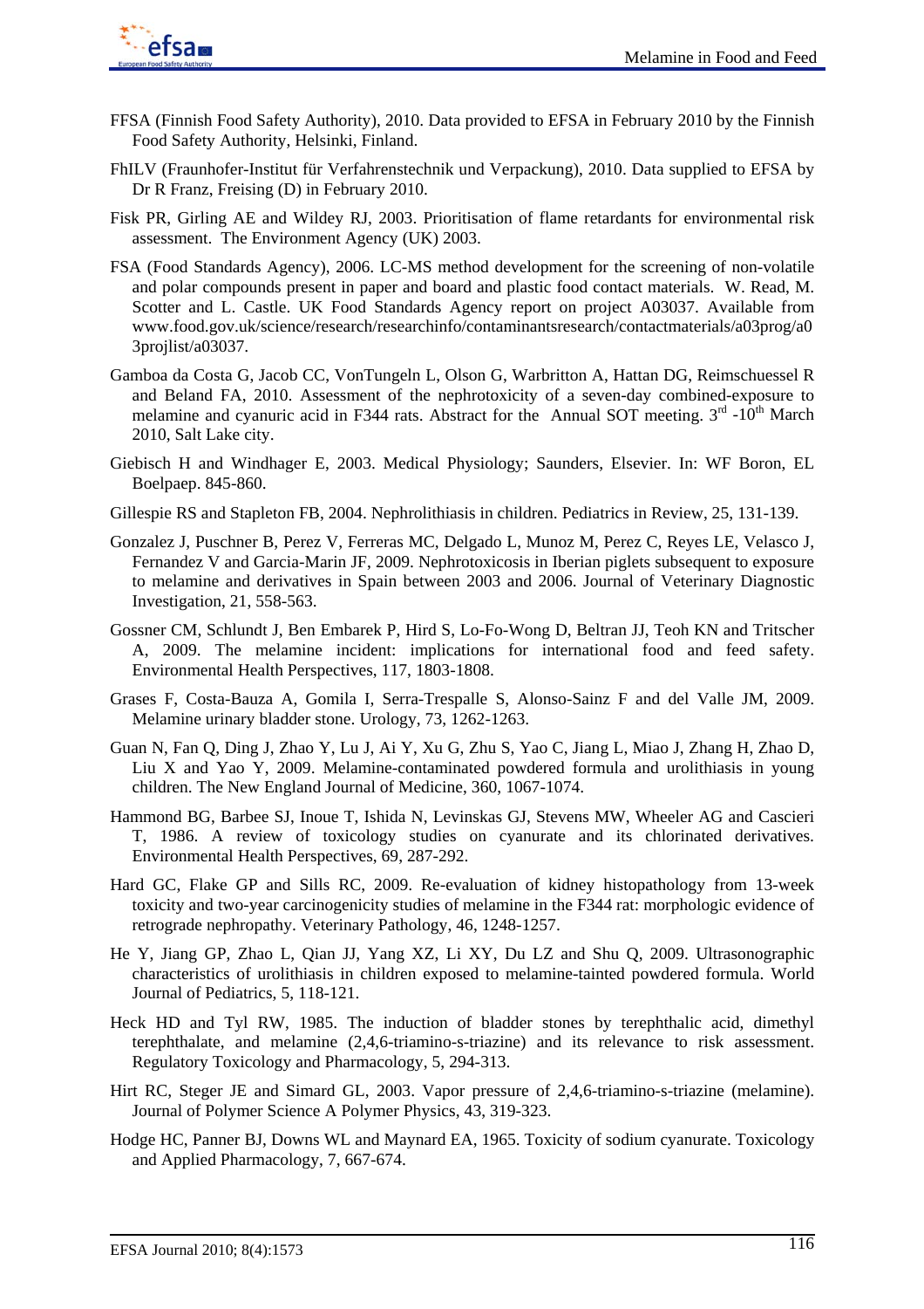FFSA (Finnish Food Safety Authority), 2010. Data provided to EFSA in February 2010 by the Finnish Food Safety Authority, Helsinki, Finland.

FhILV (Fraunhofer-Institut für Verfahrenstechnik und Verpackung), 2010. Data supplied to EFSA by Dr R Franz, Freising (D) in February 2010.

Fisk PR, Girling AE and Wildey RJ, 2003. Prioritisation of flame retardants for environmental risk assessment. The Environment Agency (UK) 2003.

FSA (Food Standards Agency), 2006. LC-MS method development for the screening of non-volatile and polar compounds present in paper and board and plastic food contact materials. W. Read, M. Scotter and L. Castle. UK Food Standards Agency report on project A03037. Available from www.food.gov.uk/science/research/researchinfo/contaminantsresearch/contactmaterials/a03prog/a03projlist/a03037.

Gamboa da Costa G, Jacob CC, VonTungeln L, Olson G, Warbritton A, Hattan DG, Reimschuessel R and Beland FA, 2010. Assessment of the nephrotoxicity of a seven-day combined-exposure to melamine and cyanuric acid in F344 rats. Abstract for the Annual SOT meeting. 3rd -10th March 2010, Salt Lake city.

Giebisch H and Windhager E, 2003. Medical Physiology; Saunders, Elsevier. In: WF Boron, EL Boelpaep. 845-860.

Gillespie RS and Stapleton FB, 2004. Nephrolithiasis in children. Pediatrics in Review, 25, 131-139.

Gonzalez J, Puschner B, Perez V, Ferreras MC, Delgado L, Munoz M, Perez C, Reyes LE, Velasco J, Fernandez V and Garcia-Marin JF, 2009. Nephrotoxicosis in Iberian piglets subsequent to exposure to melamine and derivatives in Spain between 2003 and 2006. Journal of Veterinary Diagnostic Investigation, 21, 558-563.

Gossner CM, Schlundt J, Ben Embarek P, Hird S, Lo-Fo-Wong D, Beltran JJ, Teoh KN and Tritscher A, 2009. The melamine incident: implications for international food and feed safety. Environmental Health Perspectives, 117, 1803-1808.

Grases F, Costa-Bauza A, Gomila I, Serra-Trespalle S, Alonso-Sainz F and del Valle JM, 2009. Melamine urinary bladder stone. Urology, 73, 1262-1263.

Guan N, Fan Q, Ding J, Zhao Y, Lu J, Ai Y, Xu G, Zhu S, Yao C, Jiang L, Miao J, Zhang H, Zhao D, Liu X and Yao Y, 2009. Melamine-contaminated powdered formula and urolithiasis in young children. The New England Journal of Medicine, 360, 1067-1074.

Hammond BG, Barbee SJ, Inoue T, Ishida N, Levinskas GJ, Stevens MW, Wheeler AG and Cascieri T, 1986. A review of toxicology studies on cyanurate and its chlorinated derivatives. Environmental Health Perspectives, 69, 287-292.

Hard GC, Flake GP and Sills RC, 2009. Re-evaluation of kidney histopathology from 13-week toxicity and two-year carcinogenicity studies of melamine in the F344 rat: morphologic evidence of retrograde nephropathy. Veterinary Pathology, 46, 1248-1257.

He Y, Jiang GP, Zhao L, Qian JJ, Yang XZ, Li XY, Du LZ and Shu Q, 2009. Ultrasonographic characteristics of urolithiasis in children exposed to melamine-tainted powdered formula. World Journal of Pediatrics, 5, 118-121.

Heck HD and Tyl RW, 1985. The induction of bladder stones by terephthalic acid, dimethyl terephthalate, and melamine (2,4,6-triamino-s-triazine) and its relevance to risk assessment. Regulatory Toxicology and Pharmacology, 5, 294-313.

Hirt RC, Steger JE and Simard GL, 2003. Vapor pressure of 2,4,6-triamino-s-triazine (melamine). Journal of Polymer Science A Polymer Physics, 43, 319-323.

Hodge HC, Panner BJ, Downs WL and Maynard EA, 1965. Toxicity of sodium cyanurate. Toxicology and Applied Pharmacology, 7, 667-674.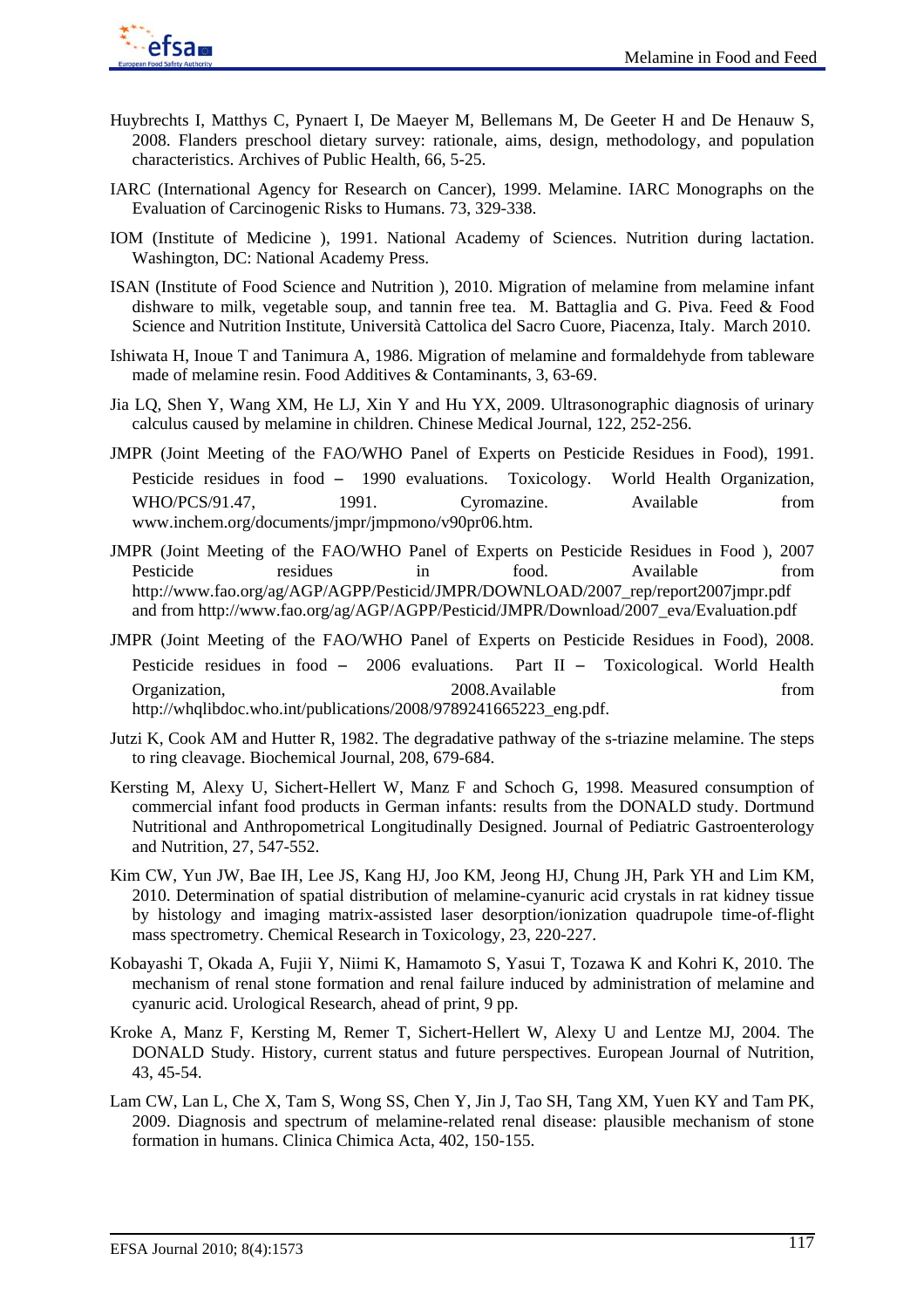Huybrechts I, Matthys C, Pynaert I, De Maeyer M, Bellemans M, De Geeter H and De Henauw S, 2008. Flanders preschool dietary survey: rationale, aims, design, methodology, and population characteristics. Archives of Public Health, 66, 5-25.

IARC (International Agency for Research on Cancer), 1999. Melamine. IARC Monographs on the Evaluation of Carcinogenic Risks to Humans. 73, 329-338.

IOM (Institute of Medicine ), 1991. National Academy of Sciences. Nutrition during lactation. Washington, DC: National Academy Press.

ISAN (Institute of Food Science and Nutrition ), 2010. Migration of melamine from melamine infant dishware to milk, vegetable soup, and tannin free tea. M. Battaglia and G. Piva. Feed & Food Science and Nutrition Institute, Università Cattolica del Sacro Cuore, Piacenza, Italy. March 2010.

Ishiwata H, Inoue T and Tanimura A, 1986. Migration of melamine and formaldehyde from tableware made of melamine resin. Food Additives & Contaminants, 3, 63-69.

Jia LQ, Shen Y, Wang XM, He LJ, Xin Y and Hu YX, 2009. Ultrasonographic diagnosis of urinary calculus caused by melamine in children. Chinese Medical Journal, 122, 252-256.

JMPR (Joint Meeting of the FAO/WHO Panel of Experts on Pesticide Residues in Food), 1991. Pesticide residues in food – 1990 evaluations. Toxicology. World Health Organization, WHO/PCS/91.47, 1991. Cyromazine. Available from www.inchem.org/documents/jmpr/jmpmono/v90pr06.htm.

JMPR (Joint Meeting of the FAO/WHO Panel of Experts on Pesticide Residues in Food ), 2007 Pesticide residues in food. Available from http://www.fao.org/ag/AGP/AGPP/Pesticid/JMPR/DOWNLOAD/2007_rep/report2007jmpr.pdf and from http://www.fao.org/ag/AGP/AGPP/Pesticid/JMPR/Download/2007_eva/Evaluation.pdf

JMPR (Joint Meeting of the FAO/WHO Panel of Experts on Pesticide Residues in Food), 2008. Pesticide residues in food – 2006 evaluations. Part II – Toxicological. World Health Organization, 2008.Available from http://whqlibdoc.who.int/publications/2008/9789241665223_eng.pdf.

Jutzi K, Cook AM and Hutter R, 1982. The degradative pathway of the s-triazine melamine. The steps to ring cleavage. Biochemical Journal, 208, 679-684.

Kersting M, Alexy U, Sichert-Hellert W, Manz F and Schoch G, 1998. Measured consumption of commercial infant food products in German infants: results from the DONALD study. Dortmund Nutritional and Anthropometrical Longitudinally Designed. Journal of Pediatric Gastroenterology and Nutrition, 27, 547-552.

Kim CW, Yun JW, Bae IH, Lee JS, Kang HJ, Joo KM, Jeong HJ, Chung JH, Park YH and Lim KM, 2010. Determination of spatial distribution of melamine-cyanuric acid crystals in rat kidney tissue by histology and imaging matrix-assisted laser desorption/ionization quadrupole time-of-flight mass spectrometry. Chemical Research in Toxicology, 23, 220-227.

Kobayashi T, Okada A, Fujii Y, Niimi K, Hamamoto S, Yasui T, Tozawa K and Kohri K, 2010. The mechanism of renal stone formation and renal failure induced by administration of melamine and cyanuric acid. Urological Research, ahead of print, 9 pp.

Kroke A, Manz F, Kersting M, Remer T, Sichert-Hellert W, Alexy U and Lentze MJ, 2004. The DONALD Study. History, current status and future perspectives. European Journal of Nutrition, 43, 45-54.

Lam CW, Lan L, Che X, Tam S, Wong SS, Chen Y, Jin J, Tao SH, Tang XM, Yuen KY and Tam PK, 2009. Diagnosis and spectrum of melamine-related renal disease: plausible mechanism of stone formation in humans. Clinica Chimica Acta, 402, 150-155.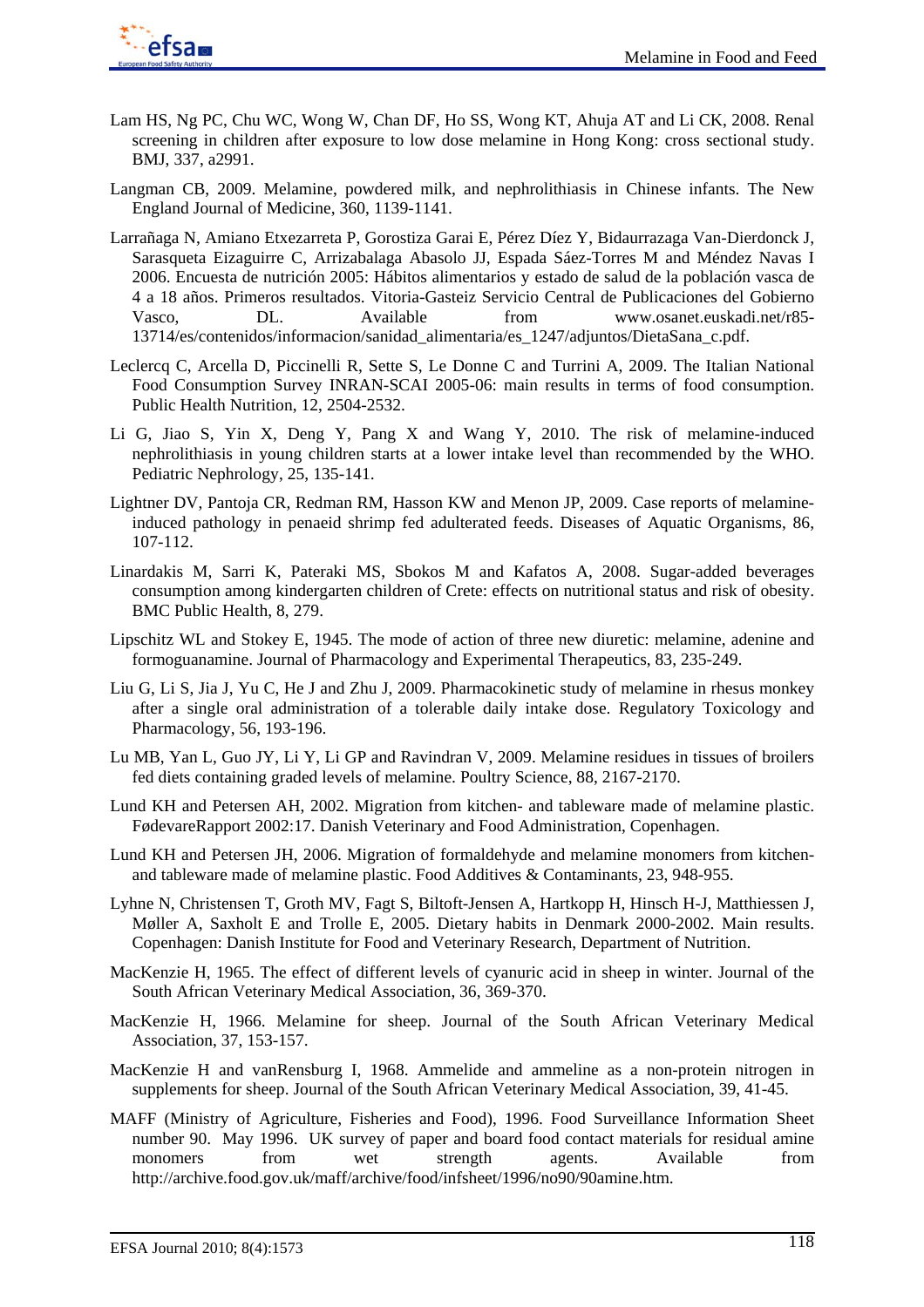Lam HS, Ng PC, Chu WC, Wong W, Chan DF, Ho SS, Wong KT, Ahuja AT and Li CK, 2008. Renal screening in children after exposure to low dose melamine in Hong Kong: cross sectional study. BMJ, 337, a2991.

Langman CB, 2009. Melamine, powdered milk, and nephrolithiasis in Chinese infants. The New England Journal of Medicine, 360, 1139-1141.

Larrañaga N, Amiano Etxezarreta P, Gorostiza Garai E, Pérez Díez Y, Bidaurrazaga Van-Dierdonck J, Sarasqueta Eizaguirre C, Arrizabalaga Abasolo JJ, Espada Sáez-Torres M and Méndez Navas I 2006. Encuesta de nutrición 2005: Hábitos alimentarios y estado de salud de la población vasca de 4 a 18 años. Primeros resultados. Vitoria-Gasteiz Servicio Central de Publicaciones del Gobierno Vasco, DL. Available from www.osanet.euskadi.net/r85-13714/es/contenidos/informacion/sanidad_alimentaria/es_1247/adjuntos/DietaSana_c.pdf.

Leclercq C, Arcella D, Piccinelli R, Sette S, Le Donne C and Turrini A, 2009. The Italian National Food Consumption Survey INRAN-SCAI 2005-06: main results in terms of food consumption. Public Health Nutrition, 12, 2504-2532.

Li G, Jiao S, Yin X, Deng Y, Pang X and Wang Y, 2010. The risk of melamine-induced nephrolithiasis in young children starts at a lower intake level than recommended by the WHO. Pediatric Nephrology, 25, 135-141.

Lightner DV, Pantoja CR, Redman RM, Hasson KW and Menon JP, 2009. Case reports of melamine-induced pathology in penaeid shrimp fed adulterated feeds. Diseases of Aquatic Organisms, 86, 107-112.

Linardakis M, Sarri K, Pateraki MS, Sbokos M and Kafatos A, 2008. Sugar-added beverages consumption among kindergarten children of Crete: effects on nutritional status and risk of obesity. BMC Public Health, 8, 279.

Lipschitz WL and Stokey E, 1945. The mode of action of three new diuretic: melamine, adenine and formoguanamine. Journal of Pharmacology and Experimental Therapeutics, 83, 235-249.

Liu G, Li S, Jia J, Yu C, He J and Zhu J, 2009. Pharmacokinetic study of melamine in rhesus monkey after a single oral administration of a tolerable daily intake dose. Regulatory Toxicology and Pharmacology, 56, 193-196.

Lu MB, Yan L, Guo JY, Li Y, Li GP and Ravindran V, 2009. Melamine residues in tissues of broilers fed diets containing graded levels of melamine. Poultry Science, 88, 2167-2170.

Lund KH and Petersen AH, 2002. Migration from kitchen- and tableware made of melamine plastic. FødevareRapport 2002:17. Danish Veterinary and Food Administration, Copenhagen.

Lund KH and Petersen JH, 2006. Migration of formaldehyde and melamine monomers from kitchen- and tableware made of melamine plastic. Food Additives & Contaminants, 23, 948-955.

Lyhne N, Christensen T, Groth MV, Fagt S, Biltoft-Jensen A, Hartkopp H, Hinsch H-J, Matthiessen J, Møller A, Saxholt E and Trolle E, 2005. Dietary habits in Denmark 2000-2002. Main results. Copenhagen: Danish Institute for Food and Veterinary Research, Department of Nutrition.

MacKenzie H, 1965. The effect of different levels of cyanuric acid in sheep in winter. Journal of the South African Veterinary Medical Association, 36, 369-370.

MacKenzie H, 1966. Melamine for sheep. Journal of the South African Veterinary Medical Association, 37, 153-157.

MacKenzie H and vanRensburg I, 1968. Ammelide and ammeline as a non-protein nitrogen in supplements for sheep. Journal of the South African Veterinary Medical Association, 39, 41-45.

MAFF (Ministry of Agriculture, Fisheries and Food), 1996. Food Surveillance Information Sheet number 90. May 1996. UK survey of paper and board food contact materials for residual amine monomers from wet strength agents. Available from http://archive.food.gov.uk/maff/archive/food/infsheet/1996/no90/90amine.htm.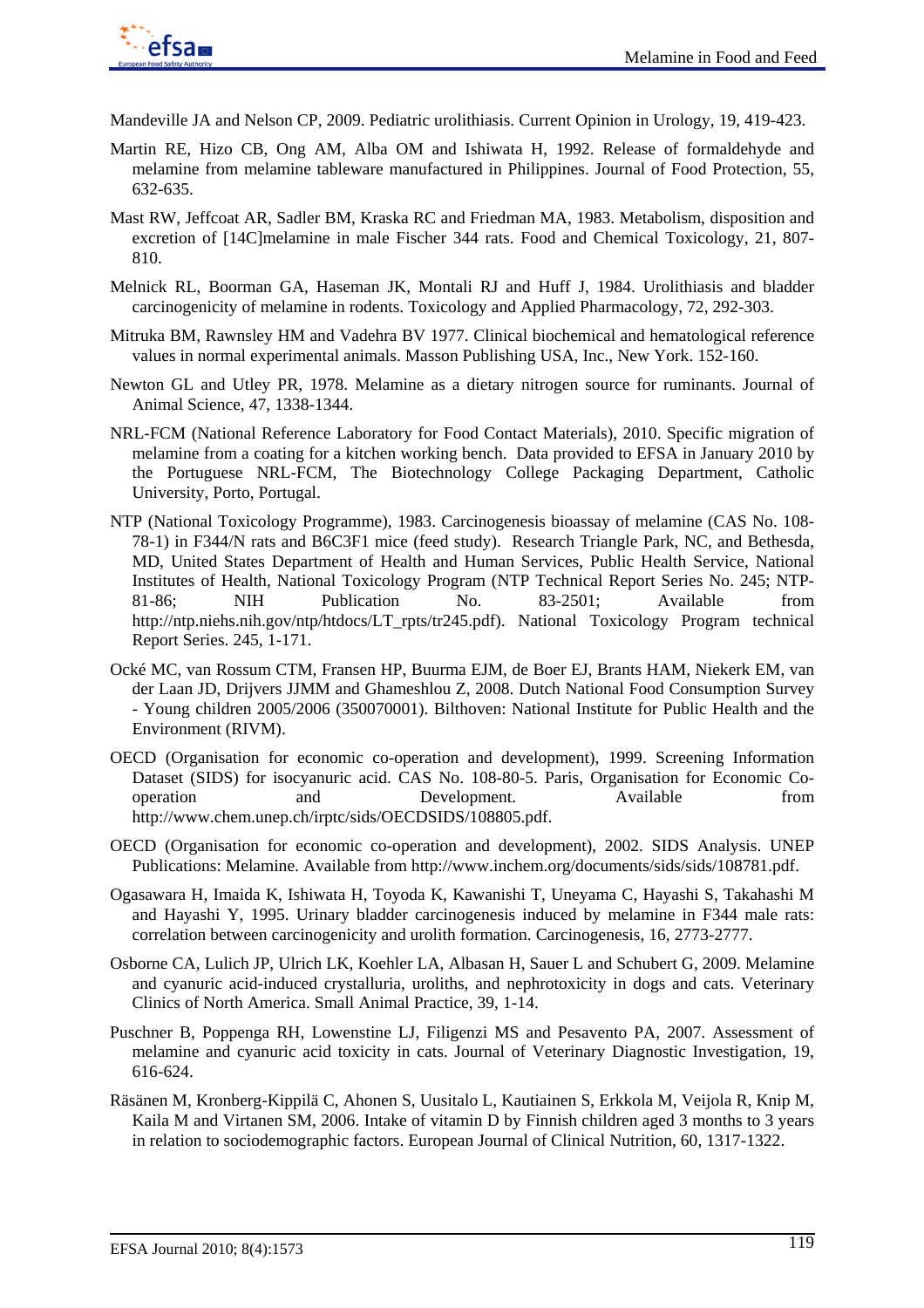Mandeville JA and Nelson CP, 2009. Pediatric urolithiasis. Current Opinion in Urology, 19, 419-423.

Martin RE, Hizo CB, Ong AM, Alba OM and Ishiwata H, 1992. Release of formaldehyde and melamine from melamine tableware manufactured in Philippines. Journal of Food Protection, 55, 632-635.

Mast RW, Jeffcoat AR, Sadler BM, Kraska RC and Friedman MA, 1983. Metabolism, disposition and excretion of [14C]melamine in male Fischer 344 rats. Food and Chemical Toxicology, 21, 807-810.

Melnick RL, Boorman GA, Haseman JK, Montali RJ and Huff J, 1984. Urolithiasis and bladder carcinogenicity of melamine in rodents. Toxicology and Applied Pharmacology, 72, 292-303.

Mitruka BM, Rawnsley HM and Vadehra BV 1977. Clinical biochemical and hematological reference values in normal experimental animals. Masson Publishing USA, Inc., New York. 152-160.

Newton GL and Utley PR, 1978. Melamine as a dietary nitrogen source for ruminants. Journal of Animal Science, 47, 1338-1344.

NRL-FCM (National Reference Laboratory for Food Contact Materials), 2010. Specific migration of melamine from a coating for a kitchen working bench. Data provided to EFSA in January 2010 by the Portuguese NRL-FCM, The Biotechnology College Packaging Department, Catholic University, Porto, Portugal.

NTP (National Toxicology Programme), 1983. Carcinogenesis bioassay of melamine (CAS No. 108-78-1) in F344/N rats and B6C3F1 mice (feed study). Research Triangle Park, NC, and Bethesda, MD, United States Department of Health and Human Services, Public Health Service, National Institutes of Health, National Toxicology Program (NTP Technical Report Series No. 245; NTP-81-86; NIH Publication No. 83-2501; Available from http://ntp.niehs.nih.gov/ntp/htdocs/LT_rpts/tr245.pdf). National Toxicology Program technical Report Series. 245, 1-171.

Ocké MC, van Rossum CTM, Fransen HP, Buurma EJM, de Boer EJ, Brants HAM, Niekerk EM, van der Laan JD, Drijvers JJMM and Ghameshlou Z, 2008. Dutch National Food Consumption Survey - Young children 2005/2006 (350070001). Bilthoven: National Institute for Public Health and the Environment (RIVM).

OECD (Organisation for economic co-operation and development), 1999. Screening Information Dataset (SIDS) for isocyanuric acid. CAS No. 108-80-5. Paris, Organisation for Economic Co-operation and Development. Available from http://www.chem.unep.ch/irptc/sids/OECDSIDS/108805.pdf.

OECD (Organisation for economic co-operation and development), 2002. SIDS Analysis. UNEP Publications: Melamine. Available from http://www.inchem.org/documents/sids/sids/108781.pdf.

Ogasawara H, Imaida K, Ishiwata H, Toyoda K, Kawanishi T, Uneyama C, Hayashi S, Takahashi M and Hayashi Y, 1995. Urinary bladder carcinogenesis induced by melamine in F344 male rats: correlation between carcinogenicity and urolith formation. Carcinogenesis, 16, 2773-2777.

Osborne CA, Lulich JP, Ulrich LK, Koehler LA, Albasan H, Sauer L and Schubert G, 2009. Melamine and cyanuric acid-induced crystalluria, uroliths, and nephrotoxicity in dogs and cats. Veterinary Clinics of North America. Small Animal Practice, 39, 1-14.

Puschner B, Poppenga RH, Lowenstine LJ, Filigenzi MS and Pesavento PA, 2007. Assessment of melamine and cyanuric acid toxicity in cats. Journal of Veterinary Diagnostic Investigation, 19, 616-624.

Räsänen M, Kronberg-Kippilä C, Ahonen S, Uusitalo L, Kautiainen S, Erkkola M, Veijola R, Knip M, Kaila M and Virtanen SM, 2006. Intake of vitamin D by Finnish children aged 3 months to 3 years in relation to sociodemographic factors. European Journal of Clinical Nutrition, 60, 1317-1322.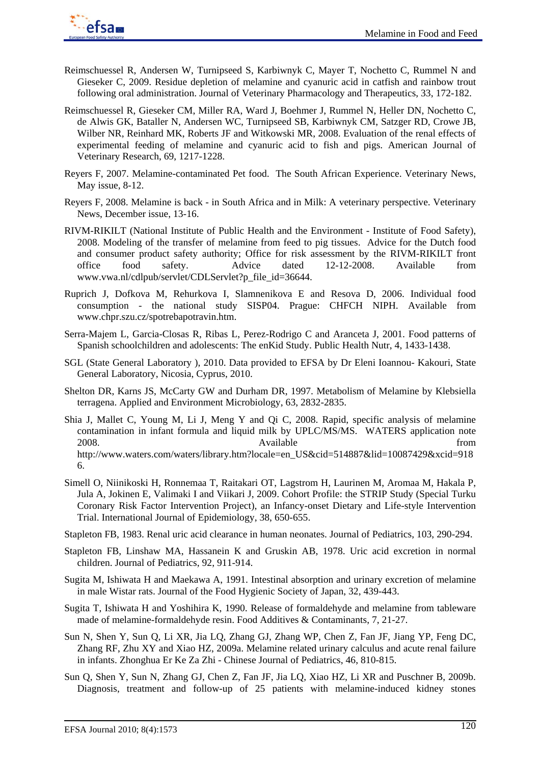Reimschuessel R, Andersen W, Turnipseed S, Karbiwnyk C, Mayer T, Nochetto C, Rummel N and Gieseker C, 2009. Residue depletion of melamine and cyanuric acid in catfish and rainbow trout following oral administration. Journal of Veterinary Pharmacology and Therapeutics, 33, 172-182.

Reimschuessel R, Gieseker CM, Miller RA, Ward J, Boehmer J, Rummel N, Heller DN, Nochetto C, de Alwis GK, Bataller N, Andersen WC, Turnipseed SB, Karbiwnyk CM, Satzger RD, Crowe JB, Wilber NR, Reinhard MK, Roberts JF and Witkowski MR, 2008. Evaluation of the renal effects of experimental feeding of melamine and cyanuric acid to fish and pigs. American Journal of Veterinary Research, 69, 1217-1228.

Reyers F, 2007. Melamine-contaminated Pet food. The South African Experience. Veterinary News, May issue, 8-12.

Reyers F, 2008. Melamine is back - in South Africa and in Milk: A veterinary perspective. Veterinary News, December issue, 13-16.

RIVM-RIKILT (National Institute of Public Health and the Environment - Institute of Food Safety), 2008. Modeling of the transfer of melamine from feed to pig tissues. Advice for the Dutch food and consumer product safety authority; Office for risk assessment by the RIVM-RIKILT front office food safety. Advice dated 12-12-2008. Available from www.vwa.nl/cdlpub/servlet/CDLServlet?p_file_id=36644.

Ruprich J, Dofkova M, Rehurkova I, Slamnenikova E and Resova D, 2006. Individual food consumption - the national study SISP04. Prague: CHFCH NIPH. Available from www.chpr.szu.cz/spotrebapotravin.htm.

Serra-Majem L, Garcia-Closas R, Ribas L, Perez-Rodrigo C and Aranceta J, 2001. Food patterns of Spanish schoolchildren and adolescents: The enKid Study. Public Health Nutr, 4, 1433-1438.

SGL (State General Laboratory ), 2010. Data provided to EFSA by Dr Eleni Ioannou- Kakouri, State General Laboratory, Nicosia, Cyprus, 2010.

Shelton DR, Karns JS, McCarty GW and Durham DR, 1997. Metabolism of Melamine by Klebsiella terragena. Applied and Environment Microbiology, 63, 2832-2835.

Shia J, Mallet C, Young M, Li J, Meng Y and Qi C, 2008. Rapid, specific analysis of melamine contamination in infant formula and liquid milk by UPLC/MS/MS. WATERS application note 2008. Available from http://www.waters.com/waters/library.htm?locale=en_US&cid=514887&lid=10087429&xcid=9186.

Simell O, Niinikoski H, Ronnemaa T, Raitakari OT, Lagstrom H, Laurinen M, Aromaa M, Hakala P, Jula A, Jokinen E, Valimaki I and Viikari J, 2009. Cohort Profile: the STRIP Study (Special Turku Coronary Risk Factor Intervention Project), an Infancy-onset Dietary and Life-style Intervention Trial. International Journal of Epidemiology, 38, 650-655.

Stapleton FB, 1983. Renal uric acid clearance in human neonates. Journal of Pediatrics, 103, 290-294.

Stapleton FB, Linshaw MA, Hassanein K and Gruskin AB, 1978. Uric acid excretion in normal children. Journal of Pediatrics, 92, 911-914.

Sugita M, Ishiwata H and Maekawa A, 1991. Intestinal absorption and urinary excretion of melamine in male Wistar rats. Journal of the Food Hygienic Society of Japan, 32, 439-443.

Sugita T, Ishiwata H and Yoshihira K, 1990. Release of formaldehyde and melamine from tableware made of melamine-formaldehyde resin. Food Additives & Contaminants, 7, 21-27.

Sun N, Shen Y, Sun Q, Li XR, Jia LQ, Zhang GJ, Zhang WP, Chen Z, Fan JF, Jiang YP, Feng DC, Zhang RF, Zhu XY and Xiao HZ, 2009a. Melamine related urinary calculus and acute renal failure in infants. Zhonghua Er Ke Za Zhi - Chinese Journal of Pediatrics, 46, 810-815.

Sun Q, Shen Y, Sun N, Zhang GJ, Chen Z, Fan JF, Jia LQ, Xiao HZ, Li XR and Puschner B, 2009b. Diagnosis, treatment and follow-up of 25 patients with melamine-induced kidney stones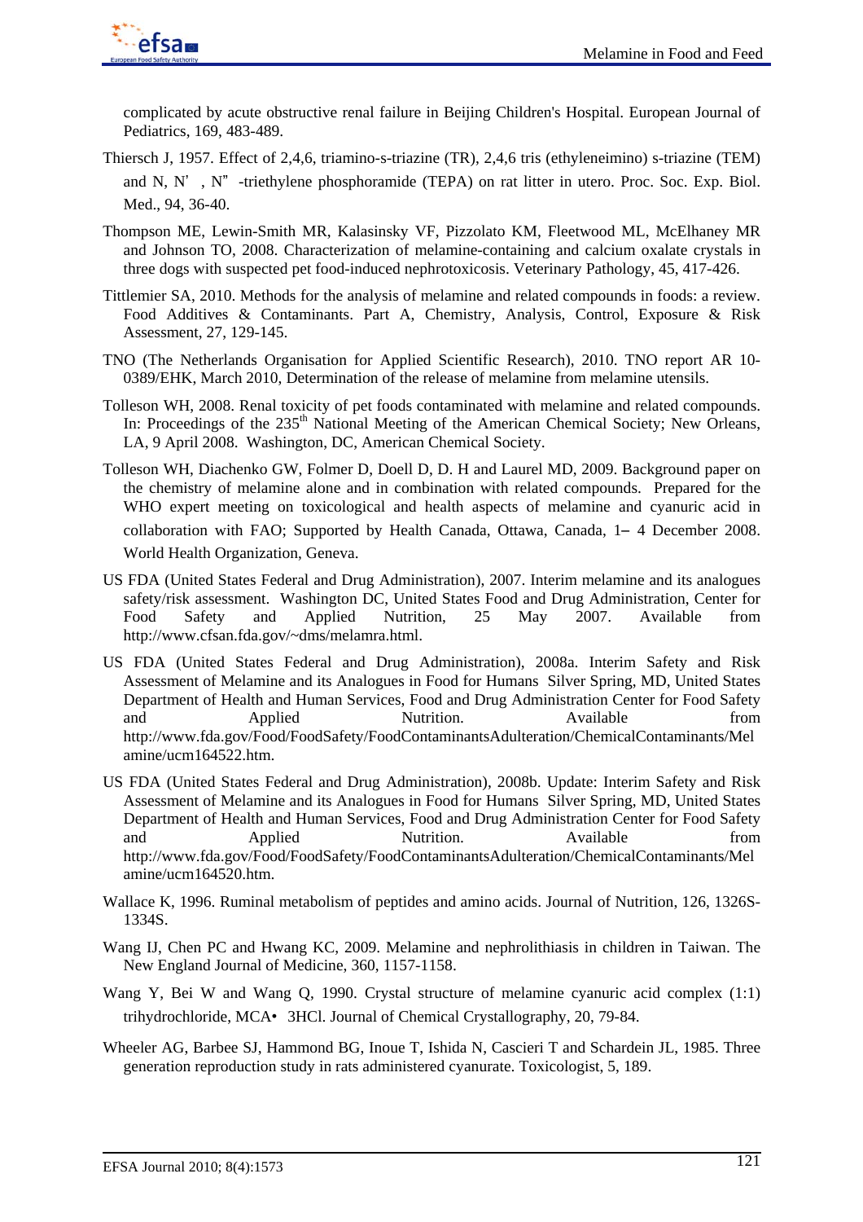complicated by acute obstructive renal failure in Beijing Children's Hospital. European Journal of Pediatrics, 169, 483-489.

Thiersch J, 1957. Effect of 2,4,6, triamino-s-triazine (TR), 2,4,6 tris (ethyleneimino) s-triazine (TEM) and N, N', N"-triethylene phosphoramide (TEPA) on rat litter in utero. Proc. Soc. Exp. Biol. Med., 94, 36-40.

Thompson ME, Lewin-Smith MR, Kalasinsky VF, Pizzolato KM, Fleetwood ML, McElhaney MR and Johnson TO, 2008. Characterization of melamine-containing and calcium oxalate crystals in three dogs with suspected pet food-induced nephrotoxicosis. Veterinary Pathology, 45, 417-426.

Tittlemier SA, 2010. Methods for the analysis of melamine and related compounds in foods: a review. Food Additives & Contaminants. Part A, Chemistry, Analysis, Control, Exposure & Risk Assessment, 27, 129-145.

TNO (The Netherlands Organisation for Applied Scientific Research), 2010. TNO report AR 10-0389/EHK, March 2010, Determination of the release of melamine from melamine utensils.

Tolleson WH, 2008. Renal toxicity of pet foods contaminated with melamine and related compounds. In: Proceedings of the 235th National Meeting of the American Chemical Society; New Orleans, LA, 9 April 2008. Washington, DC, American Chemical Society.

Tolleson WH, Diachenko GW, Folmer D, Doell D, D. H and Laurel MD, 2009. Background paper on the chemistry of melamine alone and in combination with related compounds. Prepared for the WHO expert meeting on toxicological and health aspects of melamine and cyanuric acid in collaboration with FAO; Supported by Health Canada, Ottawa, Canada, 1– 4 December 2008. World Health Organization, Geneva.

US FDA (United States Federal and Drug Administration), 2007. Interim melamine and its analogues safety/risk assessment. Washington DC, United States Food and Drug Administration, Center for Food Safety and Applied Nutrition, 25 May 2007. Available from http://www.cfsan.fda.gov/~dms/melamra.html.

US FDA (United States Federal and Drug Administration), 2008a. Interim Safety and Risk Assessment of Melamine and its Analogues in Food for Humans Silver Spring, MD, United States Department of Health and Human Services, Food and Drug Administration Center for Food Safety and Applied Nutrition. Available from http://www.fda.gov/Food/FoodSafety/FoodContaminantsAdulteration/ChemicalContaminants/Melamine/ucm164522.htm.

US FDA (United States Federal and Drug Administration), 2008b. Update: Interim Safety and Risk Assessment of Melamine and its Analogues in Food for Humans Silver Spring, MD, United States Department of Health and Human Services, Food and Drug Administration Center for Food Safety and Applied Nutrition. Available from http://www.fda.gov/Food/FoodSafety/FoodContaminantsAdulteration/ChemicalContaminants/Melamine/ucm164520.htm.

Wallace K, 1996. Ruminal metabolism of peptides and amino acids. Journal of Nutrition, 126, 1326S-1334S.

Wang IJ, Chen PC and Hwang KC, 2009. Melamine and nephrolithiasis in children in Taiwan. The New England Journal of Medicine, 360, 1157-1158.

Wang Y, Bei W and Wang Q, 1990. Crystal structure of melamine cyanuric acid complex (1:1) trihydrochloride, MCA• 3HCl. Journal of Chemical Crystallography, 20, 79-84.

Wheeler AG, Barbee SJ, Hammond BG, Inoue T, Ishida N, Cascieri T and Schardein JL, 1985. Three generation reproduction study in rats administered cyanurate. Toxicologist, 5, 189.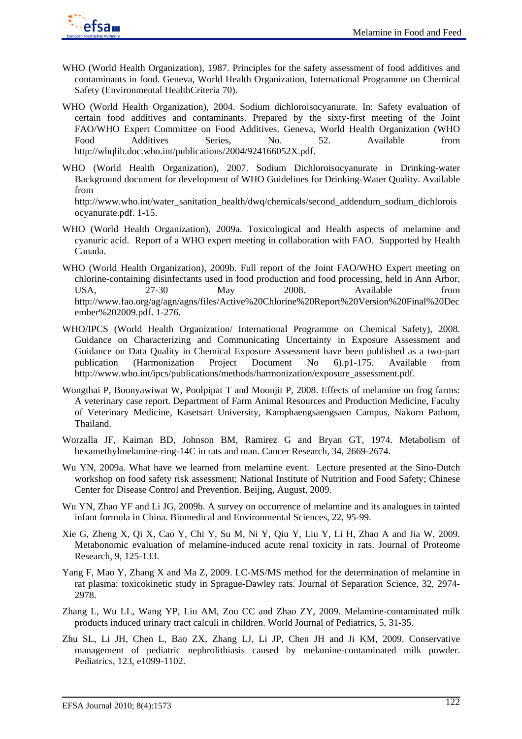WHO (World Health Organization), 1987. Principles for the safety assessment of food additives and contaminants in food. Geneva, World Health Organization, International Programme on Chemical Safety (Environmental HealthCriteria 70).

WHO (World Health Organization), 2004. Sodium dichloroisocyanurate. In: Safety evaluation of certain food additives and contaminants. Prepared by the sixty-first meeting of the Joint FAO/WHO Expert Committee on Food Additives. Geneva, World Health Organization (WHO Food Additives Series, No. 52. Available from http://whqlib.doc.who.int/publications/2004/924166052X.pdf.

WHO (World Health Organization), 2007. Sodium Dichloroisocyanurate in Drinking-water Background document for development of WHO Guidelines for Drinking-Water Quality. Available from http://www.who.int/water_sanitation_health/dwq/chemicals/second_addendum_sodium_dichloroisocyanurate.pdf. 1-15.

WHO (World Health Organization), 2009a. Toxicological and Health aspects of melamine and cyanuric acid. Report of a WHO expert meeting in collaboration with FAO. Supported by Health Canada.

WHO (World Health Organization), 2009b. Full report of the Joint FAO/WHO Expert meeting on chlorine-containing disinfectants used in food production and food processing, held in Ann Arbor, USA, 27-30 May 2008. Available from http://www.fao.org/ag/agn/agns/files/Active%20Chlorine%20Report%20Version%20Final%20December%202009.pdf. 1-276.

WHO/IPCS (World Health Organization/ International Programme on Chemical Safety), 2008. Guidance on Characterizing and Communicating Uncertainty in Exposure Assessment and Guidance on Data Quality in Chemical Exposure Assessment have been published as a two-part publication (Harmonization Project Document No 6).p1-175. Available from http://www.who.int/ipcs/publications/methods/harmonization/exposure_assessment.pdf.

Wongthai P, Boonyawiwat W, Poolpipat T and Moonjit P, 2008. Effects of melamine on frog farms: A veterinary case report. Department of Farm Animal Resources and Production Medicine, Faculty of Veterinary Medicine, Kasetsart University, Kamphaengsaengsaen Campus, Nakorn Pathom, Thailand.

Worzalla JF, Kaiman BD, Johnson BM, Ramirez G and Bryan GT, 1974. Metabolism of hexamethylmelamine-ring-14C in rats and man. Cancer Research, 34, 2669-2674.

Wu YN, 2009a. What have we learned from melamine event. Lecture presented at the Sino-Dutch workshop on food safety risk assessment; National Institute of Nutrition and Food Safety; Chinese Center for Disease Control and Prevention. Beijing, August, 2009.

Wu YN, Zhao YF and Li JG, 2009b. A survey on occurrence of melamine and its analogues in tainted infant formula in China. Biomedical and Environmental Sciences, 22, 95-99.

Xie G, Zheng X, Qi X, Cao Y, Chi Y, Su M, Ni Y, Qiu Y, Liu Y, Li H, Zhao A and Jia W, 2009. Metabonomic evaluation of melamine-induced acute renal toxicity in rats. Journal of Proteome Research, 9, 125-133.

Yang F, Mao Y, Zhang X and Ma Z, 2009. LC-MS/MS method for the determination of melamine in rat plasma: toxicokinetic study in Sprague-Dawley rats. Journal of Separation Science, 32, 2974-2978.

Zhang L, Wu LL, Wang YP, Liu AM, Zou CC and Zhao ZY, 2009. Melamine-contaminated milk products induced urinary tract calculi in children. World Journal of Pediatrics, 5, 31-35.

Zhu SL, Li JH, Chen L, Bao ZX, Zhang LJ, Li JP, Chen JH and Ji KM, 2009. Conservative management of pediatric nephrolithiasis caused by melamine-contaminated milk powder. Pediatrics, 123, e1099-1102.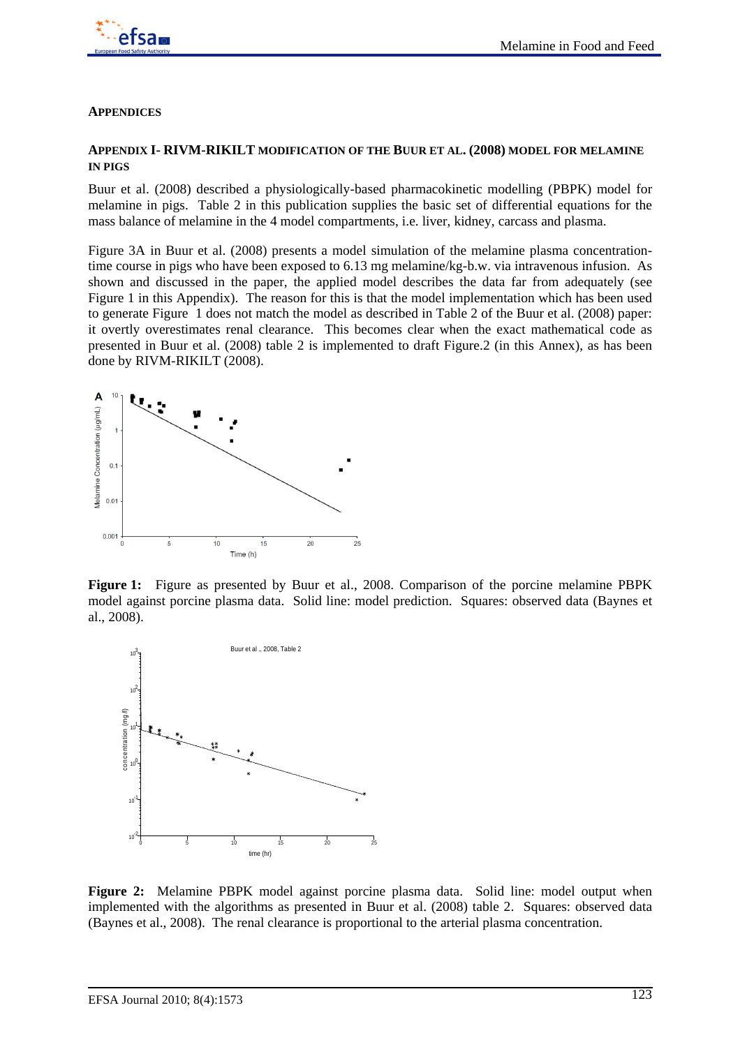## APPENDICES

### APPENDIX I- RIVM-RIKILT MODIFICATION OF THE BUUR ET AL. (2008) MODEL FOR MELAMINE IN PIGS

Buur et al. (2008) described a physiologically-based pharmacokinetic modelling (PBPK) model for melamine in pigs. Table 2 in this publication supplies the basic set of differential equations for the mass balance of melamine in the 4 model compartments, i.e. liver, kidney, carcass and plasma.

Figure 3A in Buur et al. (2008) presents a model simulation of the melamine plasma concentration-time course in pigs who have been exposed to 6.13 mg melamine/kg-b.w. via intravenous infusion. As shown and discussed in the paper, the applied model describes the data far from adequately (see Figure 1 in this Appendix). The reason for this is that the model implementation which has been used to generate Figure 1 does not match the model as described in Table 2 of the Buur et al. (2008) paper: it overtly overestimates renal clearance. This becomes clear when the exact mathematical code as presented in Buur et al. (2008) table 2 is implemented to draft Figure.2 (in this Annex), as has been done by RIVM-RIKILT (2008).

A

Melamine Concentration (µg/mL)

10

1

0.1

0.01

0.001

0 5 10 15 20 25

Time (h)

**Figure 1:** Figure as presented by Buur et al., 2008. Comparison of the porcine melamine PBPK model against porcine plasma data. Solid line: model prediction. Squares: observed data (Baynes et al., 2008).

Buur et al ., 2008, Table 2

concentration (mg/l)

$10^3$

$10^2$

$10^1$

$10^0$

$10^{-1}$

$10^{-2}$

0 5 10 15 20 25

time (hr)

**Figure 2:** Melamine PBPK model against porcine plasma data. Solid line: model output when implemented with the algorithms as presented in Buur et al. (2008) table 2. Squares: observed data (Baynes et al., 2008). The renal clearance is proportional to the arterial plasma concentration.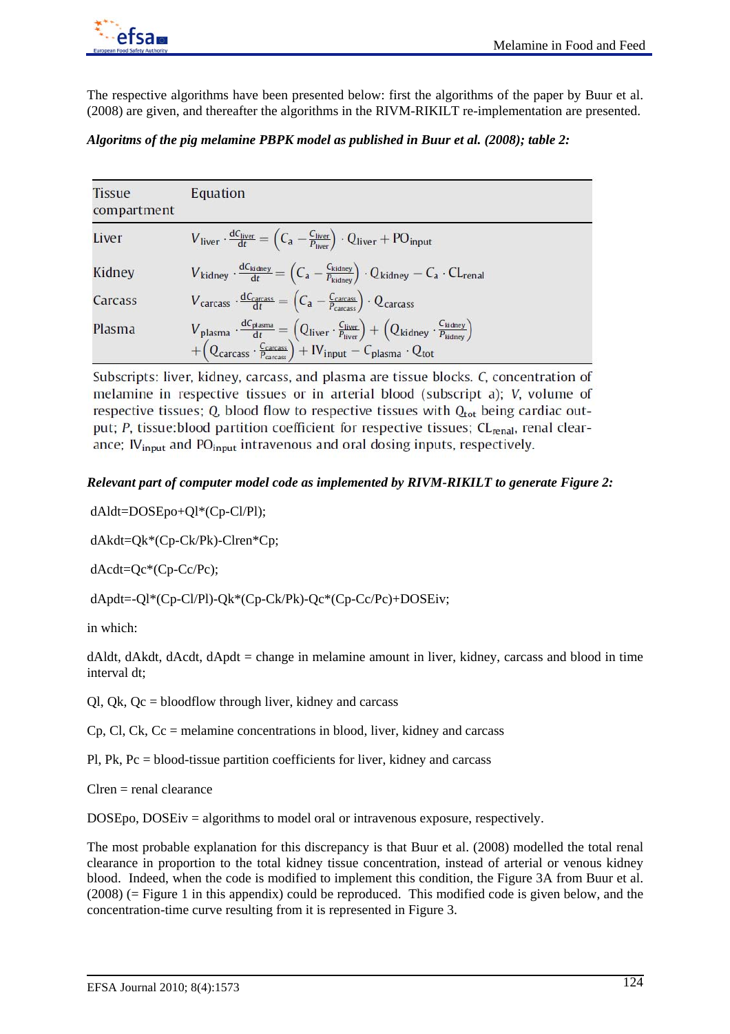The respective algorithms have been presented below: first the algorithms of the paper by Buur et al. (2008) are given, and thereafter the algorithms in the RIVM-RIKILT re-implementation are presented.

***Algoritms of the pig melamine PBPK model as published in Buur et al. (2008); table 2:***

| Tissue compartment | Equation |
|---|---|
| Liver | $V_{\text{liver}} \cdot \frac{dC_{\text{liver}}}{dt} = \left(C_a - \frac{C_{\text{liver}}}{P_{\text{liver}}}\right) \cdot Q_{\text{liver}} + \text{PO}_{\text{input}}$ |
| Kidney | $V_{\text{kidney}} \cdot \frac{dC_{\text{kidney}}}{dt} = \left(C_a - \frac{C_{\text{kidney}}}{P_{\text{kidney}}}\right) \cdot Q_{\text{kidney}} - C_a \cdot \text{CL}_{\text{renal}}$ |
| Carcass | $V_{\text{carcass}} \cdot \frac{dC_{\text{carcass}}}{dt} = \left(C_a - \frac{C_{\text{carcass}}}{P_{\text{carcass}}}\right) \cdot Q_{\text{carcass}}$ |
| Plasma | $V_{\text{plasma}} \cdot \frac{dC_{\text{plasma}}}{dt} = \left(Q_{\text{liver}} \cdot \frac{C_{\text{liver}}}{P_{\text{liver}}}\right) + \left(Q_{\text{kidney}} \cdot \frac{C_{\text{kidney}}}{P_{\text{kidney}}}\right) + \left(Q_{\text{carcass}} \cdot \frac{C_{\text{carcass}}}{P_{\text{carcass}}}\right) + \text{IV}_{\text{input}} - C_{\text{plasma}} \cdot Q_{\text{tot}}$ |

Subscripts: liver, kidney, carcass, and plasma are tissue blocks. $C$, concentration of melamine in respective tissues or in arterial blood (subscript a); $V$, volume of respective tissues; $Q$, blood flow to respective tissues with $Q_{\text{tot}}$ being cardiac output; $P$, tissue:blood partition coefficient for respective tissues; $\text{CL}_{\text{renal}}$, renal clearance; $\text{IV}_{\text{input}}$ and $\text{PO}_{\text{input}}$ intravenous and oral dosing inputs, respectively.

***Relevant part of computer model code as implemented by RIVM-RIKILT to generate Figure 2:***

```
dAldt=DOSEpo+Ql*(Cp-Cl/Pl);

dAkdt=Qk*(Cp-Ck/Pk)-Clren*Cp;

dAcdt=Qc*(Cp-Cc/Pc);

dApdt=-Ql*(Cp-Cl/Pl)-Qk*(Cp-Ck/Pk)-Qc*(Cp-Cc/Pc)+DOSEiv;
```

in which:

dAldt, dAkdt, dAcdt, dApdt = change in melamine amount in liver, kidney, carcass and blood in time interval dt;

Ql, Qk, Qc = bloodflow through liver, kidney and carcass

Cp, Cl, Ck, Cc = melamine concentrations in blood, liver, kidney and carcass

Pl, Pk, Pc = blood-tissue partition coefficients for liver, kidney and carcass

Clren = renal clearance

DOSEpo, DOSEiv = algorithms to model oral or intravenous exposure, respectively.

The most probable explanation for this discrepancy is that Buur et al. (2008) modelled the total renal clearance in proportion to the total kidney tissue concentration, instead of arterial or venous kidney blood. Indeed, when the code is modified to implement this condition, the Figure 3A from Buur et al. (2008) (= Figure 1 in this appendix) could be reproduced. This modified code is given below, and the concentration-time curve resulting from it is represented in Figure 3.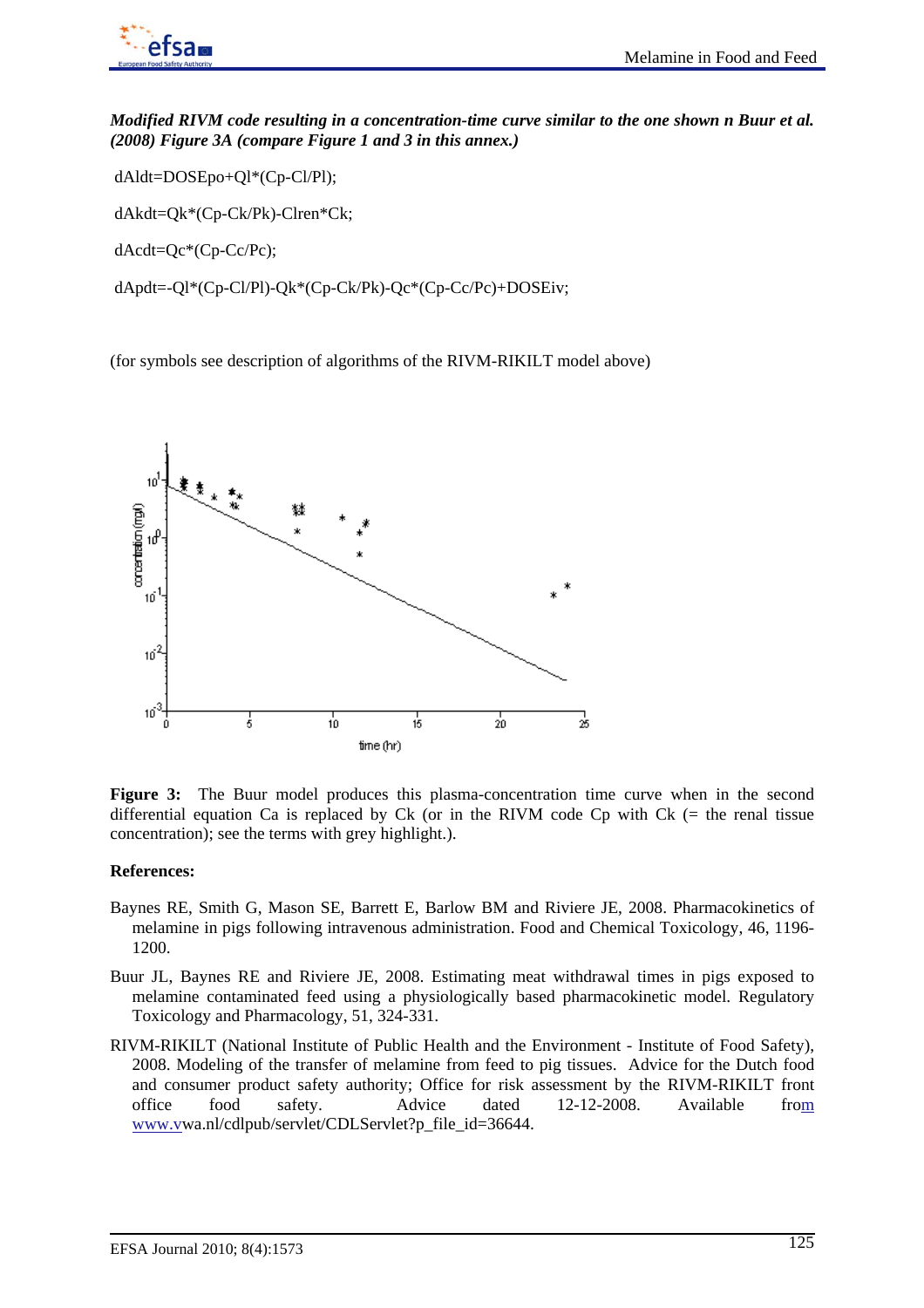***Modified RIVM code resulting in a concentration-time curve similar to the one shown n Buur et al. (2008) Figure 3A (compare Figure 1 and 3 in this annex.)***

```
dAldt=DOSEpo+Ql*(Cp-Cl/Pl);

dAkdt=Qk*(Cp-Ck/Pk)-Clren*Ck;

dAcdt=Qc*(Cp-Cc/Pc);

dApdt=-Ql*(Cp-Cl/Pl)-Qk*(Cp-Ck/Pk)-Qc*(Cp-Cc/Pc)+DOSEiv;
```

(for symbols see description of algorithms of the RIVM-RIKILT model above)

concentration (mg/l)

$10^{1}$

$10^{0}$

$10^{-1}$

$10^{-2}$

$10^{-3}$

0 5 10 15 20 25

time (hr)

**Figure 3:** The Buur model produces this plasma-concentration time curve when in the second differential equation Ca is replaced by Ck (or in the RIVM code Cp with Ck (= the renal tissue concentration); see the terms with grey highlight.).

**References:**

Baynes RE, Smith G, Mason SE, Barrett E, Barlow BM and Riviere JE, 2008. Pharmacokinetics of melamine in pigs following intravenous administration. Food and Chemical Toxicology, 46, 1196-1200.

Buur JL, Baynes RE and Riviere JE, 2008. Estimating meat withdrawal times in pigs exposed to melamine contaminated feed using a physiologically based pharmacokinetic model. Regulatory Toxicology and Pharmacology, 51, 324-331.

RIVM-RIKILT (National Institute of Public Health and the Environment - Institute of Food Safety), 2008. Modeling of the transfer of melamine from feed to pig tissues. Advice for the Dutch food and consumer product safety authority; Office for risk assessment by the RIVM-RIKILT front office food safety. Advice dated 12-12-2008. Available from www.vwa.nl/cdlpub/servlet/CDLServlet?p_file_id=36644.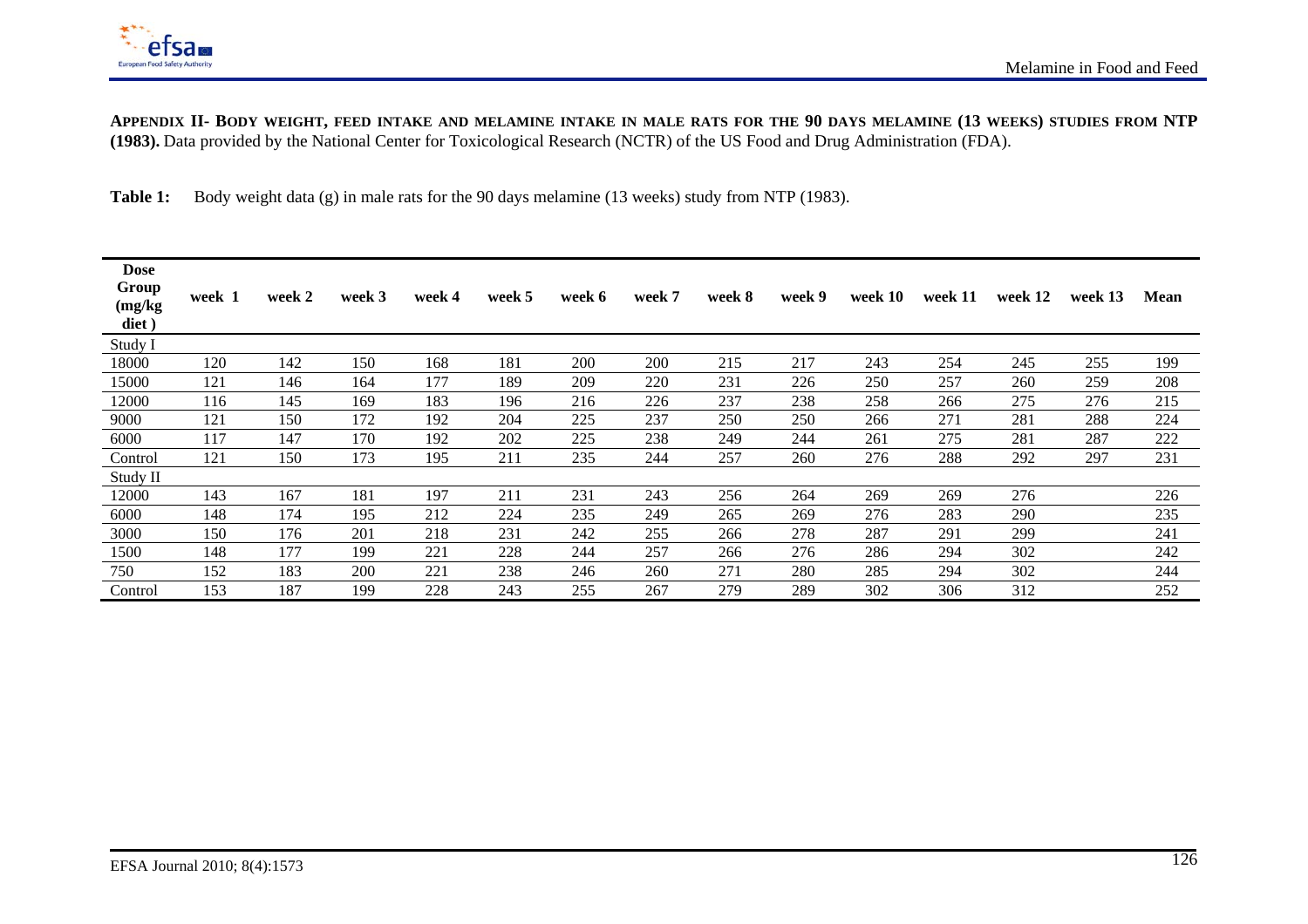**APPENDIX II- BODY WEIGHT, FEED INTAKE AND MELAMINE INTAKE IN MALE RATS FOR THE 90 DAYS MELAMINE (13 WEEKS) STUDIES FROM NTP (1983).** Data provided by the National Center for Toxicological Research (NCTR) of the US Food and Drug Administration (FDA).

**Table 1:** Body weight data (g) in male rats for the 90 days melamine (13 weeks) study from NTP (1983).

| Dose Group (mg/kg diet ) | week 1 | week 2 | week 3 | week 4 | week 5 | week 6 | week 7 | week 8 | week 9 | week 10 | week 11 | week 12 | week 13 | Mean |
|---|---|---|---|---|---|---|---|---|---|---|---|---|---|---|
| Study I | | | | | | | | | | | | | | |
| 18000 | 120 | 142 | 150 | 168 | 181 | 200 | 200 | 215 | 217 | 243 | 254 | 245 | 255 | 199 |
| 15000 | 121 | 146 | 164 | 177 | 189 | 209 | 220 | 231 | 226 | 250 | 257 | 260 | 259 | 208 |
| 12000 | 116 | 145 | 169 | 183 | 196 | 216 | 226 | 237 | 238 | 258 | 266 | 275 | 276 | 215 |
| 9000 | 121 | 150 | 172 | 192 | 204 | 225 | 237 | 250 | 250 | 266 | 271 | 281 | 288 | 224 |
| 6000 | 117 | 147 | 170 | 192 | 202 | 225 | 238 | 249 | 244 | 261 | 275 | 281 | 287 | 222 |
| Control | 121 | 150 | 173 | 195 | 211 | 235 | 244 | 257 | 260 | 276 | 288 | 292 | 297 | 231 |
| Study II | | | | | | | | | | | | | | |
| 12000 | 143 | 167 | 181 | 197 | 211 | 231 | 243 | 256 | 264 | 269 | 269 | 276 | | 226 |
| 6000 | 148 | 174 | 195 | 212 | 224 | 235 | 249 | 265 | 269 | 276 | 283 | 290 | | 235 |
| 3000 | 150 | 176 | 201 | 218 | 231 | 242 | 255 | 266 | 278 | 287 | 291 | 299 | | 241 |
| 1500 | 148 | 177 | 199 | 221 | 228 | 244 | 257 | 266 | 276 | 286 | 294 | 302 | | 242 |
| 750 | 152 | 183 | 200 | 221 | 238 | 246 | 260 | 271 | 280 | 285 | 294 | 302 | | 244 |
| Control | 153 | 187 | 199 | 228 | 243 | 255 | 267 | 279 | 289 | 302 | 306 | 312 | | 252 |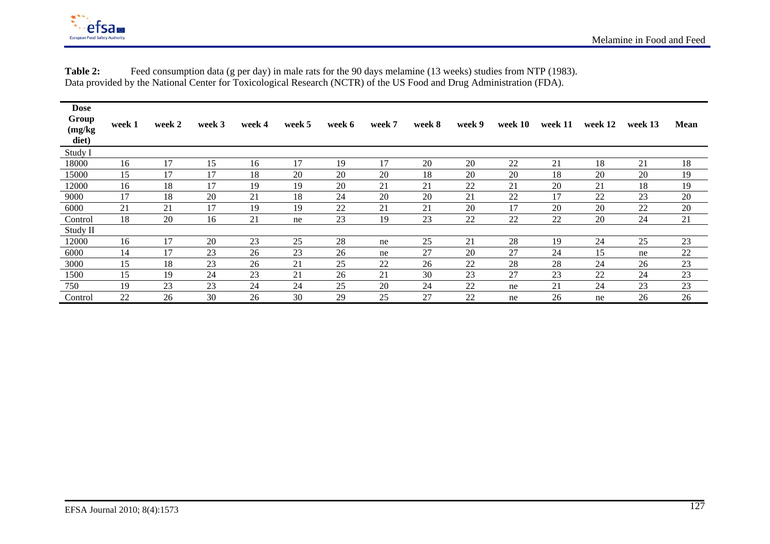**Table 2:** Feed consumption data (g per day) in male rats for the 90 days melamine (13 weeks) studies from NTP (1983). Data provided by the National Center for Toxicological Research (NCTR) of the US Food and Drug Administration (FDA).

| Dose Group (mg/kg diet) | week 1 | week 2 | week 3 | week 4 | week 5 | week 6 | week 7 | week 8 | week 9 | week 10 | week 11 | week 12 | week 13 | Mean |
|---|---|---|---|---|---|---|---|---|---|---|---|---|---|---|
| Study I | | | | | | | | | | | | | | |
| 18000 | 16 | 17 | 15 | 16 | 17 | 19 | 17 | 20 | 20 | 22 | 21 | 18 | 21 | 18 |
| 15000 | 15 | 17 | 17 | 18 | 20 | 20 | 20 | 18 | 20 | 20 | 18 | 20 | 20 | 19 |
| 12000 | 16 | 18 | 17 | 19 | 19 | 20 | 21 | 21 | 22 | 21 | 20 | 21 | 18 | 19 |
| 9000 | 17 | 18 | 20 | 21 | 18 | 24 | 20 | 20 | 21 | 22 | 17 | 22 | 23 | 20 |
| 6000 | 21 | 21 | 17 | 19 | 19 | 22 | 21 | 21 | 20 | 17 | 20 | 20 | 22 | 20 |
| Control | 18 | 20 | 16 | 21 | ne | 23 | 19 | 23 | 22 | 22 | 22 | 20 | 24 | 21 |
| Study II | | | | | | | | | | | | | | |
| 12000 | 16 | 17 | 20 | 23 | 25 | 28 | ne | 25 | 21 | 28 | 19 | 24 | 25 | 23 |
| 6000 | 14 | 17 | 23 | 26 | 23 | 26 | ne | 27 | 20 | 27 | 24 | 15 | ne | 22 |
| 3000 | 15 | 18 | 23 | 26 | 21 | 25 | 22 | 26 | 22 | 28 | 28 | 24 | 26 | 23 |
| 1500 | 15 | 19 | 24 | 23 | 21 | 26 | 21 | 30 | 23 | 27 | 23 | 22 | 24 | 23 |
| 750 | 19 | 23 | 23 | 24 | 24 | 25 | 20 | 24 | 22 | ne | 21 | 24 | 23 | 23 |
| Control | 22 | 26 | 30 | 26 | 30 | 29 | 25 | 27 | 22 | ne | 26 | ne | 26 | 26 |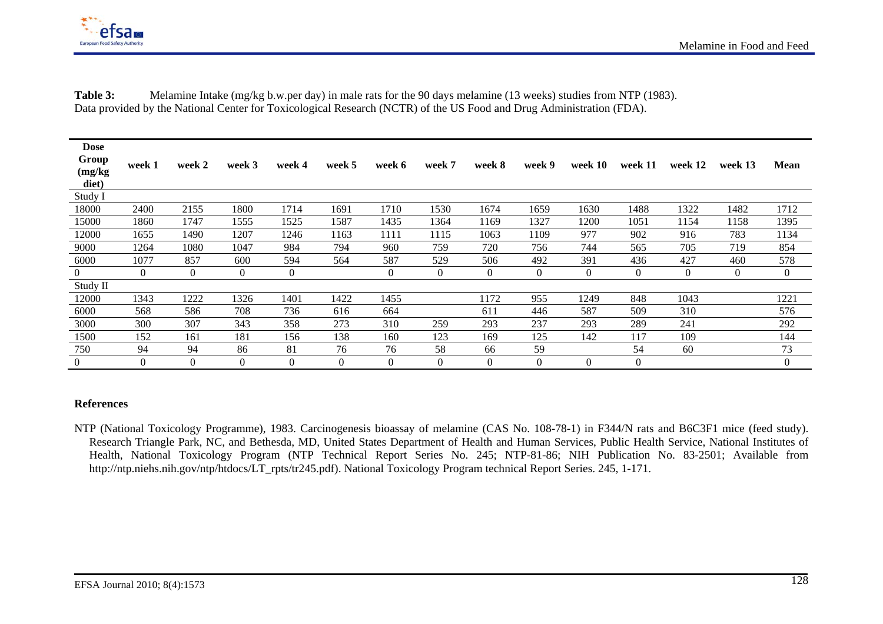**Table 3:** Melamine Intake (mg/kg b.w.per day) in male rats for the 90 days melamine (13 weeks) studies from NTP (1983). Data provided by the National Center for Toxicological Research (NCTR) of the US Food and Drug Administration (FDA).

| Dose Group (mg/kg diet) | week 1 | week 2 | week 3 | week 4 | week 5 | week 6 | week 7 | week 8 | week 9 | week 10 | week 11 | week 12 | week 13 | Mean |
|---|---|---|---|---|---|---|---|---|---|---|---|---|---|---|
| Study I | | | | | | | | | | | | | | |
| 18000 | 2400 | 2155 | 1800 | 1714 | 1691 | 1710 | 1530 | 1674 | 1659 | 1630 | 1488 | 1322 | 1482 | 1712 |
| 15000 | 1860 | 1747 | 1555 | 1525 | 1587 | 1435 | 1364 | 1169 | 1327 | 1200 | 1051 | 1154 | 1158 | 1395 |
| 12000 | 1655 | 1490 | 1207 | 1246 | 1163 | 1111 | 1115 | 1063 | 1109 | 977 | 902 | 916 | 783 | 1134 |
| 9000 | 1264 | 1080 | 1047 | 984 | 794 | 960 | 759 | 720 | 756 | 744 | 565 | 705 | 719 | 854 |
| 6000 | 1077 | 857 | 600 | 594 | 564 | 587 | 529 | 506 | 492 | 391 | 436 | 427 | 460 | 578 |
| 0 | 0 | 0 | 0 | 0 | | 0 | 0 | 0 | 0 | 0 | 0 | 0 | 0 | 0 |
| Study II | | | | | | | | | | | | | | |
| 12000 | 1343 | 1222 | 1326 | 1401 | 1422 | 1455 | | 1172 | 955 | 1249 | 848 | 1043 | | 1221 |
| 6000 | 568 | 586 | 708 | 736 | 616 | 664 | | 611 | 446 | 587 | 509 | 310 | | 576 |
| 3000 | 300 | 307 | 343 | 358 | 273 | 310 | 259 | 293 | 237 | 293 | 289 | 241 | | 292 |
| 1500 | 152 | 161 | 181 | 156 | 138 | 160 | 123 | 169 | 125 | 142 | 117 | 109 | | 144 |
| 750 | 94 | 94 | 86 | 81 | 76 | 76 | 58 | 66 | 59 | | 54 | 60 | | 73 |
| 0 | 0 | 0 | 0 | 0 | 0 | 0 | 0 | 0 | 0 | 0 | 0 | | | 0 |

## References

NTP (National Toxicology Programme), 1983. Carcinogenesis bioassay of melamine (CAS No. 108-78-1) in F344/N rats and B6C3F1 mice (feed study). Research Triangle Park, NC, and Bethesda, MD, United States Department of Health and Human Services, Public Health Service, National Institutes of Health, National Toxicology Program (NTP Technical Report Series No. 245; NTP-81-86; NIH Publication No. 83-2501; Available from http://ntp.niehs.nih.gov/ntp/htdocs/LT_rpts/tr245.pdf). National Toxicology Program technical Report Series. 245, 1-171.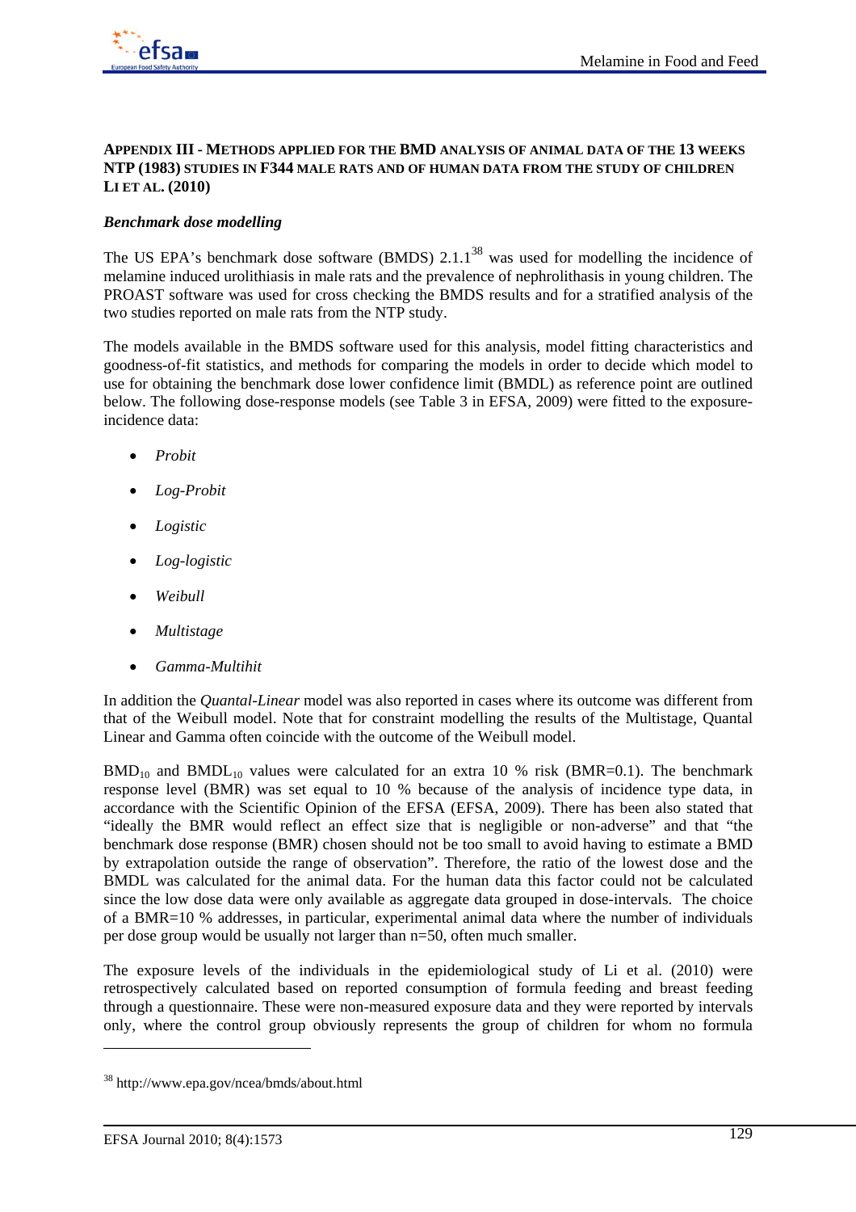## APPENDIX III - METHODS APPLIED FOR THE BMD ANALYSIS OF ANIMAL DATA OF THE 13 WEEKS NTP (1983) STUDIES IN F344 MALE RATS AND OF HUMAN DATA FROM THE STUDY OF CHILDREN LI ET AL. (2010)

### *Benchmark dose modelling*

The US EPA's benchmark dose software (BMDS) 2.1.1[38] was used for modelling the incidence of melamine induced urolithiasis in male rats and the prevalence of nephrolithasis in young children. The PROAST software was used for cross checking the BMDS results and for a stratified analysis of the two studies reported on male rats from the NTP study.

The models available in the BMDS software used for this analysis, model fitting characteristics and goodness-of-fit statistics, and methods for comparing the models in order to decide which model to use for obtaining the benchmark dose lower confidence limit (BMDL) as reference point are outlined below. The following dose-response models (see Table 3 in EFSA, 2009) were fitted to the exposure-incidence data:

- *Probit*
- *Log-Probit*
- *Logistic*
- *Log-logistic*
- *Weibull*
- *Multistage*
- *Gamma-Multihit*

In addition the *Quantal-Linear* model was also reported in cases where its outcome was different from that of the Weibull model. Note that for constraint modelling the results of the Multistage, Quantal Linear and Gamma often coincide with the outcome of the Weibull model.

$BMD_{10}$ and $BMDL_{10}$ values were calculated for an extra 10 % risk (BMR=0.1). The benchmark response level (BMR) was set equal to 10 % because of the analysis of incidence type data, in accordance with the Scientific Opinion of the EFSA (EFSA, 2009). There has been also stated that "ideally the BMR would reflect an effect size that is negligible or non-adverse" and that "the benchmark dose response (BMR) chosen should not be too small to avoid having to estimate a BMD by extrapolation outside the range of observation". Therefore, the ratio of the lowest dose and the BMDL was calculated for the animal data. For the human data this factor could not be calculated since the low dose data were only available as aggregate data grouped in dose-intervals. The choice of a BMR=10 % addresses, in particular, experimental animal data where the number of individuals per dose group would be usually not larger than n=50, often much smaller.

The exposure levels of the individuals in the epidemiological study of Li et al. (2010) were retrospectively calculated based on reported consumption of formula feeding and breast feeding through a questionnaire. These were non-measured exposure data and they were reported by intervals only, where the control group obviously represents the group of children for whom no formula

[38] http://www.epa.gov/ncea/bmds/about.html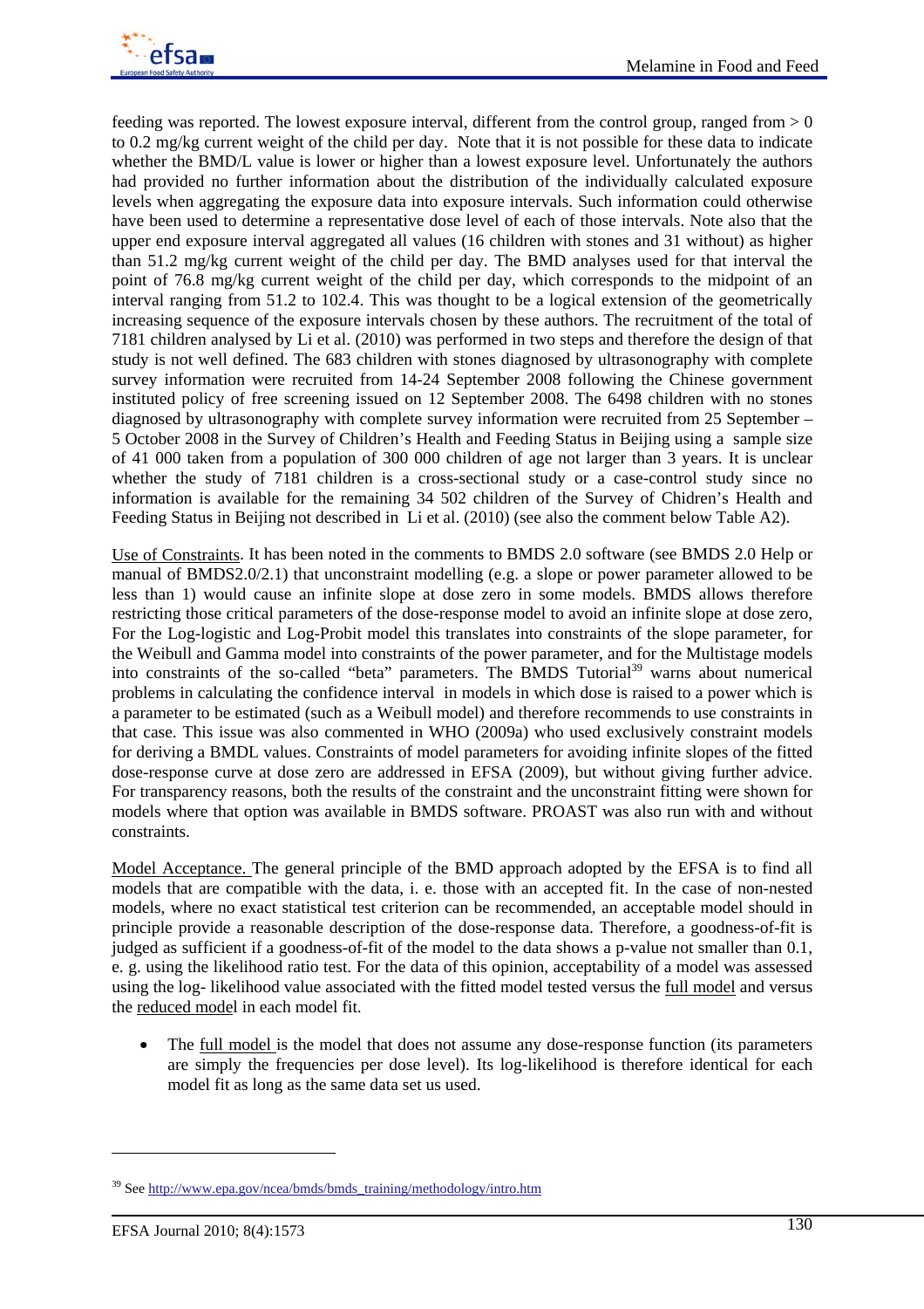feeding was reported. The lowest exposure interval, different from the control group, ranged from > 0 to 0.2 mg/kg current weight of the child per day. Note that it is not possible for these data to indicate whether the BMD/L value is lower or higher than a lowest exposure level. Unfortunately the authors had provided no further information about the distribution of the individually calculated exposure levels when aggregating the exposure data into exposure intervals. Such information could otherwise have been used to determine a representative dose level of each of those intervals. Note also that the upper end exposure interval aggregated all values (16 children with stones and 31 without) as higher than 51.2 mg/kg current weight of the child per day. The BMD analyses used for that interval the point of 76.8 mg/kg current weight of the child per day, which corresponds to the midpoint of an interval ranging from 51.2 to 102.4. This was thought to be a logical extension of the geometrically increasing sequence of the exposure intervals chosen by these authors. The recruitment of the total of 7181 children analysed by Li et al. (2010) was performed in two steps and therefore the design of that study is not well defined. The 683 children with stones diagnosed by ultrasonography with complete survey information were recruited from 14-24 September 2008 following the Chinese government instituted policy of free screening issued on 12 September 2008. The 6498 children with no stones diagnosed by ultrasonography with complete survey information were recruited from 25 September – 5 October 2008 in the Survey of Children's Health and Feeding Status in Beijing using a sample size of 41 000 taken from a population of 300 000 children of age not larger than 3 years. It is unclear whether the study of 7181 children is a cross-sectional study or a case-control study since no information is available for the remaining 34 502 children of the Survey of Chidren's Health and Feeding Status in Beijing not described in Li et al. (2010) (see also the comment below Table A2).

<u>Use of Constraints</u>. It has been noted in the comments to BMDS 2.0 software (see BMDS 2.0 Help or manual of BMDS2.0/2.1) that unconstraint modelling (e.g. a slope or power parameter allowed to be less than 1) would cause an infinite slope at dose zero in some models. BMDS allows therefore restricting those critical parameters of the dose-response model to avoid an infinite slope at dose zero, For the Log-logistic and Log-Probit model this translates into constraints of the slope parameter, for the Weibull and Gamma model into constraints of the power parameter, and for the Multistage models into constraints of the so-called "beta" parameters. The BMDS Tutorial[39] warns about numerical problems in calculating the confidence interval in models in which dose is raised to a power which is a parameter to be estimated (such as a Weibull model) and therefore recommends to use constraints in that case. This issue was also commented in WHO (2009a) who used exclusively constraint models for deriving a BMDL values. Constraints of model parameters for avoiding infinite slopes of the fitted dose-response curve at dose zero are addressed in EFSA (2009), but without giving further advice. For transparency reasons, both the results of the constraint and the unconstraint fitting were shown for models where that option was available in BMDS software. PROAST was also run with and without constraints.

<u>Model Acceptance.</u> The general principle of the BMD approach adopted by the EFSA is to find all models that are compatible with the data, i. e. those with an accepted fit. In the case of non-nested models, where no exact statistical test criterion can be recommended, an acceptable model should in principle provide a reasonable description of the dose-response data. Therefore, a goodness-of-fit is judged as sufficient if a goodness-of-fit of the model to the data shows a p-value not smaller than 0.1, e. g. using the likelihood ratio test. For the data of this opinion, acceptability of a model was assessed using the log- likelihood value associated with the fitted model tested versus the <u>full model</u> and versus the <u>reduced model</u> in each model fit.

- The <u>full model</u> is the model that does not assume any dose-response function (its parameters are simply the frequencies per dose level). Its log-likelihood is therefore identical for each model fit as long as the same data set us used.

[39] See http://www.epa.gov/ncea/bmds/bmds_training/methodology/intro.htm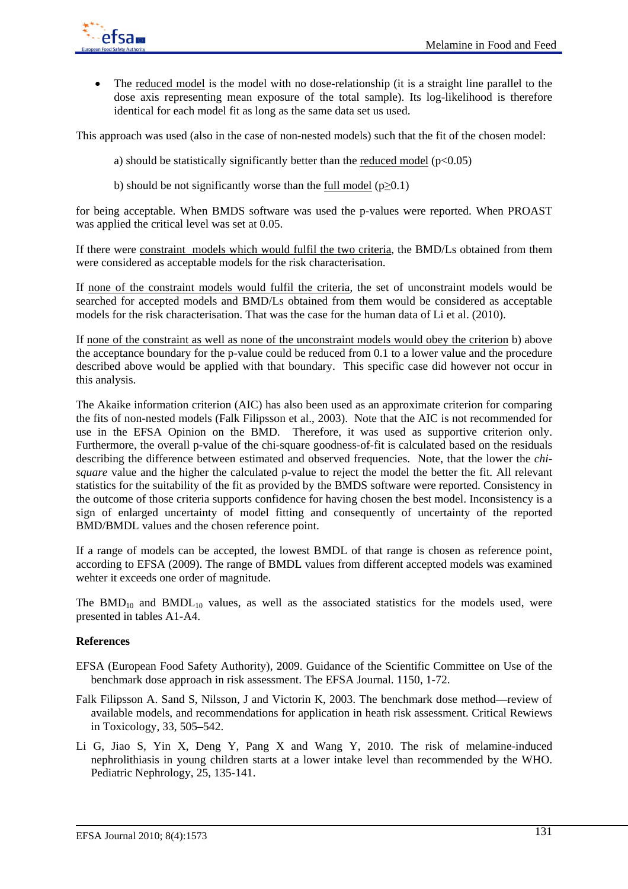- The reduced model is the model with no dose-relationship (it is a straight line parallel to the dose axis representing mean exposure of the total sample). Its log-likelihood is therefore identical for each model fit as long as the same data set us used.

This approach was used (also in the case of non-nested models) such that the fit of the chosen model:

a) should be statistically significantly better than the reduced model ($p<0.05$)

b) should be not significantly worse than the full model ($p \geq 0.1$)

for being acceptable. When BMDS software was used the p-values were reported. When PROAST was applied the critical level was set at 0.05.

If there were constraint models which would fulfil the two criteria, the BMD/Ls obtained from them were considered as acceptable models for the risk characterisation.

If none of the constraint models would fulfil the criteria, the set of unconstraint models would be searched for accepted models and BMD/Ls obtained from them would be considered as acceptable models for the risk characterisation. That was the case for the human data of Li et al. (2010).

If none of the constraint as well as none of the unconstraint models would obey the criterion b) above the acceptance boundary for the p-value could be reduced from 0.1 to a lower value and the procedure described above would be applied with that boundary. This specific case did however not occur in this analysis.

The Akaike information criterion (AIC) has also been used as an approximate criterion for comparing the fits of non-nested models (Falk Filipsson et al., 2003). Note that the AIC is not recommended for use in the EFSA Opinion on the BMD. Therefore, it was used as supportive criterion only. Furthermore, the overall p-value of the chi-square goodness-of-fit is calculated based on the residuals describing the difference between estimated and observed frequencies. Note, that the lower the *chi-square* value and the higher the calculated p-value to reject the model the better the fit. All relevant statistics for the suitability of the fit as provided by the BMDS software were reported. Consistency in the outcome of those criteria supports confidence for having chosen the best model. Inconsistency is a sign of enlarged uncertainty of model fitting and consequently of uncertainty of the reported BMD/BMDL values and the chosen reference point.

If a range of models can be accepted, the lowest BMDL of that range is chosen as reference point, according to EFSA (2009). The range of BMDL values from different accepted models was examined wehter it exceeds one order of magnitude.

The $BMD_{10}$ and $BMDL_{10}$ values, as well as the associated statistics for the models used, were presented in tables A1-A4.

**References**

EFSA (European Food Safety Authority), 2009. Guidance of the Scientific Committee on Use of the benchmark dose approach in risk assessment. The EFSA Journal. 1150, 1-72.

Falk Filipsson A. Sand S, Nilsson, J and Victorin K, 2003. The benchmark dose method—review of available models, and recommendations for application in heath risk assessment. Critical Rewiews in Toxicology, 33, 505–542.

Li G, Jiao S, Yin X, Deng Y, Pang X and Wang Y, 2010. The risk of melamine-induced nephrolithiasis in young children starts at a lower intake level than recommended by the WHO. Pediatric Nephrology, 25, 135-141.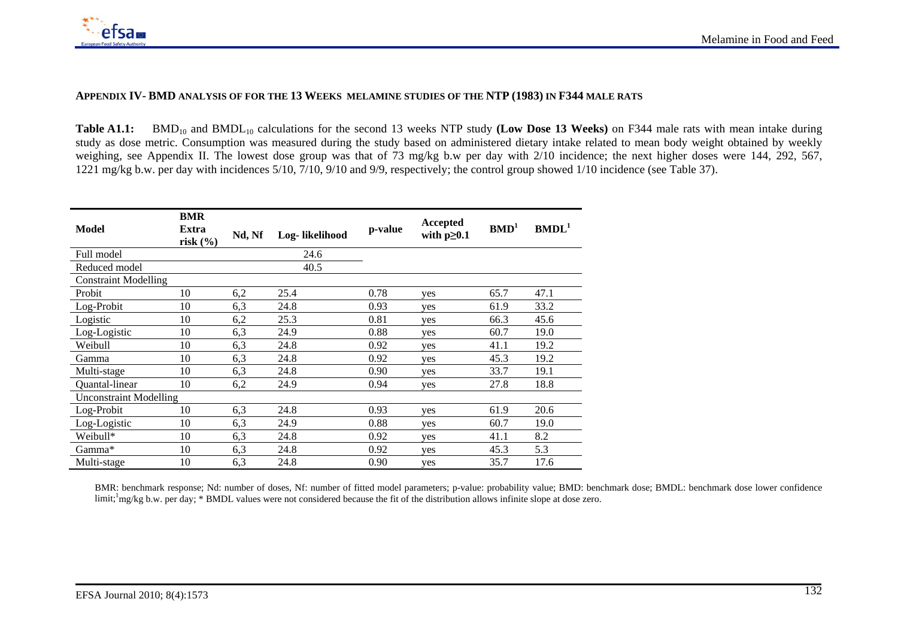## APPENDIX IV- BMD ANALYSIS OF FOR THE 13 WEEKS MELAMINE STUDIES OF THE NTP (1983) IN F344 MALE RATS

**Table A1.1:** $BMD_{10}$ and $BMDL_{10}$ calculations for the second 13 weeks NTP study **(Low Dose 13 Weeks)** on F344 male rats with mean intake during study as dose metric. Consumption was measured during the study based on administered dietary intake related to mean body weight obtained by weekly weighing, see Appendix II. The lowest dose group was that of 73 mg/kg b.w per day with 2/10 incidence; the next higher doses were 144, 292, 567, 1221 mg/kg b.w. per day with incidences 5/10, 7/10, 9/10 and 9/9, respectively; the control group showed 1/10 incidence (see Table 37).

| Model | BMR Extra risk (%) | Nd, Nf | Log- likelihood | p-value | Accepted with $p \geq 0.1$ | BMD[1] | BMDL[1] |
|---|---|---|---|---|---|---|---|
| Full model | | | 24.6 | | | | |
| Reduced model | | | 40.5 | | | | |
| Constraint Modelling | | | | | | | |
| Probit | 10 | 6,2 | 25.4 | 0.78 | yes | 65.7 | 47.1 |
| Log-Probit | 10 | 6,3 | 24.8 | 0.93 | yes | 61.9 | 33.2 |
| Logistic | 10 | 6,2 | 25.3 | 0.81 | yes | 66.3 | 45.6 |
| Log-Logistic | 10 | 6,3 | 24.9 | 0.88 | yes | 60.7 | 19.0 |
| Weibull | 10 | 6,3 | 24.8 | 0.92 | yes | 41.1 | 19.2 |
| Gamma | 10 | 6,3 | 24.8 | 0.92 | yes | 45.3 | 19.2 |
| Multi-stage | 10 | 6,3 | 24.8 | 0.90 | yes | 33.7 | 19.1 |
| Quantal-linear | 10 | 6,2 | 24.9 | 0.94 | yes | 27.8 | 18.8 |
| Unconstraint Modelling | | | | | | | |
| Log-Probit | 10 | 6,3 | 24.8 | 0.93 | yes | 61.9 | 20.6 |
| Log-Logistic | 10 | 6,3 | 24.9 | 0.88 | yes | 60.7 | 19.0 |
| Weibull* | 10 | 6,3 | 24.8 | 0.92 | yes | 41.1 | 8.2 |
| Gamma* | 10 | 6,3 | 24.8 | 0.92 | yes | 45.3 | 5.3 |
| Multi-stage | 10 | 6,3 | 24.8 | 0.90 | yes | 35.7 | 17.6 |

BMR: benchmark response; Nd: number of doses, Nf: number of fitted model parameters; p-value: probability value; BMD: benchmark dose; BMDL: benchmark dose lower confidence limit;[1]mg/kg b.w. per day; * BMDL values were not considered because the fit of the distribution allows infinite slope at dose zero.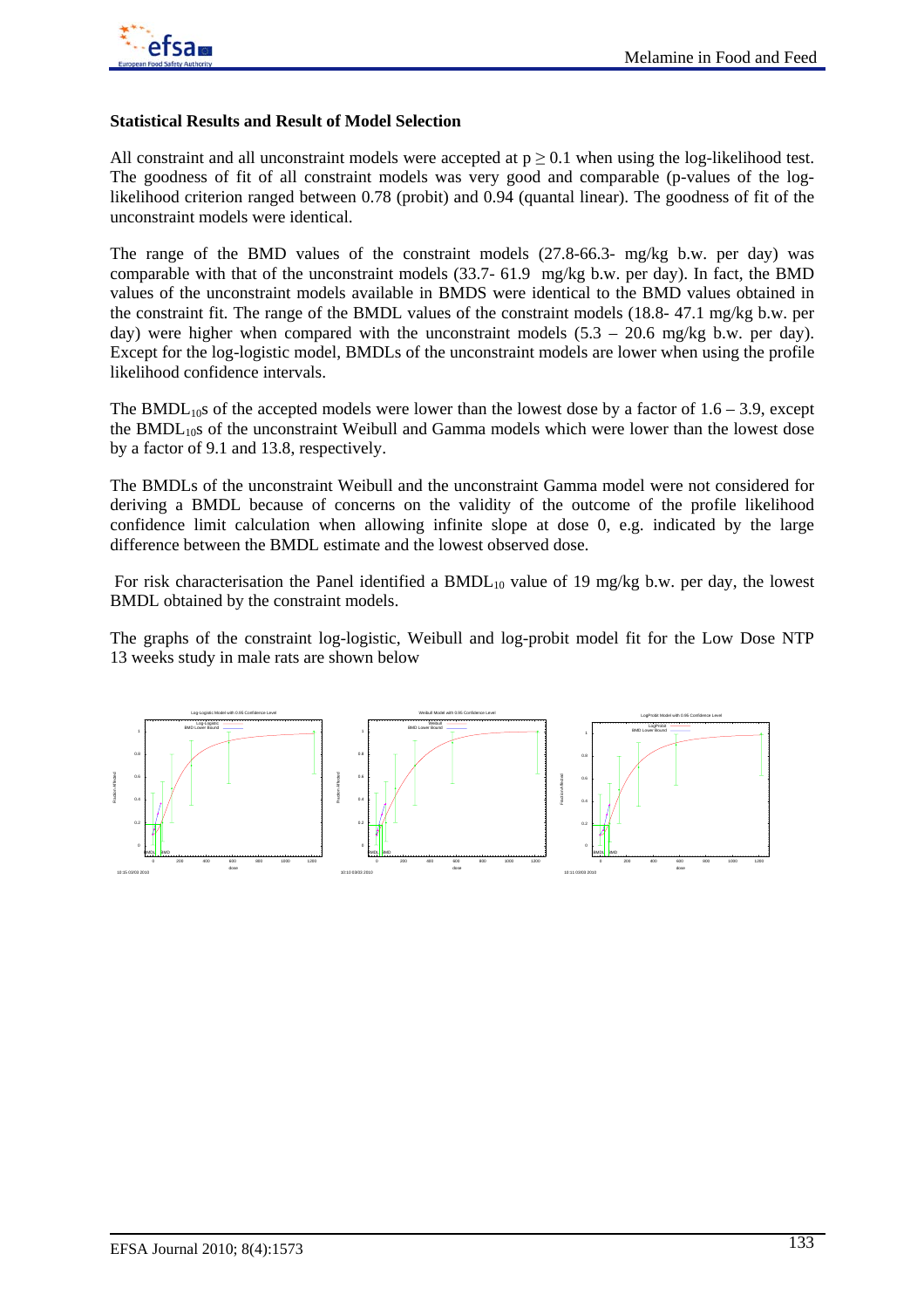**Statistical Results and Result of Model Selection**

All constraint and all unconstraint models were accepted at $p \geq 0.1$ when using the log-likelihood test. The goodness of fit of all constraint models was very good and comparable (p-values of the log-likelihood criterion ranged between 0.78 (probit) and 0.94 (quantal linear). The goodness of fit of the unconstraint models were identical.

The range of the BMD values of the constraint models (27.8-66.3- mg/kg b.w. per day) was comparable with that of the unconstraint models (33.7- 61.9 mg/kg b.w. per day). In fact, the BMD values of the unconstraint models available in BMDS were identical to the BMD values obtained in the constraint fit. The range of the BMDL values of the constraint models (18.8- 47.1 mg/kg b.w. per day) were higher when compared with the unconstraint models (5.3 – 20.6 mg/kg b.w. per day). Except for the log-logistic model, BMDLs of the unconstraint models are lower when using the profile likelihood confidence intervals.

The $BMDL_{10}$s of the accepted models were lower than the lowest dose by a factor of 1.6 – 3.9, except the $BMDL_{10}$s of the unconstraint Weibull and Gamma models which were lower than the lowest dose by a factor of 9.1 and 13.8, respectively.

The BMDLs of the unconstraint Weibull and the unconstraint Gamma model were not considered for deriving a BMDL because of concerns on the validity of the outcome of the profile likelihood confidence limit calculation when allowing infinite slope at dose 0, e.g. indicated by the large difference between the BMDL estimate and the lowest observed dose.

For risk characterisation the Panel identified a $BMDL_{10}$ value of 19 mg/kg b.w. per day, the lowest BMDL obtained by the constraint models.

The graphs of the constraint log-logistic, Weibull and log-probit model fit for the Low Dose NTP 13 weeks study in male rats are shown below

Log-Logistic Model with 0.95 Confidence Level
Log-Logistic
BMD Lower Bound
Fraction Affected
BMDL BMD
dose
10:15 03/03 2010

Weibull Model with 0.95 Confidence Level
Weibull
BMD Lower Bound
Fraction Affected
BMDL BMD
dose
10:10 03/03 2010

LogProbit Model with 0.95 Confidence Level
LogProbit
BMD Lower Bound
Fraction Affected
BMDL BMD
dose
10:11 03/03 2010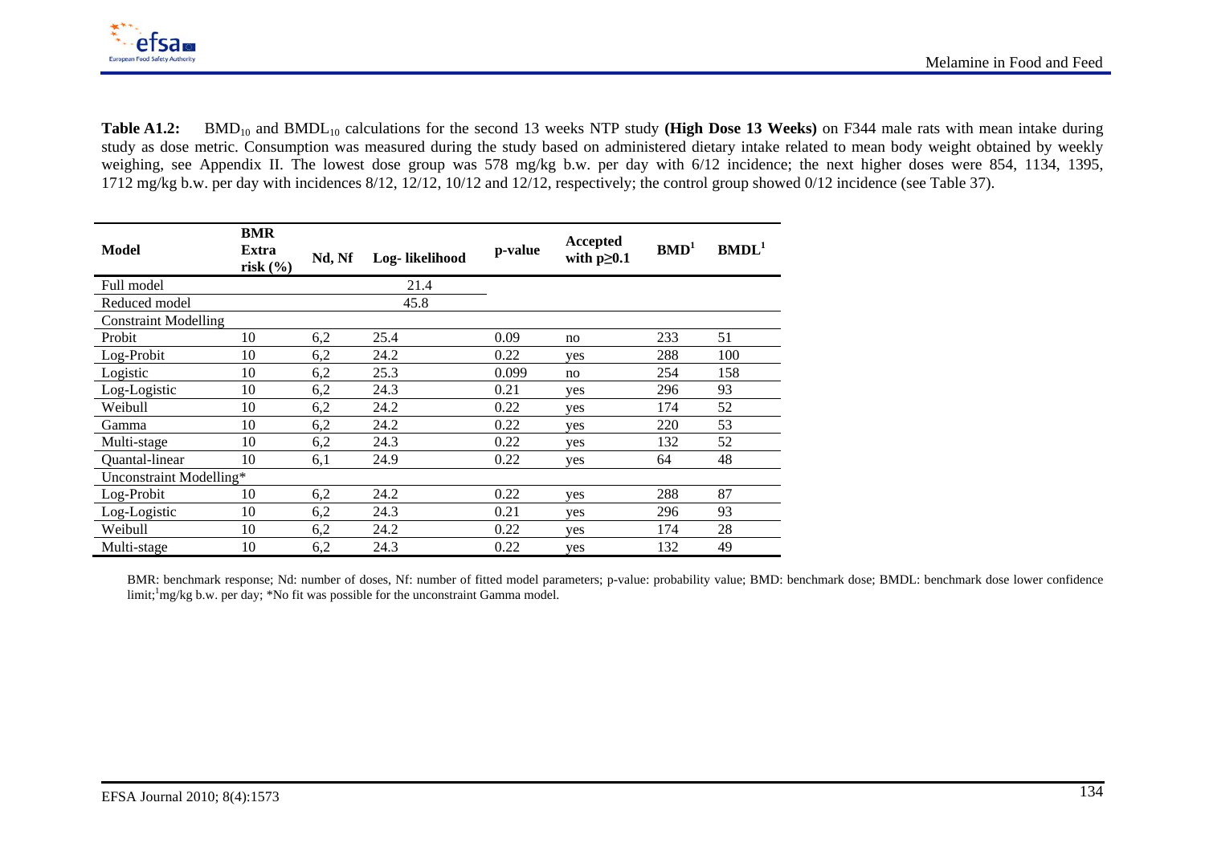**Table A1.2:** $BMD_{10}$ and $BMDL_{10}$ calculations for the second 13 weeks NTP study **(High Dose 13 Weeks)** on F344 male rats with mean intake during study as dose metric. Consumption was measured during the study based on administered dietary intake related to mean body weight obtained by weekly weighing, see Appendix II. The lowest dose group was 578 mg/kg b.w. per day with 6/12 incidence; the next higher doses were 854, 1134, 1395, 1712 mg/kg b.w. per day with incidences 8/12, 12/12, 10/12 and 12/12, respectively; the control group showed 0/12 incidence (see Table 37).

| Model | BMR Extra risk (%) | Nd, Nf | Log- likelihood | p-value | Accepted with p≥0.1 | BMD[1] | BMDL[1] |
|---|---|---|---|---|---|---|---|
| Full model | | | 21.4 | | | | |
| Reduced model | | | 45.8 | | | | |
| Constraint Modelling | | | | | | | |
| Probit | 10 | 6,2 | 25.4 | 0.09 | no | 233 | 51 |
| Log-Probit | 10 | 6,2 | 24.2 | 0.22 | yes | 288 | 100 |
| Logistic | 10 | 6,2 | 25.3 | 0.099 | no | 254 | 158 |
| Log-Logistic | 10 | 6,2 | 24.3 | 0.21 | yes | 296 | 93 |
| Weibull | 10 | 6,2 | 24.2 | 0.22 | yes | 174 | 52 |
| Gamma | 10 | 6,2 | 24.2 | 0.22 | yes | 220 | 53 |
| Multi-stage | 10 | 6,2 | 24.3 | 0.22 | yes | 132 | 52 |
| Quantal-linear | 10 | 6,1 | 24.9 | 0.22 | yes | 64 | 48 |
| Unconstraint Modelling* | | | | | | | |
| Log-Probit | 10 | 6,2 | 24.2 | 0.22 | yes | 288 | 87 |
| Log-Logistic | 10 | 6,2 | 24.3 | 0.21 | yes | 296 | 93 |
| Weibull | 10 | 6,2 | 24.2 | 0.22 | yes | 174 | 28 |
| Multi-stage | 10 | 6,2 | 24.3 | 0.22 | yes | 132 | 49 |

BMR: benchmark response; Nd: number of doses, Nf: number of fitted model parameters; p-value: probability value; BMD: benchmark dose; BMDL: benchmark dose lower confidence limit;[1]mg/kg b.w. per day; *No fit was possible for the unconstraint Gamma model.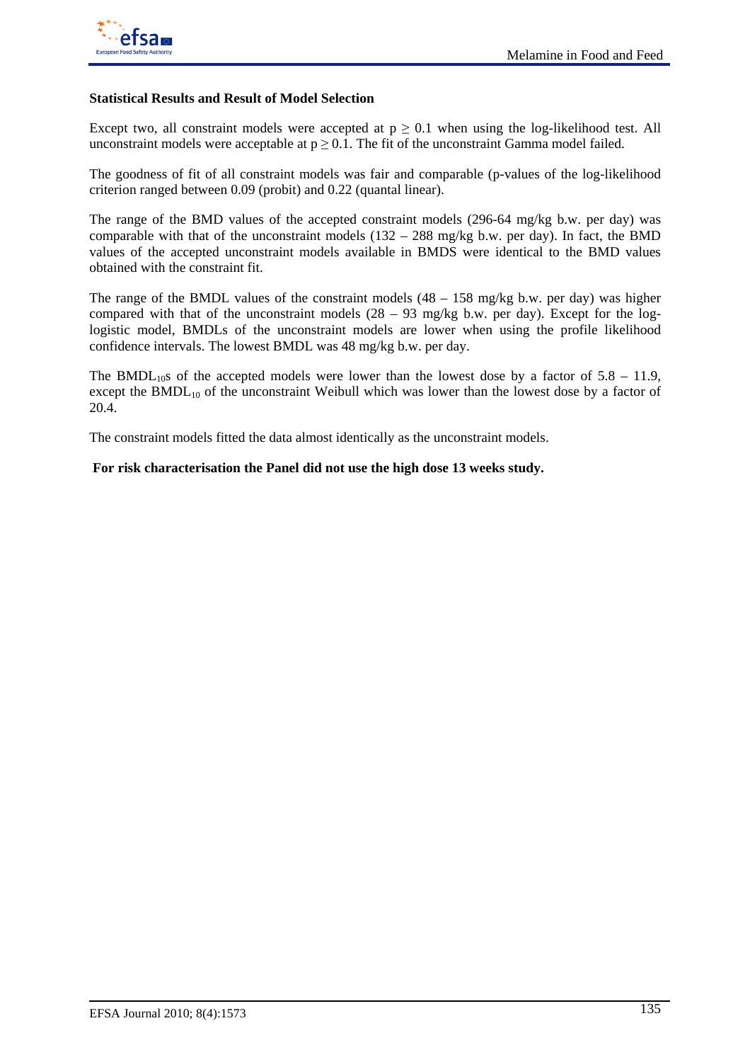**Statistical Results and Result of Model Selection**

Except two, all constraint models were accepted at $p \geq 0.1$ when using the log-likelihood test. All unconstraint models were acceptable at $p \geq 0.1$. The fit of the unconstraint Gamma model failed.

The goodness of fit of all constraint models was fair and comparable (p-values of the log-likelihood criterion ranged between 0.09 (probit) and 0.22 (quantal linear).

The range of the BMD values of the accepted constraint models (296-64 mg/kg b.w. per day) was comparable with that of the unconstraint models (132 – 288 mg/kg b.w. per day). In fact, the BMD values of the accepted unconstraint models available in BMDS were identical to the BMD values obtained with the constraint fit.

The range of the BMDL values of the constraint models (48 – 158 mg/kg b.w. per day) was higher compared with that of the unconstraint models (28 – 93 mg/kg b.w. per day). Except for the log-logistic model, BMDLs of the unconstraint models are lower when using the profile likelihood confidence intervals. The lowest BMDL was 48 mg/kg b.w. per day.

The $BMDL_{10}$s of the accepted models were lower than the lowest dose by a factor of 5.8 – 11.9, except the $BMDL_{10}$ of the unconstraint Weibull which was lower than the lowest dose by a factor of 20.4.

The constraint models fitted the data almost identically as the unconstraint models.

**For risk characterisation the Panel did not use the high dose 13 weeks study.**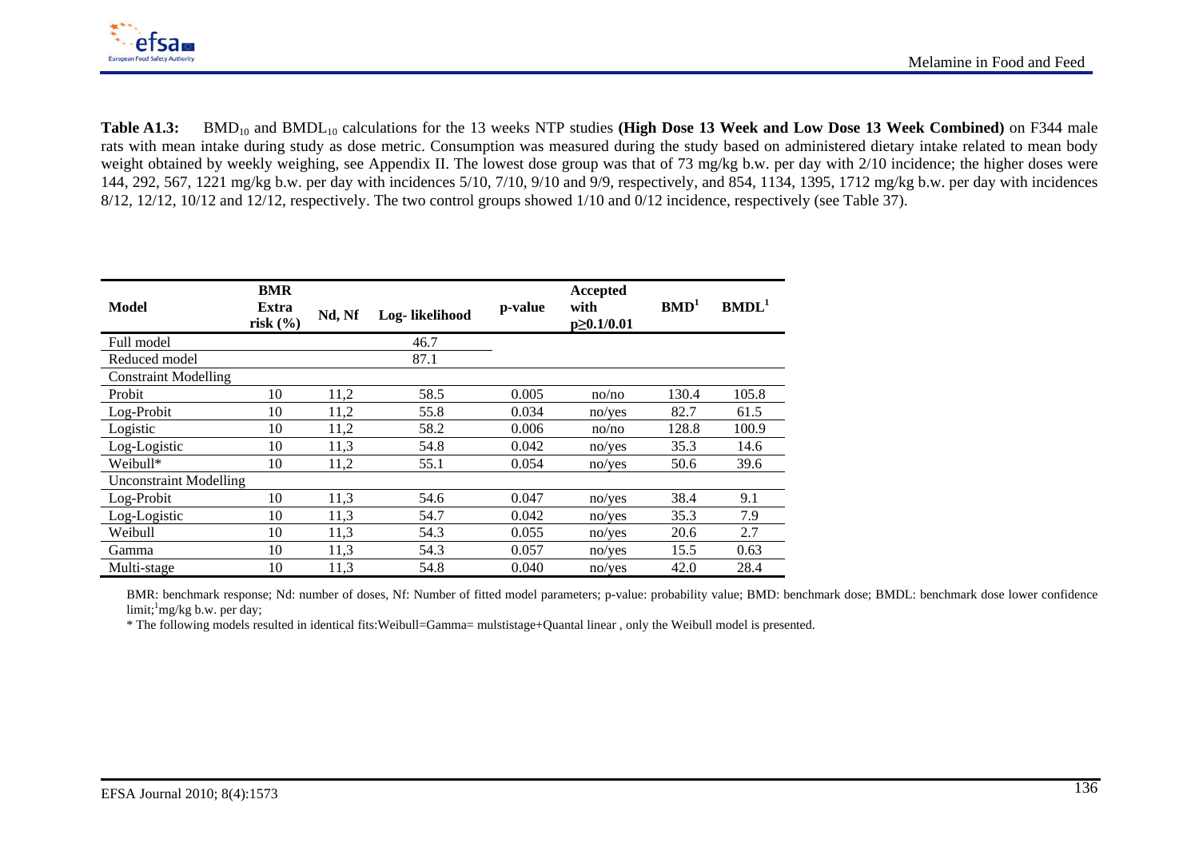**Table A1.3:** $BMD_{10}$ and $BMDL_{10}$ calculations for the 13 weeks NTP studies **(High Dose 13 Week and Low Dose 13 Week Combined)** on F344 male rats with mean intake during study as dose metric. Consumption was measured during the study based on administered dietary intake related to mean body weight obtained by weekly weighing, see Appendix II. The lowest dose group was that of 73 mg/kg b.w. per day with 2/10 incidence; the higher doses were 144, 292, 567, 1221 mg/kg b.w. per day with incidences 5/10, 7/10, 9/10 and 9/9, respectively, and 854, 1134, 1395, 1712 mg/kg b.w. per day with incidences 8/12, 12/12, 10/12 and 12/12, respectively. The two control groups showed 1/10 and 0/12 incidence, respectively (see Table 37).

| Model | BMR Extra risk (%) | Nd, Nf | Log- likelihood | p-value | Accepted with p≥0.1/0.01 | BMD[1] | BMDL[1] |
|---|---|---|---|---|---|---|---|
| Full model | | | 46.7 | | | | |
| Reduced model | | | 87.1 | | | | |
| Constraint Modelling | | | | | | | |
| Probit | 10 | 11,2 | 58.5 | 0.005 | no/no | 130.4 | 105.8 |
| Log-Probit | 10 | 11,2 | 55.8 | 0.034 | no/yes | 82.7 | 61.5 |
| Logistic | 10 | 11,2 | 58.2 | 0.006 | no/no | 128.8 | 100.9 |
| Log-Logistic | 10 | 11,3 | 54.8 | 0.042 | no/yes | 35.3 | 14.6 |
| Weibull* | 10 | 11,2 | 55.1 | 0.054 | no/yes | 50.6 | 39.6 |
| Unconstraint Modelling | | | | | | | |
| Log-Probit | 10 | 11,3 | 54.6 | 0.047 | no/yes | 38.4 | 9.1 |
| Log-Logistic | 10 | 11,3 | 54.7 | 0.042 | no/yes | 35.3 | 7.9 |
| Weibull | 10 | 11,3 | 54.3 | 0.055 | no/yes | 20.6 | 2.7 |
| Gamma | 10 | 11,3 | 54.3 | 0.057 | no/yes | 15.5 | 0.63 |
| Multi-stage | 10 | 11,3 | 54.8 | 0.040 | no/yes | 42.0 | 28.4 |

BMR: benchmark response; Nd: number of doses, Nf: Number of fitted model parameters; p-value: probability value; BMD: benchmark dose; BMDL: benchmark dose lower confidence limit;[1]mg/kg b.w. per day;

* The following models resulted in identical fits:Weibull=Gamma= mulststage+Quantal linear , only the Weibull model is presented.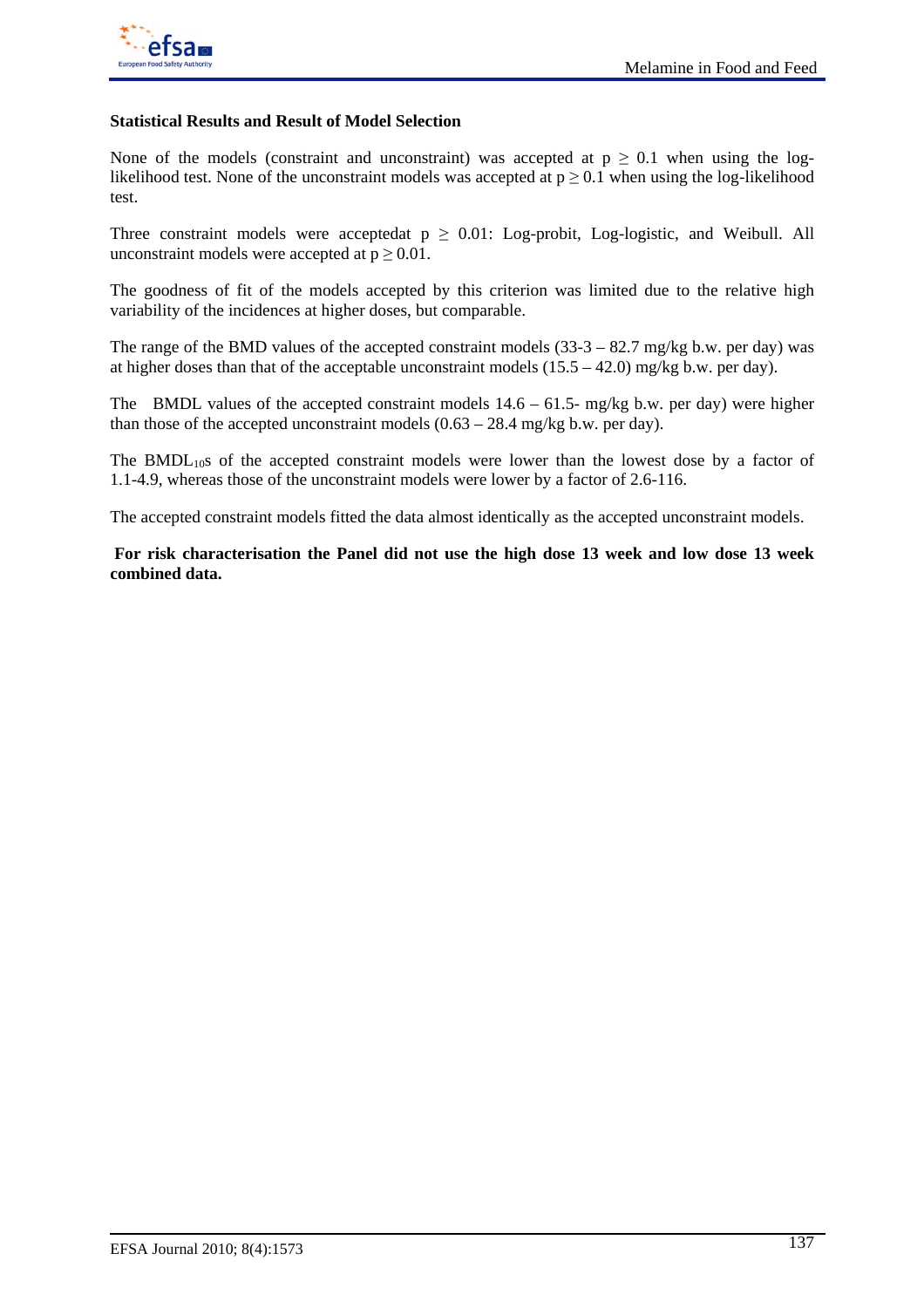**Statistical Results and Result of Model Selection**

None of the models (constraint and unconstraint) was accepted at $p \geq 0.1$ when using the log-likelihood test. None of the unconstraint models was accepted at $p \geq 0.1$ when using the log-likelihood test.

Three constraint models were acceptedat $p \geq 0.01$: Log-probit, Log-logistic, and Weibull. All unconstraint models were accepted at $p \geq 0.01$.

The goodness of fit of the models accepted by this criterion was limited due to the relative high variability of the incidences at higher doses, but comparable.

The range of the BMD values of the accepted constraint models (33-3 – 82.7 mg/kg b.w. per day) was at higher doses than that of the acceptable unconstraint models (15.5 – 42.0) mg/kg b.w. per day).

The BMDL values of the accepted constraint models 14.6 – 61.5- mg/kg b.w. per day) were higher than those of the accepted unconstraint models (0.63 – 28.4 mg/kg b.w. per day).

The $BMDL_{10}$s of the accepted constraint models were lower than the lowest dose by a factor of 1.1-4.9, whereas those of the unconstraint models were lower by a factor of 2.6-116.

The accepted constraint models fitted the data almost identically as the accepted unconstraint models.

**For risk characterisation the Panel did not use the high dose 13 week and low dose 13 week combined data.**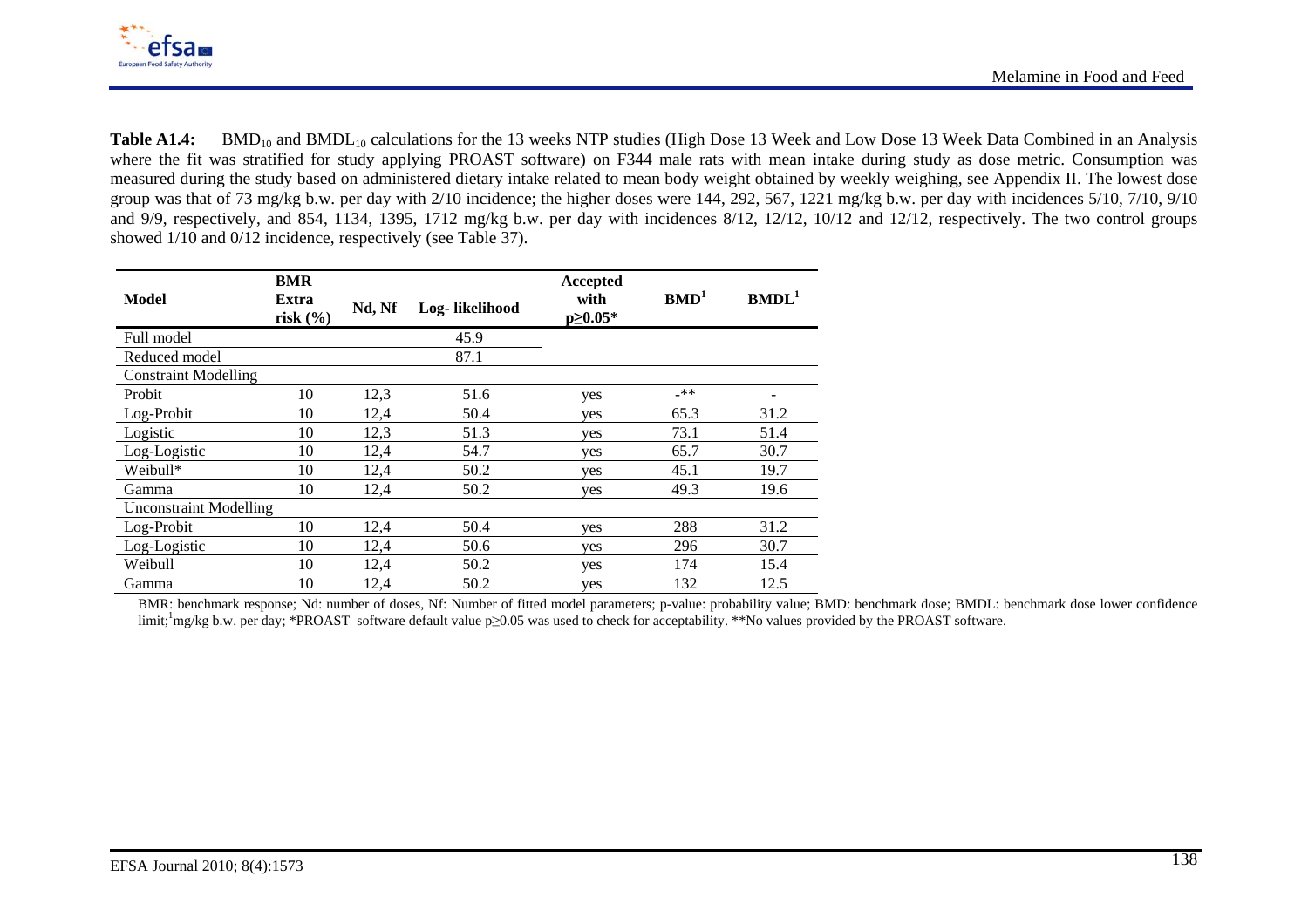**Table A1.4:** $BMD_{10}$ and $BMDL_{10}$ calculations for the 13 weeks NTP studies (High Dose 13 Week and Low Dose 13 Week Data Combined in an Analysis where the fit was stratified for study applying PROAST software) on F344 male rats with mean intake during study as dose metric. Consumption was measured during the study based on administered dietary intake related to mean body weight obtained by weekly weighing, see Appendix II. The lowest dose group was that of 73 mg/kg b.w. per day with 2/10 incidence; the higher doses were 144, 292, 567, 1221 mg/kg b.w. per day with incidences 5/10, 7/10, 9/10 and 9/9, respectively, and 854, 1134, 1395, 1712 mg/kg b.w. per day with incidences 8/12, 12/12, 10/12 and 12/12, respectively. The two control groups showed 1/10 and 0/12 incidence, respectively (see Table 37).

| Model | BMR Extra risk (%) | Nd, Nf | Log- likelihood | Accepted with p≥0.05* | BMD[1] | BMDL[1] |
|---|---|---|---|---|---|---|
| Full model | | | 45.9 | | | |
| Reduced model | | | 87.1 | | | |
| Constraint Modelling | | | | | | |
| Probit | 10 | 12,3 | 51.6 | yes | -** | - |
| Log-Probit | 10 | 12,4 | 50.4 | yes | 65.3 | 31.2 |
| Logistic | 10 | 12,3 | 51.3 | yes | 73.1 | 51.4 |
| Log-Logistic | 10 | 12,4 | 54.7 | yes | 65.7 | 30.7 |
| Weibull* | 10 | 12,4 | 50.2 | yes | 45.1 | 19.7 |
| Gamma | 10 | 12,4 | 50.2 | yes | 49.3 | 19.6 |
| Unconstraint Modelling | | | | | | |
| Log-Probit | 10 | 12,4 | 50.4 | yes | 288 | 31.2 |
| Log-Logistic | 10 | 12,4 | 50.6 | yes | 296 | 30.7 |
| Weibull | 10 | 12,4 | 50.2 | yes | 174 | 15.4 |
| Gamma | 10 | 12,4 | 50.2 | yes | 132 | 12.5 |

BMR: benchmark response; Nd: number of doses, Nf: Number of fitted model parameters; p-value: probability value; BMD: benchmark dose; BMDL: benchmark dose lower confidence limit;[1]mg/kg b.w. per day; *PROAST software default value p≥0.05 was used to check for acceptability. **No values provided by the PROAST software.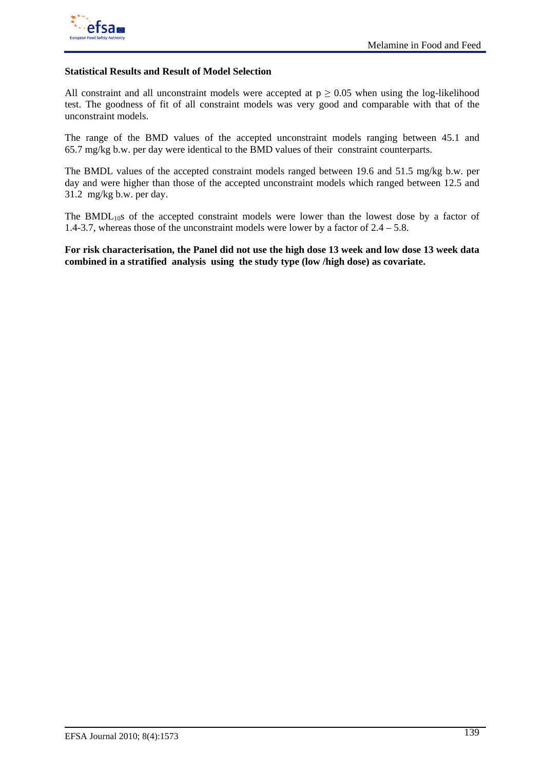**Statistical Results and Result of Model Selection**

All constraint and all unconstraint models were accepted at $p \geq 0.05$ when using the log-likelihood test. The goodness of fit of all constraint models was very good and comparable with that of the unconstraint models.

The range of the BMD values of the accepted unconstraint models ranging between 45.1 and 65.7 mg/kg b.w. per day were identical to the BMD values of their constraint counterparts.

The BMDL values of the accepted constraint models ranged between 19.6 and 51.5 mg/kg b.w. per day and were higher than those of the accepted unconstraint models which ranged between 12.5 and 31.2 mg/kg b.w. per day.

The $BMDL_{10}$s of the accepted constraint models were lower than the lowest dose by a factor of 1.4-3.7, whereas those of the unconstraint models were lower by a factor of 2.4 – 5.8.

**For risk characterisation, the Panel did not use the high dose 13 week and low dose 13 week data combined in a stratified analysis using the study type (low /high dose) as covariate.**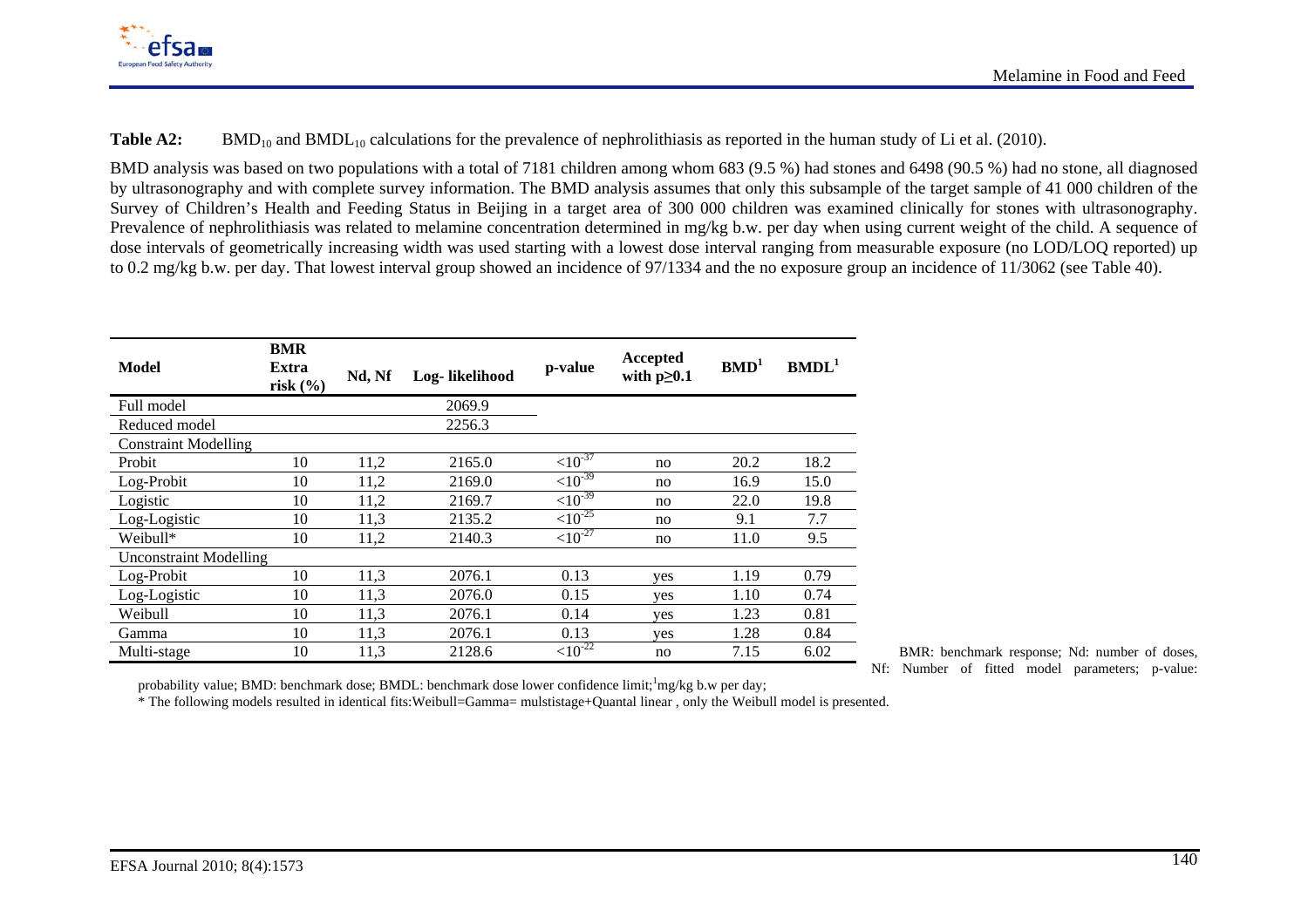**Table A2:** $BMD_{10}$ and $BMDL_{10}$ calculations for the prevalence of nephrolithiasis as reported in the human study of Li et al. (2010).

BMD analysis was based on two populations with a total of 7181 children among whom 683 (9.5 %) had stones and 6498 (90.5 %) had no stone, all diagnosed by ultrasonography and with complete survey information. The BMD analysis assumes that only this subsample of the target sample of 41 000 children of the Survey of Children's Health and Feeding Status in Beijing in a target area of 300 000 children was examined clinically for stones with ultrasonography. Prevalence of nephrolithiasis was related to melamine concentration determined in mg/kg b.w. per day when using current weight of the child. A sequence of dose intervals of geometrically increasing width was used starting with a lowest dose interval ranging from measurable exposure (no LOD/LOQ reported) up to 0.2 mg/kg b.w. per day. That lowest interval group showed an incidence of 97/1334 and the no exposure group an incidence of 11/3062 (see Table 40).

| Model | BMR Extra risk (%) | Nd, Nf | Log- likelihood | p-value | Accepted with p≥0.1 | BMD[1] | BMDL[1] |
|---|---|---|---|---|---|---|---|
| Full model | | | 2069.9 | | | | |
| Reduced model | | | 2256.3 | | | | |
| Constraint Modelling | | | | | | | |
| Probit | 10 | 11,2 | 2165.0 | $<10^{-37}$ | no | 20.2 | 18.2 |
| Log-Probit | 10 | 11,2 | 2169.0 | $<10^{-39}$ | no | 16.9 | 15.0 |
| Logistic | 10 | 11,2 | 2169.7 | $<10^{-39}$ | no | 22.0 | 19.8 |
| Log-Logistic | 10 | 11,3 | 2135.2 | $<10^{-25}$ | no | 9.1 | 7.7 |
| Weibull* | 10 | 11,2 | 2140.3 | $<10^{-27}$ | no | 11.0 | 9.5 |
| Unconstraint Modelling | | | | | | | |
| Log-Probit | 10 | 11,3 | 2076.1 | 0.13 | yes | 1.19 | 0.79 |
| Log-Logistic | 10 | 11,3 | 2076.0 | 0.15 | yes | 1.10 | 0.74 |
| Weibull | 10 | 11,3 | 2076.1 | 0.14 | yes | 1.23 | 0.81 |
| Gamma | 10 | 11,3 | 2076.1 | 0.13 | yes | 1.28 | 0.84 |
| Multi-stage | 10 | 11,3 | 2128.6 | $<10^{-22}$ | no | 7.15 | 6.02 |

BMR: benchmark response; Nd: number of doses, Nf: Number of fitted model parameters; p-value: probability value; BMD: benchmark dose; BMDL: benchmark dose lower confidence limit; [1]mg/kg b.w per day;

* The following models resulted in identical fits:Weibull=Gamma= mulststage+Quantal linear , only the Weibull model is presented.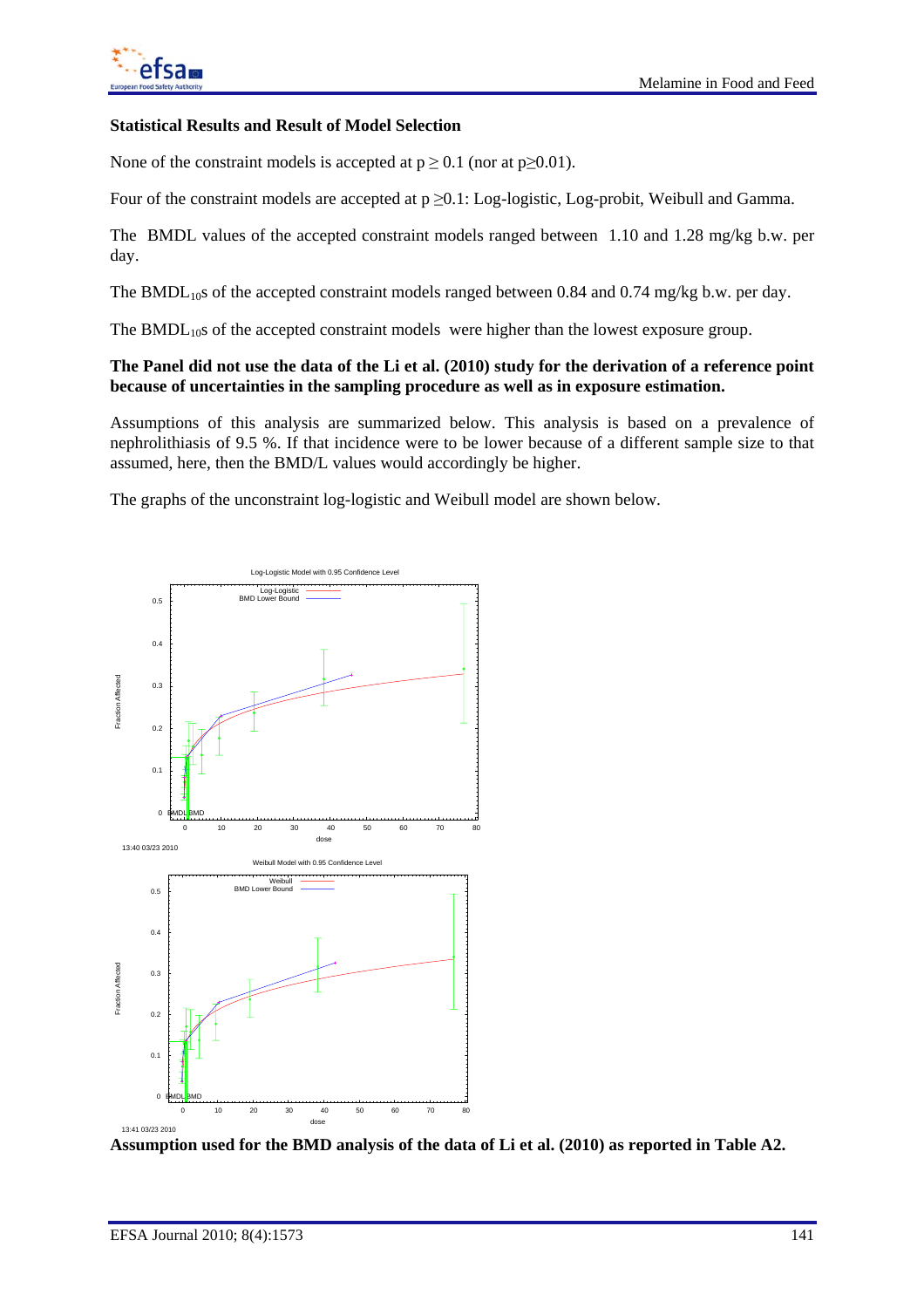**Statistical Results and Result of Model Selection**

None of the constraint models is accepted at $p \geq 0.1$ (nor at $p \geq 0.01$).

Four of the constraint models are accepted at $p \geq 0.1$: Log-logistic, Log-probit, Weibull and Gamma.

The BMDL values of the accepted constraint models ranged between 1.10 and 1.28 mg/kg b.w. per day.

The $BMDL_{10}$s of the accepted constraint models ranged between 0.84 and 0.74 mg/kg b.w. per day.

The $BMDL_{10}$s of the accepted constraint models were higher than the lowest exposure group.

**The Panel did not use the data of the Li et al. (2010) study for the derivation of a reference point because of uncertainties in the sampling procedure as well as in exposure estimation.**

Assumptions of this analysis are summarized below. This analysis is based on a prevalence of nephrolithiasis of 9.5 %. If that incidence were to be lower because of a different sample size to that assumed, here, then the BMD/L values would accordingly be higher.

The graphs of the unconstraint log-logistic and Weibull model are shown below.

Log-Logistic Model with 0.95 Confidence Level

Log-Logistic
BMD Lower Bound

Fraction Affected

0.5
0.4
0.3
0.2
0.1
0

BMDL BMD

0 10 20 30 40 50 60 70 80

dose

13:40 03/23 2010

Weibull Model with 0.95 Confidence Level

Weibull
BMD Lower Bound

Fraction Affected

0.5
0.4
0.3
0.2
0.1
0

BMDL BMD

0 10 20 30 40 50 60 70 80

dose

13:41 03/23 2010

**Assumption used for the BMD analysis of the data of Li et al. (2010) as reported in Table A2.**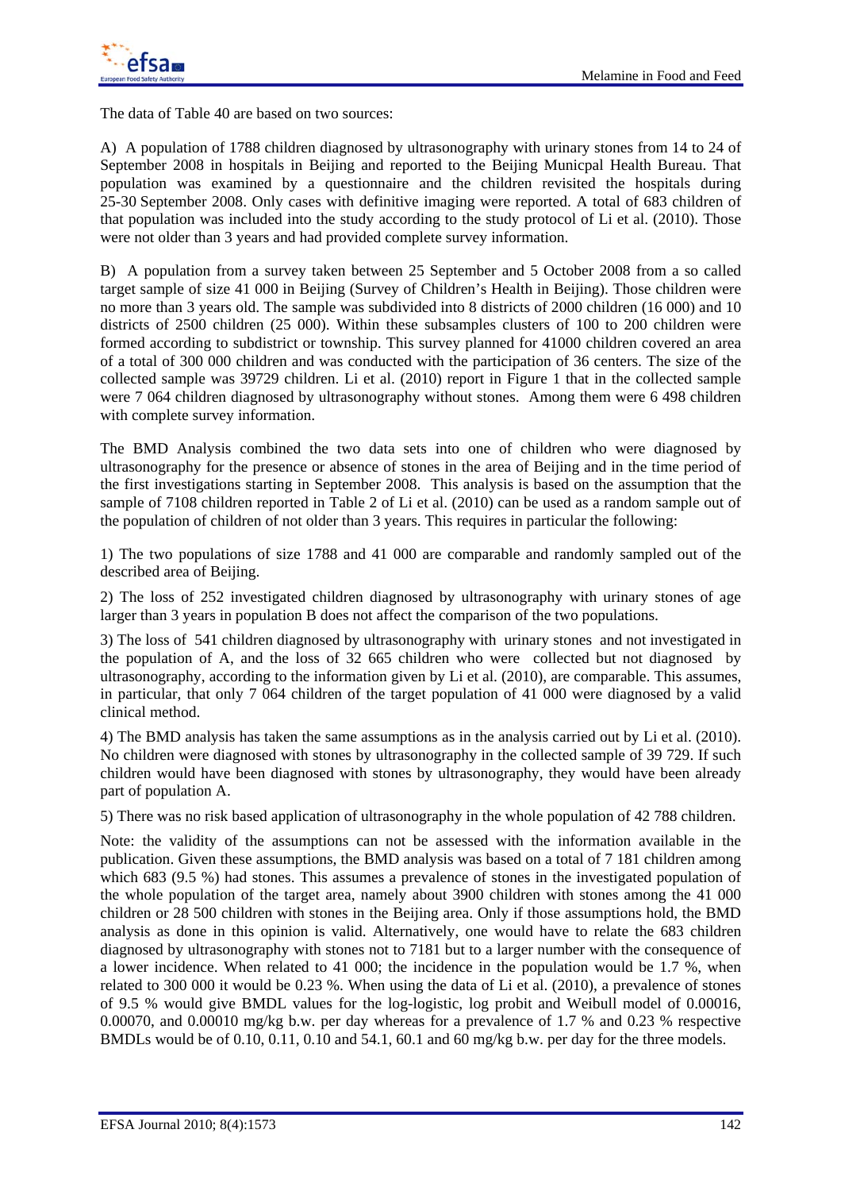The data of Table 40 are based on two sources:

A) A population of 1788 children diagnosed by ultrasonography with urinary stones from 14 to 24 of September 2008 in hospitals in Beijing and reported to the Beijing Municpal Health Bureau. That population was examined by a questionnaire and the children revisited the hospitals during 25-30 September 2008. Only cases with definitive imaging were reported. A total of 683 children of that population was included into the study according to the study protocol of Li et al. (2010). Those were not older than 3 years and had provided complete survey information.

B) A population from a survey taken between 25 September and 5 October 2008 from a so called target sample of size 41 000 in Beijing (Survey of Children's Health in Beijing). Those children were no more than 3 years old. The sample was subdivided into 8 districts of 2000 children (16 000) and 10 districts of 2500 children (25 000). Within these subsamples clusters of 100 to 200 children were formed according to subdistrict or township. This survey planned for 41000 children covered an area of a total of 300 000 children and was conducted with the participation of 36 centers. The size of the collected sample was 39729 children. Li et al. (2010) report in Figure 1 that in the collected sample were 7 064 children diagnosed by ultrasonography without stones. Among them were 6 498 children with complete survey information.

The BMD Analysis combined the two data sets into one of children who were diagnosed by ultrasonography for the presence or absence of stones in the area of Beijing and in the time period of the first investigations starting in September 2008. This analysis is based on the assumption that the sample of 7108 children reported in Table 2 of Li et al. (2010) can be used as a random sample out of the population of children of not older than 3 years. This requires in particular the following:

1) The two populations of size 1788 and 41 000 are comparable and randomly sampled out of the described area of Beijing.

2) The loss of 252 investigated children diagnosed by ultrasonography with urinary stones of age larger than 3 years in population B does not affect the comparison of the two populations.

3) The loss of 541 children diagnosed by ultrasonography with urinary stones and not investigated in the population of A, and the loss of 32 665 children who were collected but not diagnosed by ultrasonography, according to the information given by Li et al. (2010), are comparable. This assumes, in particular, that only 7 064 children of the target population of 41 000 were diagnosed by a valid clinical method.

4) The BMD analysis has taken the same assumptions as in the analysis carried out by Li et al. (2010). No children were diagnosed with stones by ultrasonography in the collected sample of 39 729. If such children would have been diagnosed with stones by ultrasonography, they would have been already part of population A.

5) There was no risk based application of ultrasonography in the whole population of 42 788 children.

Note: the validity of the assumptions can not be assessed with the information available in the publication. Given these assumptions, the BMD analysis was based on a total of 7 181 children among which 683 (9.5 %) had stones. This assumes a prevalence of stones in the investigated population of the whole population of the target area, namely about 3900 children with stones among the 41 000 children or 28 500 children with stones in the Beijing area. Only if those assumptions hold, the BMD analysis as done in this opinion is valid. Alternatively, one would have to relate the 683 children diagnosed by ultrasonography with stones not to 7181 but to a larger number with the consequence of a lower incidence. When related to 41 000; the incidence in the population would be 1.7 %, when related to 300 000 it would be 0.23 %. When using the data of Li et al. (2010), a prevalence of stones of 9.5 % would give BMDL values for the log-logistic, log probit and Weibull model of 0.00016, 0.00070, and 0.00010 mg/kg b.w. per day whereas for a prevalence of 1.7 % and 0.23 % respective BMDLs would be of 0.10, 0.11, 0.10 and 54.1, 60.1 and 60 mg/kg b.w. per day for the three models.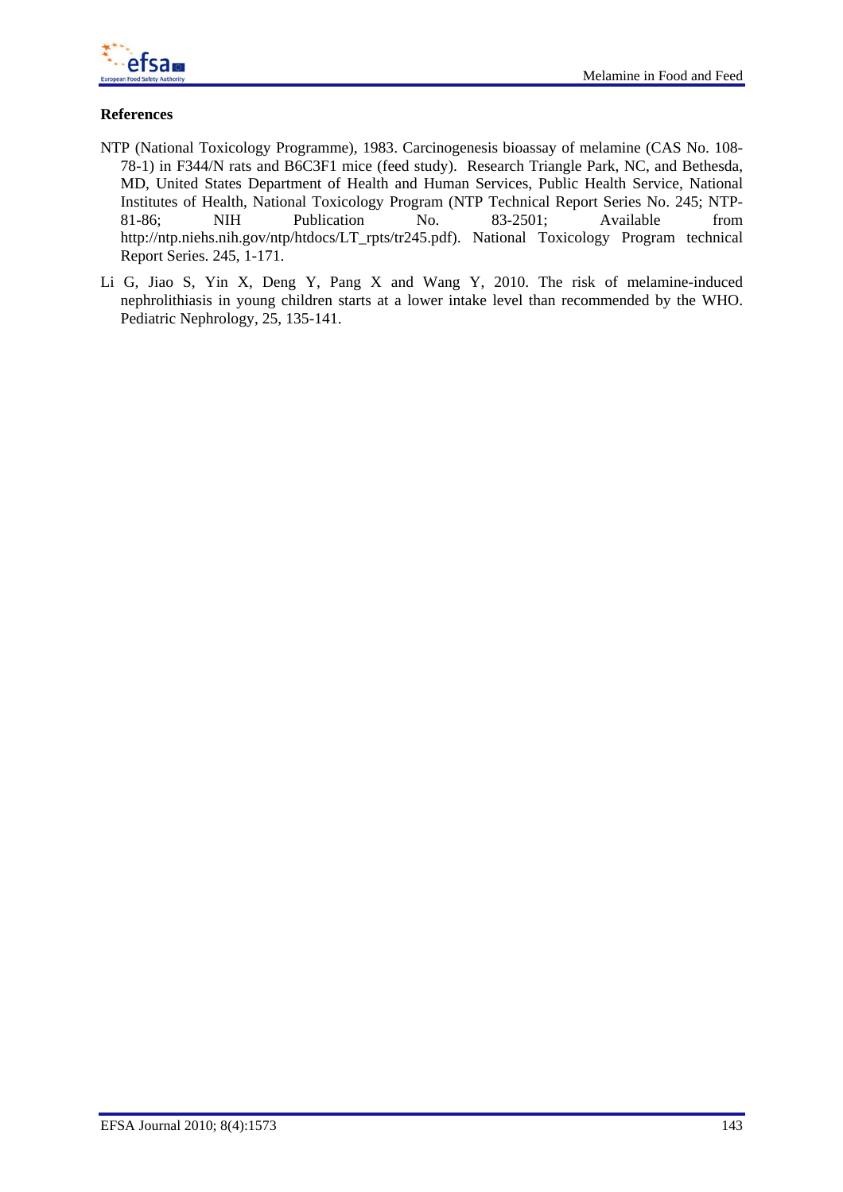**References**

NTP (National Toxicology Programme), 1983. Carcinogenesis bioassay of melamine (CAS No. 108-78-1) in F344/N rats and B6C3F1 mice (feed study). Research Triangle Park, NC, and Bethesda, MD, United States Department of Health and Human Services, Public Health Service, National Institutes of Health, National Toxicology Program (NTP Technical Report Series No. 245; NTP-81-86; NIH Publication No. 83-2501; Available from http://ntp.niehs.nih.gov/ntp/htdocs/LT_rpts/tr245.pdf). National Toxicology Program technical Report Series. 245, 1-171.

Li G, Jiao S, Yin X, Deng Y, Pang X and Wang Y, 2010. The risk of melamine-induced nephrolithiasis in young children starts at a lower intake level than recommended by the WHO. Pediatric Nephrology, 25, 135-141.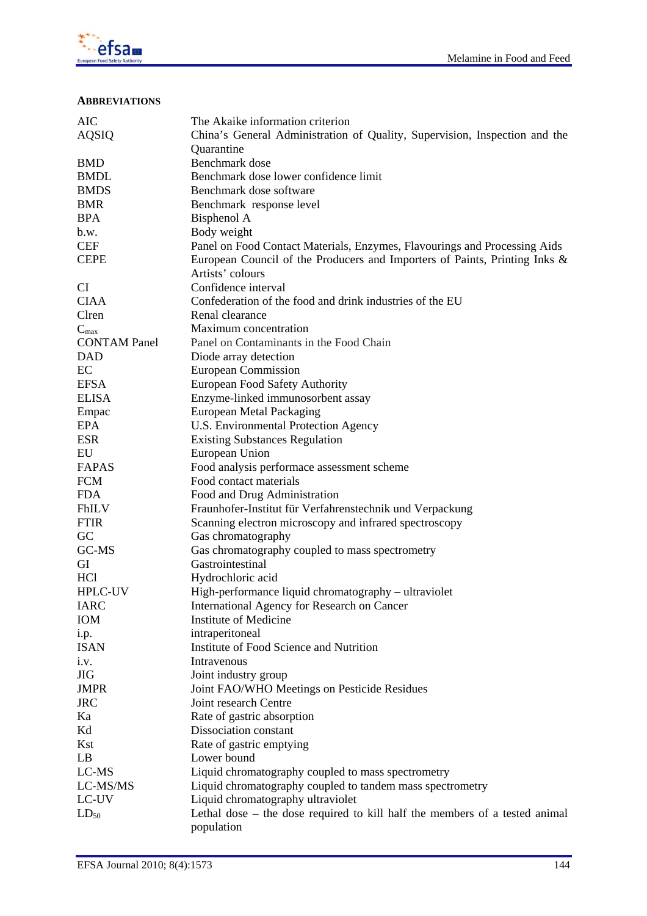**ABBREVIATIONS**

| | |
|---|---|
| AIC | The Akaike information criterion |
| AQSIQ | China's General Administration of Quality, Supervision, Inspection and the Quarantine |
| BMD | Benchmark dose |
| BMDL | Benchmark dose lower confidence limit |
| BMDS | Benchmark dose software |
| BMR | Benchmark response level |
| BPA | Bisphenol A |
| b.w. | Body weight |
| CEF | Panel on Food Contact Materials, Enzymes, Flavourings and Processing Aids |
| CEPE | European Council of the Producers and Importers of Paints, Printing Inks & Artists' colours |
| CI | Confidence interval |
| CIAA | Confederation of the food and drink industries of the EU |
| Clren | Renal clearance |
| $C_{max}$ | Maximum concentration |
| CONTAM Panel | Panel on Contaminants in the Food Chain |
| DAD | Diode array detection |
| EC | European Commission |
| EFSA | European Food Safety Authority |
| ELISA | Enzyme-linked immunosorbent assay |
| Empac | European Metal Packaging |
| EPA | U.S. Environmental Protection Agency |
| ESR | Existing Substances Regulation |
| EU | European Union |
| FAPAS | Food analysis performace assessment scheme |
| FCM | Food contact materials |
| FDA | Food and Drug Administration |
| FhILV | Fraunhofer-Institut für Verfahrenstechnik und Verpackung |
| FTIR | Scanning electron microscopy and infrared spectroscopy |
| GC | Gas chromatography |
| GC-MS | Gas chromatography coupled to mass spectrometry |
| GI | Gastrointestinal |
| HCl | Hydrochloric acid |
| HPLC-UV | High-performance liquid chromatography – ultraviolet |
| IARC | International Agency for Research on Cancer |
| IOM | Institute of Medicine |
| i.p. | intraperitoneal |
| ISAN | Institute of Food Science and Nutrition |
| i.v. | Intravenous |
| JIG | Joint industry group |
| JMPR | Joint FAO/WHO Meetings on Pesticide Residues |
| JRC | Joint research Centre |
| Ka | Rate of gastric absorption |
| Kd | Dissociation constant |
| Kst | Rate of gastric emptying |
| LB | Lower bound |
| LC-MS | Liquid chromatography coupled to mass spectrometry |
| LC-MS/MS | Liquid chromatography coupled to tandem mass spectrometry |
| LC-UV | Liquid chromatography ultraviolet |
| $LD_{50}$ | Lethal dose – the dose required to kill half the members of a tested animal population |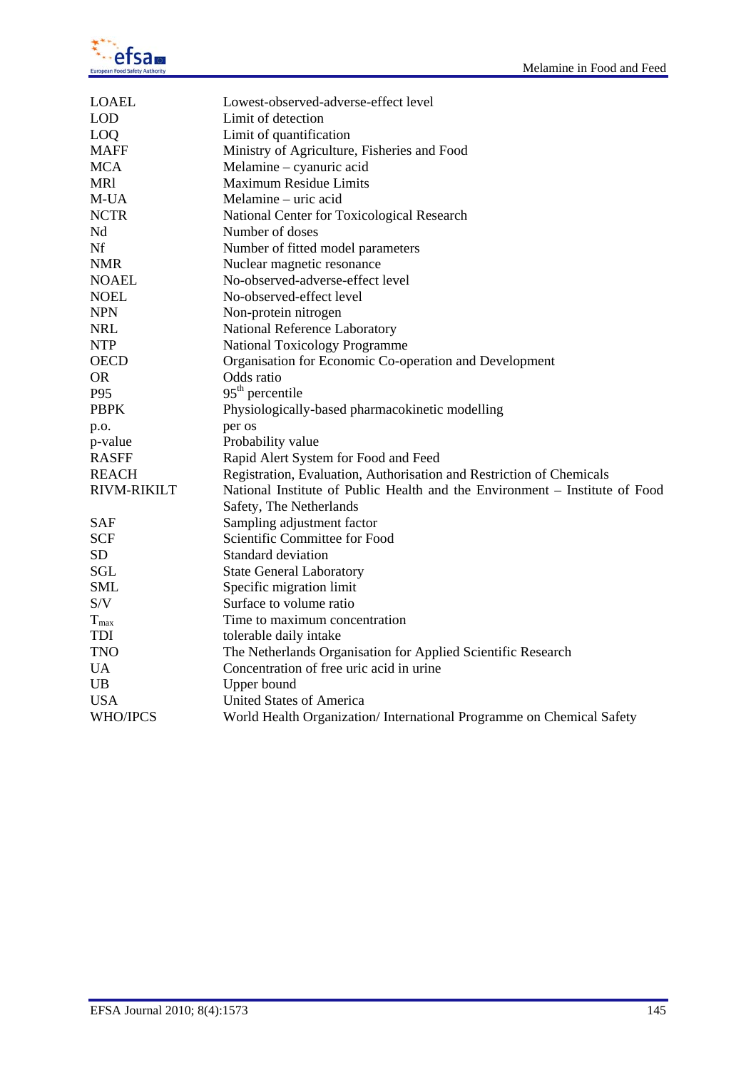| | |
|---|---|
| LOAEL | Lowest-observed-adverse-effect level |
| LOD | Limit of detection |
| LOQ | Limit of quantification |
| MAFF | Ministry of Agriculture, Fisheries and Food |
| MCA | Melamine – cyanuric acid |
| MRl | Maximum Residue Limits |
| M-UA | Melamine – uric acid |
| NCTR | National Center for Toxicological Research |
| Nd | Number of doses |
| Nf | Number of fitted model parameters |
| NMR | Nuclear magnetic resonance |
| NOAEL | No-observed-adverse-effect level |
| NOEL | No-observed-effect level |
| NPN | Non-protein nitrogen |
| NRL | National Reference Laboratory |
| NTP | National Toxicology Programme |
| OECD | Organisation for Economic Co-operation and Development |
| OR | Odds ratio |
| P95 | $95^{th}$ percentile |
| PBPK | Physiologically-based pharmacokinetic modelling |
| p.o. | per os |
| p-value | Probability value |
| RASFF | Rapid Alert System for Food and Feed |
| REACH | Registration, Evaluation, Authorisation and Restriction of Chemicals |
| RIVM-RIKILT | National Institute of Public Health and the Environment – Institute of Food Safety, The Netherlands |
| SAF | Sampling adjustment factor |
| SCF | Scientific Committee for Food |
| SD | Standard deviation |
| SGL | State General Laboratory |
| SML | Specific migration limit |
| S/V | Surface to volume ratio |
| $T_{max}$ | Time to maximum concentration |
| TDI | tolerable daily intake |
| TNO | The Netherlands Organisation for Applied Scientific Research |
| UA | Concentration of free uric acid in urine |
| UB | Upper bound |
| USA | United States of America |
| WHO/IPCS | World Health Organization/ International Programme on Chemical Safety |